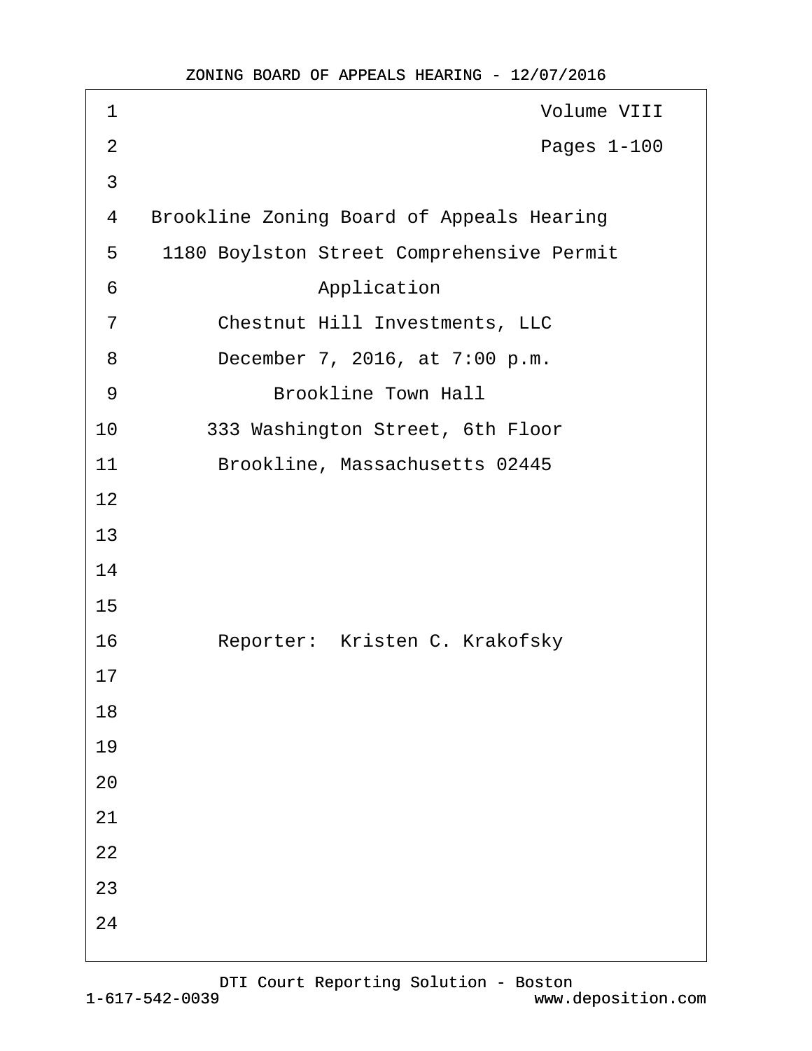Volume VIII

Pages 1-100

Brookline Zoning Board of Appeals Hearing

1180 Boylston Street Comprehensive Permit Application

Chestnut Hill Investments, LLC

December 7, 2016, at 7:00 p.m.

Brookline Town Hall

333 Washington Street, 6th Floor

Brookline, Massachusetts 02445

Reporter: Kristen C. Krakofsky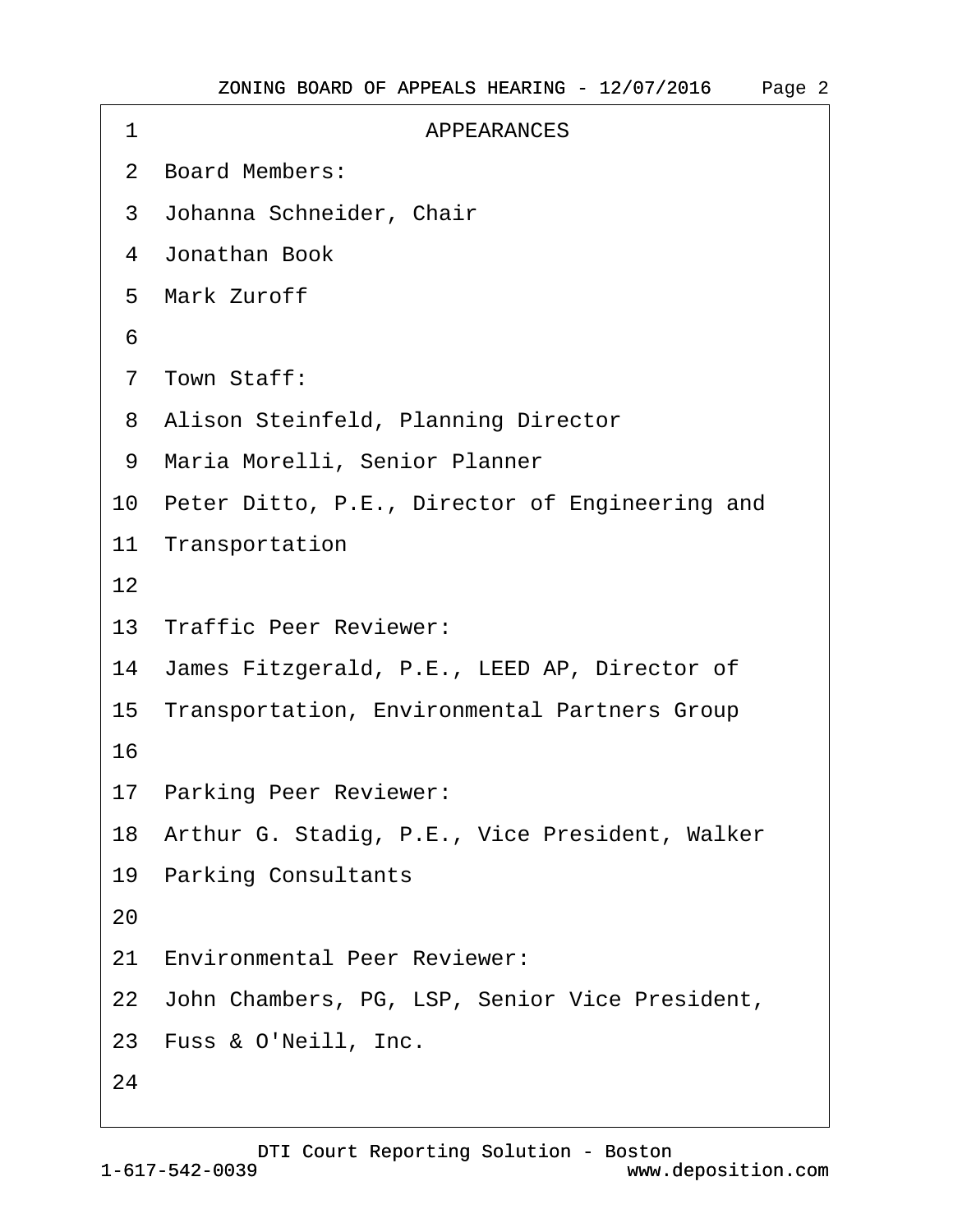# APPEARANCES

**Board Members:**

Johanna Schneider, Chair

Jonathan Book

Mark Zuroff

**Town Staff:**

Alison Steinfeld, Planning Director

Maria Morelli, Senior Planner

Peter Ditto, P.E., Director of Engineering and Transportation

**Traffic Peer Reviewer:**

James Fitzgerald, P.E., LEED AP, Director of Transportation, Environmental Partners Group

**Parking Peer Reviewer:**

Arthur G. Stadig, P.E., Vice President, Walker Parking Consultants

**Environmental Peer Reviewer:**

John Chambers, PG, LSP, Senior Vice President, Fuss & O'Neill, Inc.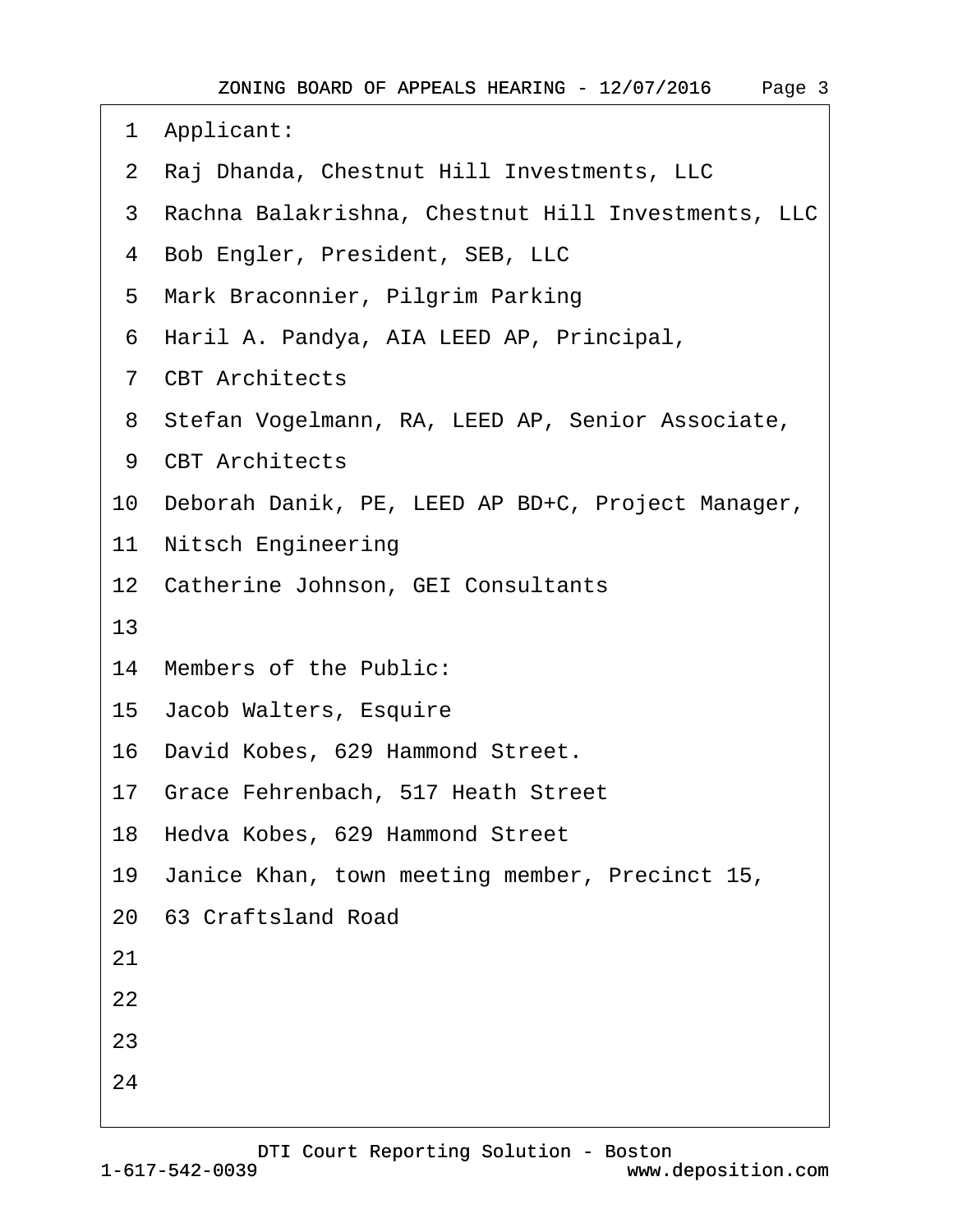1 Applicant:

2 Raj Dhanda, Chestnut Hill Investments, LLC

3 Rachna Balakrishna, Chestnut Hill Investments, LLC

4 Bob Engler, President, SEB, LLC

5 Mark Braconnier, Pilgrim Parking

6 Haril A. Pandya, AIA LEED AP, Principal,

7 CBT Architects

8 Stefan Vogelmann, RA, LEED AP, Senior Associate,

9 CBT Architects

10 Deborah Danik, PE, LEED AP BD+C, Project Manager,

11 Nitsch Engineering

12 Catherine Johnson, GEI Consultants

13

14 Members of the Public:

15 Jacob Walters, Esquire

16 David Kobes, 629 Hammond Street.

17 Grace Fehrenbach, 517 Heath Street

18 Hedva Kobes, 629 Hammond Street

19 Janice Khan, town meeting member, Precinct 15,

20 63 Craftsland Road

21

22

23

24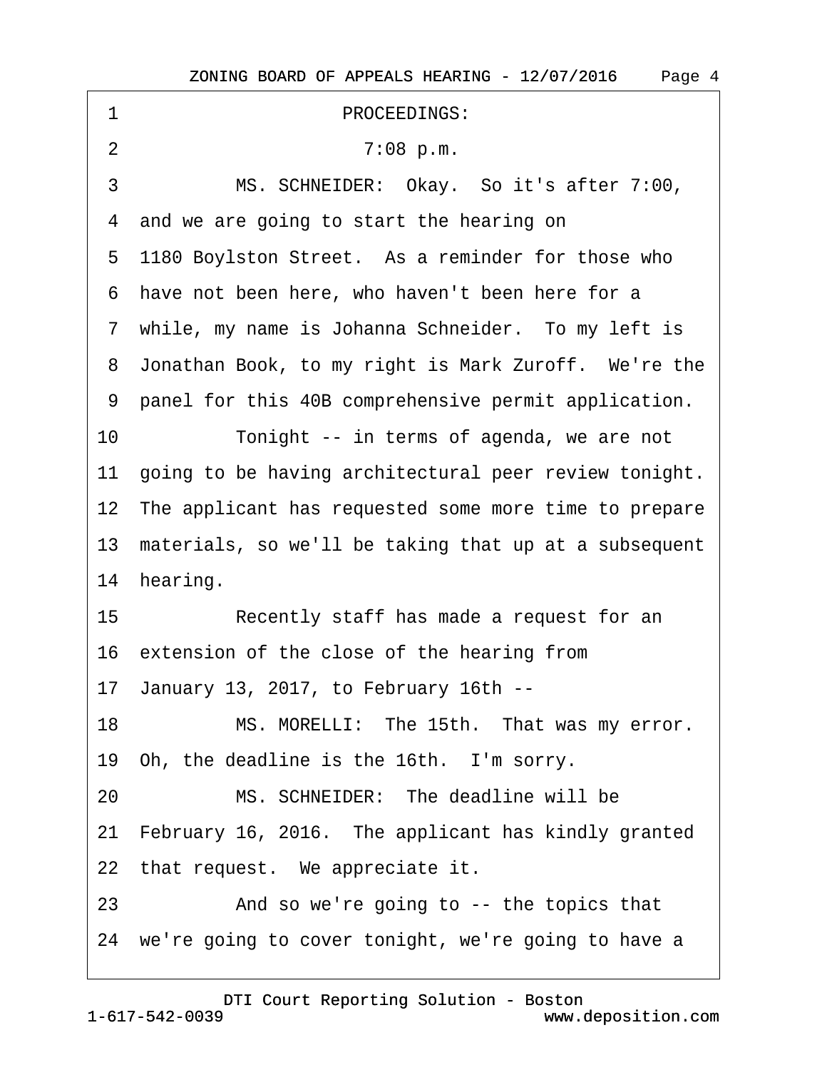1 PROCEEDINGS:

2 7:08 p.m.

3 MS. SCHNEIDER: Okay. So it's after 7:00,
4 and we are going to start the hearing on
5 1180 Boylston Street. As a reminder for those who
6 have not been here, who haven't been here for a
7 while, my name is Johanna Schneider. To my left is
8 Jonathan Book, to my right is Mark Zuroff. We're the
9 panel for this 40B comprehensive permit application.

10 Tonight -- in terms of agenda, we are not
11 going to be having architectural peer review tonight.
12 The applicant has requested some more time to prepare
13 materials, so we'll be taking that up at a subsequent
14 hearing.

15 Recently staff has made a request for an
16 extension of the close of the hearing from
17 January 13, 2017, to February 16th --

18 MS. MORELLI: The 15th. That was my error.
19 Oh, the deadline is the 16th. I'm sorry.

20 MS. SCHNEIDER: The deadline will be
21 February 16, 2016. The applicant has kindly granted
22 that request. We appreciate it.

23 And so we're going to -- the topics that
24 we're going to cover tonight, we're going to have a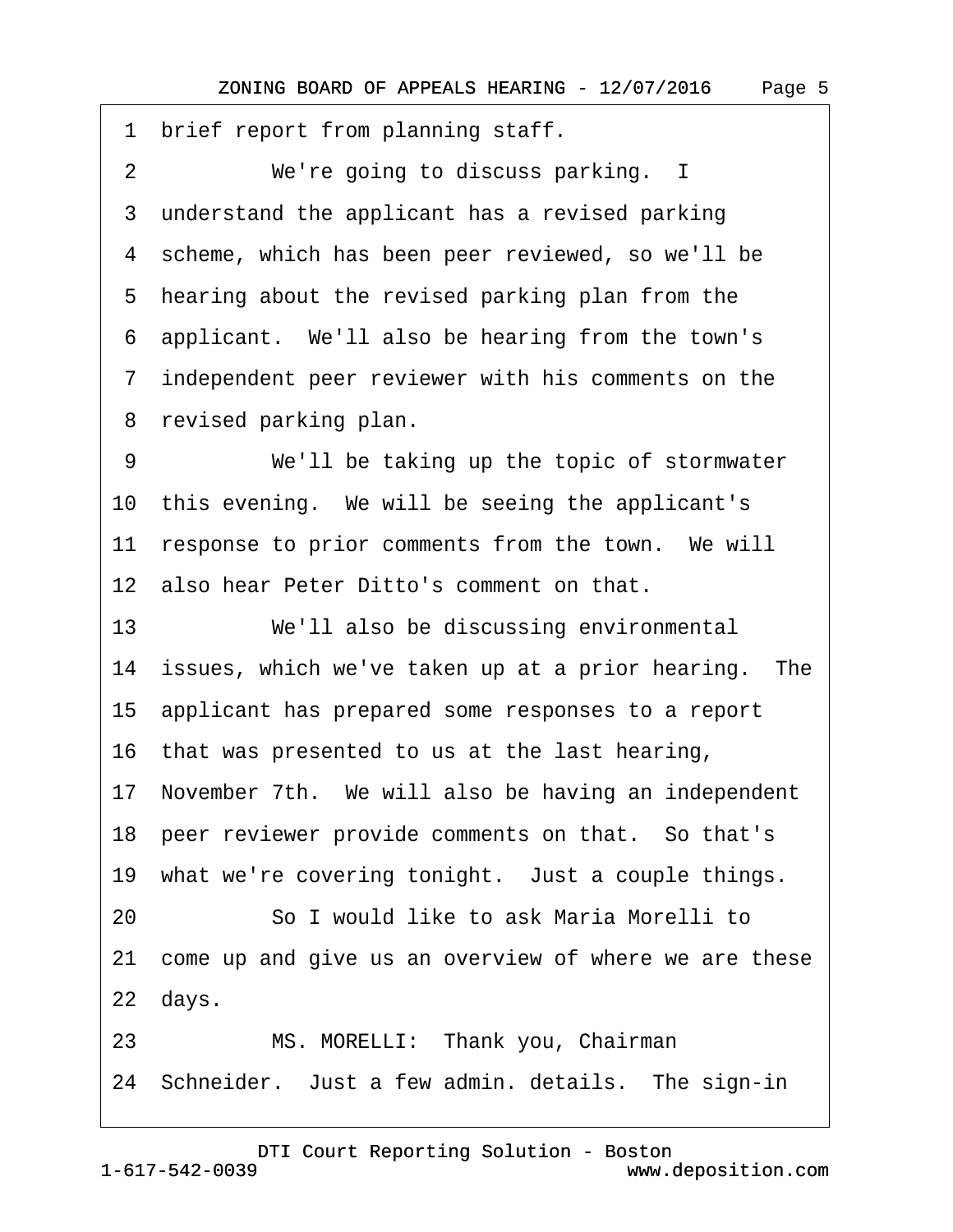1 brief report from planning staff.

2 We're going to discuss parking. I

3 understand the applicant has a revised parking

4 scheme, which has been peer reviewed, so we'll be

5 hearing about the revised parking plan from the

6 applicant. We'll also be hearing from the town's

7 independent peer reviewer with his comments on the

8 revised parking plan.

9 We'll be taking up the topic of stormwater

10 this evening. We will be seeing the applicant's

11 response to prior comments from the town. We will

12 also hear Peter Ditto's comment on that.

13 We'll also be discussing environmental

14 issues, which we've taken up at a prior hearing. The

15 applicant has prepared some responses to a report

16 that was presented to us at the last hearing,

17 November 7th. We will also be having an independent

18 peer reviewer provide comments on that. So that's

19 what we're covering tonight. Just a couple things.

20 So I would like to ask Maria Morelli to

21 come up and give us an overview of where we are these

22 days.

23 MS. MORELLI: Thank you, Chairman

24 Schneider. Just a few admin. details. The sign-in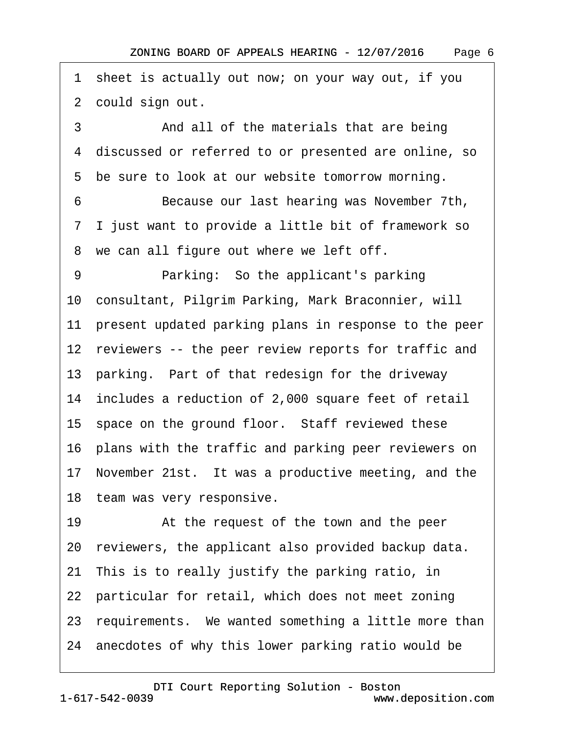1 sheet is actually out now; on your way out, if you
2 could sign out.

3 And all of the materials that are being
4 discussed or referred to or presented are online, so
5 be sure to look at our website tomorrow morning.

6 Because our last hearing was November 7th,
7 I just want to provide a little bit of framework so
8 we can all figure out where we left off.

9 Parking: So the applicant's parking
10 consultant, Pilgrim Parking, Mark Braconnier, will
11 present updated parking plans in response to the peer
12 reviewers -- the peer review reports for traffic and
13 parking. Part of that redesign for the driveway
14 includes a reduction of 2,000 square feet of retail
15 space on the ground floor. Staff reviewed these
16 plans with the traffic and parking peer reviewers on
17 November 21st. It was a productive meeting, and the
18 team was very responsive.

19 At the request of the town and the peer
20 reviewers, the applicant also provided backup data.
21 This is to really justify the parking ratio, in
22 particular for retail, which does not meet zoning
23 requirements. We wanted something a little more than
24 anecdotes of why this lower parking ratio would be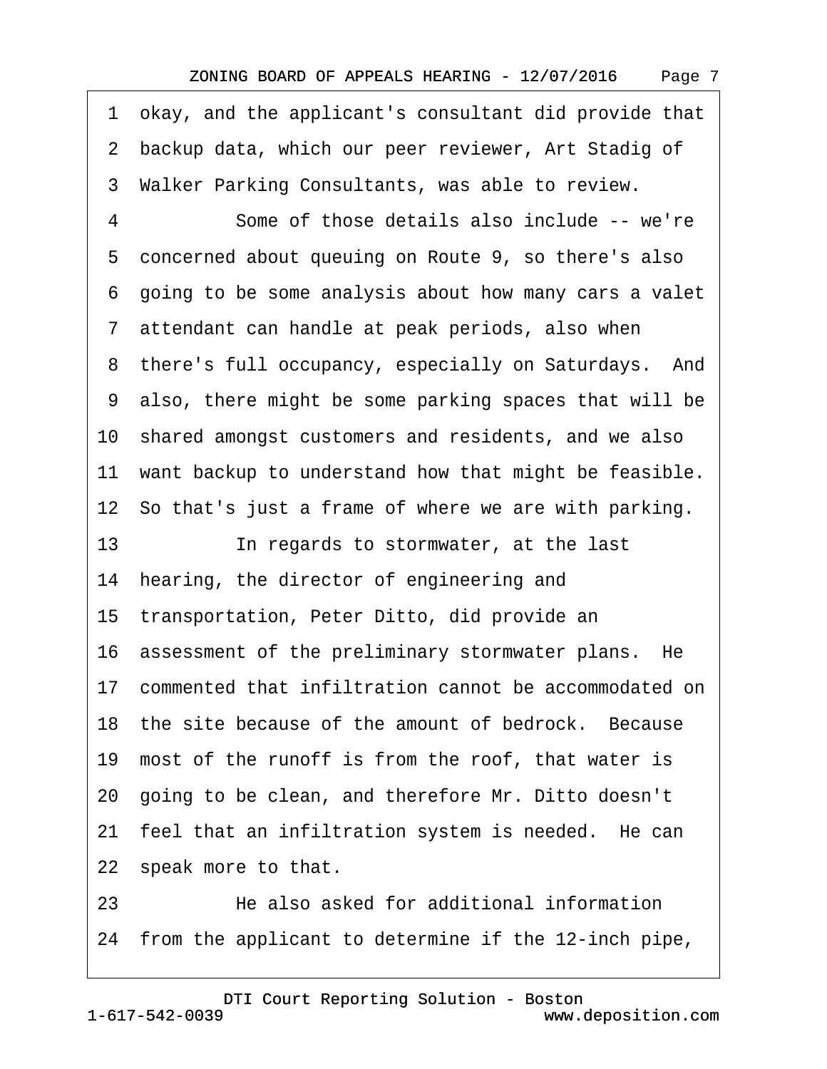okay, and the applicant's consultant did provide that backup data, which our peer reviewer, Art Stadig of Walker Parking Consultants, was able to review.

Some of those details also include -- we're concerned about queuing on Route 9, so there's also going to be some analysis about how many cars a valet attendant can handle at peak periods, also when there's full occupancy, especially on Saturdays. And also, there might be some parking spaces that will be shared amongst customers and residents, and we also want backup to understand how that might be feasible. So that's just a frame of where we are with parking.

In regards to stormwater, at the last hearing, the director of engineering and transportation, Peter Ditto, did provide an assessment of the preliminary stormwater plans. He commented that infiltration cannot be accommodated on the site because of the amount of bedrock. Because most of the runoff is from the roof, that water is going to be clean, and therefore Mr. Ditto doesn't feel that an infiltration system is needed. He can speak more to that.

He also asked for additional information from the applicant to determine if the 12-inch pipe,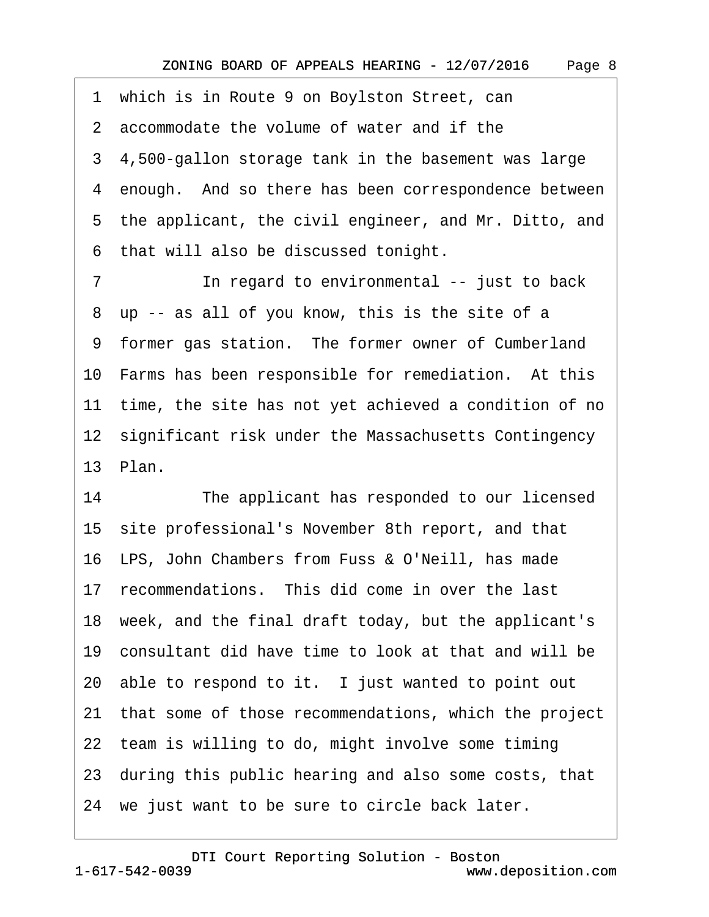1 which is in Route 9 on Boylston Street, can
2 accommodate the volume of water and if the
3 4,500-gallon storage tank in the basement was large
4 enough. And so there has been correspondence between
5 the applicant, the civil engineer, and Mr. Ditto, and
6 that will also be discussed tonight.
7 In regard to environmental -- just to back
8 up -- as all of you know, this is the site of a
9 former gas station. The former owner of Cumberland
10 Farms has been responsible for remediation. At this
11 time, the site has not yet achieved a condition of no
12 significant risk under the Massachusetts Contingency
13 Plan.
14 The applicant has responded to our licensed
15 site professional's November 8th report, and that
16 LPS, John Chambers from Fuss & O'Neill, has made
17 recommendations. This did come in over the last
18 week, and the final draft today, but the applicant's
19 consultant did have time to look at that and will be
20 able to respond to it. I just wanted to point out
21 that some of those recommendations, which the project
22 team is willing to do, might involve some timing
23 during this public hearing and also some costs, that
24 we just want to be sure to circle back later.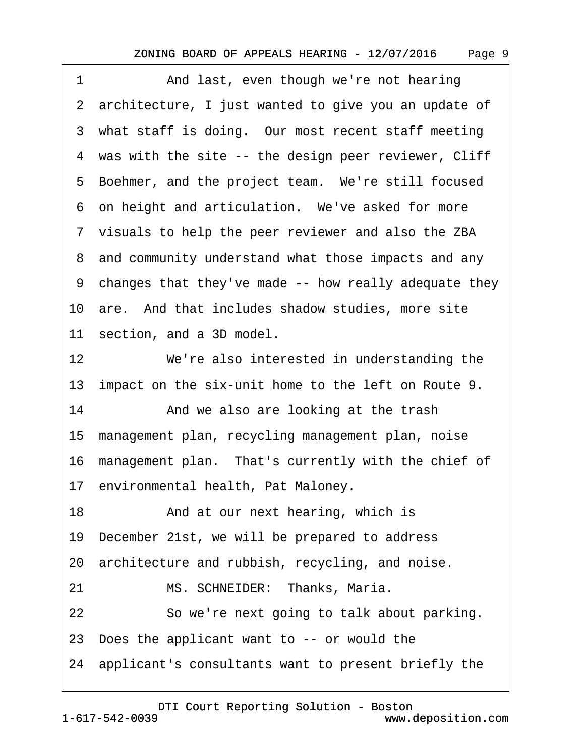1 And last, even though we're not hearing
2 architecture, I just wanted to give you an update of
3 what staff is doing. Our most recent staff meeting
4 was with the site -- the design peer reviewer, Cliff
5 Boehmer, and the project team. We're still focused
6 on height and articulation. We've asked for more
7 visuals to help the peer reviewer and also the ZBA
8 and community understand what those impacts and any
9 changes that they've made -- how really adequate they
10 are. And that includes shadow studies, more site
11 section, and a 3D model.
12 We're also interested in understanding the
13 impact on the six-unit home to the left on Route 9.
14 And we also are looking at the trash
15 management plan, recycling management plan, noise
16 management plan. That's currently with the chief of
17 environmental health, Pat Maloney.
18 And at our next hearing, which is
19 December 21st, we will be prepared to address
20 architecture and rubbish, recycling, and noise.
21 MS. SCHNEIDER: Thanks, Maria.
22 So we're next going to talk about parking.
23 Does the applicant want to -- or would the
24 applicant's consultants want to present briefly the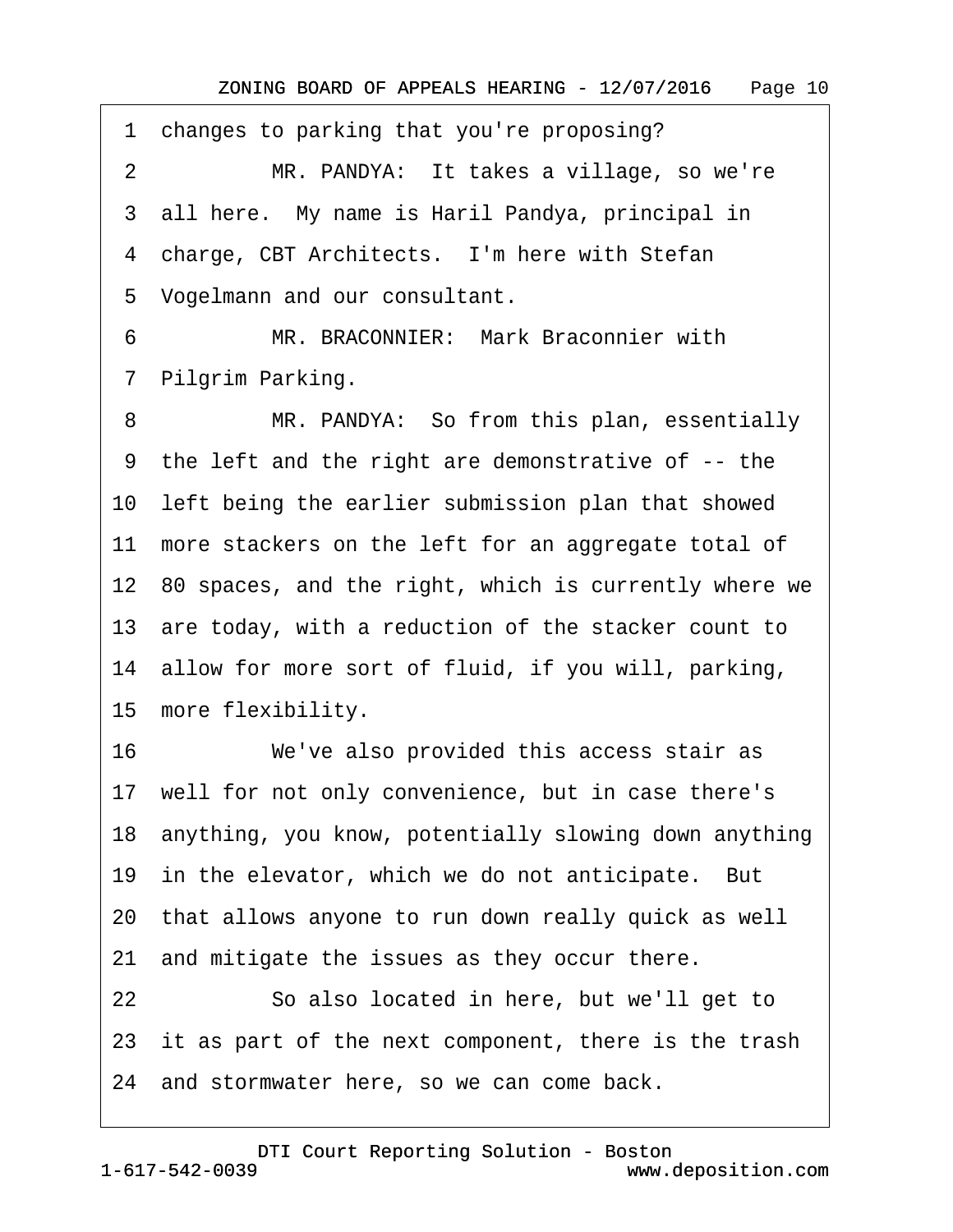1 changes to parking that you're proposing?

2 MR. PANDYA: It takes a village, so we're

3 all here. My name is Haril Pandya, principal in

4 charge, CBT Architects. I'm here with Stefan

5 Vogelmann and our consultant.

6 MR. BRACONNIER: Mark Braconnier with

7 Pilgrim Parking.

8 MR. PANDYA: So from this plan, essentially

9 the left and the right are demonstrative of -- the

10 left being the earlier submission plan that showed

11 more stackers on the left for an aggregate total of

12 80 spaces, and the right, which is currently where we

13 are today, with a reduction of the stacker count to

14 allow for more sort of fluid, if you will, parking,

15 more flexibility.

16 We've also provided this access stair as

17 well for not only convenience, but in case there's

18 anything, you know, potentially slowing down anything

19 in the elevator, which we do not anticipate. But

20 that allows anyone to run down really quick as well

21 and mitigate the issues as they occur there.

22 So also located in here, but we'll get to

23 it as part of the next component, there is the trash

24 and stormwater here, so we can come back.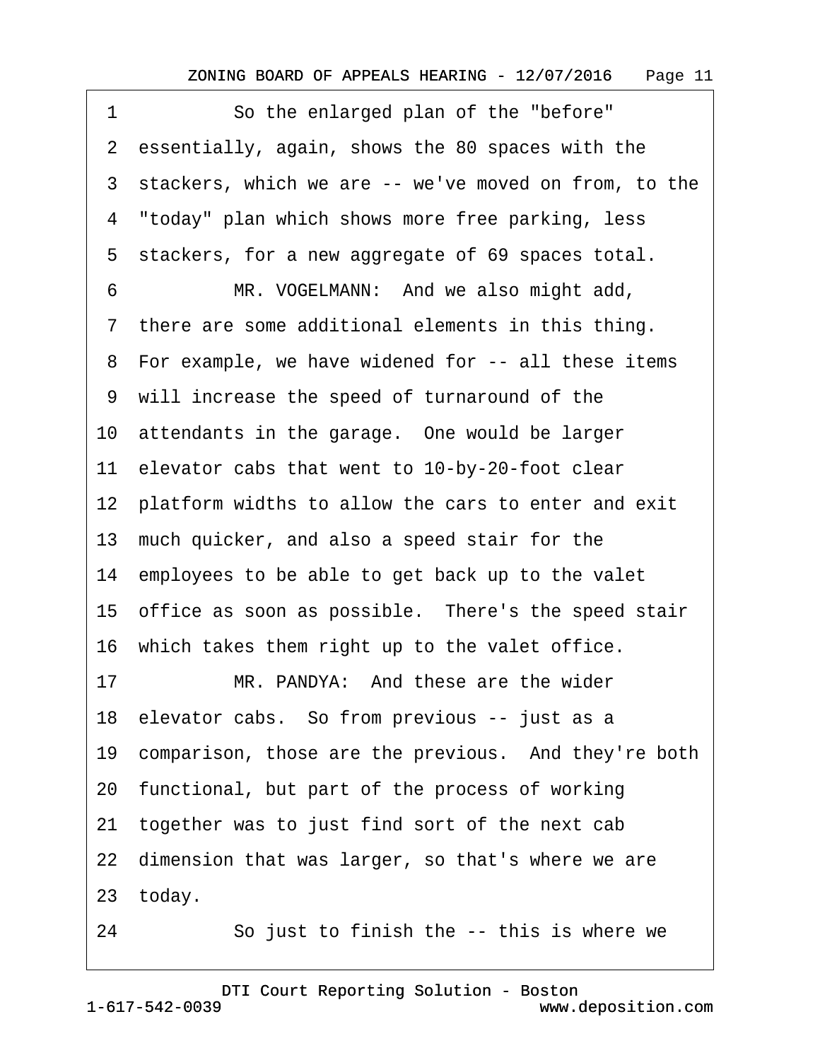1 So the enlarged plan of the "before"
2 essentially, again, shows the 80 spaces with the
3 stackers, which we are -- we've moved on from, to the
4 "today" plan which shows more free parking, less
5 stackers, for a new aggregate of 69 spaces total.
6 MR. VOGELMANN: And we also might add,
7 there are some additional elements in this thing.
8 For example, we have widened for -- all these items
9 will increase the speed of turnaround of the
10 attendants in the garage. One would be larger
11 elevator cabs that went to 10-by-20-foot clear
12 platform widths to allow the cars to enter and exit
13 much quicker, and also a speed stair for the
14 employees to be able to get back up to the valet
15 office as soon as possible. There's the speed stair
16 which takes them right up to the valet office.
17 MR. PANDYA: And these are the wider
18 elevator cabs. So from previous -- just as a
19 comparison, those are the previous. And they're both
20 functional, but part of the process of working
21 together was to just find sort of the next cab
22 dimension that was larger, so that's where we are
23 today.
24 So just to finish the -- this is where we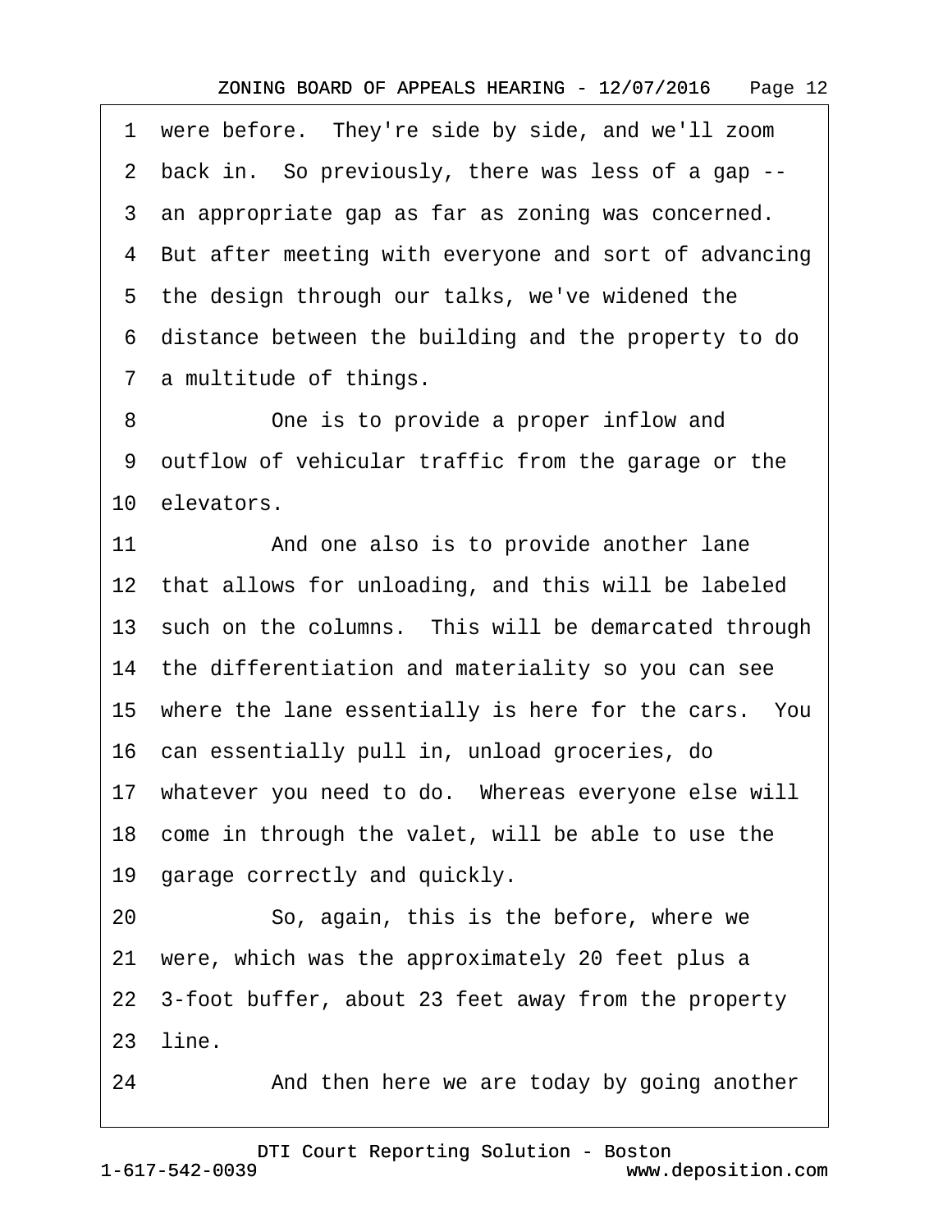were before. They're side by side, and we'll zoom back in. So previously, there was less of a gap -- an appropriate gap as far as zoning was concerned. But after meeting with everyone and sort of advancing the design through our talks, we've widened the distance between the building and the property to do a multitude of things.

One is to provide a proper inflow and outflow of vehicular traffic from the garage or the elevators.

And one also is to provide another lane that allows for unloading, and this will be labeled such on the columns. This will be demarcated through the differentiation and materiality so you can see where the lane essentially is here for the cars. You can essentially pull in, unload groceries, do whatever you need to do. Whereas everyone else will come in through the valet, will be able to use the garage correctly and quickly.

So, again, this is the before, where we were, which was the approximately 20 feet plus a 3-foot buffer, about 23 feet away from the property line.

And then here we are today by going another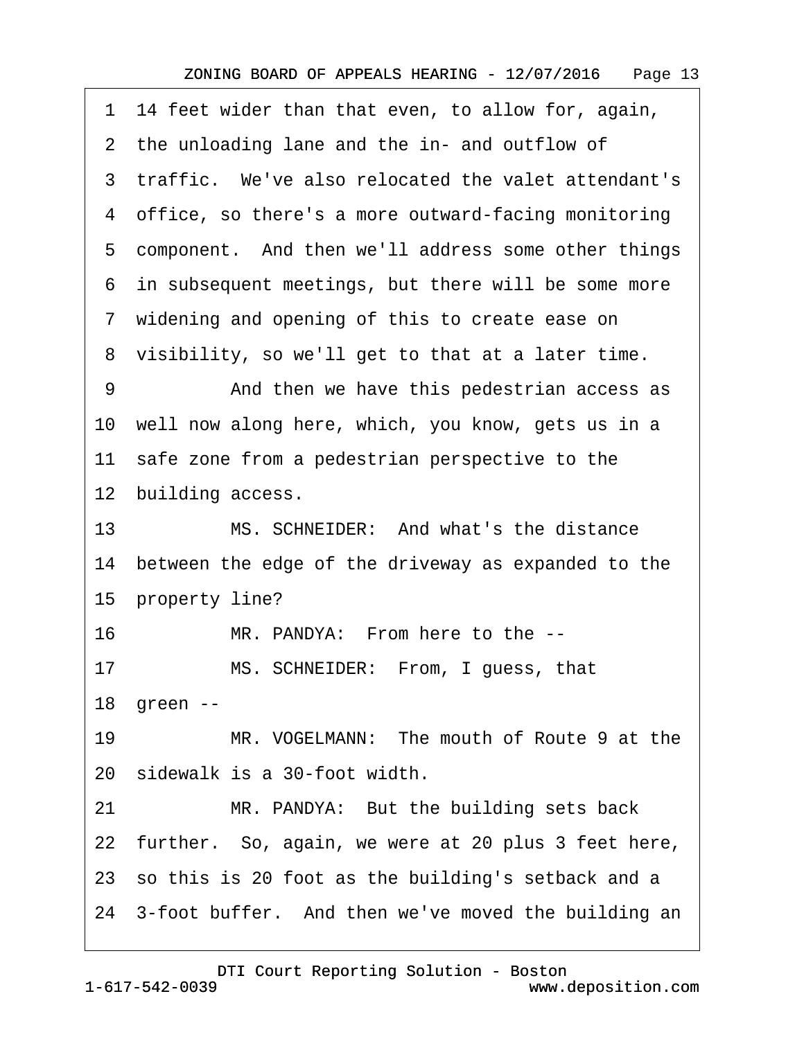1 14 feet wider than that even, to allow for, again,
2 the unloading lane and the in- and outflow of
3 traffic. We've also relocated the valet attendant's
4 office, so there's a more outward-facing monitoring
5 component. And then we'll address some other things
6 in subsequent meetings, but there will be some more
7 widening and opening of this to create ease on
8 visibility, so we'll get to that at a later time.
9 And then we have this pedestrian access as
10 well now along here, which, you know, gets us in a
11 safe zone from a pedestrian perspective to the
12 building access.
13 MS. SCHNEIDER: And what's the distance
14 between the edge of the driveway as expanded to the
15 property line?
16 MR. PANDYA: From here to the --
17 MS. SCHNEIDER: From, I guess, that
18 green --
19 MR. VOGELMANN: The mouth of Route 9 at the
20 sidewalk is a 30-foot width.
21 MR. PANDYA: But the building sets back
22 further. So, again, we were at 20 plus 3 feet here,
23 so this is 20 foot as the building's setback and a
24 3-foot buffer. And then we've moved the building an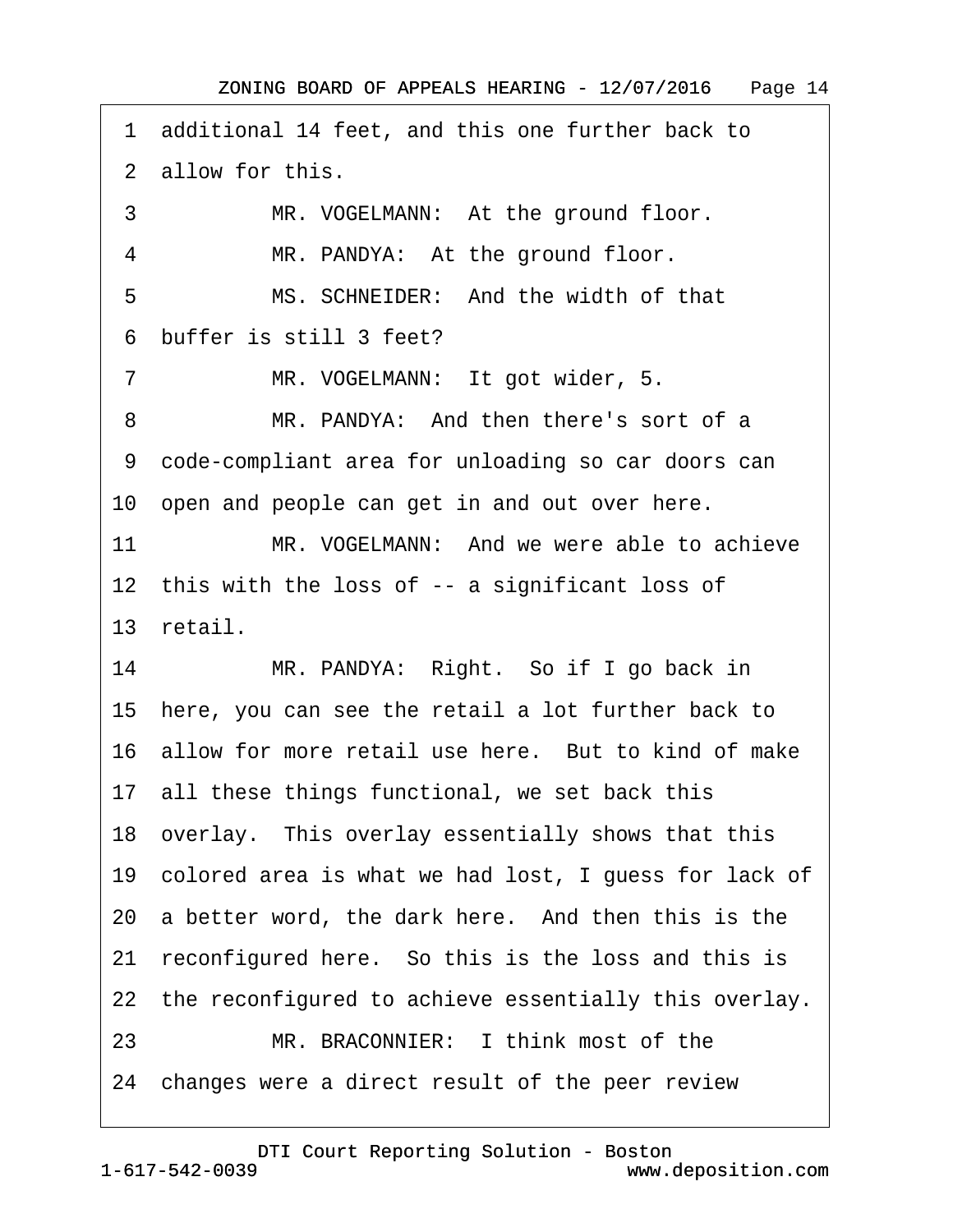1 additional 14 feet, and this one further back to
2 allow for this.
3 MR. VOGELMANN: At the ground floor.
4 MR. PANDYA: At the ground floor.
5 MS. SCHNEIDER: And the width of that
6 buffer is still 3 feet?
7 MR. VOGELMANN: It got wider, 5.
8 MR. PANDYA: And then there's sort of a
9 code-compliant area for unloading so car doors can
10 open and people can get in and out over here.
11 MR. VOGELMANN: And we were able to achieve
12 this with the loss of -- a significant loss of
13 retail.
14 MR. PANDYA: Right. So if I go back in
15 here, you can see the retail a lot further back to
16 allow for more retail use here. But to kind of make
17 all these things functional, we set back this
18 overlay. This overlay essentially shows that this
19 colored area is what we had lost, I guess for lack of
20 a better word, the dark here. And then this is the
21 reconfigured here. So this is the loss and this is
22 the reconfigured to achieve essentially this overlay.
23 MR. BRACONNIER: I think most of the
24 changes were a direct result of the peer review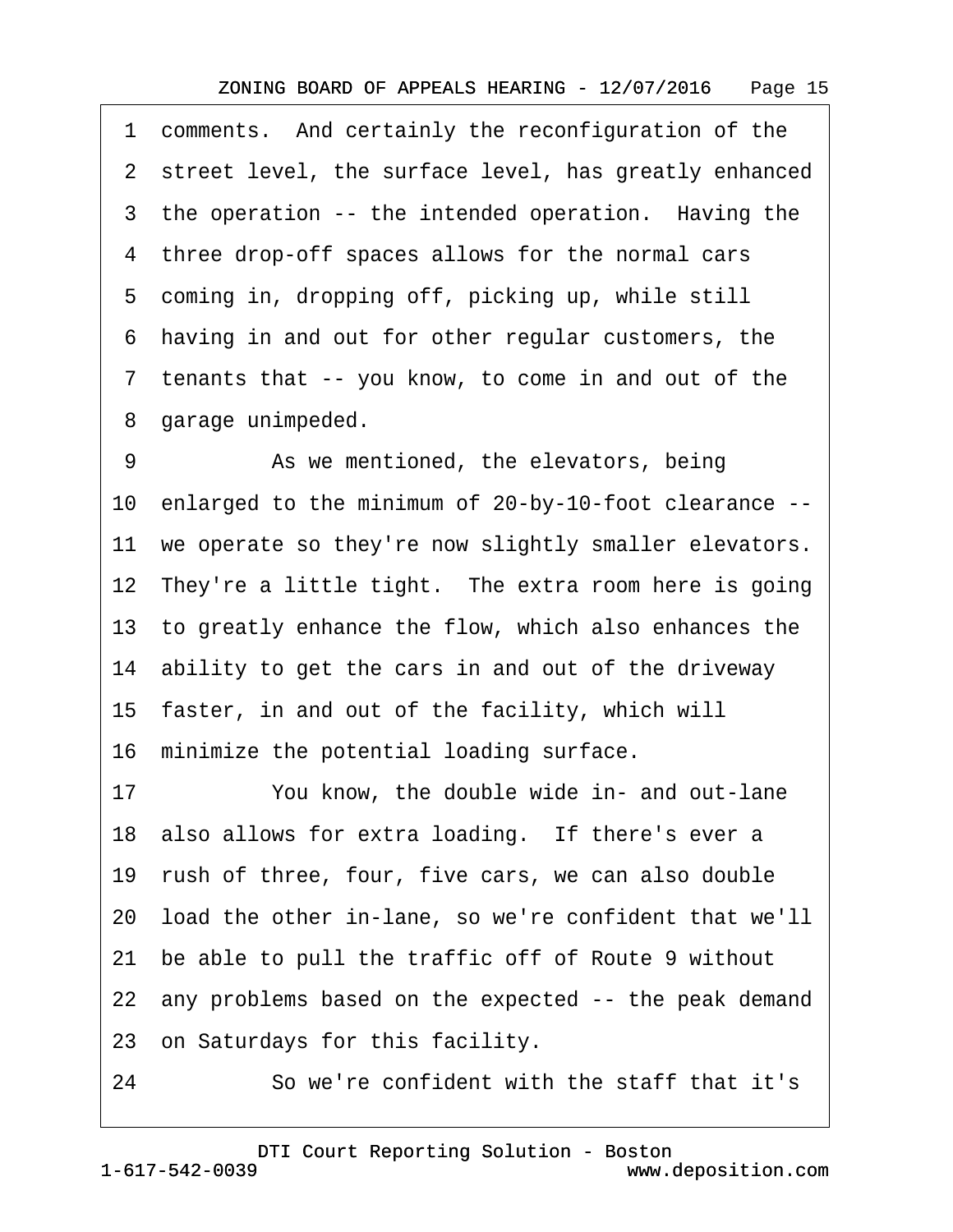1 comments. And certainly the reconfiguration of the
2 street level, the surface level, has greatly enhanced
3 the operation -- the intended operation. Having the
4 three drop-off spaces allows for the normal cars
5 coming in, dropping off, picking up, while still
6 having in and out for other regular customers, the
7 tenants that -- you know, to come in and out of the
8 garage unimpeded.

9 As we mentioned, the elevators, being
10 enlarged to the minimum of 20-by-10-foot clearance --
11 we operate so they're now slightly smaller elevators.
12 They're a little tight. The extra room here is going
13 to greatly enhance the flow, which also enhances the
14 ability to get the cars in and out of the driveway
15 faster, in and out of the facility, which will
16 minimize the potential loading surface.

17 You know, the double wide in- and out-lane
18 also allows for extra loading. If there's ever a
19 rush of three, four, five cars, we can also double
20 load the other in-lane, so we're confident that we'll
21 be able to pull the traffic off of Route 9 without
22 any problems based on the expected -- the peak demand
23 on Saturdays for this facility.

24 So we're confident with the staff that it's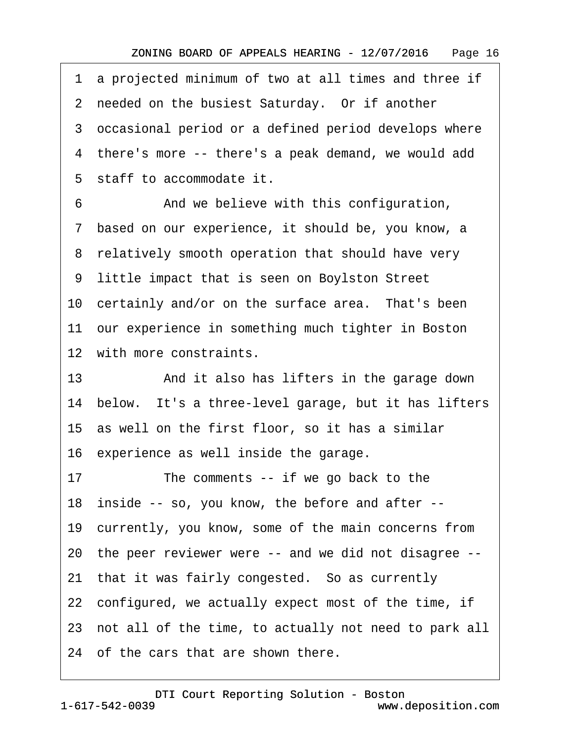1 a projected minimum of two at all times and three if
2 needed on the busiest Saturday. Or if another
3 occasional period or a defined period develops where
4 there's more -- there's a peak demand, we would add
5 staff to accommodate it.

6 And we believe with this configuration,
7 based on our experience, it should be, you know, a
8 relatively smooth operation that should have very
9 little impact that is seen on Boylston Street
10 certainly and/or on the surface area. That's been
11 our experience in something much tighter in Boston
12 with more constraints.

13 And it also has lifters in the garage down
14 below. It's a three-level garage, but it has lifters
15 as well on the first floor, so it has a similar
16 experience as well inside the garage.

17 The comments -- if we go back to the
18 inside -- so, you know, the before and after --
19 currently, you know, some of the main concerns from
20 the peer reviewer were -- and we did not disagree --
21 that it was fairly congested. So as currently
22 configured, we actually expect most of the time, if
23 not all of the time, to actually not need to park all
24 of the cars that are shown there.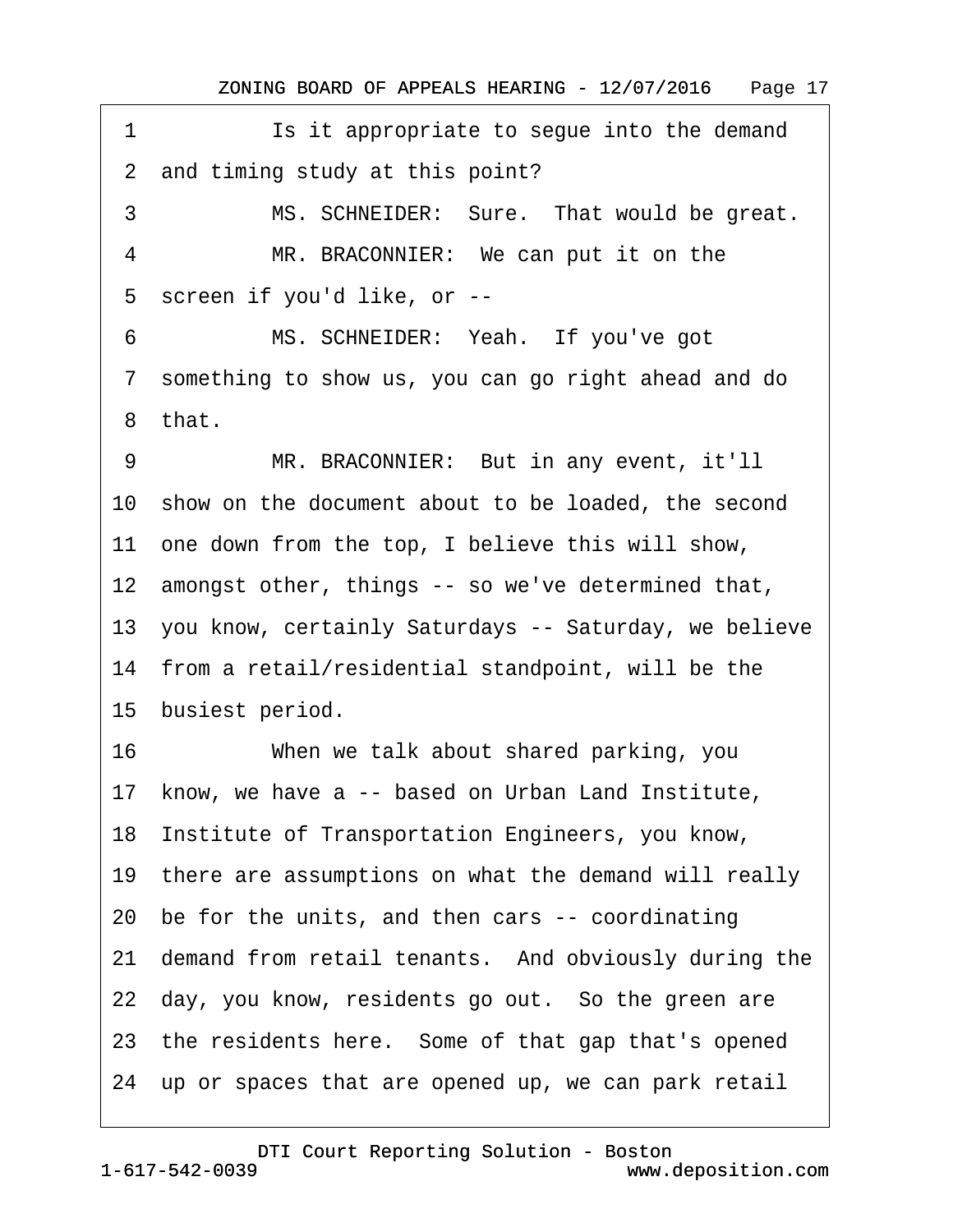1 Is it appropriate to segue into the demand
2 and timing study at this point?
3 MS. SCHNEIDER: Sure. That would be great.
4 MR. BRACONNIER: We can put it on the
5 screen if you'd like, or --
6 MS. SCHNEIDER: Yeah. If you've got
7 something to show us, you can go right ahead and do
8 that.
9 MR. BRACONNIER: But in any event, it'll
10 show on the document about to be loaded, the second
11 one down from the top, I believe this will show,
12 amongst other, things -- so we've determined that,
13 you know, certainly Saturdays -- Saturday, we believe
14 from a retail/residential standpoint, will be the
15 busiest period.
16 When we talk about shared parking, you
17 know, we have a -- based on Urban Land Institute,
18 Institute of Transportation Engineers, you know,
19 there are assumptions on what the demand will really
20 be for the units, and then cars -- coordinating
21 demand from retail tenants. And obviously during the
22 day, you know, residents go out. So the green are
23 the residents here. Some of that gap that's opened
24 up or spaces that are opened up, we can park retail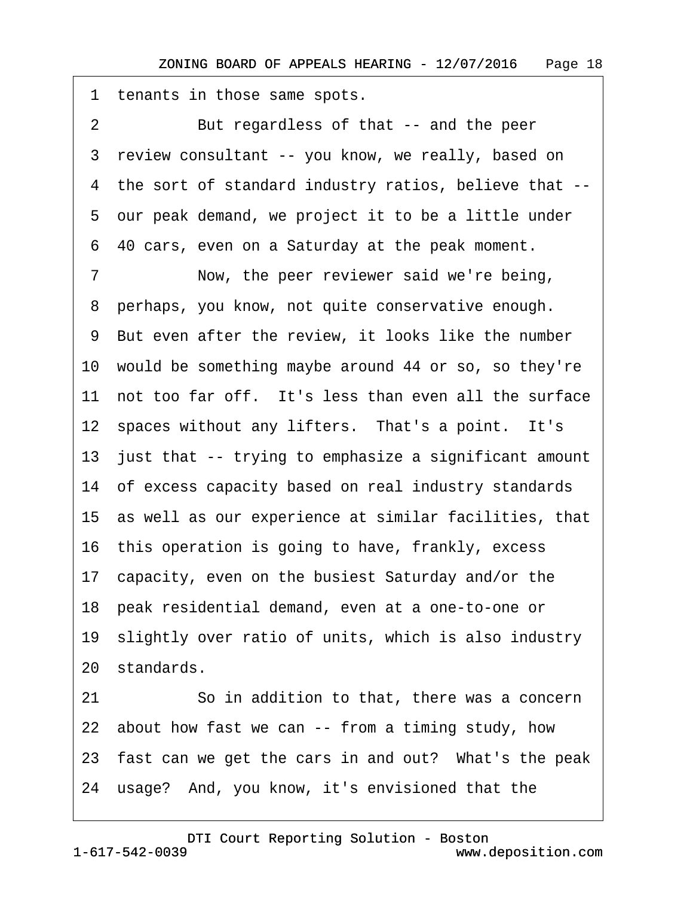1 tenants in those same spots.

2 But regardless of that -- and the peer

3 review consultant -- you know, we really, based on

4 the sort of standard industry ratios, believe that --

5 our peak demand, we project it to be a little under

6 40 cars, even on a Saturday at the peak moment.

7 Now, the peer reviewer said we're being,

8 perhaps, you know, not quite conservative enough.

9 But even after the review, it looks like the number

10 would be something maybe around 44 or so, so they're

11 not too far off. It's less than even all the surface

12 spaces without any lifters. That's a point. It's

13 just that -- trying to emphasize a significant amount

14 of excess capacity based on real industry standards

15 as well as our experience at similar facilities, that

16 this operation is going to have, frankly, excess

17 capacity, even on the busiest Saturday and/or the

18 peak residential demand, even at a one-to-one or

19 slightly over ratio of units, which is also industry

20 standards.

21 So in addition to that, there was a concern

22 about how fast we can -- from a timing study, how

23 fast can we get the cars in and out? What's the peak

24 usage? And, you know, it's envisioned that the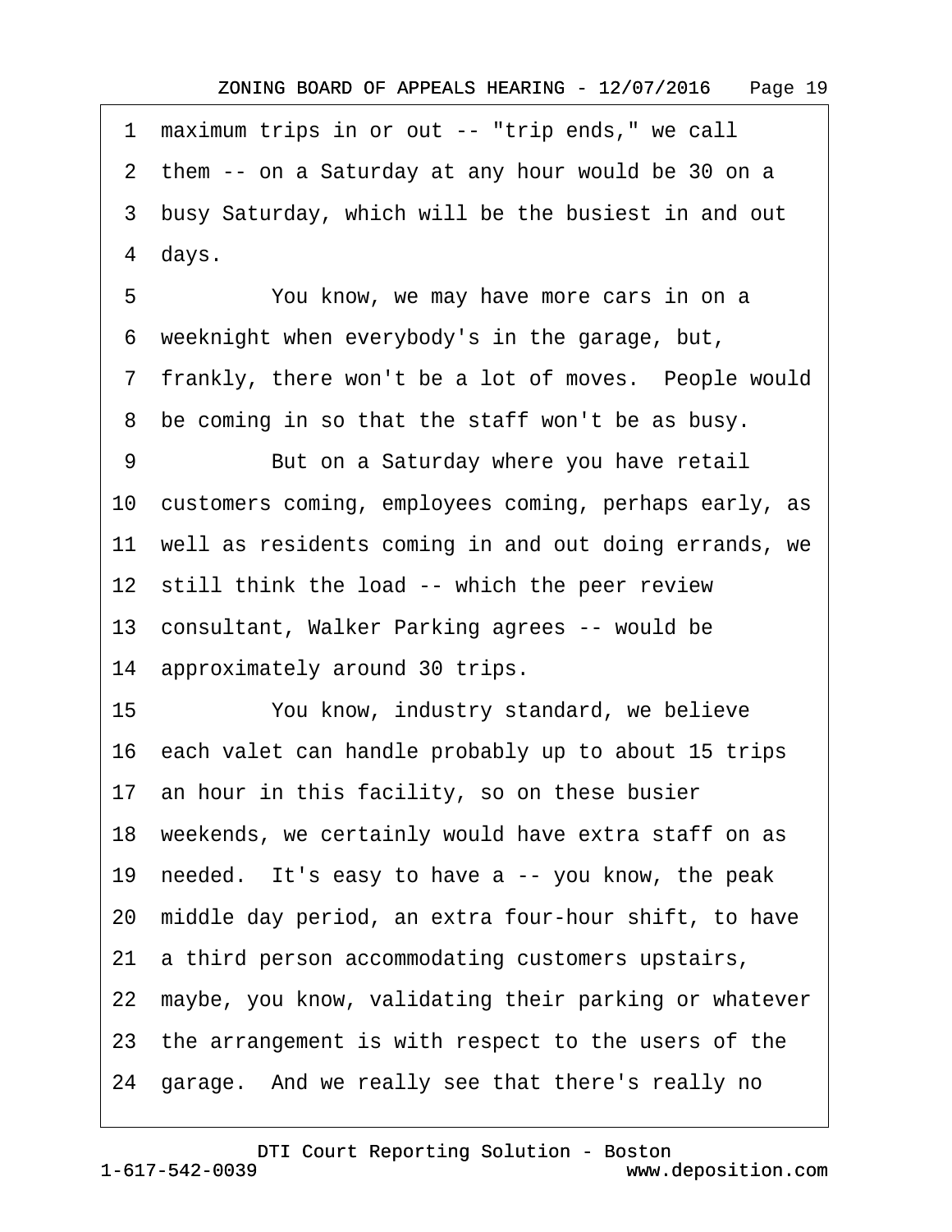1 maximum trips in or out -- "trip ends," we call
2 them -- on a Saturday at any hour would be 30 on a
3 busy Saturday, which will be the busiest in and out
4 days.
5 You know, we may have more cars in on a
6 weeknight when everybody's in the garage, but,
7 frankly, there won't be a lot of moves. People would
8 be coming in so that the staff won't be as busy.
9 But on a Saturday where you have retail
10 customers coming, employees coming, perhaps early, as
11 well as residents coming in and out doing errands, we
12 still think the load -- which the peer review
13 consultant, Walker Parking agrees -- would be
14 approximately around 30 trips.
15 You know, industry standard, we believe
16 each valet can handle probably up to about 15 trips
17 an hour in this facility, so on these busier
18 weekends, we certainly would have extra staff on as
19 needed. It's easy to have a -- you know, the peak
20 middle day period, an extra four-hour shift, to have
21 a third person accommodating customers upstairs,
22 maybe, you know, validating their parking or whatever
23 the arrangement is with respect to the users of the
24 garage. And we really see that there's really no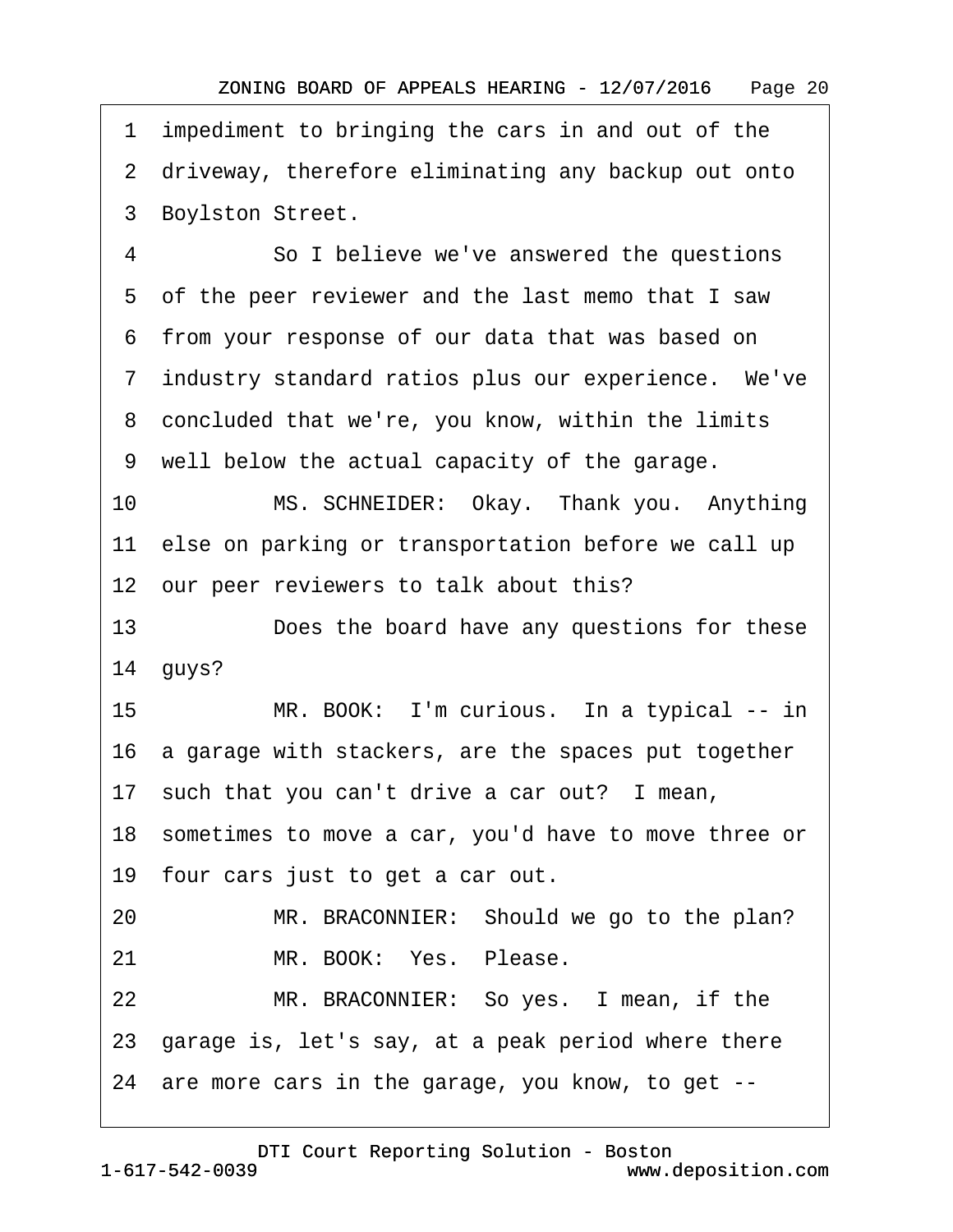1 impediment to bringing the cars in and out of the

2 driveway, therefore eliminating any backup out onto

3 Boylston Street.

4 So I believe we've answered the questions

5 of the peer reviewer and the last memo that I saw

6 from your response of our data that was based on

7 industry standard ratios plus our experience. We've

8 concluded that we're, you know, within the limits

9 well below the actual capacity of the garage.

10 MS. SCHNEIDER: Okay. Thank you. Anything

11 else on parking or transportation before we call up

12 our peer reviewers to talk about this?

13 Does the board have any questions for these

14 guys?

15 MR. BOOK: I'm curious. In a typical -- in

16 a garage with stackers, are the spaces put together

17 such that you can't drive a car out? I mean,

18 sometimes to move a car, you'd have to move three or

19 four cars just to get a car out.

20 MR. BRACONNIER: Should we go to the plan?

21 MR. BOOK: Yes. Please.

22 MR. BRACONNIER: So yes. I mean, if the

23 garage is, let's say, at a peak period where there

24 are more cars in the garage, you know, to get --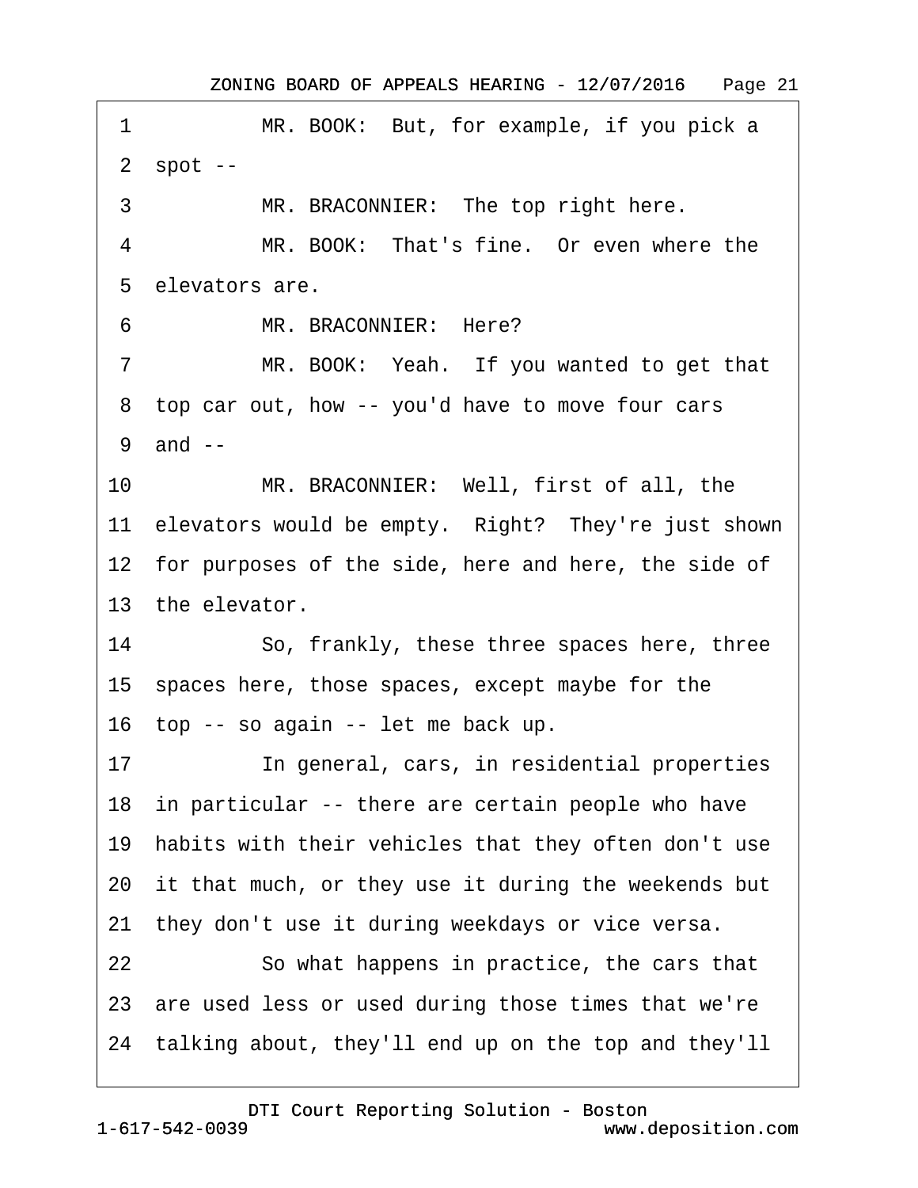1 MR. BOOK: But, for example, if you pick a
2 spot --
3 MR. BRACONNIER: The top right here.
4 MR. BOOK: That's fine. Or even where the
5 elevators are.
6 MR. BRACONNIER: Here?
7 MR. BOOK: Yeah. If you wanted to get that
8 top car out, how -- you'd have to move four cars
9 and --
10 MR. BRACONNIER: Well, first of all, the
11 elevators would be empty. Right? They're just shown
12 for purposes of the side, here and here, the side of
13 the elevator.
14 So, frankly, these three spaces here, three
15 spaces here, those spaces, except maybe for the
16 top -- so again -- let me back up.
17 In general, cars, in residential properties
18 in particular -- there are certain people who have
19 habits with their vehicles that they often don't use
20 it that much, or they use it during the weekends but
21 they don't use it during weekdays or vice versa.
22 So what happens in practice, the cars that
23 are used less or used during those times that we're
24 talking about, they'll end up on the top and they'll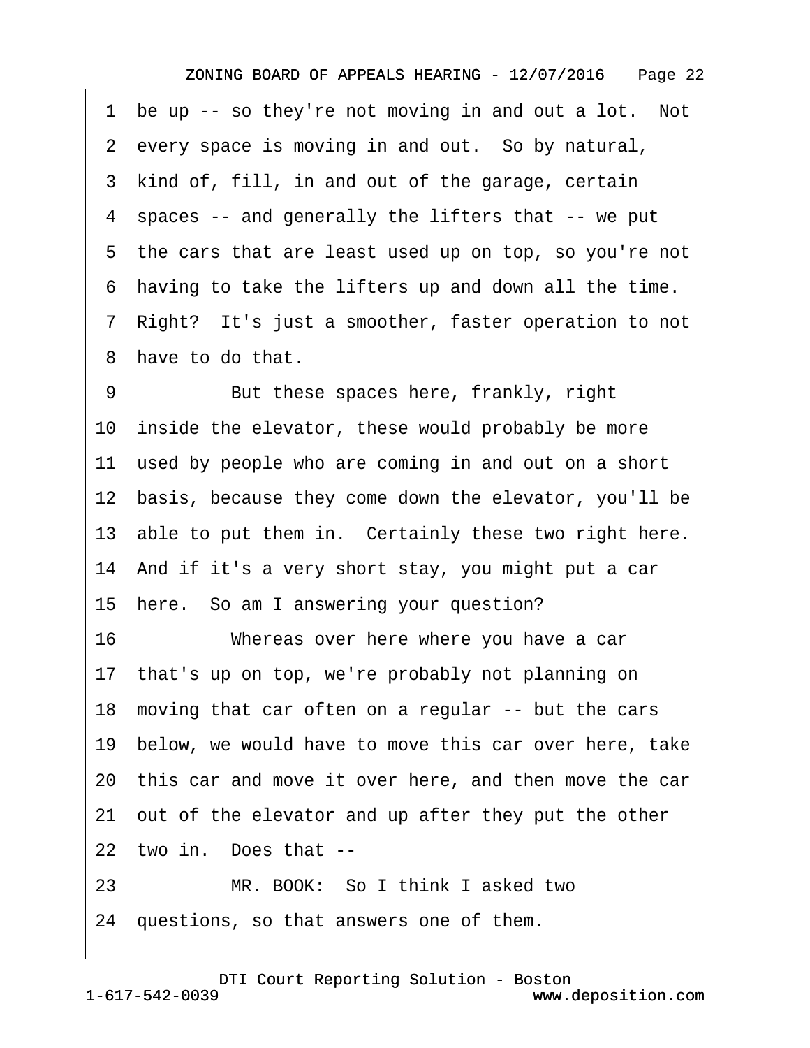1 be up -- so they're not moving in and out a lot. Not
2 every space is moving in and out. So by natural,
3 kind of, fill, in and out of the garage, certain
4 spaces -- and generally the lifters that -- we put
5 the cars that are least used up on top, so you're not
6 having to take the lifters up and down all the time.
7 Right? It's just a smoother, faster operation to not
8 have to do that.
9 But these spaces here, frankly, right
10 inside the elevator, these would probably be more
11 used by people who are coming in and out on a short
12 basis, because they come down the elevator, you'll be
13 able to put them in. Certainly these two right here.
14 And if it's a very short stay, you might put a car
15 here. So am I answering your question?
16 Whereas over here where you have a car
17 that's up on top, we're probably not planning on
18 moving that car often on a regular -- but the cars
19 below, we would have to move this car over here, take
20 this car and move it over here, and then move the car
21 out of the elevator and up after they put the other
22 two in. Does that --
23 MR. BOOK: So I think I asked two
24 questions, so that answers one of them.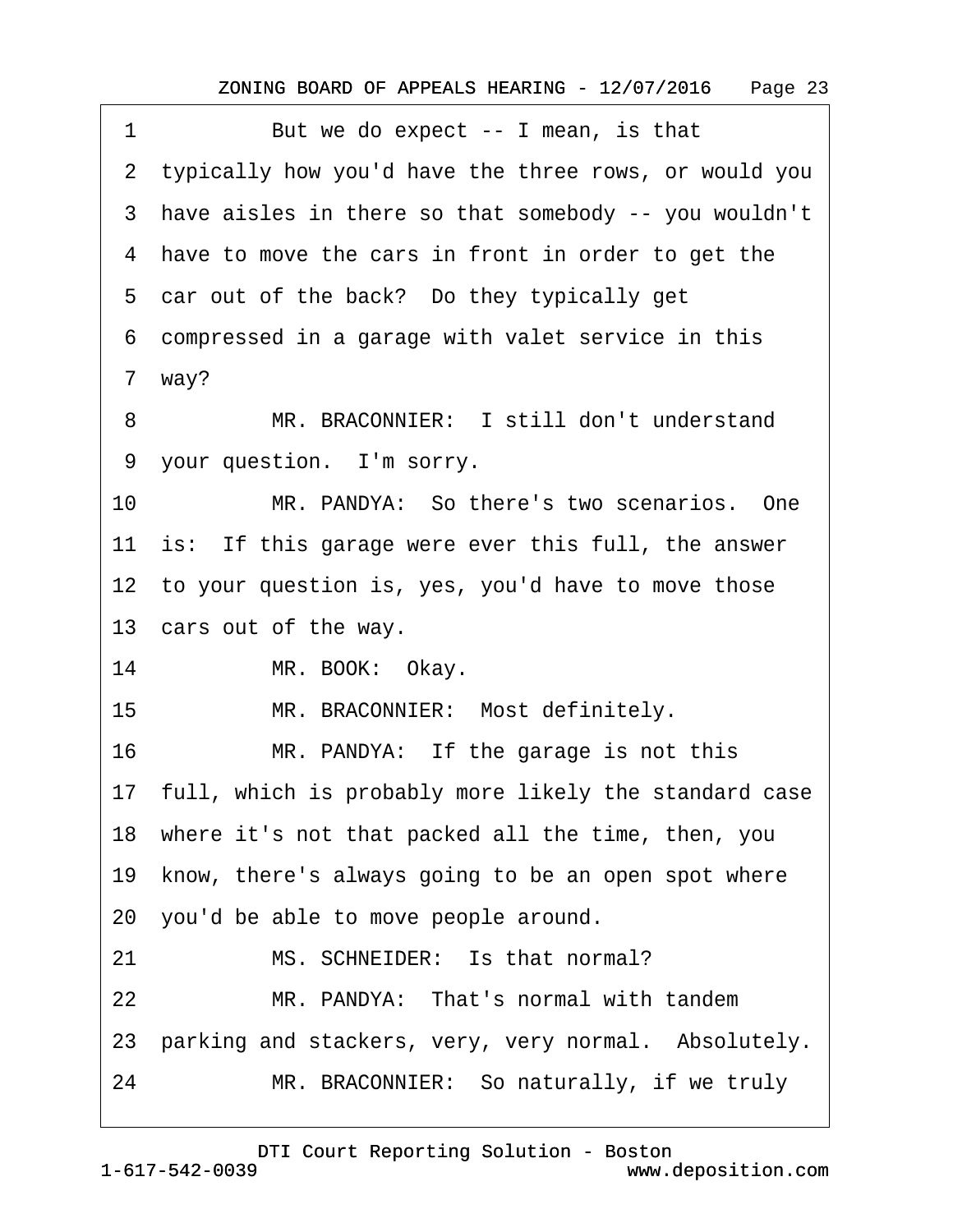1 But we do expect -- I mean, is that
2 typically how you'd have the three rows, or would you
3 have aisles in there so that somebody -- you wouldn't
4 have to move the cars in front in order to get the
5 car out of the back? Do they typically get
6 compressed in a garage with valet service in this
7 way?
8 MR. BRACONNIER: I still don't understand
9 your question. I'm sorry.
10 MR. PANDYA: So there's two scenarios. One
11 is: If this garage were ever this full, the answer
12 to your question is, yes, you'd have to move those
13 cars out of the way.
14 MR. BOOK: Okay.
15 MR. BRACONNIER: Most definitely.
16 MR. PANDYA: If the garage is not this
17 full, which is probably more likely the standard case
18 where it's not that packed all the time, then, you
19 know, there's always going to be an open spot where
20 you'd be able to move people around.
21 MS. SCHNEIDER: Is that normal?
22 MR. PANDYA: That's normal with tandem
23 parking and stackers, very, very normal. Absolutely.
24 MR. BRACONNIER: So naturally, if we truly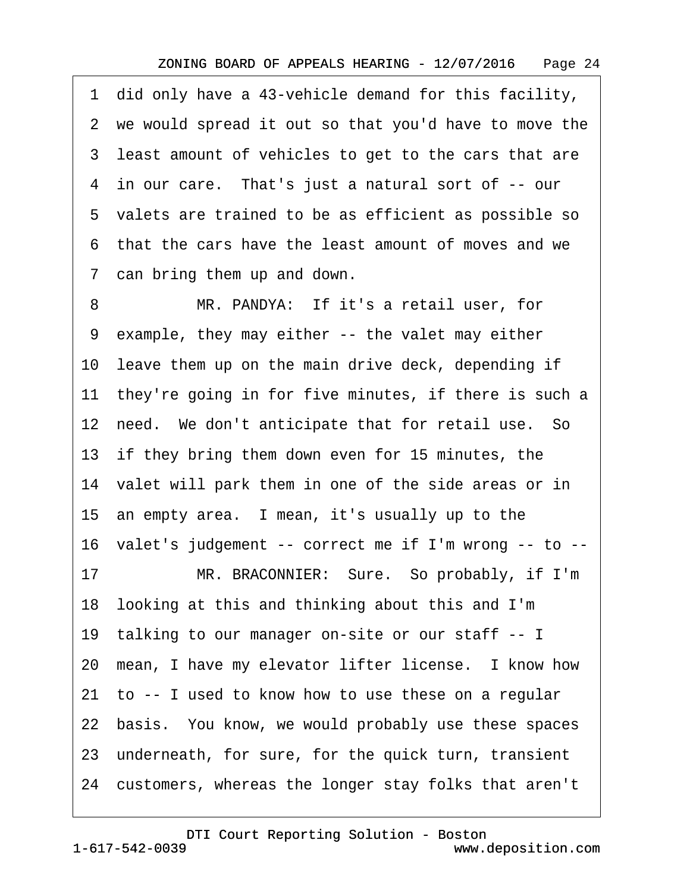1 did only have a 43-vehicle demand for this facility,
2 we would spread it out so that you'd have to move the
3 least amount of vehicles to get to the cars that are
4 in our care. That's just a natural sort of -- our
5 valets are trained to be as efficient as possible so
6 that the cars have the least amount of moves and we
7 can bring them up and down.
8 MR. PANDYA: If it's a retail user, for
9 example, they may either -- the valet may either
10 leave them up on the main drive deck, depending if
11 they're going in for five minutes, if there is such a
12 need. We don't anticipate that for retail use. So
13 if they bring them down even for 15 minutes, the
14 valet will park them in one of the side areas or in
15 an empty area. I mean, it's usually up to the
16 valet's judgement -- correct me if I'm wrong -- to --
17 MR. BRACONNIER: Sure. So probably, if I'm
18 looking at this and thinking about this and I'm
19 talking to our manager on-site or our staff -- I
20 mean, I have my elevator lifter license. I know how
21 to -- I used to know how to use these on a regular
22 basis. You know, we would probably use these spaces
23 underneath, for sure, for the quick turn, transient
24 customers, whereas the longer stay folks that aren't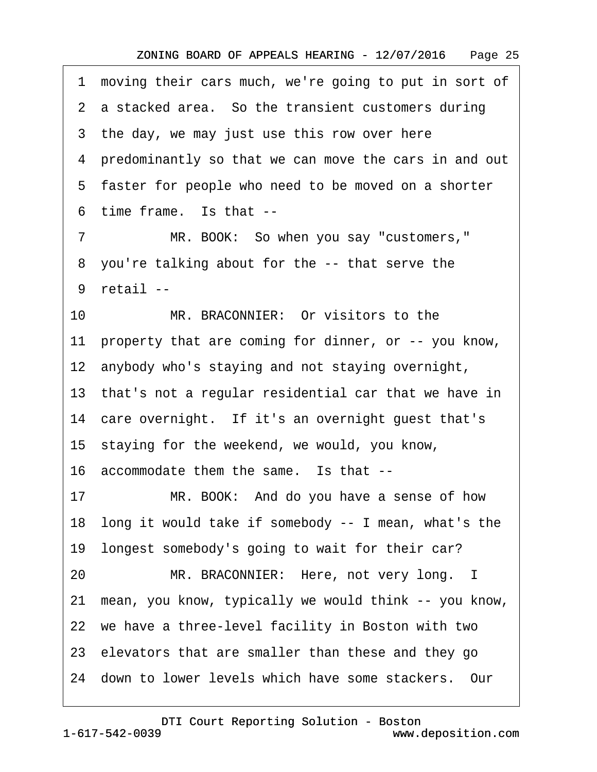1 moving their cars much, we're going to put in sort of
2 a stacked area. So the transient customers during
3 the day, we may just use this row over here
4 predominantly so that we can move the cars in and out
5 faster for people who need to be moved on a shorter
6 time frame. Is that --
7 MR. BOOK: So when you say "customers,"
8 you're talking about for the -- that serve the
9 retail --
10 MR. BRACONNIER: Or visitors to the
11 property that are coming for dinner, or -- you know,
12 anybody who's staying and not staying overnight,
13 that's not a regular residential car that we have in
14 care overnight. If it's an overnight guest that's
15 staying for the weekend, we would, you know,
16 accommodate them the same. Is that --
17 MR. BOOK: And do you have a sense of how
18 long it would take if somebody -- I mean, what's the
19 longest somebody's going to wait for their car?
20 MR. BRACONNIER: Here, not very long. I
21 mean, you know, typically we would think -- you know,
22 we have a three-level facility in Boston with two
23 elevators that are smaller than these and they go
24 down to lower levels which have some stackers. Our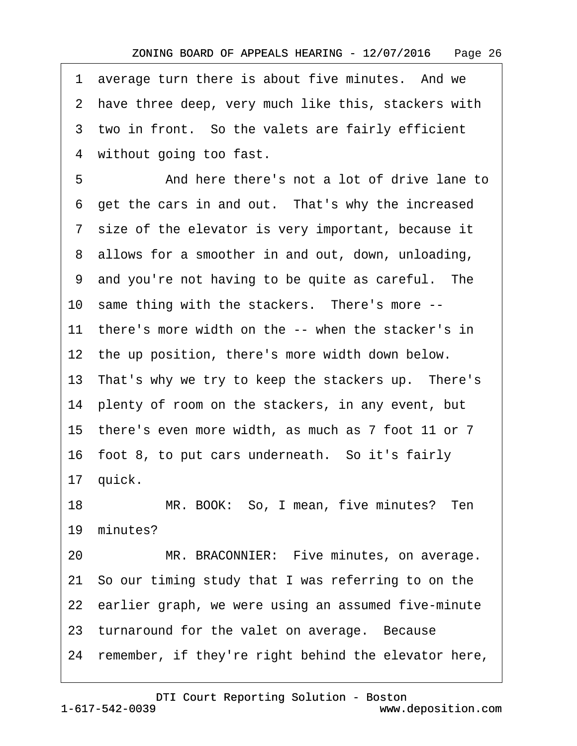1 average turn there is about five minutes. And we
2 have three deep, very much like this, stackers with
3 two in front. So the valets are fairly efficient
4 without going too fast.

5 And here there's not a lot of drive lane to
6 get the cars in and out. That's why the increased
7 size of the elevator is very important, because it
8 allows for a smoother in and out, down, unloading,
9 and you're not having to be quite as careful. The
10 same thing with the stackers. There's more --
11 there's more width on the -- when the stacker's in
12 the up position, there's more width down below.
13 That's why we try to keep the stackers up. There's
14 plenty of room on the stackers, in any event, but
15 there's even more width, as much as 7 foot 11 or 7
16 foot 8, to put cars underneath. So it's fairly
17 quick.

18 MR. BOOK: So, I mean, five minutes? Ten
19 minutes?

20 MR. BRACONNIER: Five minutes, on average.
21 So our timing study that I was referring to on the
22 earlier graph, we were using an assumed five-minute
23 turnaround for the valet on average. Because
24 remember, if they're right behind the elevator here,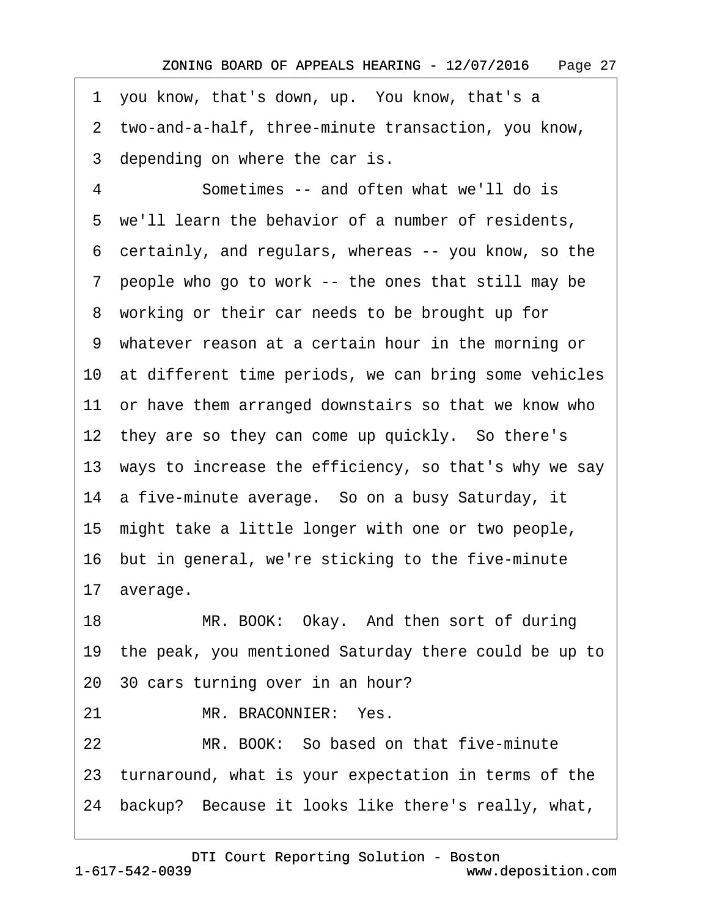1 you know, that's down, up. You know, that's a
2 two-and-a-half, three-minute transaction, you know,
3 depending on where the car is.
4 Sometimes -- and often what we'll do is
5 we'll learn the behavior of a number of residents,
6 certainly, and regulars, whereas -- you know, so the
7 people who go to work -- the ones that still may be
8 working or their car needs to be brought up for
9 whatever reason at a certain hour in the morning or
10 at different time periods, we can bring some vehicles
11 or have them arranged downstairs so that we know who
12 they are so they can come up quickly. So there's
13 ways to increase the efficiency, so that's why we say
14 a five-minute average. So on a busy Saturday, it
15 might take a little longer with one or two people,
16 but in general, we're sticking to the five-minute
17 average.
18 MR. BOOK: Okay. And then sort of during
19 the peak, you mentioned Saturday there could be up to
20 30 cars turning over in an hour?
21 MR. BRACONNIER: Yes.
22 MR. BOOK: So based on that five-minute
23 turnaround, what is your expectation in terms of the
24 backup? Because it looks like there's really, what,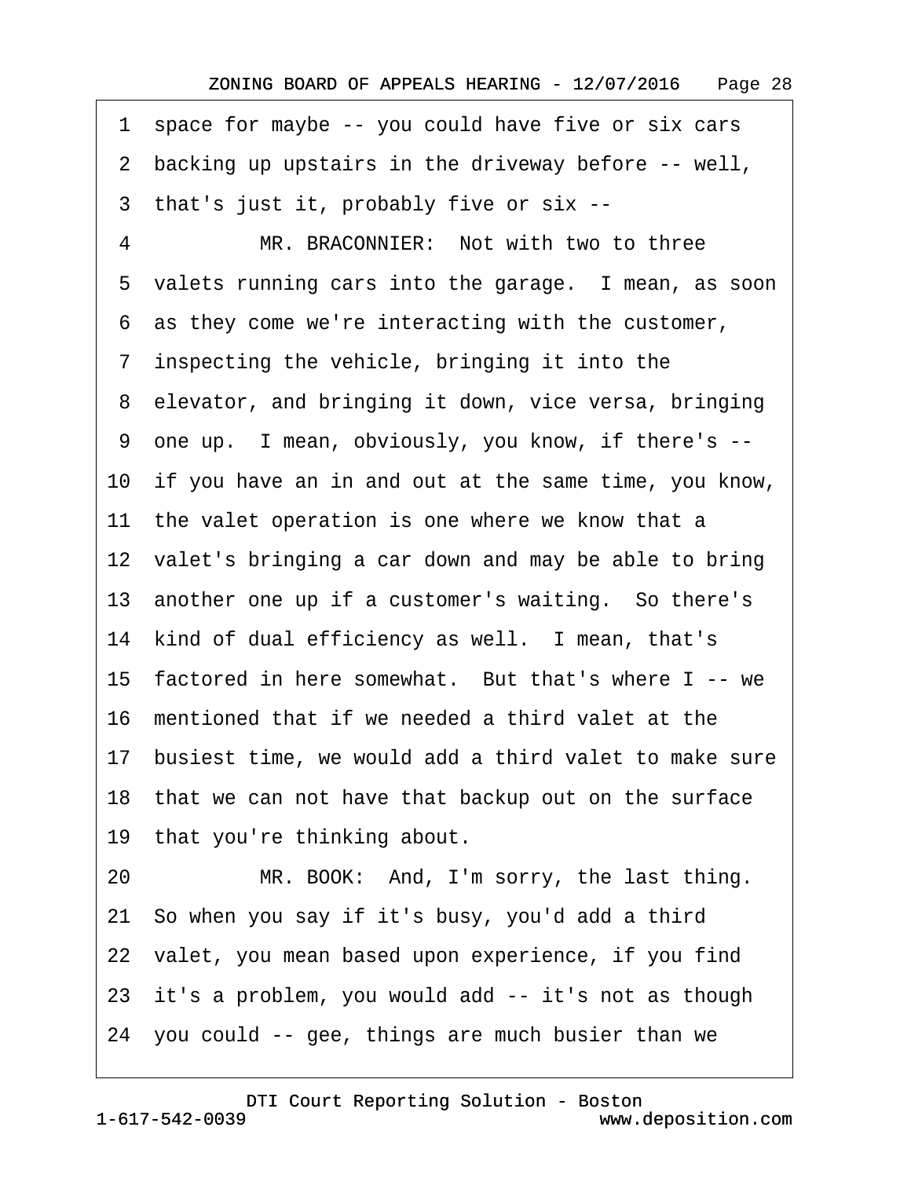1 space for maybe -- you could have five or six cars
2 backing up upstairs in the driveway before -- well,
3 that's just it, probably five or six --
4 MR. BRACONNIER: Not with two to three
5 valets running cars into the garage. I mean, as soon
6 as they come we're interacting with the customer,
7 inspecting the vehicle, bringing it into the
8 elevator, and bringing it down, vice versa, bringing
9 one up. I mean, obviously, you know, if there's --
10 if you have an in and out at the same time, you know,
11 the valet operation is one where we know that a
12 valet's bringing a car down and may be able to bring
13 another one up if a customer's waiting. So there's
14 kind of dual efficiency as well. I mean, that's
15 factored in here somewhat. But that's where I -- we
16 mentioned that if we needed a third valet at the
17 busiest time, we would add a third valet to make sure
18 that we can not have that backup out on the surface
19 that you're thinking about.
20 MR. BOOK: And, I'm sorry, the last thing.
21 So when you say if it's busy, you'd add a third
22 valet, you mean based upon experience, if you find
23 it's a problem, you would add -- it's not as though
24 you could -- gee, things are much busier than we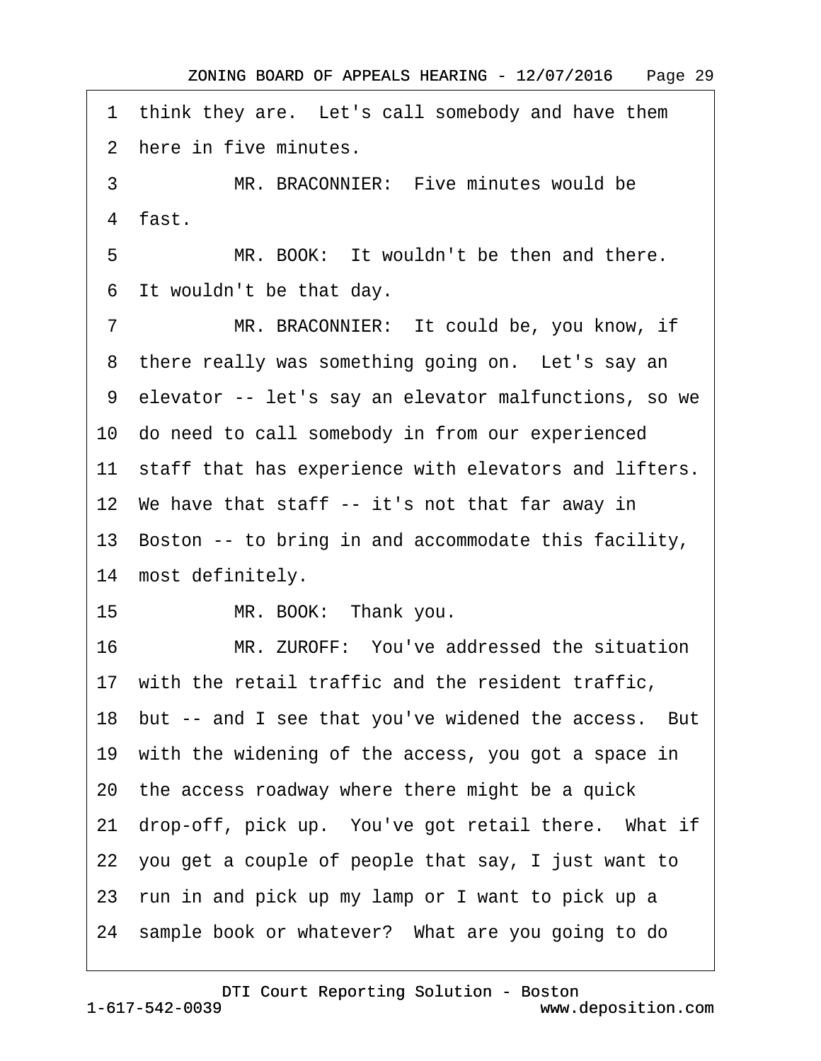1 think they are.  Let's call somebody and have them
2 here in five minutes.

3 MR. BRACONNIER:  Five minutes would be
4 fast.

5 MR. BOOK:  It wouldn't be then and there.
6 It wouldn't be that day.

7 MR. BRACONNIER:  It could be, you know, if
8 there really was something going on.  Let's say an
9 elevator -- let's say an elevator malfunctions, so we
10 do need to call somebody in from our experienced
11 staff that has experience with elevators and lifters.
12 We have that staff -- it's not that far away in
13 Boston -- to bring in and accommodate this facility,
14 most definitely.

15 MR. BOOK:  Thank you.

16 MR. ZUROFF:  You've addressed the situation
17 with the retail traffic and the resident traffic,
18 but -- and I see that you've widened the access.  But
19 with the widening of the access, you got a space in
20 the access roadway where there might be a quick
21 drop-off, pick up.  You've got retail there.  What if
22 you get a couple of people that say, I just want to
23 run in and pick up my lamp or I want to pick up a
24 sample book or whatever?  What are you going to do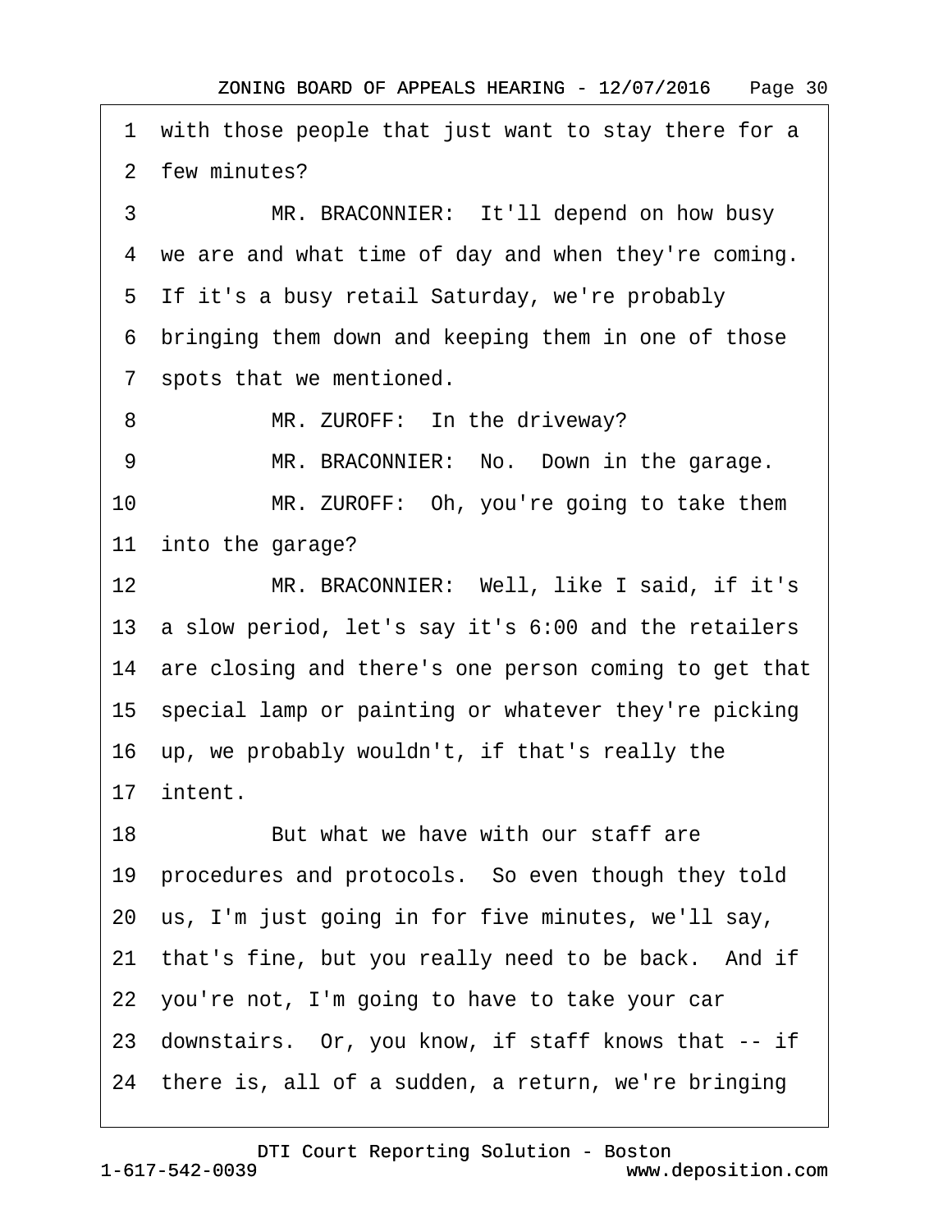1 with those people that just want to stay there for a
2 few minutes?

3 MR. BRACONNIER: It'll depend on how busy
4 we are and what time of day and when they're coming.
5 If it's a busy retail Saturday, we're probably
6 bringing them down and keeping them in one of those
7 spots that we mentioned.

8 MR. ZUROFF: In the driveway?

9 MR. BRACONNIER: No. Down in the garage.

10 MR. ZUROFF: Oh, you're going to take them
11 into the garage?

12 MR. BRACONNIER: Well, like I said, if it's
13 a slow period, let's say it's 6:00 and the retailers
14 are closing and there's one person coming to get that
15 special lamp or painting or whatever they're picking
16 up, we probably wouldn't, if that's really the
17 intent.

18 But what we have with our staff are
19 procedures and protocols. So even though they told
20 us, I'm just going in for five minutes, we'll say,
21 that's fine, but you really need to be back. And if
22 you're not, I'm going to have to take your car
23 downstairs. Or, you know, if staff knows that -- if
24 there is, all of a sudden, a return, we're bringing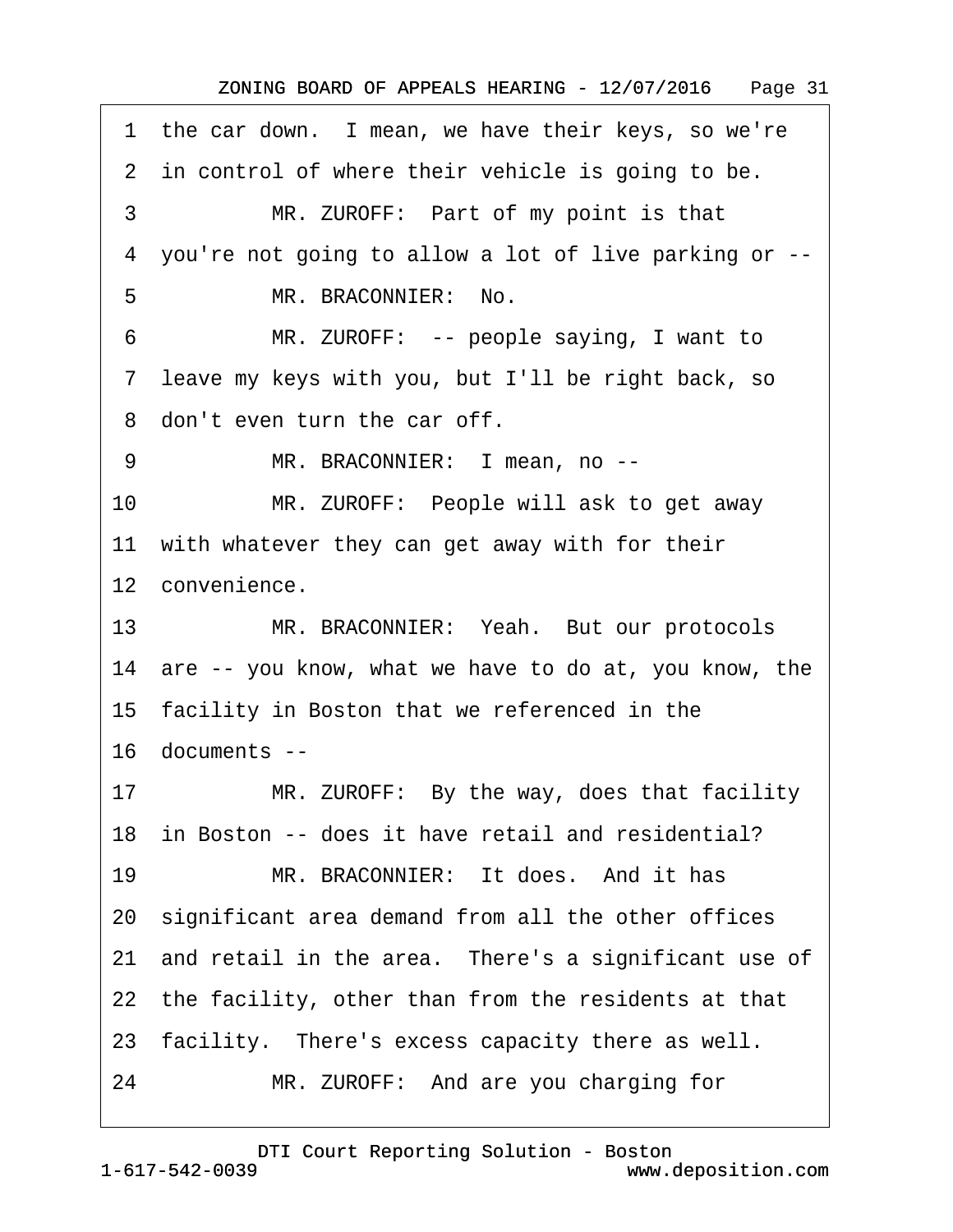1 the car down. I mean, we have their keys, so we're
2 in control of where their vehicle is going to be.
3 MR. ZUROFF: Part of my point is that
4 you're not going to allow a lot of live parking or --
5 MR. BRACONNIER: No.
6 MR. ZUROFF: -- people saying, I want to
7 leave my keys with you, but I'll be right back, so
8 don't even turn the car off.
9 MR. BRACONNIER: I mean, no --
10 MR. ZUROFF: People will ask to get away
11 with whatever they can get away with for their
12 convenience.
13 MR. BRACONNIER: Yeah. But our protocols
14 are -- you know, what we have to do at, you know, the
15 facility in Boston that we referenced in the
16 documents --
17 MR. ZUROFF: By the way, does that facility
18 in Boston -- does it have retail and residential?
19 MR. BRACONNIER: It does. And it has
20 significant area demand from all the other offices
21 and retail in the area. There's a significant use of
22 the facility, other than from the residents at that
23 facility. There's excess capacity there as well.
24 MR. ZUROFF: And are you charging for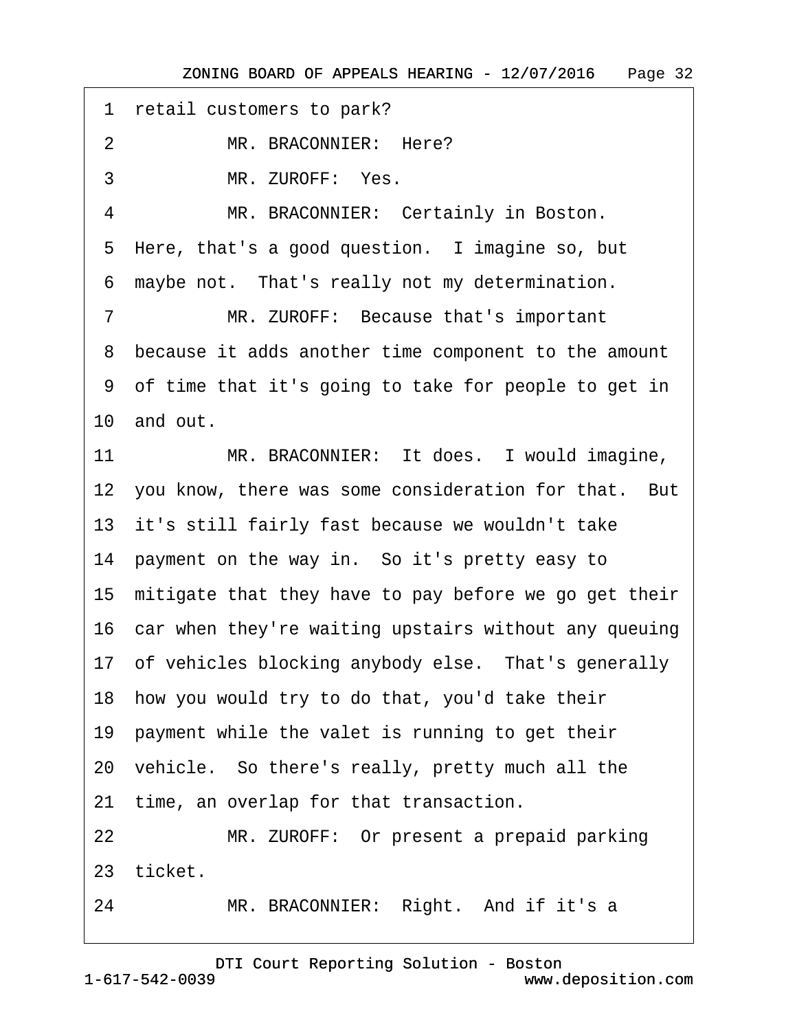1 retail customers to park?

2 MR. BRACONNIER: Here?

3 MR. ZUROFF: Yes.

4 MR. BRACONNIER: Certainly in Boston.

5 Here, that's a good question. I imagine so, but

6 maybe not. That's really not my determination.

7 MR. ZUROFF: Because that's important

8 because it adds another time component to the amount

9 of time that it's going to take for people to get in

10 and out.

11 MR. BRACONNIER: It does. I would imagine,

12 you know, there was some consideration for that. But

13 it's still fairly fast because we wouldn't take

14 payment on the way in. So it's pretty easy to

15 mitigate that they have to pay before we go get their

16 car when they're waiting upstairs without any queuing

17 of vehicles blocking anybody else. That's generally

18 how you would try to do that, you'd take their

19 payment while the valet is running to get their

20 vehicle. So there's really, pretty much all the

21 time, an overlap for that transaction.

22 MR. ZUROFF: Or present a prepaid parking

23 ticket.

24 MR. BRACONNIER: Right. And if it's a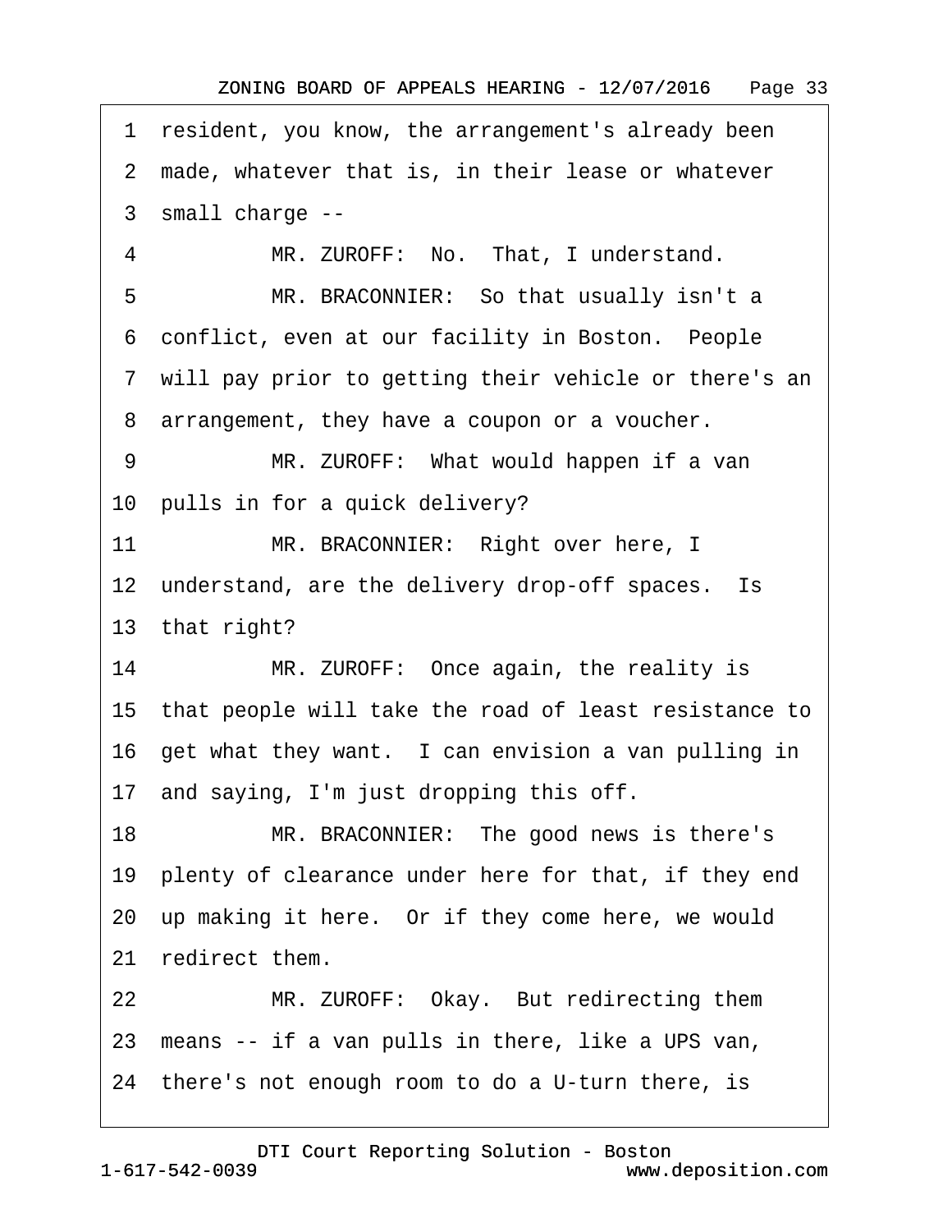1 resident, you know, the arrangement's already been
2 made, whatever that is, in their lease or whatever
3 small charge --
4 MR. ZUROFF: No. That, I understand.
5 MR. BRACONNIER: So that usually isn't a
6 conflict, even at our facility in Boston. People
7 will pay prior to getting their vehicle or there's an
8 arrangement, they have a coupon or a voucher.
9 MR. ZUROFF: What would happen if a van
10 pulls in for a quick delivery?
11 MR. BRACONNIER: Right over here, I
12 understand, are the delivery drop-off spaces. Is
13 that right?
14 MR. ZUROFF: Once again, the reality is
15 that people will take the road of least resistance to
16 get what they want. I can envision a van pulling in
17 and saying, I'm just dropping this off.
18 MR. BRACONNIER: The good news is there's
19 plenty of clearance under here for that, if they end
20 up making it here. Or if they come here, we would
21 redirect them.
22 MR. ZUROFF: Okay. But redirecting them
23 means -- if a van pulls in there, like a UPS van,
24 there's not enough room to do a U-turn there, is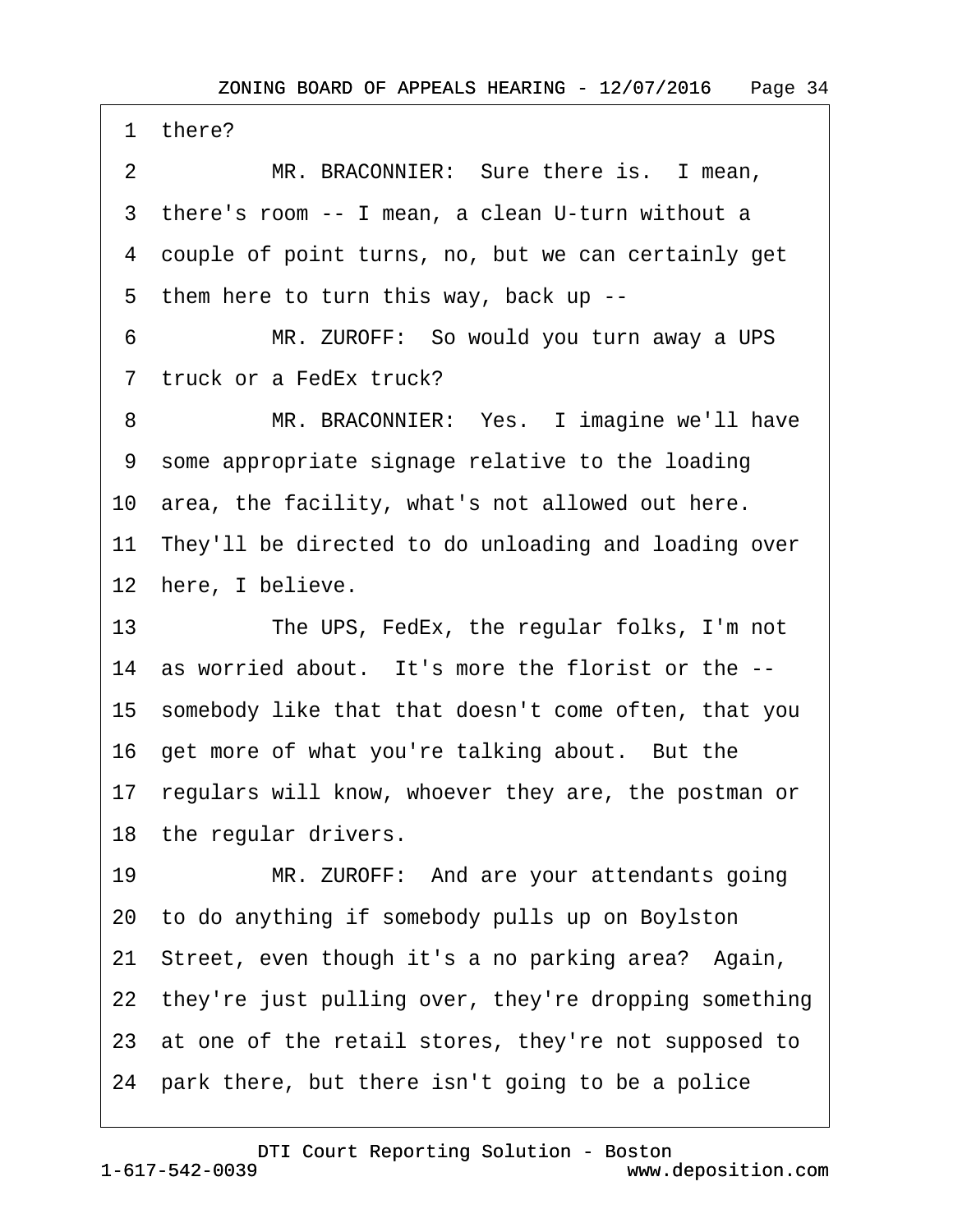1 there?

2 MR. BRACONNIER: Sure there is. I mean,

3 there's room -- I mean, a clean U-turn without a

4 couple of point turns, no, but we can certainly get

5 them here to turn this way, back up --

6 MR. ZUROFF: So would you turn away a UPS

7 truck or a FedEx truck?

8 MR. BRACONNIER: Yes. I imagine we'll have

9 some appropriate signage relative to the loading

10 area, the facility, what's not allowed out here.

11 They'll be directed to do unloading and loading over

12 here, I believe.

13 The UPS, FedEx, the regular folks, I'm not

14 as worried about. It's more the florist or the --

15 somebody like that that doesn't come often, that you

16 get more of what you're talking about. But the

17 regulars will know, whoever they are, the postman or

18 the regular drivers.

19 MR. ZUROFF: And are your attendants going

20 to do anything if somebody pulls up on Boylston

21 Street, even though it's a no parking area? Again,

22 they're just pulling over, they're dropping something

23 at one of the retail stores, they're not supposed to

24 park there, but there isn't going to be a police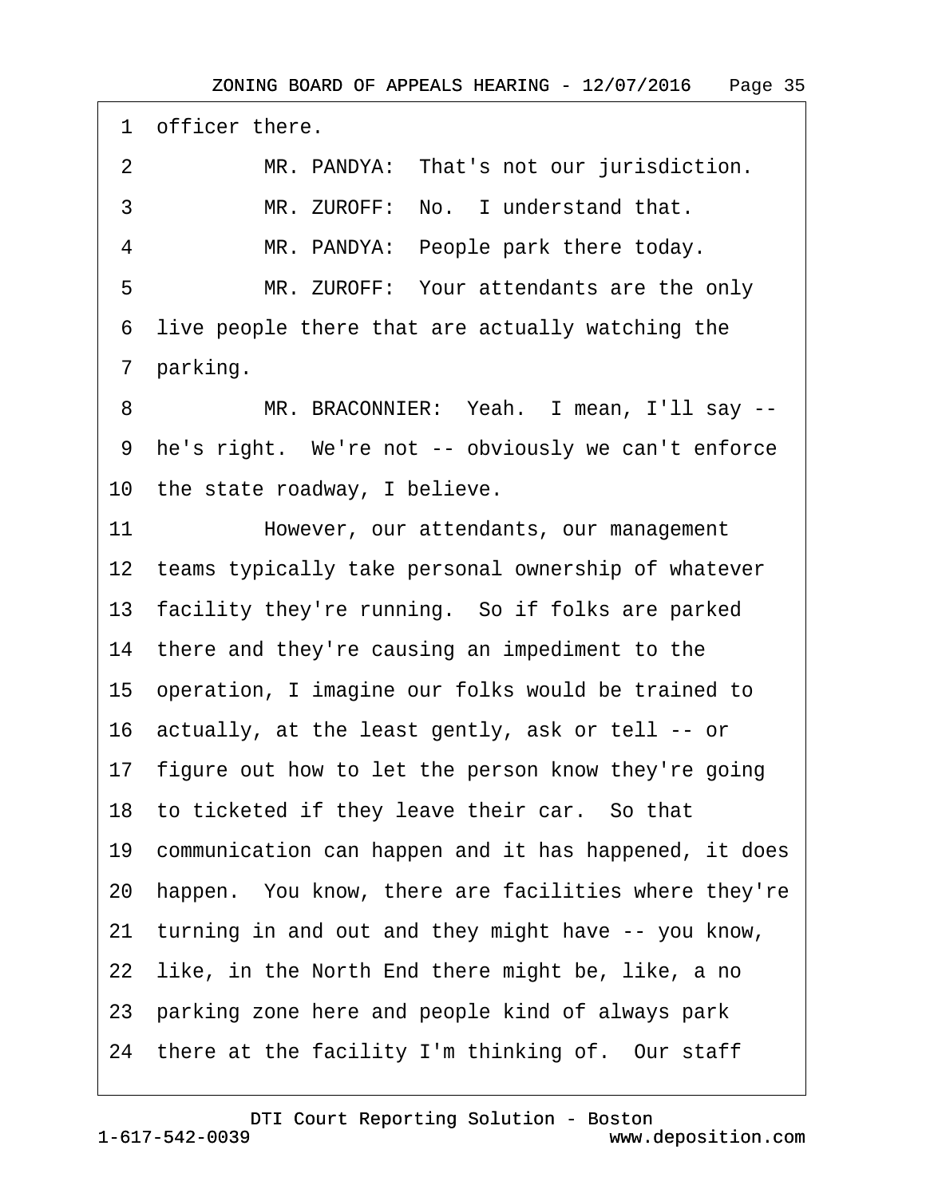1 officer there.

2 MR. PANDYA: That's not our jurisdiction.

3 MR. ZUROFF: No. I understand that.

4 MR. PANDYA: People park there today.

5 MR. ZUROFF: Your attendants are the only

6 live people there that are actually watching the

7 parking.

8 MR. BRACONNIER: Yeah. I mean, I'll say --

9 he's right. We're not -- obviously we can't enforce

10 the state roadway, I believe.

11 However, our attendants, our management

12 teams typically take personal ownership of whatever

13 facility they're running. So if folks are parked

14 there and they're causing an impediment to the

15 operation, I imagine our folks would be trained to

16 actually, at the least gently, ask or tell -- or

17 figure out how to let the person know they're going

18 to ticketed if they leave their car. So that

19 communication can happen and it has happened, it does

20 happen. You know, there are facilities where they're

21 turning in and out and they might have -- you know,

22 like, in the North End there might be, like, a no

23 parking zone here and people kind of always park

24 there at the facility I'm thinking of. Our staff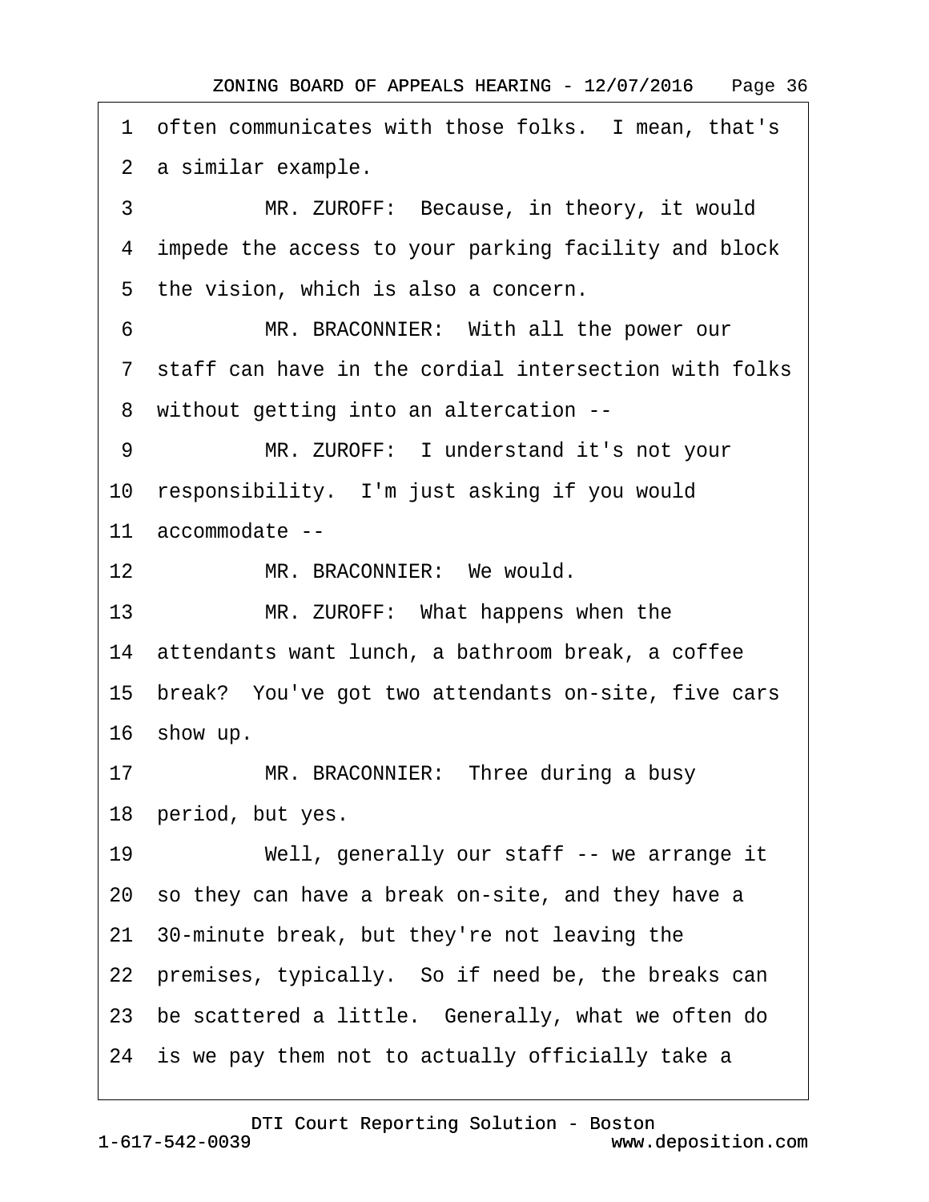1 often communicates with those folks. I mean, that's
2 a similar example.
3 MR. ZUROFF: Because, in theory, it would
4 impede the access to your parking facility and block
5 the vision, which is also a concern.
6 MR. BRACONNIER: With all the power our
7 staff can have in the cordial intersection with folks
8 without getting into an altercation --
9 MR. ZUROFF: I understand it's not your
10 responsibility. I'm just asking if you would
11 accommodate --
12 MR. BRACONNIER: We would.
13 MR. ZUROFF: What happens when the
14 attendants want lunch, a bathroom break, a coffee
15 break? You've got two attendants on-site, five cars
16 show up.
17 MR. BRACONNIER: Three during a busy
18 period, but yes.
19 Well, generally our staff -- we arrange it
20 so they can have a break on-site, and they have a
21 30-minute break, but they're not leaving the
22 premises, typically. So if need be, the breaks can
23 be scattered a little. Generally, what we often do
24 is we pay them not to actually officially take a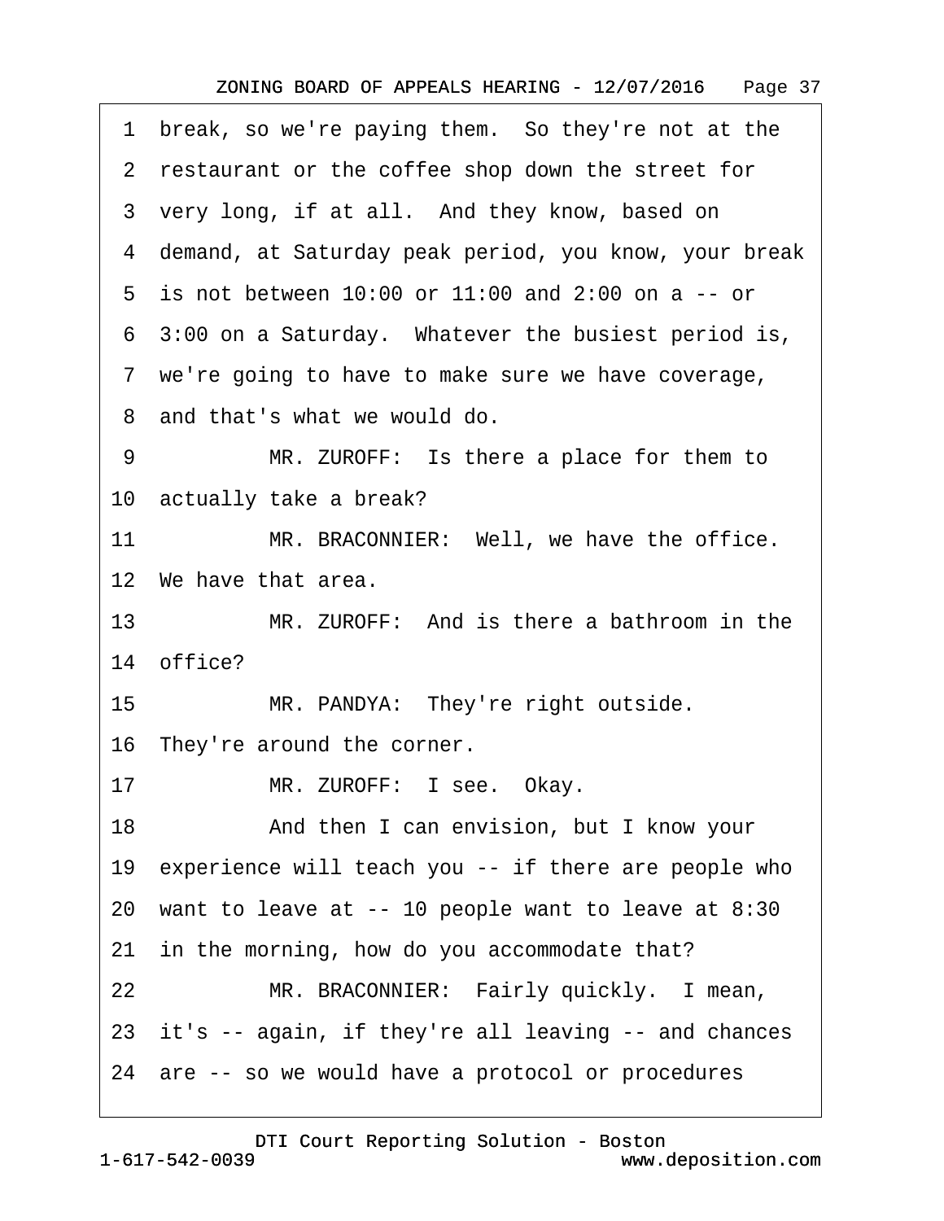1 break, so we're paying them. So they're not at the
2 restaurant or the coffee shop down the street for
3 very long, if at all. And they know, based on
4 demand, at Saturday peak period, you know, your break
5 is not between 10:00 or 11:00 and 2:00 on a -- or
6 3:00 on a Saturday. Whatever the busiest period is,
7 we're going to have to make sure we have coverage,
8 and that's what we would do.
9 MR. ZUROFF: Is there a place for them to
10 actually take a break?
11 MR. BRACONNIER: Well, we have the office.
12 We have that area.
13 MR. ZUROFF: And is there a bathroom in the
14 office?
15 MR. PANDYA: They're right outside.
16 They're around the corner.
17 MR. ZUROFF: I see. Okay.
18 And then I can envision, but I know your
19 experience will teach you -- if there are people who
20 want to leave at -- 10 people want to leave at 8:30
21 in the morning, how do you accommodate that?
22 MR. BRACONNIER: Fairly quickly. I mean,
23 it's -- again, if they're all leaving -- and chances
24 are -- so we would have a protocol or procedures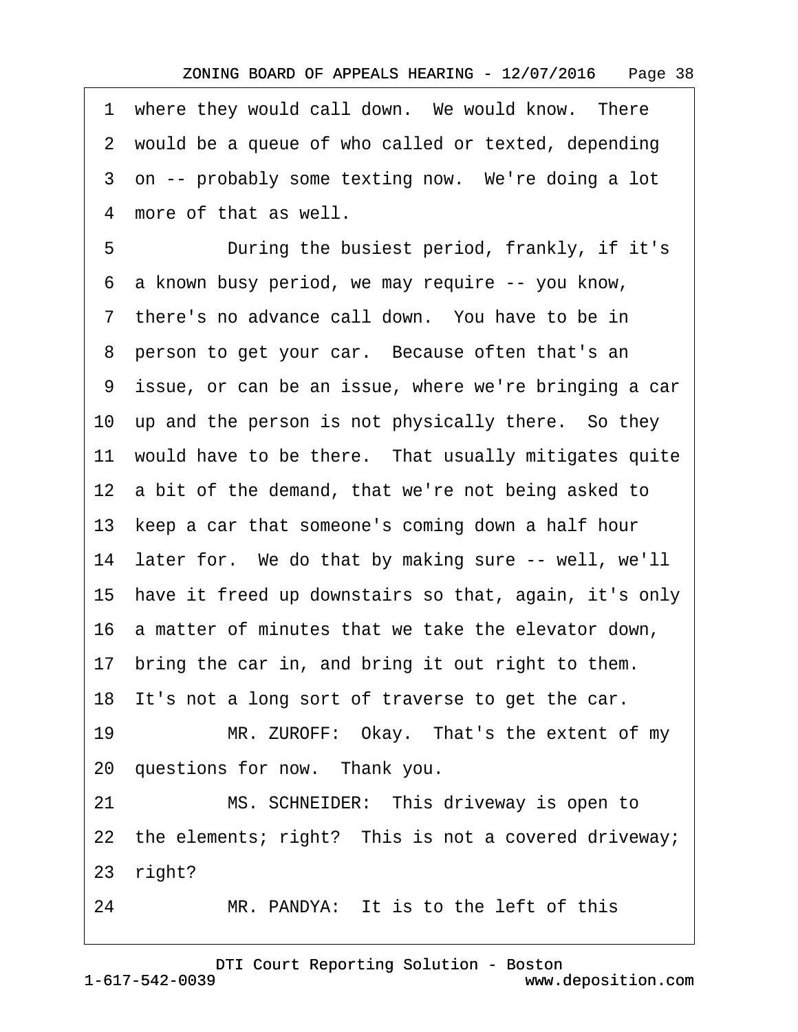1 where they would call down. We would know. There
2 would be a queue of who called or texted, depending
3 on -- probably some texting now. We're doing a lot
4 more of that as well.

5 During the busiest period, frankly, if it's
6 a known busy period, we may require -- you know,
7 there's no advance call down. You have to be in
8 person to get your car. Because often that's an
9 issue, or can be an issue, where we're bringing a car
10 up and the person is not physically there. So they
11 would have to be there. That usually mitigates quite
12 a bit of the demand, that we're not being asked to
13 keep a car that someone's coming down a half hour
14 later for. We do that by making sure -- well, we'll
15 have it freed up downstairs so that, again, it's only
16 a matter of minutes that we take the elevator down,
17 bring the car in, and bring it out right to them.
18 It's not a long sort of traverse to get the car.

19 MR. ZUROFF: Okay. That's the extent of my
20 questions for now. Thank you.

21 MS. SCHNEIDER: This driveway is open to
22 the elements; right? This is not a covered driveway;
23 right?

24 MR. PANDYA: It is to the left of this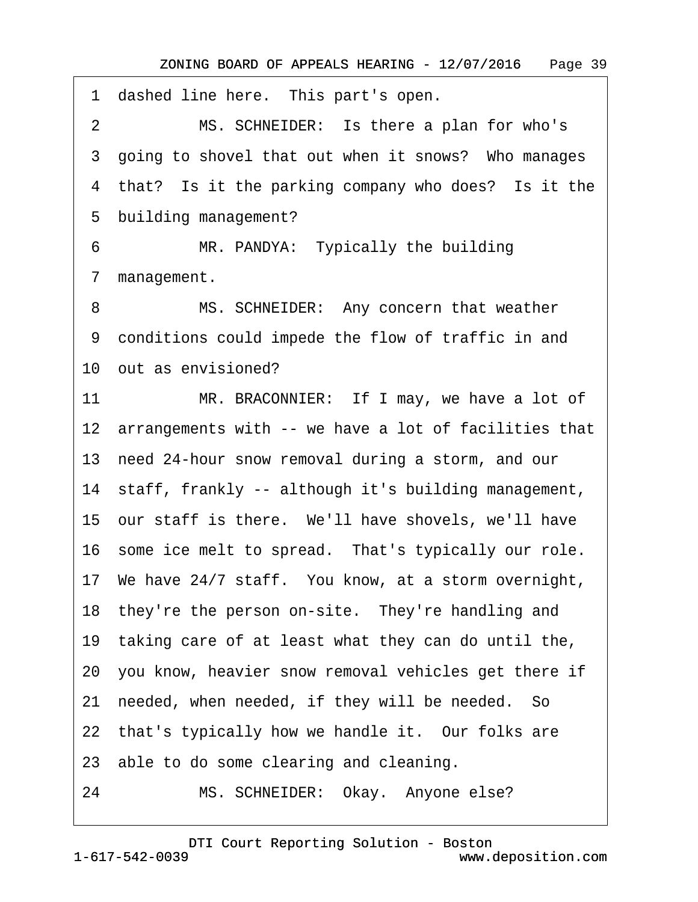1 dashed line here. This part's open.

2 MS. SCHNEIDER: Is there a plan for who's

3 going to shovel that out when it snows? Who manages

4 that? Is it the parking company who does? Is it the

5 building management?

6 MR. PANDYA: Typically the building

7 management.

8 MS. SCHNEIDER: Any concern that weather

9 conditions could impede the flow of traffic in and

10 out as envisioned?

11 MR. BRACONNIER: If I may, we have a lot of

12 arrangements with -- we have a lot of facilities that

13 need 24-hour snow removal during a storm, and our

14 staff, frankly -- although it's building management,

15 our staff is there. We'll have shovels, we'll have

16 some ice melt to spread. That's typically our role.

17 We have 24/7 staff. You know, at a storm overnight,

18 they're the person on-site. They're handling and

19 taking care of at least what they can do until the,

20 you know, heavier snow removal vehicles get there if

21 needed, when needed, if they will be needed. So

22 that's typically how we handle it. Our folks are

23 able to do some clearing and cleaning.

24 MS. SCHNEIDER: Okay. Anyone else?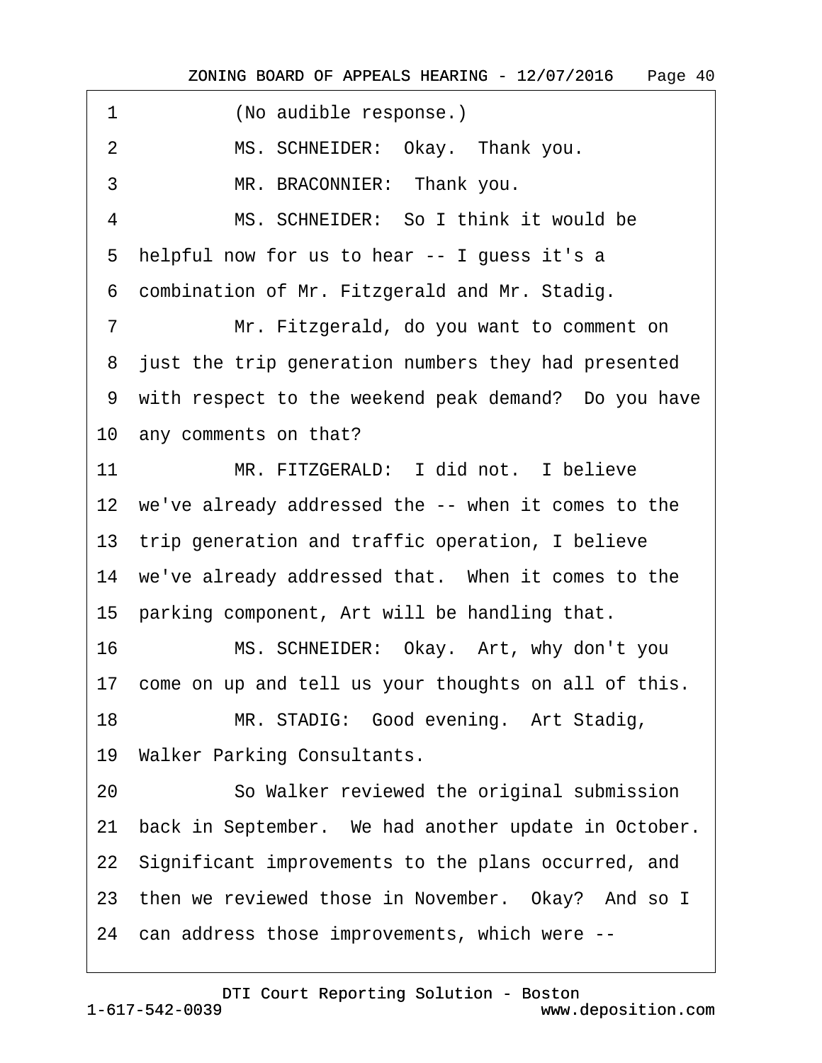1 (No audible response.)

2 MS. SCHNEIDER: Okay. Thank you.

3 MR. BRACONNIER: Thank you.

4 MS. SCHNEIDER: So I think it would be

5 helpful now for us to hear -- I guess it's a

6 combination of Mr. Fitzgerald and Mr. Stadig.

7 Mr. Fitzgerald, do you want to comment on

8 just the trip generation numbers they had presented

9 with respect to the weekend peak demand? Do you have

10 any comments on that?

11 MR. FITZGERALD: I did not. I believe

12 we've already addressed the -- when it comes to the

13 trip generation and traffic operation, I believe

14 we've already addressed that. When it comes to the

15 parking component, Art will be handling that.

16 MS. SCHNEIDER: Okay. Art, why don't you

17 come on up and tell us your thoughts on all of this.

18 MR. STADIG: Good evening. Art Stadig,

19 Walker Parking Consultants.

20 So Walker reviewed the original submission

21 back in September. We had another update in October.

22 Significant improvements to the plans occurred, and

23 then we reviewed those in November. Okay? And so I

24 can address those improvements, which were --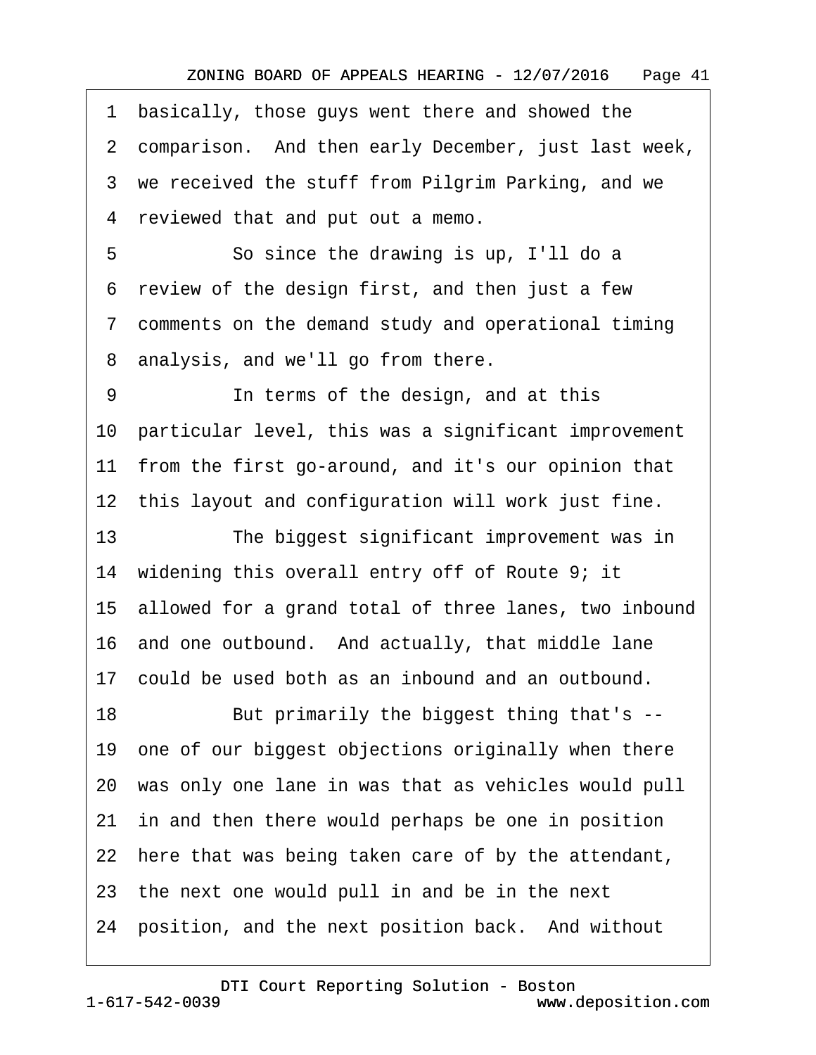1 basically, those guys went there and showed the
2 comparison. And then early December, just last week,
3 we received the stuff from Pilgrim Parking, and we
4 reviewed that and put out a memo.
5 So since the drawing is up, I'll do a
6 review of the design first, and then just a few
7 comments on the demand study and operational timing
8 analysis, and we'll go from there.
9 In terms of the design, and at this
10 particular level, this was a significant improvement
11 from the first go-around, and it's our opinion that
12 this layout and configuration will work just fine.
13 The biggest significant improvement was in
14 widening this overall entry off of Route 9; it
15 allowed for a grand total of three lanes, two inbound
16 and one outbound. And actually, that middle lane
17 could be used both as an inbound and an outbound.
18 But primarily the biggest thing that's --
19 one of our biggest objections originally when there
20 was only one lane in was that as vehicles would pull
21 in and then there would perhaps be one in position
22 here that was being taken care of by the attendant,
23 the next one would pull in and be in the next
24 position, and the next position back. And without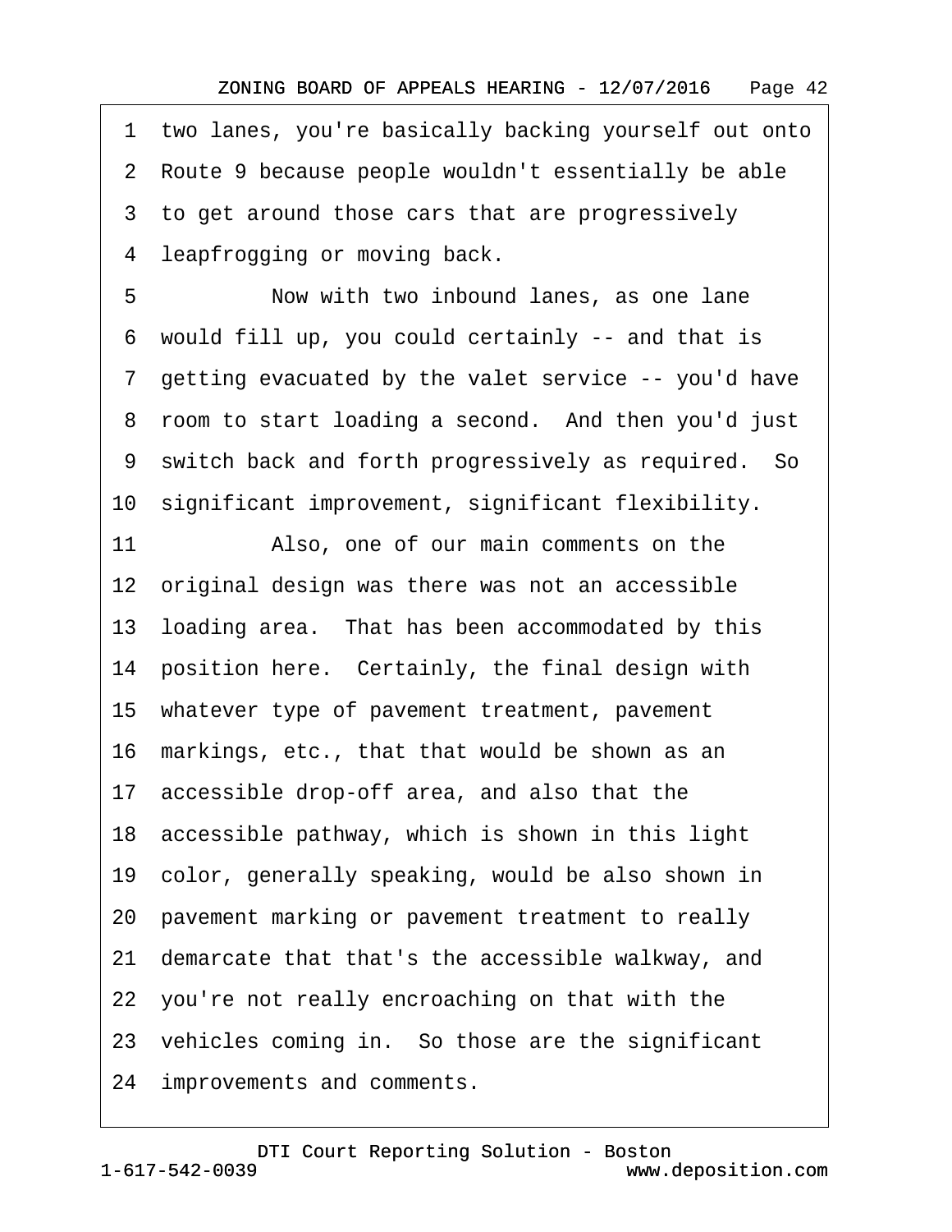1 two lanes, you're basically backing yourself out onto
2 Route 9 because people wouldn't essentially be able
3 to get around those cars that are progressively
4 leapfrogging or moving back.
5 Now with two inbound lanes, as one lane
6 would fill up, you could certainly -- and that is
7 getting evacuated by the valet service -- you'd have
8 room to start loading a second. And then you'd just
9 switch back and forth progressively as required. So
10 significant improvement, significant flexibility.
11 Also, one of our main comments on the
12 original design was there was not an accessible
13 loading area. That has been accommodated by this
14 position here. Certainly, the final design with
15 whatever type of pavement treatment, pavement
16 markings, etc., that that would be shown as an
17 accessible drop-off area, and also that the
18 accessible pathway, which is shown in this light
19 color, generally speaking, would be also shown in
20 pavement marking or pavement treatment to really
21 demarcate that that's the accessible walkway, and
22 you're not really encroaching on that with the
23 vehicles coming in. So those are the significant
24 improvements and comments.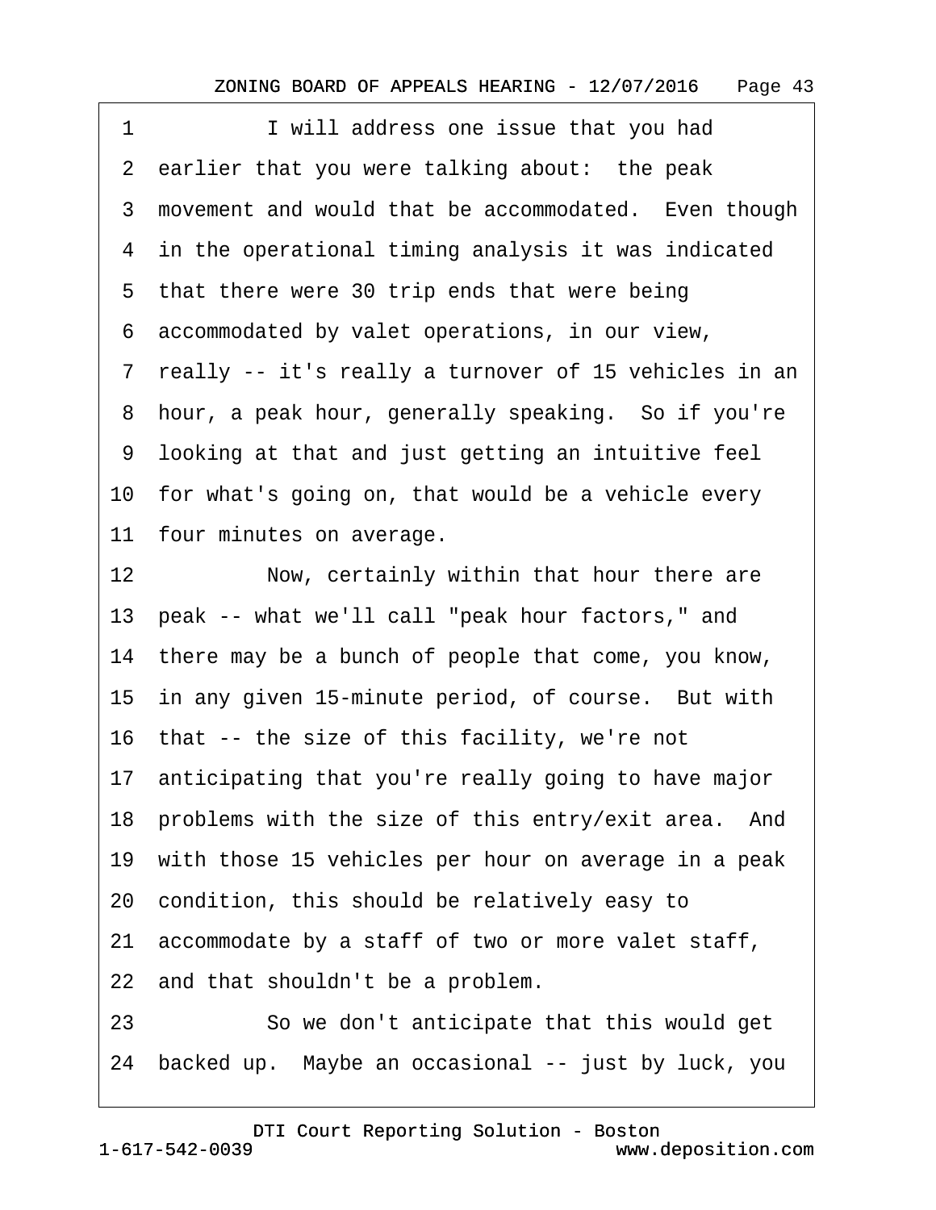1 I will address one issue that you had
2 earlier that you were talking about: the peak
3 movement and would that be accommodated. Even though
4 in the operational timing analysis it was indicated
5 that there were 30 trip ends that were being
6 accommodated by valet operations, in our view,
7 really -- it's really a turnover of 15 vehicles in an
8 hour, a peak hour, generally speaking. So if you're
9 looking at that and just getting an intuitive feel
10 for what's going on, that would be a vehicle every
11 four minutes on average.
12 Now, certainly within that hour there are
13 peak -- what we'll call "peak hour factors," and
14 there may be a bunch of people that come, you know,
15 in any given 15-minute period, of course. But with
16 that -- the size of this facility, we're not
17 anticipating that you're really going to have major
18 problems with the size of this entry/exit area. And
19 with those 15 vehicles per hour on average in a peak
20 condition, this should be relatively easy to
21 accommodate by a staff of two or more valet staff,
22 and that shouldn't be a problem.
23 So we don't anticipate that this would get
24 backed up. Maybe an occasional -- just by luck, you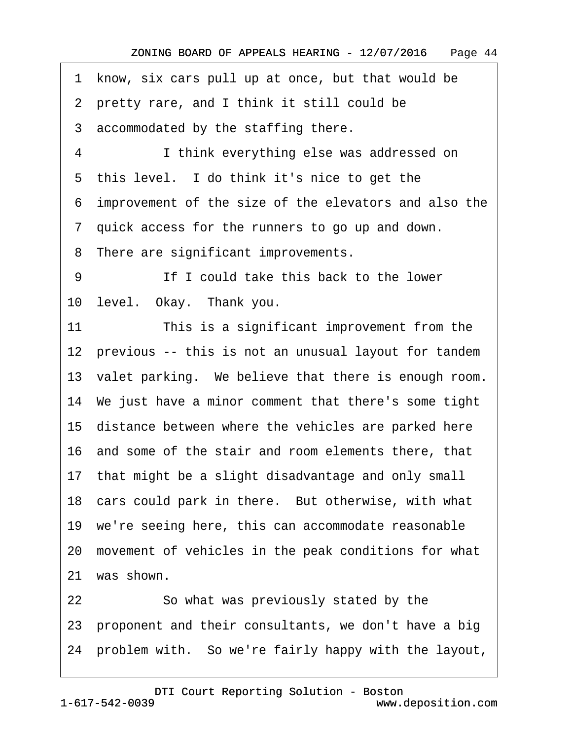1 know, six cars pull up at once, but that would be

2 pretty rare, and I think it still could be

3 accommodated by the staffing there.

4 I think everything else was addressed on

5 this level. I do think it's nice to get the

6 improvement of the size of the elevators and also the

7 quick access for the runners to go up and down.

8 There are significant improvements.

9 If I could take this back to the lower

10 level. Okay. Thank you.

11 This is a significant improvement from the

12 previous -- this is not an unusual layout for tandem

13 valet parking. We believe that there is enough room.

14 We just have a minor comment that there's some tight

15 distance between where the vehicles are parked here

16 and some of the stair and room elements there, that

17 that might be a slight disadvantage and only small

18 cars could park in there. But otherwise, with what

19 we're seeing here, this can accommodate reasonable

20 movement of vehicles in the peak conditions for what

21 was shown.

22 So what was previously stated by the

23 proponent and their consultants, we don't have a big

24 problem with. So we're fairly happy with the layout,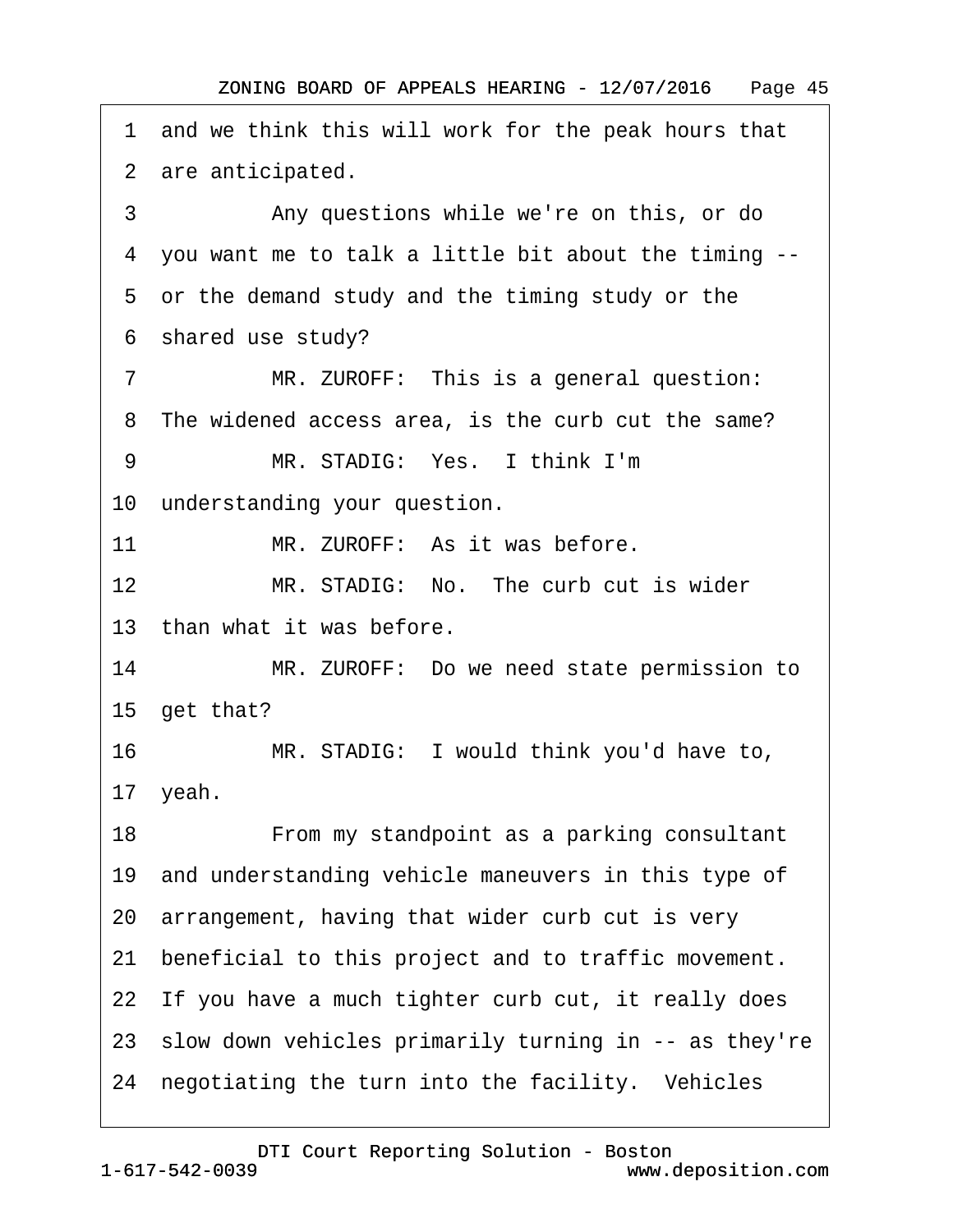1 and we think this will work for the peak hours that
2 are anticipated.
3 Any questions while we're on this, or do
4 you want me to talk a little bit about the timing --
5 or the demand study and the timing study or the
6 shared use study?
7 MR. ZUROFF: This is a general question:
8 The widened access area, is the curb cut the same?
9 MR. STADIG: Yes. I think I'm
10 understanding your question.
11 MR. ZUROFF: As it was before.
12 MR. STADIG: No. The curb cut is wider
13 than what it was before.
14 MR. ZUROFF: Do we need state permission to
15 get that?
16 MR. STADIG: I would think you'd have to,
17 yeah.
18 From my standpoint as a parking consultant
19 and understanding vehicle maneuvers in this type of
20 arrangement, having that wider curb cut is very
21 beneficial to this project and to traffic movement.
22 If you have a much tighter curb cut, it really does
23 slow down vehicles primarily turning in -- as they're
24 negotiating the turn into the facility. Vehicles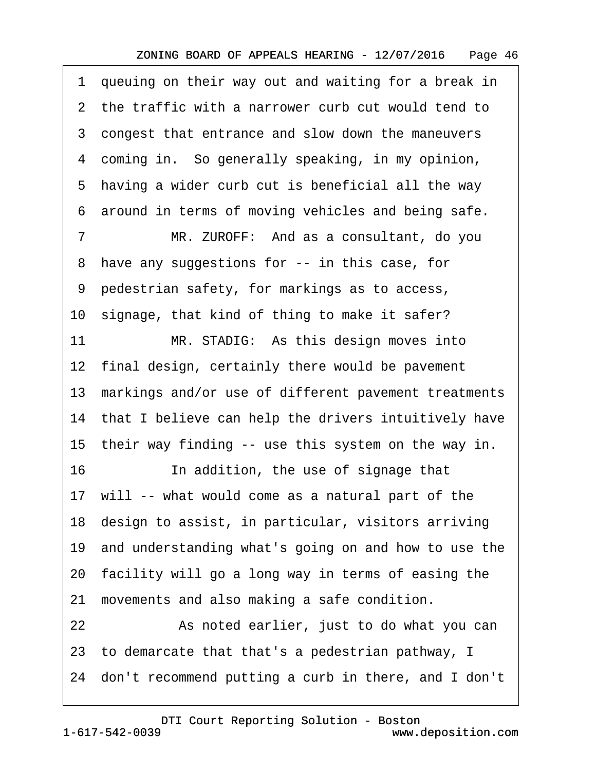1 queuing on their way out and waiting for a break in
2 the traffic with a narrower curb cut would tend to
3 congest that entrance and slow down the maneuvers
4 coming in. So generally speaking, in my opinion,
5 having a wider curb cut is beneficial all the way
6 around in terms of moving vehicles and being safe.
7 MR. ZUROFF: And as a consultant, do you
8 have any suggestions for -- in this case, for
9 pedestrian safety, for markings as to access,
10 signage, that kind of thing to make it safer?
11 MR. STADIG: As this design moves into
12 final design, certainly there would be pavement
13 markings and/or use of different pavement treatments
14 that I believe can help the drivers intuitively have
15 their way finding -- use this system on the way in.
16 In addition, the use of signage that
17 will -- what would come as a natural part of the
18 design to assist, in particular, visitors arriving
19 and understanding what's going on and how to use the
20 facility will go a long way in terms of easing the
21 movements and also making a safe condition.
22 As noted earlier, just to do what you can
23 to demarcate that that's a pedestrian pathway, I
24 don't recommend putting a curb in there, and I don't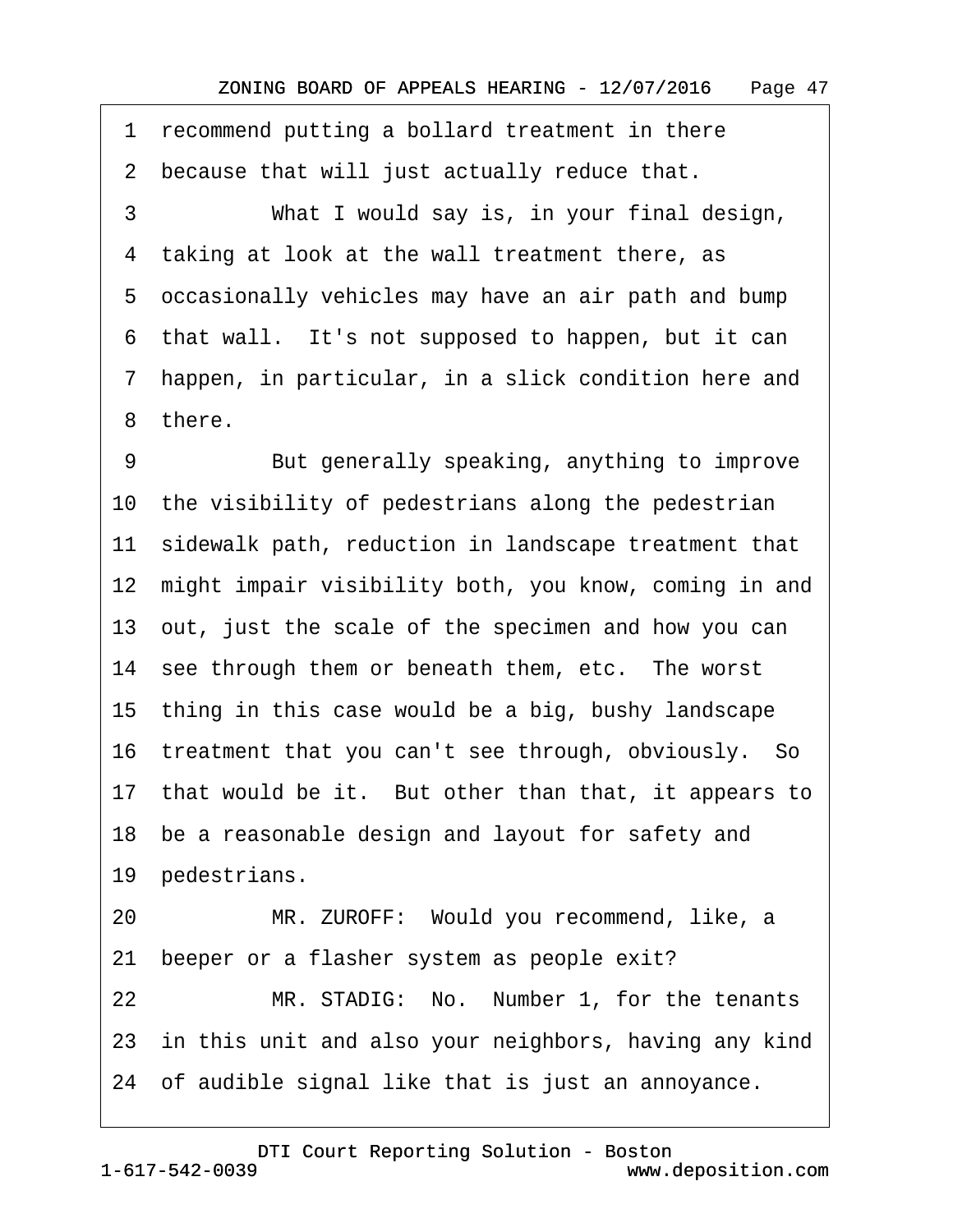1 recommend putting a bollard treatment in there
2 because that will just actually reduce that.
3 What I would say is, in your final design,
4 taking at look at the wall treatment there, as
5 occasionally vehicles may have an air path and bump
6 that wall. It's not supposed to happen, but it can
7 happen, in particular, in a slick condition here and
8 there.
9 But generally speaking, anything to improve
10 the visibility of pedestrians along the pedestrian
11 sidewalk path, reduction in landscape treatment that
12 might impair visibility both, you know, coming in and
13 out, just the scale of the specimen and how you can
14 see through them or beneath them, etc. The worst
15 thing in this case would be a big, bushy landscape
16 treatment that you can't see through, obviously. So
17 that would be it. But other than that, it appears to
18 be a reasonable design and layout for safety and
19 pedestrians.
20 MR. ZUROFF: Would you recommend, like, a
21 beeper or a flasher system as people exit?
22 MR. STADIG: No. Number 1, for the tenants
23 in this unit and also your neighbors, having any kind
24 of audible signal like that is just an annoyance.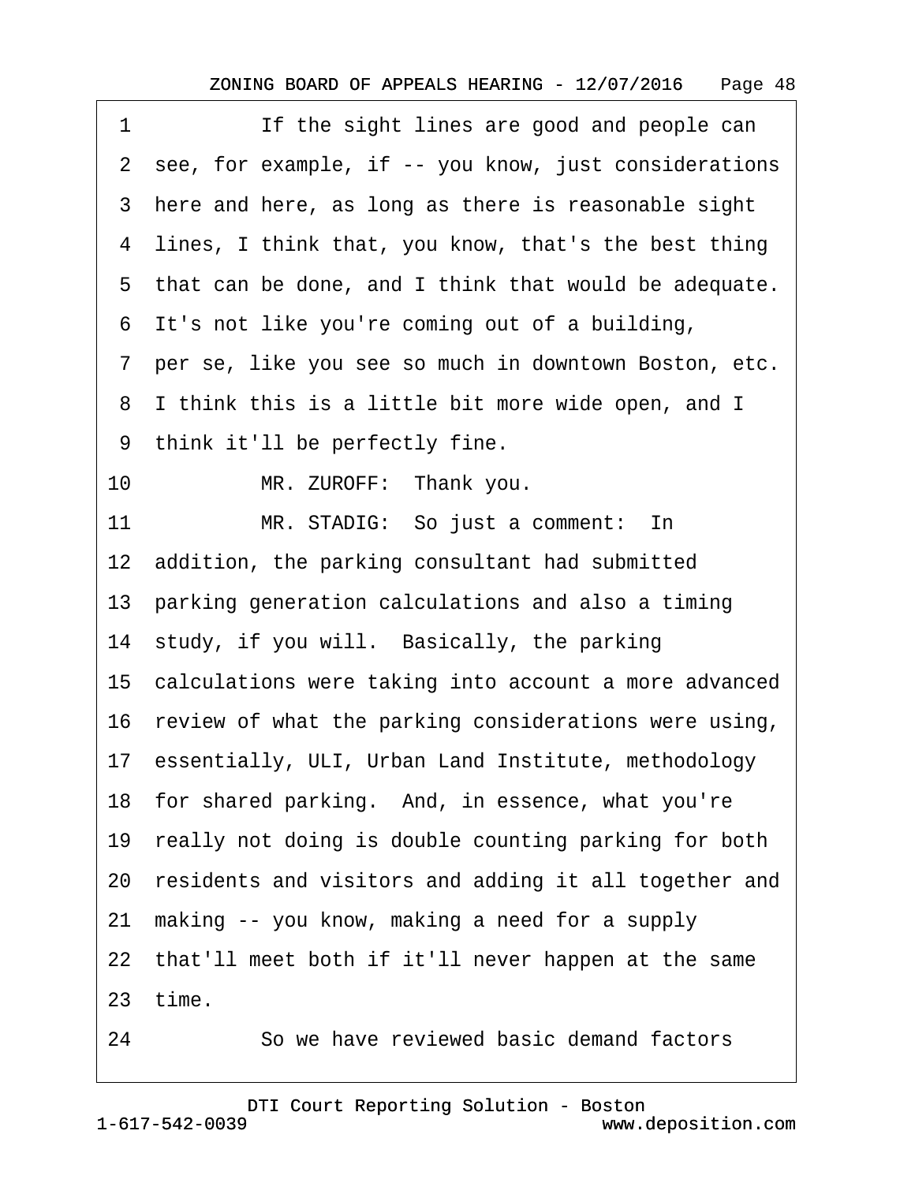1 If the sight lines are good and people can
2 see, for example, if -- you know, just considerations
3 here and here, as long as there is reasonable sight
4 lines, I think that, you know, that's the best thing
5 that can be done, and I think that would be adequate.
6 It's not like you're coming out of a building,
7 per se, like you see so much in downtown Boston, etc.
8 I think this is a little bit more wide open, and I
9 think it'll be perfectly fine.
10 MR. ZUROFF: Thank you.
11 MR. STADIG: So just a comment: In
12 addition, the parking consultant had submitted
13 parking generation calculations and also a timing
14 study, if you will. Basically, the parking
15 calculations were taking into account a more advanced
16 review of what the parking considerations were using,
17 essentially, ULI, Urban Land Institute, methodology
18 for shared parking. And, in essence, what you're
19 really not doing is double counting parking for both
20 residents and visitors and adding it all together and
21 making -- you know, making a need for a supply
22 that'll meet both if it'll never happen at the same
23 time.
24 So we have reviewed basic demand factors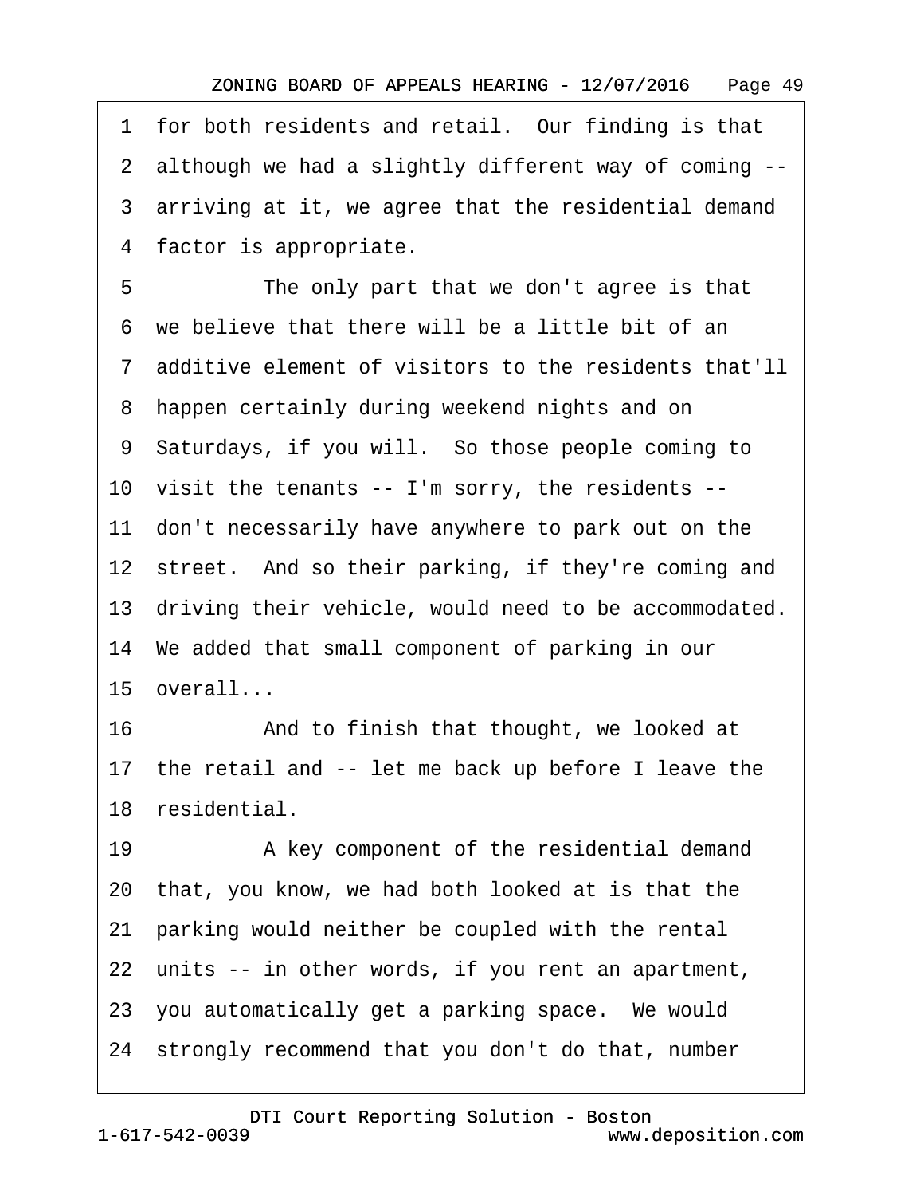1 for both residents and retail. Our finding is that
2 although we had a slightly different way of coming --
3 arriving at it, we agree that the residential demand
4 factor is appropriate.

5 The only part that we don't agree is that
6 we believe that there will be a little bit of an
7 additive element of visitors to the residents that'll
8 happen certainly during weekend nights and on
9 Saturdays, if you will. So those people coming to
10 visit the tenants -- I'm sorry, the residents --
11 don't necessarily have anywhere to park out on the
12 street. And so their parking, if they're coming and
13 driving their vehicle, would need to be accommodated.
14 We added that small component of parking in our
15 overall...

16 And to finish that thought, we looked at
17 the retail and -- let me back up before I leave the
18 residential.

19 A key component of the residential demand
20 that, you know, we had both looked at is that the
21 parking would neither be coupled with the rental
22 units -- in other words, if you rent an apartment,
23 you automatically get a parking space. We would
24 strongly recommend that you don't do that, number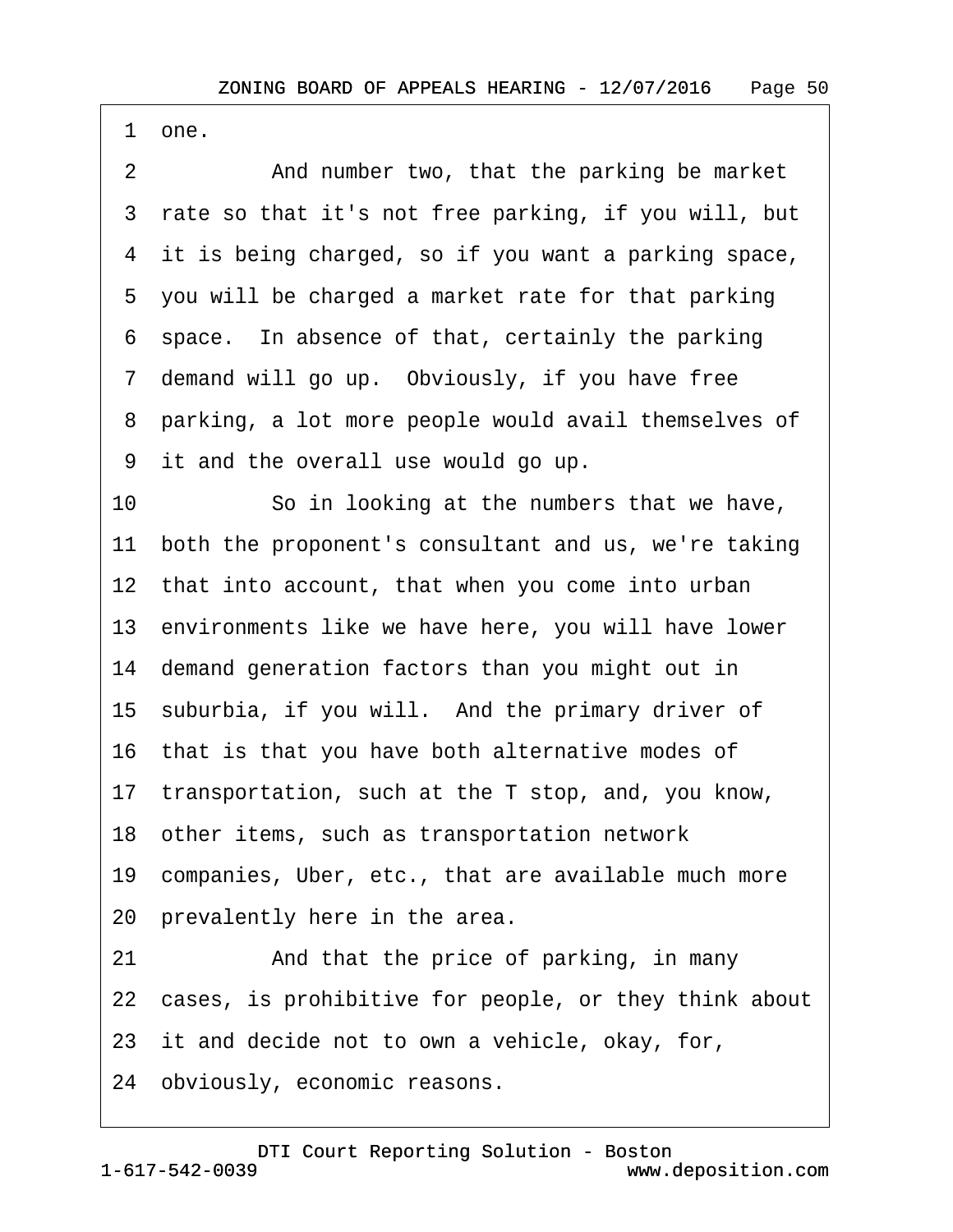1 one.

2 And number two, that the parking be market

3 rate so that it's not free parking, if you will, but

4 it is being charged, so if you want a parking space,

5 you will be charged a market rate for that parking

6 space. In absence of that, certainly the parking

7 demand will go up. Obviously, if you have free

8 parking, a lot more people would avail themselves of

9 it and the overall use would go up.

10 So in looking at the numbers that we have,

11 both the proponent's consultant and us, we're taking

12 that into account, that when you come into urban

13 environments like we have here, you will have lower

14 demand generation factors than you might out in

15 suburbia, if you will. And the primary driver of

16 that is that you have both alternative modes of

17 transportation, such at the T stop, and, you know,

18 other items, such as transportation network

19 companies, Uber, etc., that are available much more

20 prevalently here in the area.

21 And that the price of parking, in many

22 cases, is prohibitive for people, or they think about

23 it and decide not to own a vehicle, okay, for,

24 obviously, economic reasons.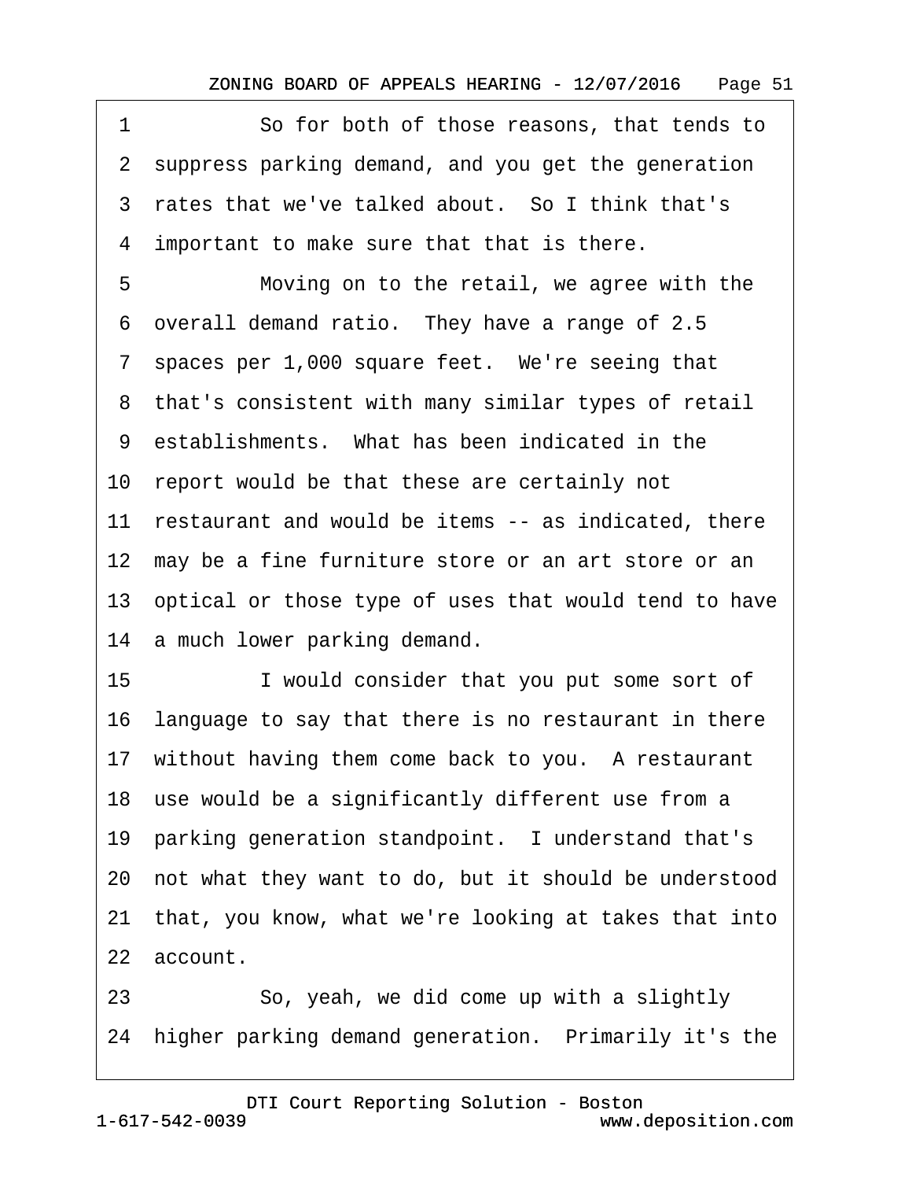1 So for both of those reasons, that tends to
2 suppress parking demand, and you get the generation
3 rates that we've talked about. So I think that's
4 important to make sure that that is there.
5 Moving on to the retail, we agree with the
6 overall demand ratio. They have a range of 2.5
7 spaces per 1,000 square feet. We're seeing that
8 that's consistent with many similar types of retail
9 establishments. What has been indicated in the
10 report would be that these are certainly not
11 restaurant and would be items -- as indicated, there
12 may be a fine furniture store or an art store or an
13 optical or those type of uses that would tend to have
14 a much lower parking demand.
15 I would consider that you put some sort of
16 language to say that there is no restaurant in there
17 without having them come back to you. A restaurant
18 use would be a significantly different use from a
19 parking generation standpoint. I understand that's
20 not what they want to do, but it should be understood
21 that, you know, what we're looking at takes that into
22 account.
23 So, yeah, we did come up with a slightly
24 higher parking demand generation. Primarily it's the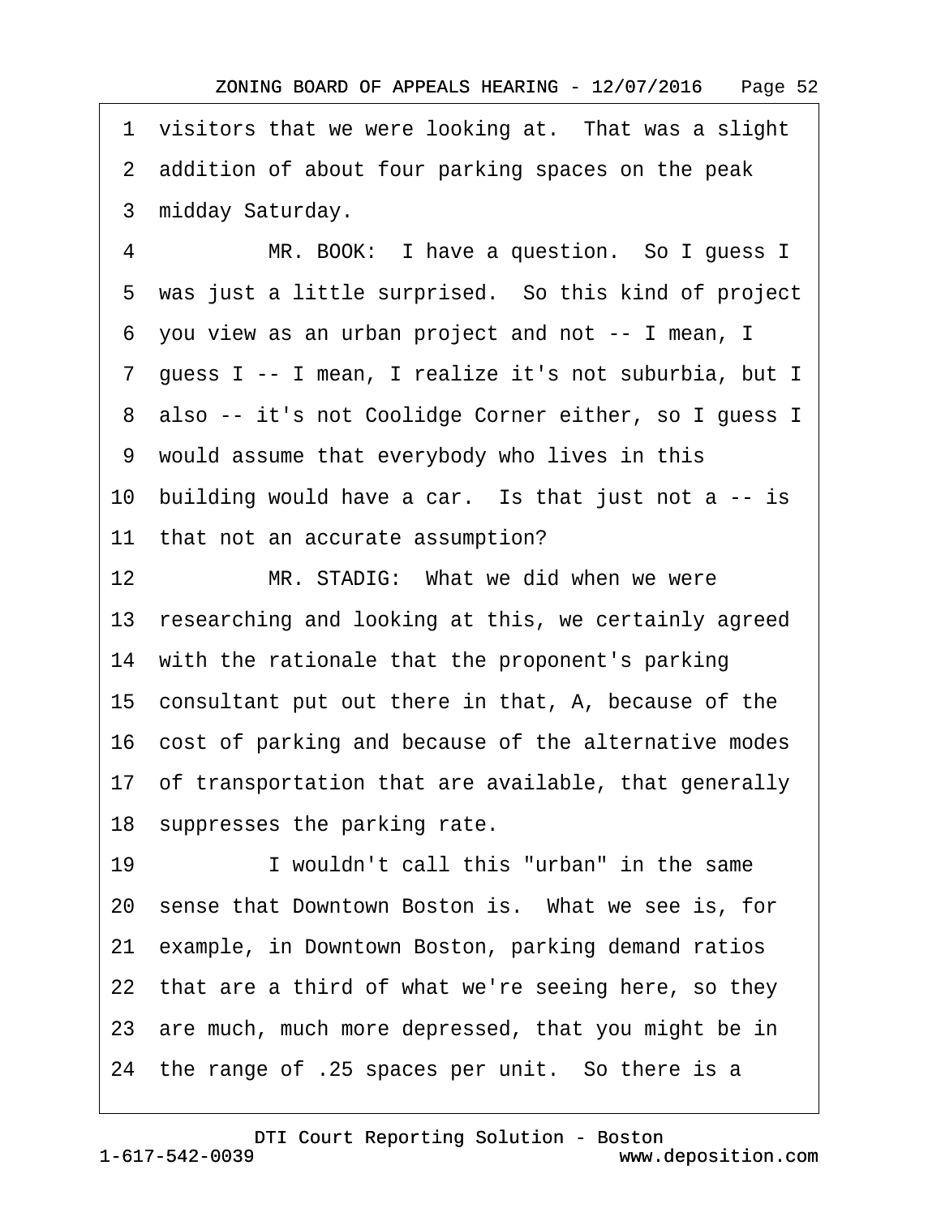visitors that we were looking at. That was a slight addition of about four parking spaces on the peak midday Saturday.

MR. BOOK: I have a question. So I guess I was just a little surprised. So this kind of project you view as an urban project and not -- I mean, I guess I -- I mean, I realize it's not suburbia, but I also -- it's not Coolidge Corner either, so I guess I would assume that everybody who lives in this building would have a car. Is that just not a -- is that not an accurate assumption?

MR. STADIG: What we did when we were researching and looking at this, we certainly agreed with the rationale that the proponent's parking consultant put out there in that, A, because of the cost of parking and because of the alternative modes of transportation that are available, that generally suppresses the parking rate.

I wouldn't call this "urban" in the same sense that Downtown Boston is. What we see is, for example, in Downtown Boston, parking demand ratios that are a third of what we're seeing here, so they are much, much more depressed, that you might be in the range of .25 spaces per unit. So there is a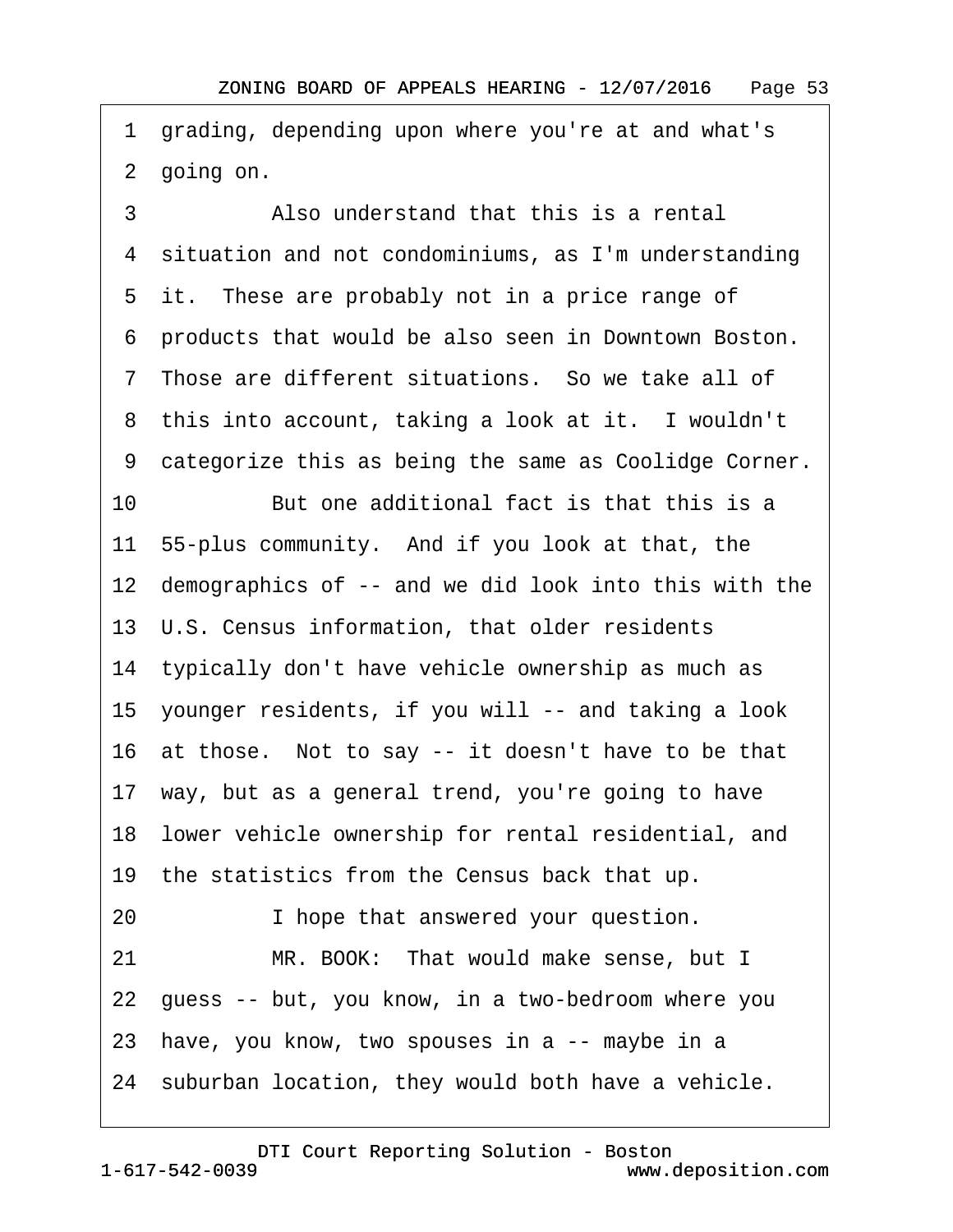1 grading, depending upon where you're at and what's
2 going on.
3 Also understand that this is a rental
4 situation and not condominiums, as I'm understanding
5 it. These are probably not in a price range of
6 products that would be also seen in Downtown Boston.
7 Those are different situations. So we take all of
8 this into account, taking a look at it. I wouldn't
9 categorize this as being the same as Coolidge Corner.
10 But one additional fact is that this is a
11 55-plus community. And if you look at that, the
12 demographics of -- and we did look into this with the
13 U.S. Census information, that older residents
14 typically don't have vehicle ownership as much as
15 younger residents, if you will -- and taking a look
16 at those. Not to say -- it doesn't have to be that
17 way, but as a general trend, you're going to have
18 lower vehicle ownership for rental residential, and
19 the statistics from the Census back that up.
20 I hope that answered your question.
21 MR. BOOK: That would make sense, but I
22 guess -- but, you know, in a two-bedroom where you
23 have, you know, two spouses in a -- maybe in a
24 suburban location, they would both have a vehicle.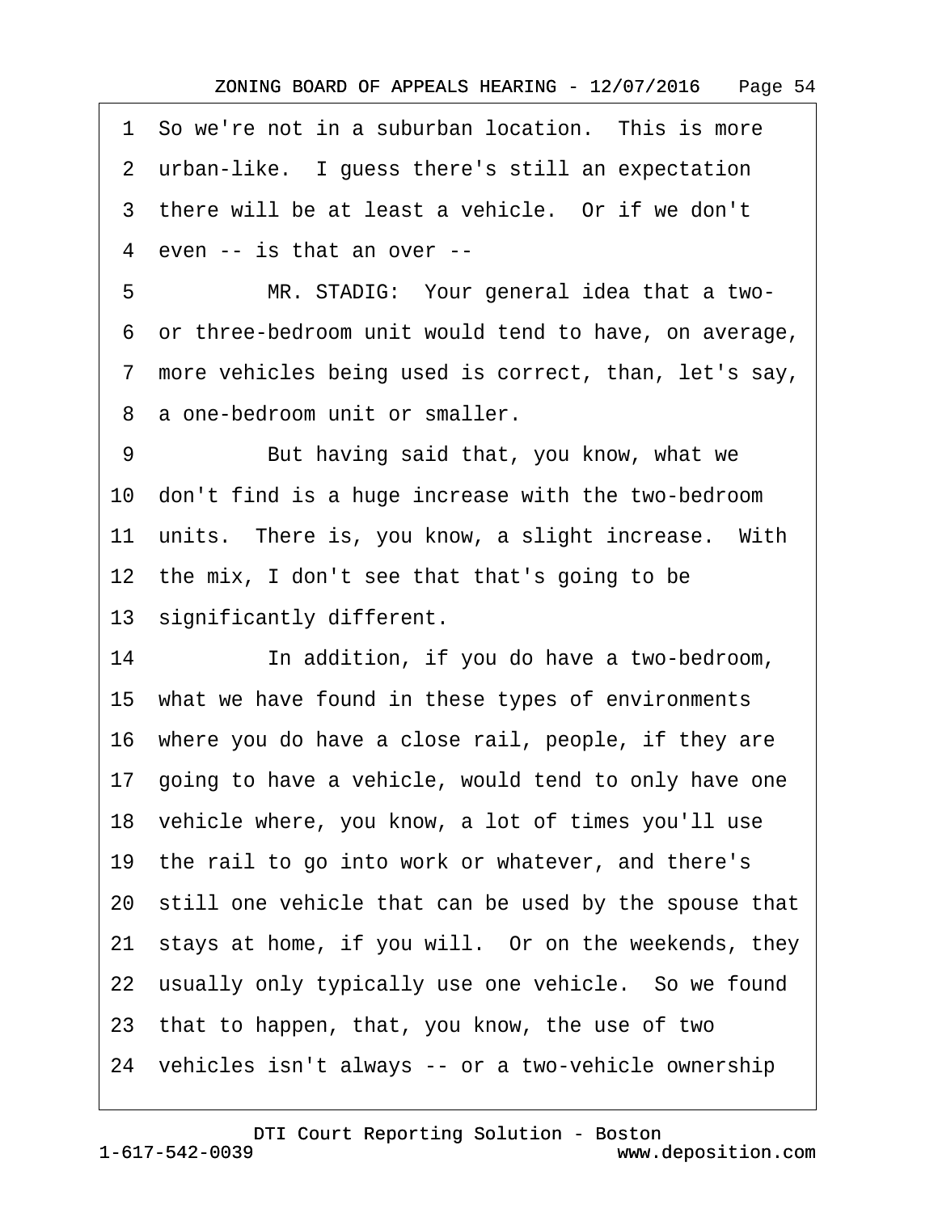1 So we're not in a suburban location. This is more
2 urban-like. I guess there's still an expectation
3 there will be at least a vehicle. Or if we don't
4 even -- is that an over --
5 MR. STADIG: Your general idea that a two-
6 or three-bedroom unit would tend to have, on average,
7 more vehicles being used is correct, than, let's say,
8 a one-bedroom unit or smaller.
9 But having said that, you know, what we
10 don't find is a huge increase with the two-bedroom
11 units. There is, you know, a slight increase. With
12 the mix, I don't see that that's going to be
13 significantly different.
14 In addition, if you do have a two-bedroom,
15 what we have found in these types of environments
16 where you do have a close rail, people, if they are
17 going to have a vehicle, would tend to only have one
18 vehicle where, you know, a lot of times you'll use
19 the rail to go into work or whatever, and there's
20 still one vehicle that can be used by the spouse that
21 stays at home, if you will. Or on the weekends, they
22 usually only typically use one vehicle. So we found
23 that to happen, that, you know, the use of two
24 vehicles isn't always -- or a two-vehicle ownership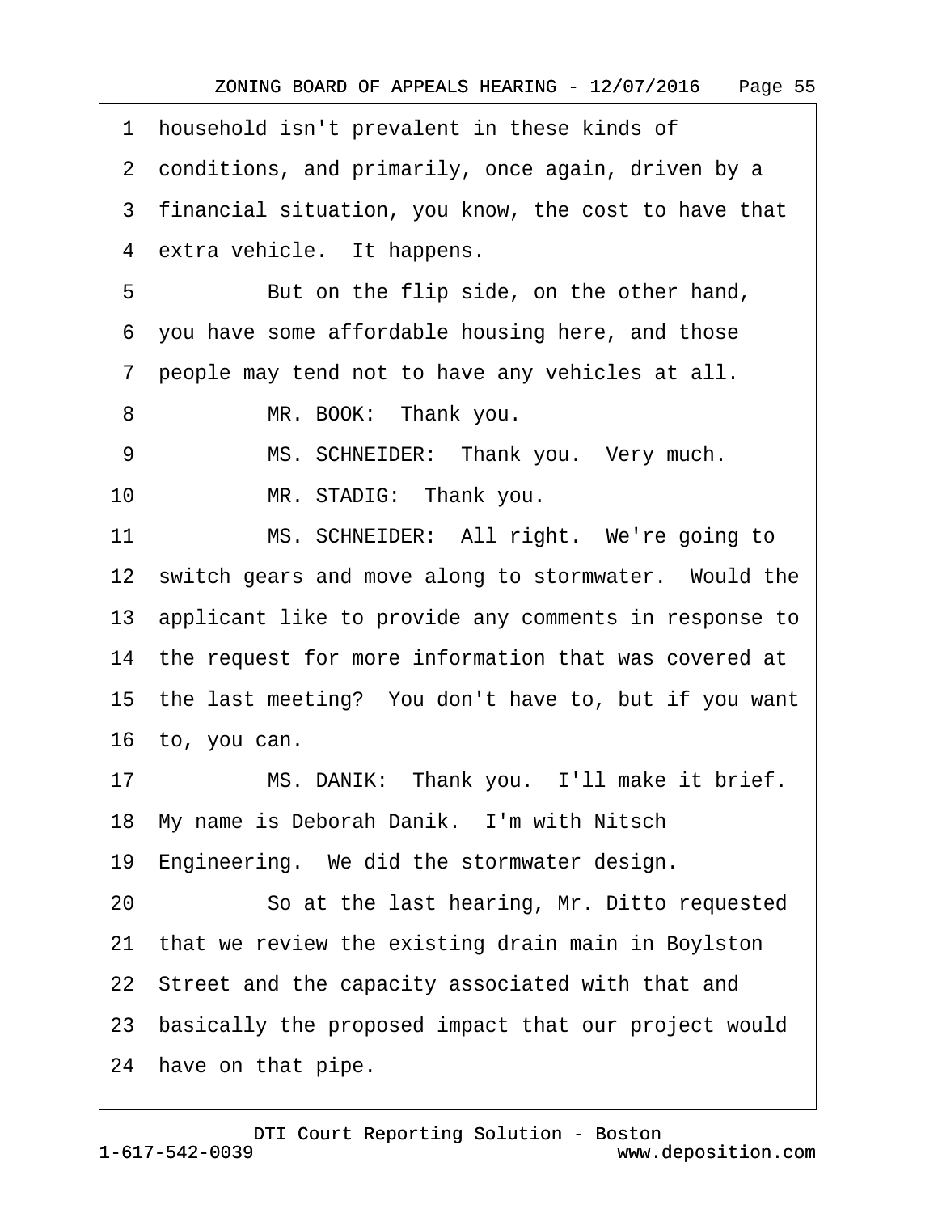1 household isn't prevalent in these kinds of
2 conditions, and primarily, once again, driven by a
3 financial situation, you know, the cost to have that
4 extra vehicle. It happens.
5 But on the flip side, on the other hand,
6 you have some affordable housing here, and those
7 people may tend not to have any vehicles at all.
8 MR. BOOK: Thank you.
9 MS. SCHNEIDER: Thank you. Very much.
10 MR. STADIG: Thank you.
11 MS. SCHNEIDER: All right. We're going to
12 switch gears and move along to stormwater. Would the
13 applicant like to provide any comments in response to
14 the request for more information that was covered at
15 the last meeting? You don't have to, but if you want
16 to, you can.
17 MS. DANIK: Thank you. I'll make it brief.
18 My name is Deborah Danik. I'm with Nitsch
19 Engineering. We did the stormwater design.
20 So at the last hearing, Mr. Ditto requested
21 that we review the existing drain main in Boylston
22 Street and the capacity associated with that and
23 basically the proposed impact that our project would
24 have on that pipe.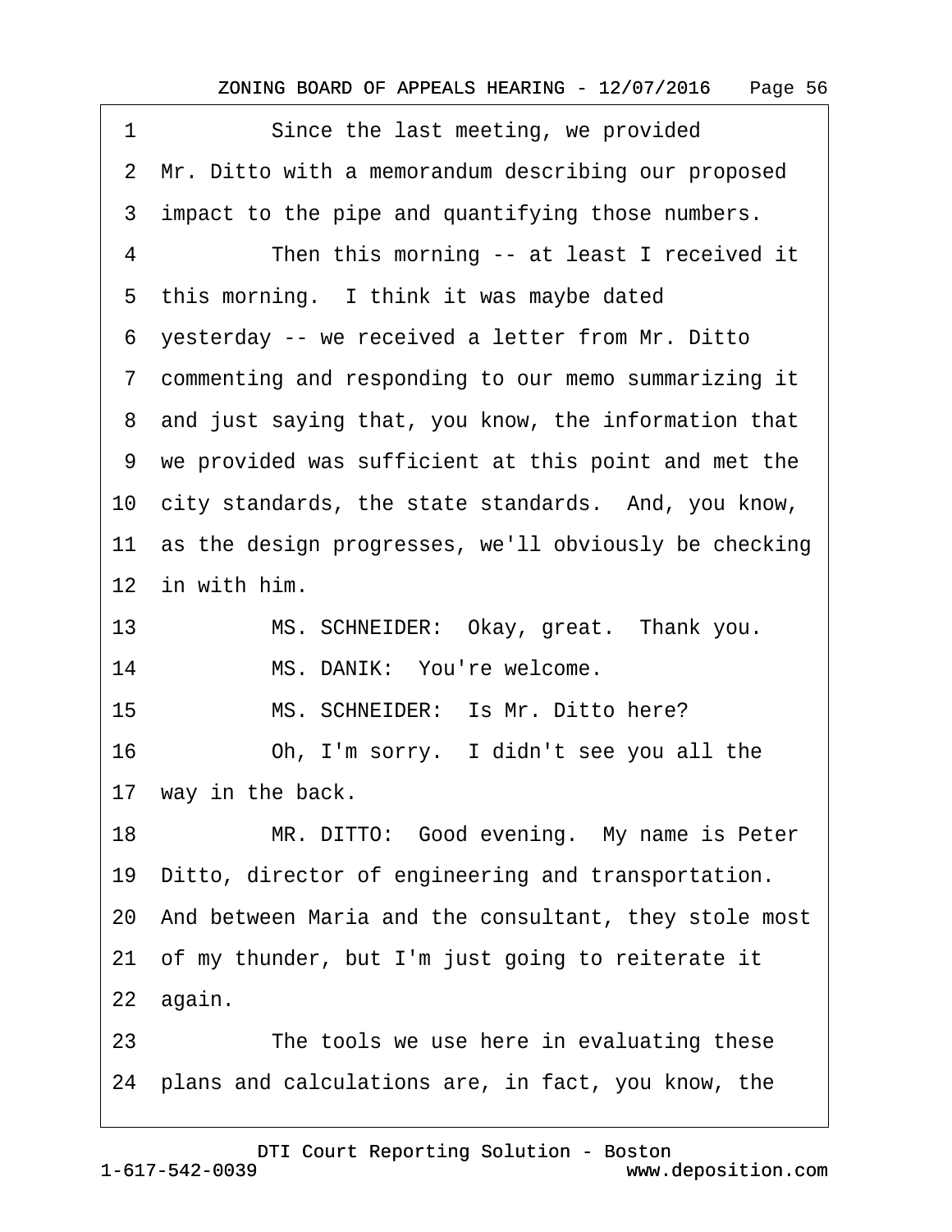1 Since the last meeting, we provided
2 Mr. Ditto with a memorandum describing our proposed
3 impact to the pipe and quantifying those numbers.
4 Then this morning -- at least I received it
5 this morning. I think it was maybe dated
6 yesterday -- we received a letter from Mr. Ditto
7 commenting and responding to our memo summarizing it
8 and just saying that, you know, the information that
9 we provided was sufficient at this point and met the
10 city standards, the state standards. And, you know,
11 as the design progresses, we'll obviously be checking
12 in with him.
13 MS. SCHNEIDER: Okay, great. Thank you.
14 MS. DANIK: You're welcome.
15 MS. SCHNEIDER: Is Mr. Ditto here?
16 Oh, I'm sorry. I didn't see you all the
17 way in the back.
18 MR. DITTO: Good evening. My name is Peter
19 Ditto, director of engineering and transportation.
20 And between Maria and the consultant, they stole most
21 of my thunder, but I'm just going to reiterate it
22 again.
23 The tools we use here in evaluating these
24 plans and calculations are, in fact, you know, the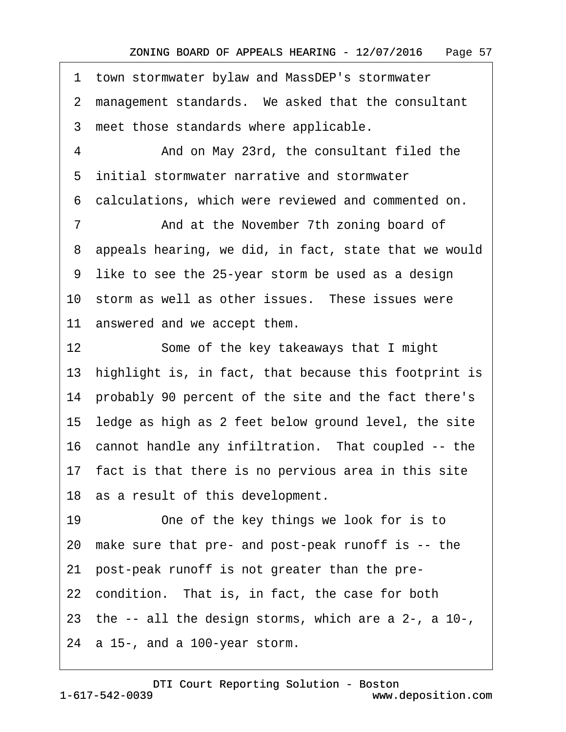1 town stormwater bylaw and MassDEP's stormwater
2 management standards. We asked that the consultant
3 meet those standards where applicable.
4 And on May 23rd, the consultant filed the
5 initial stormwater narrative and stormwater
6 calculations, which were reviewed and commented on.
7 And at the November 7th zoning board of
8 appeals hearing, we did, in fact, state that we would
9 like to see the 25-year storm be used as a design
10 storm as well as other issues. These issues were
11 answered and we accept them.
12 Some of the key takeaways that I might
13 highlight is, in fact, that because this footprint is
14 probably 90 percent of the site and the fact there's
15 ledge as high as 2 feet below ground level, the site
16 cannot handle any infiltration. That coupled -- the
17 fact is that there is no pervious area in this site
18 as a result of this development.
19 One of the key things we look for is to
20 make sure that pre- and post-peak runoff is -- the
21 post-peak runoff is not greater than the pre-
22 condition. That is, in fact, the case for both
23 the -- all the design storms, which are a 2-, a 10-,
24 a 15-, and a 100-year storm.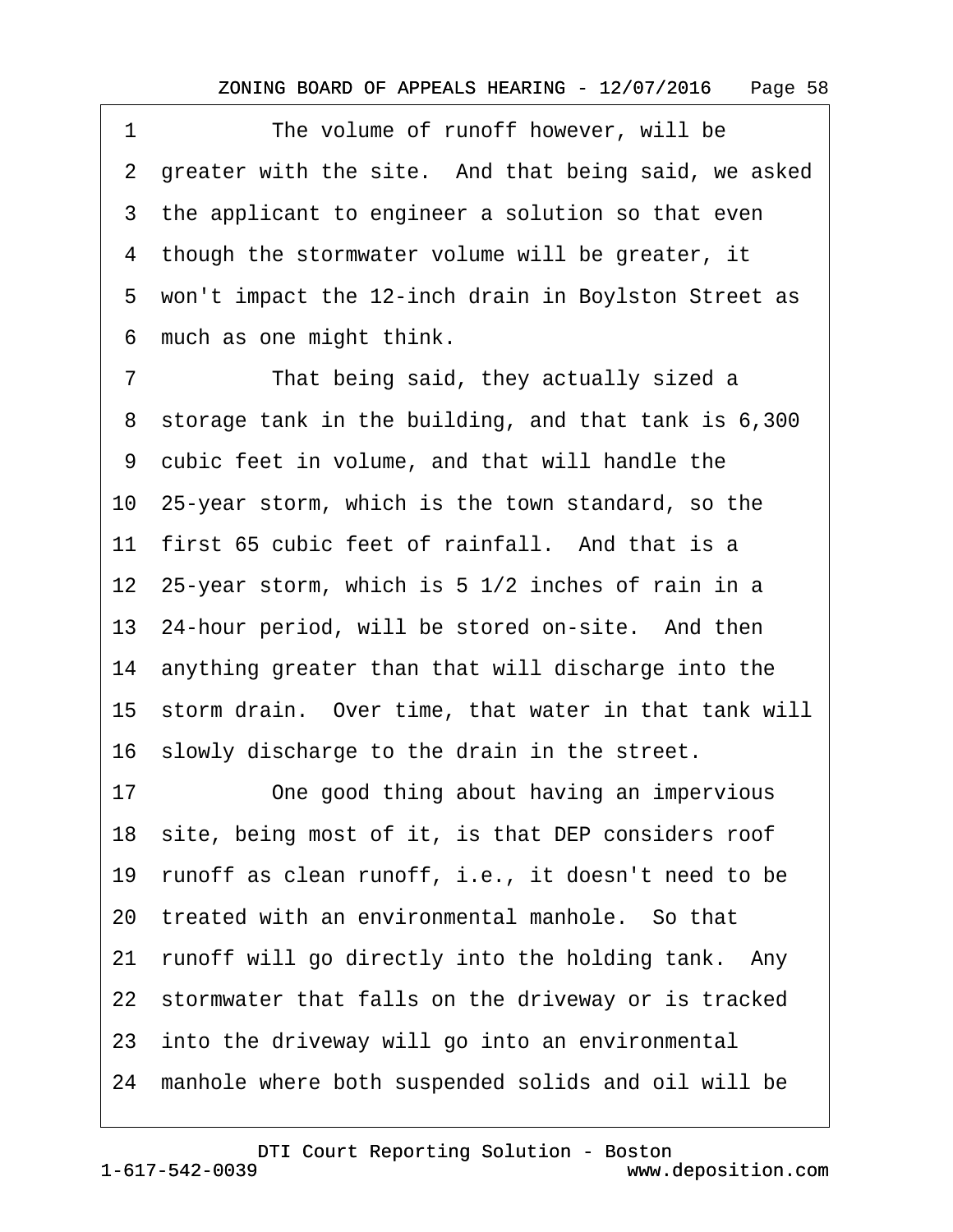1 The volume of runoff however, will be
2 greater with the site. And that being said, we asked
3 the applicant to engineer a solution so that even
4 though the stormwater volume will be greater, it
5 won't impact the 12-inch drain in Boylston Street as
6 much as one might think.
7 That being said, they actually sized a
8 storage tank in the building, and that tank is 6,300
9 cubic feet in volume, and that will handle the
10 25-year storm, which is the town standard, so the
11 first 65 cubic feet of rainfall. And that is a
12 25-year storm, which is 5 1/2 inches of rain in a
13 24-hour period, will be stored on-site. And then
14 anything greater than that will discharge into the
15 storm drain. Over time, that water in that tank will
16 slowly discharge to the drain in the street.
17 One good thing about having an impervious
18 site, being most of it, is that DEP considers roof
19 runoff as clean runoff, i.e., it doesn't need to be
20 treated with an environmental manhole. So that
21 runoff will go directly into the holding tank. Any
22 stormwater that falls on the driveway or is tracked
23 into the driveway will go into an environmental
24 manhole where both suspended solids and oil will be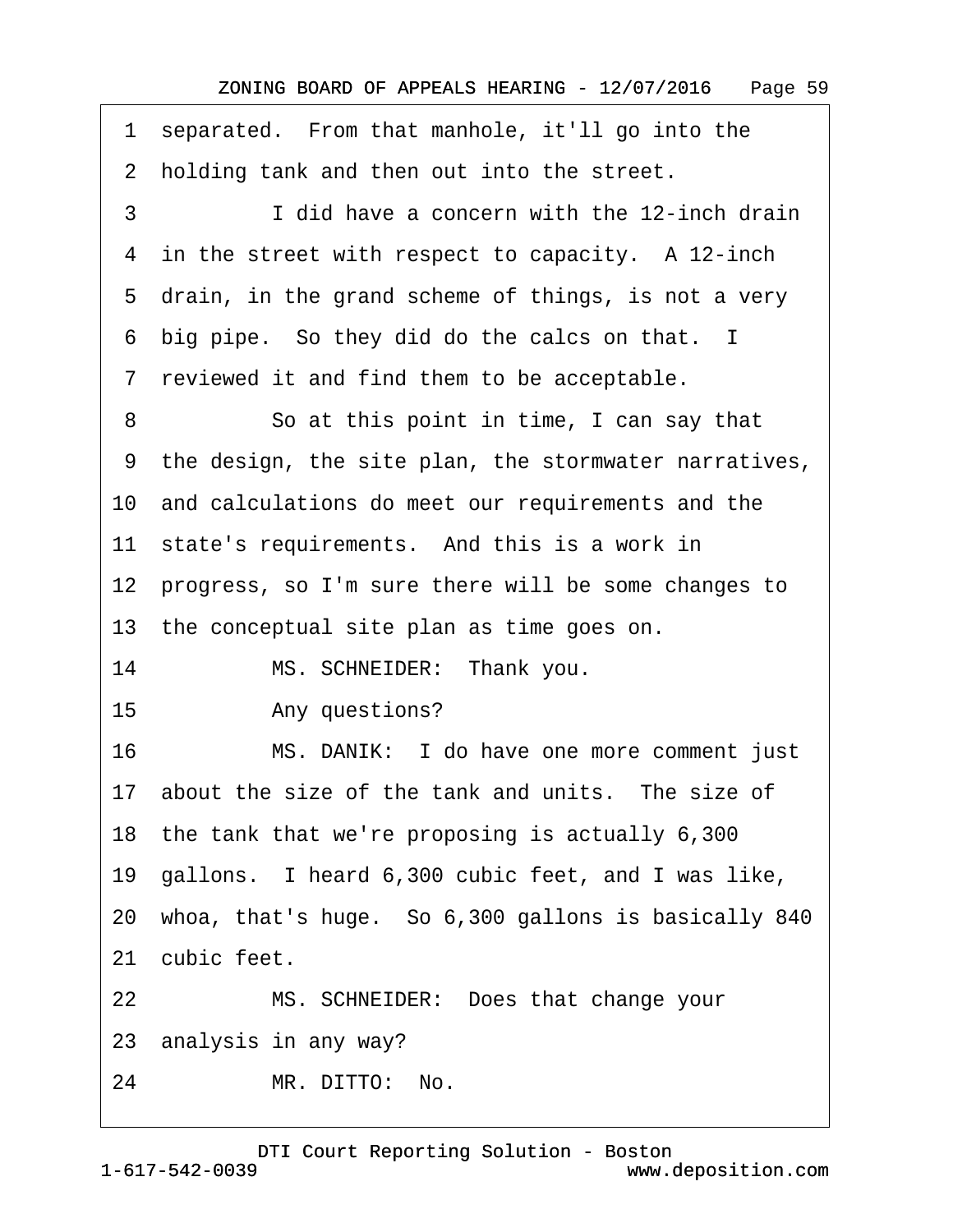1 separated. From that manhole, it'll go into the
2 holding tank and then out into the street.
3 I did have a concern with the 12-inch drain
4 in the street with respect to capacity. A 12-inch
5 drain, in the grand scheme of things, is not a very
6 big pipe. So they did do the calcs on that. I
7 reviewed it and find them to be acceptable.
8 So at this point in time, I can say that
9 the design, the site plan, the stormwater narratives,
10 and calculations do meet our requirements and the
11 state's requirements. And this is a work in
12 progress, so I'm sure there will be some changes to
13 the conceptual site plan as time goes on.
14 MS. SCHNEIDER: Thank you.
15 Any questions?
16 MS. DANIK: I do have one more comment just
17 about the size of the tank and units. The size of
18 the tank that we're proposing is actually 6,300
19 gallons. I heard 6,300 cubic feet, and I was like,
20 whoa, that's huge. So 6,300 gallons is basically 840
21 cubic feet.
22 MS. SCHNEIDER: Does that change your
23 analysis in any way?
24 MR. DITTO: No.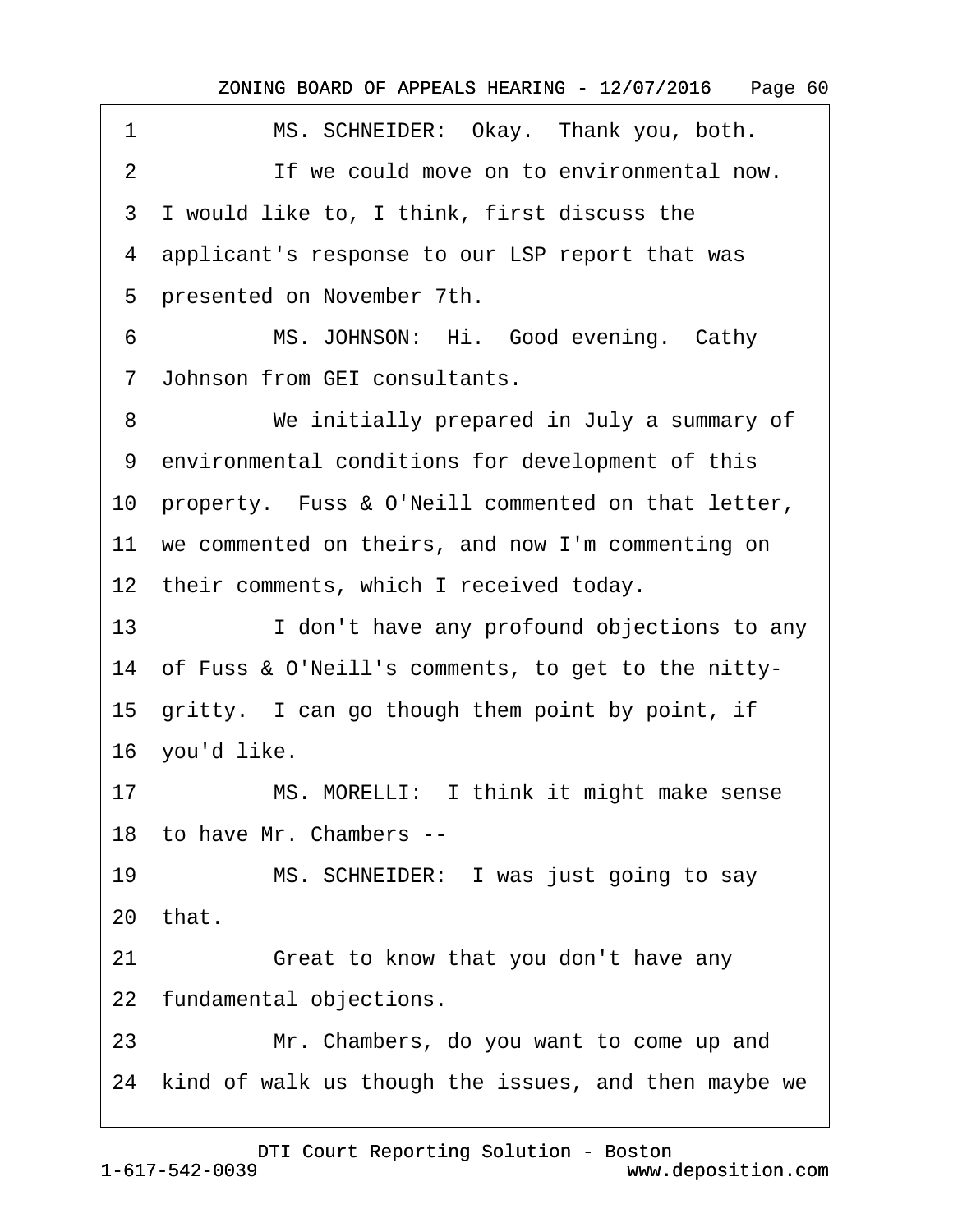1 MS. SCHNEIDER: Okay. Thank you, both.

2 If we could move on to environmental now.

3 I would like to, I think, first discuss the

4 applicant's response to our LSP report that was

5 presented on November 7th.

6 MS. JOHNSON: Hi. Good evening. Cathy

7 Johnson from GEI consultants.

8 We initially prepared in July a summary of

9 environmental conditions for development of this

10 property. Fuss & O'Neill commented on that letter,

11 we commented on theirs, and now I'm commenting on

12 their comments, which I received today.

13 I don't have any profound objections to any

14 of Fuss & O'Neill's comments, to get to the nitty-

15 gritty. I can go though them point by point, if

16 you'd like.

17 MS. MORELLI: I think it might make sense

18 to have Mr. Chambers --

19 MS. SCHNEIDER: I was just going to say

20 that.

21 Great to know that you don't have any

22 fundamental objections.

23 Mr. Chambers, do you want to come up and

24 kind of walk us though the issues, and then maybe we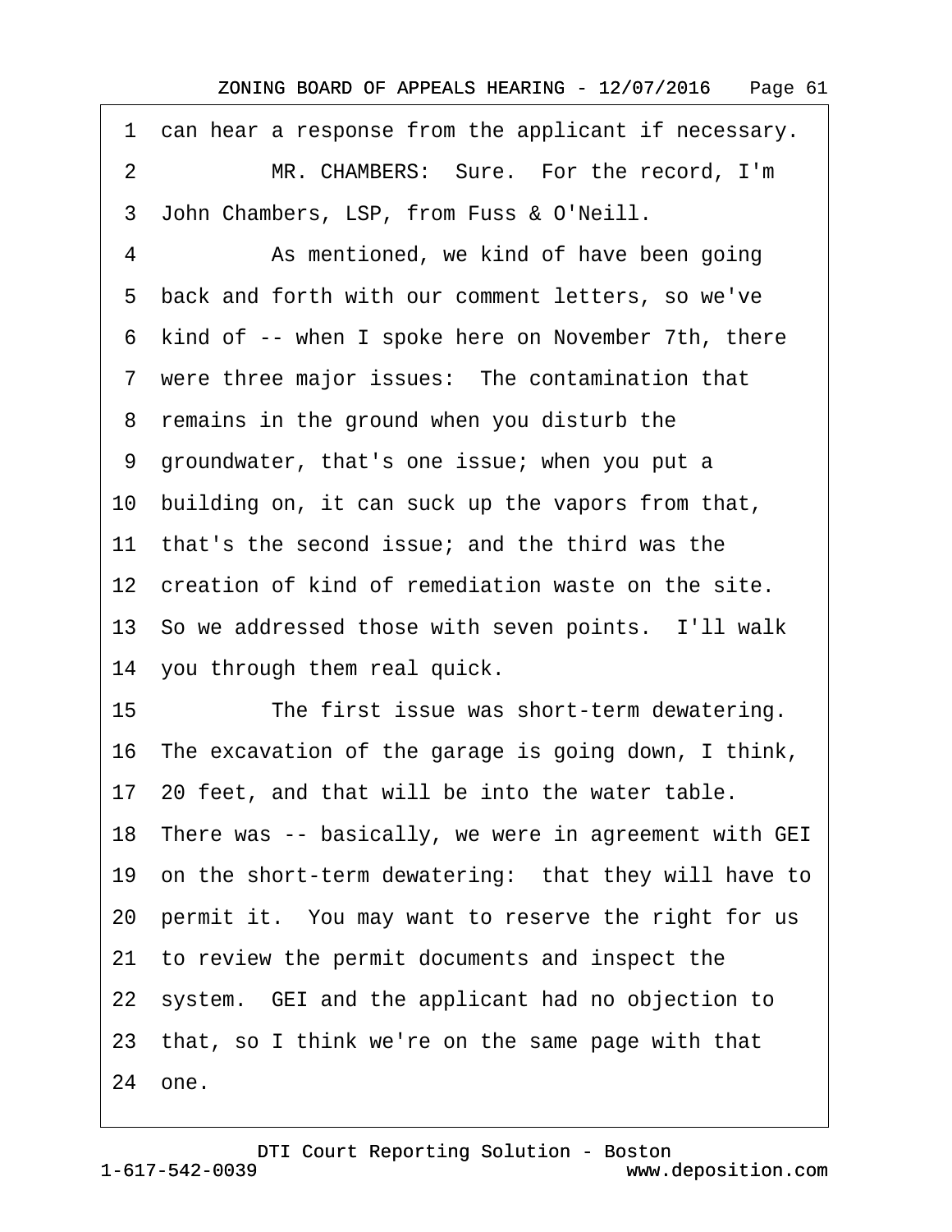1 can hear a response from the applicant if necessary.

2 MR. CHAMBERS: Sure. For the record, I'm

3 John Chambers, LSP, from Fuss & O'Neill.

4 As mentioned, we kind of have been going

5 back and forth with our comment letters, so we've

6 kind of -- when I spoke here on November 7th, there

7 were three major issues: The contamination that

8 remains in the ground when you disturb the

9 groundwater, that's one issue; when you put a

10 building on, it can suck up the vapors from that,

11 that's the second issue; and the third was the

12 creation of kind of remediation waste on the site.

13 So we addressed those with seven points. I'll walk

14 you through them real quick.

15 The first issue was short-term dewatering.

16 The excavation of the garage is going down, I think,

17 20 feet, and that will be into the water table.

18 There was -- basically, we were in agreement with GEI

19 on the short-term dewatering: that they will have to

20 permit it. You may want to reserve the right for us

21 to review the permit documents and inspect the

22 system. GEI and the applicant had no objection to

23 that, so I think we're on the same page with that

24 one.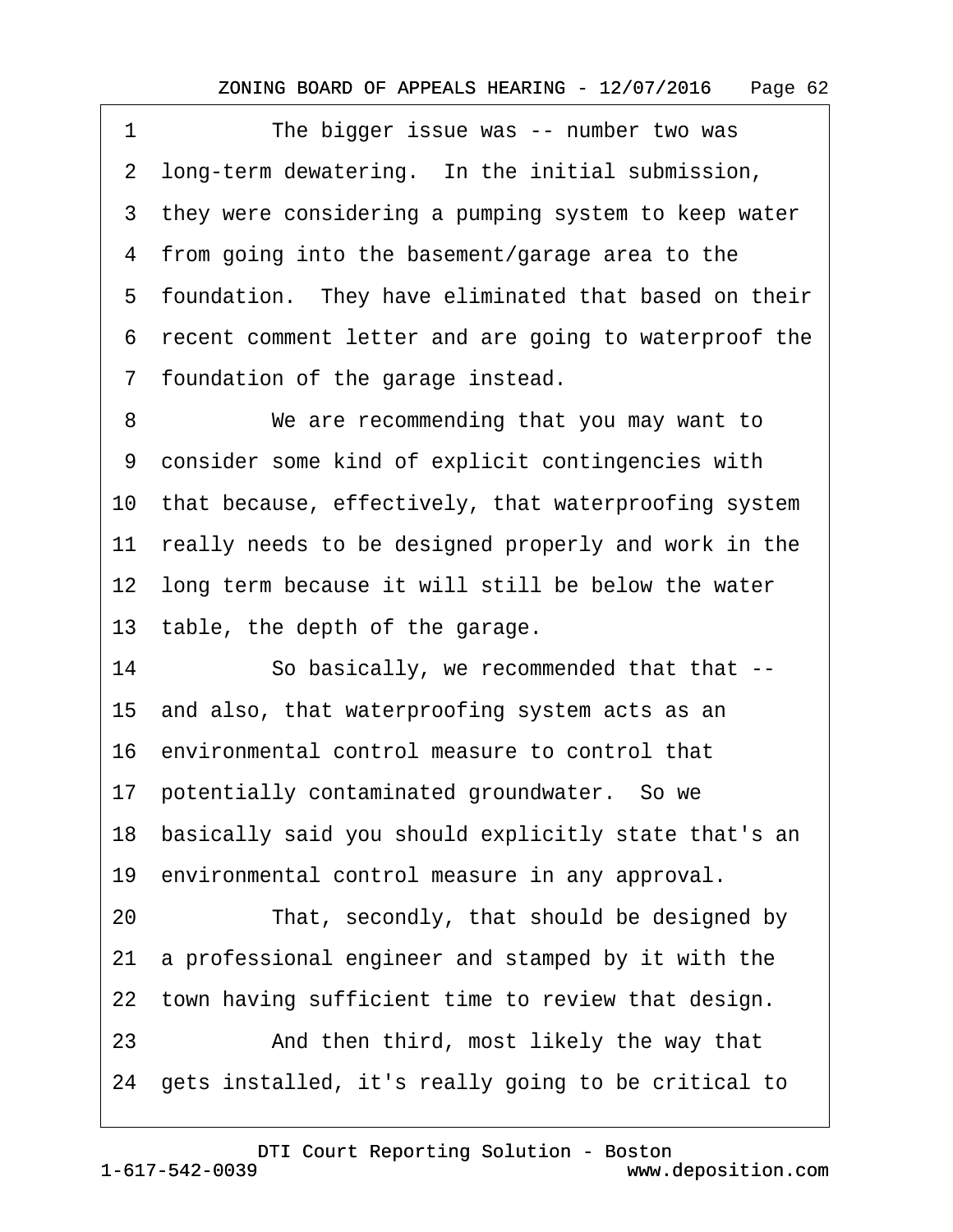1 The bigger issue was -- number two was
2 long-term dewatering. In the initial submission,
3 they were considering a pumping system to keep water
4 from going into the basement/garage area to the
5 foundation. They have eliminated that based on their
6 recent comment letter and are going to waterproof the
7 foundation of the garage instead.
8 We are recommending that you may want to
9 consider some kind of explicit contingencies with
10 that because, effectively, that waterproofing system
11 really needs to be designed properly and work in the
12 long term because it will still be below the water
13 table, the depth of the garage.
14 So basically, we recommended that that --
15 and also, that waterproofing system acts as an
16 environmental control measure to control that
17 potentially contaminated groundwater. So we
18 basically said you should explicitly state that's an
19 environmental control measure in any approval.
20 That, secondly, that should be designed by
21 a professional engineer and stamped by it with the
22 town having sufficient time to review that design.
23 And then third, most likely the way that
24 gets installed, it's really going to be critical to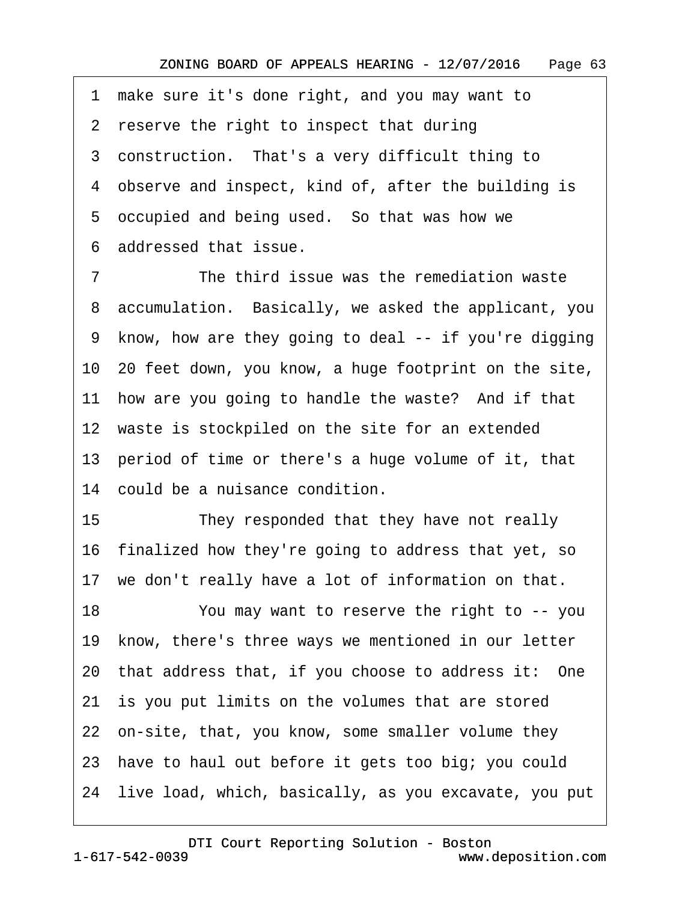1 make sure it's done right, and you may want to
2 reserve the right to inspect that during
3 construction. That's a very difficult thing to
4 observe and inspect, kind of, after the building is
5 occupied and being used. So that was how we
6 addressed that issue.

7 The third issue was the remediation waste
8 accumulation. Basically, we asked the applicant, you
9 know, how are they going to deal -- if you're digging
10 20 feet down, you know, a huge footprint on the site,
11 how are you going to handle the waste? And if that
12 waste is stockpiled on the site for an extended
13 period of time or there's a huge volume of it, that
14 could be a nuisance condition.

15 They responded that they have not really
16 finalized how they're going to address that yet, so
17 we don't really have a lot of information on that.

18 You may want to reserve the right to -- you
19 know, there's three ways we mentioned in our letter
20 that address that, if you choose to address it: One
21 is you put limits on the volumes that are stored
22 on-site, that, you know, some smaller volume they
23 have to haul out before it gets too big; you could
24 live load, which, basically, as you excavate, you put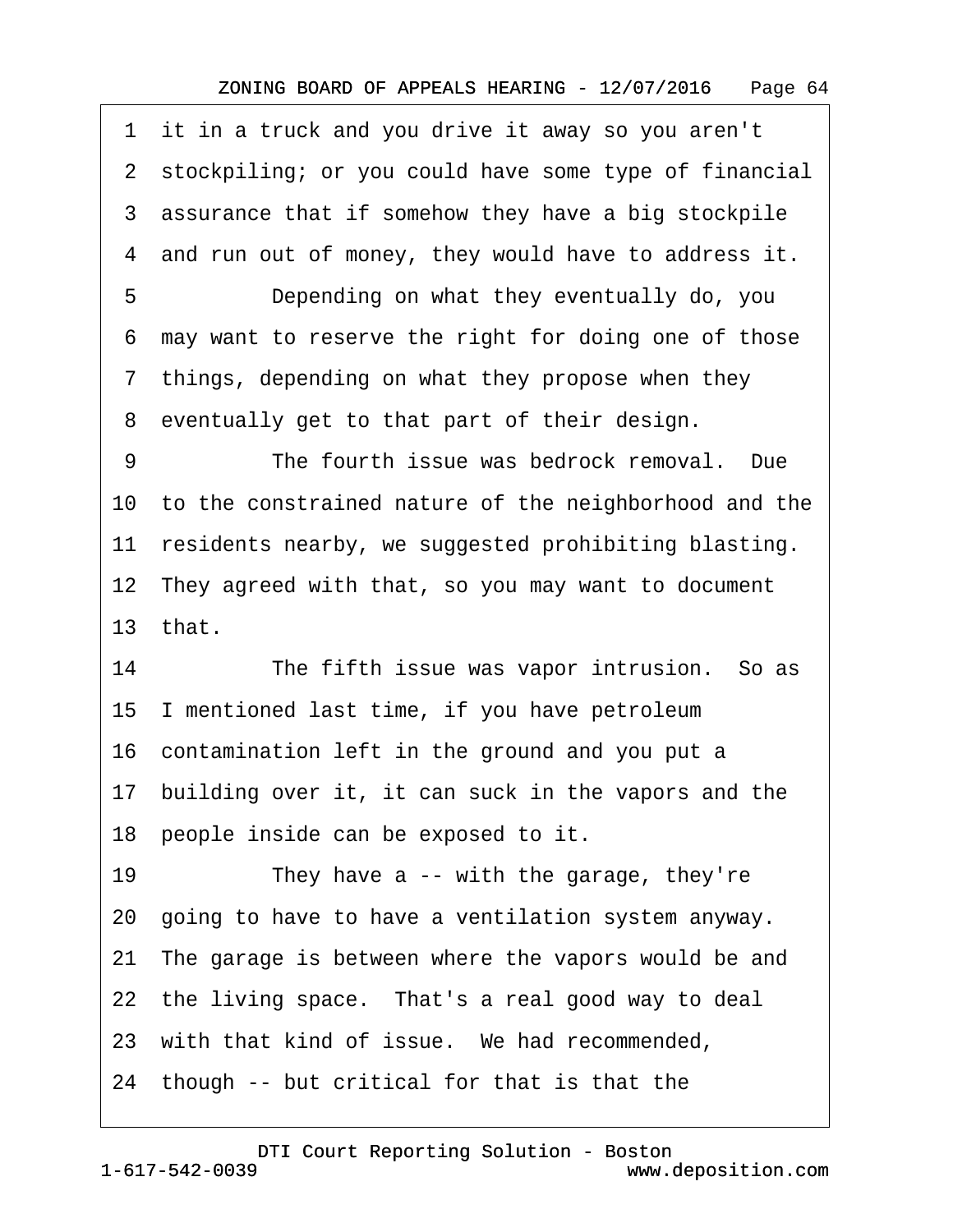1 it in a truck and you drive it away so you aren't
2 stockpiling; or you could have some type of financial
3 assurance that if somehow they have a big stockpile
4 and run out of money, they would have to address it.
5 Depending on what they eventually do, you
6 may want to reserve the right for doing one of those
7 things, depending on what they propose when they
8 eventually get to that part of their design.
9 The fourth issue was bedrock removal. Due
10 to the constrained nature of the neighborhood and the
11 residents nearby, we suggested prohibiting blasting.
12 They agreed with that, so you may want to document
13 that.
14 The fifth issue was vapor intrusion. So as
15 I mentioned last time, if you have petroleum
16 contamination left in the ground and you put a
17 building over it, it can suck in the vapors and the
18 people inside can be exposed to it.
19 They have a -- with the garage, they're
20 going to have to have a ventilation system anyway.
21 The garage is between where the vapors would be and
22 the living space. That's a real good way to deal
23 with that kind of issue. We had recommended,
24 though -- but critical for that is that the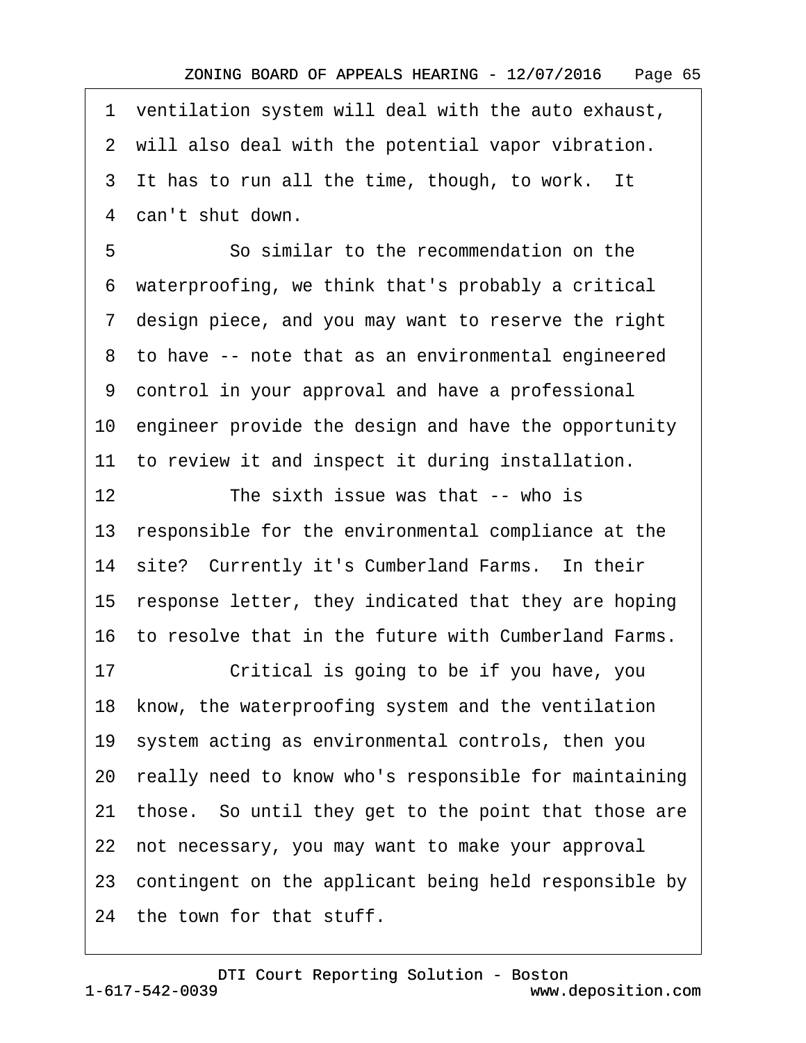1 ventilation system will deal with the auto exhaust,
2 will also deal with the potential vapor vibration.
3 It has to run all the time, though, to work. It
4 can't shut down.

5 So similar to the recommendation on the
6 waterproofing, we think that's probably a critical
7 design piece, and you may want to reserve the right
8 to have -- note that as an environmental engineered
9 control in your approval and have a professional
10 engineer provide the design and have the opportunity
11 to review it and inspect it during installation.

12 The sixth issue was that -- who is
13 responsible for the environmental compliance at the
14 site? Currently it's Cumberland Farms. In their
15 response letter, they indicated that they are hoping
16 to resolve that in the future with Cumberland Farms.

17 Critical is going to be if you have, you
18 know, the waterproofing system and the ventilation
19 system acting as environmental controls, then you
20 really need to know who's responsible for maintaining
21 those. So until they get to the point that those are
22 not necessary, you may want to make your approval
23 contingent on the applicant being held responsible by
24 the town for that stuff.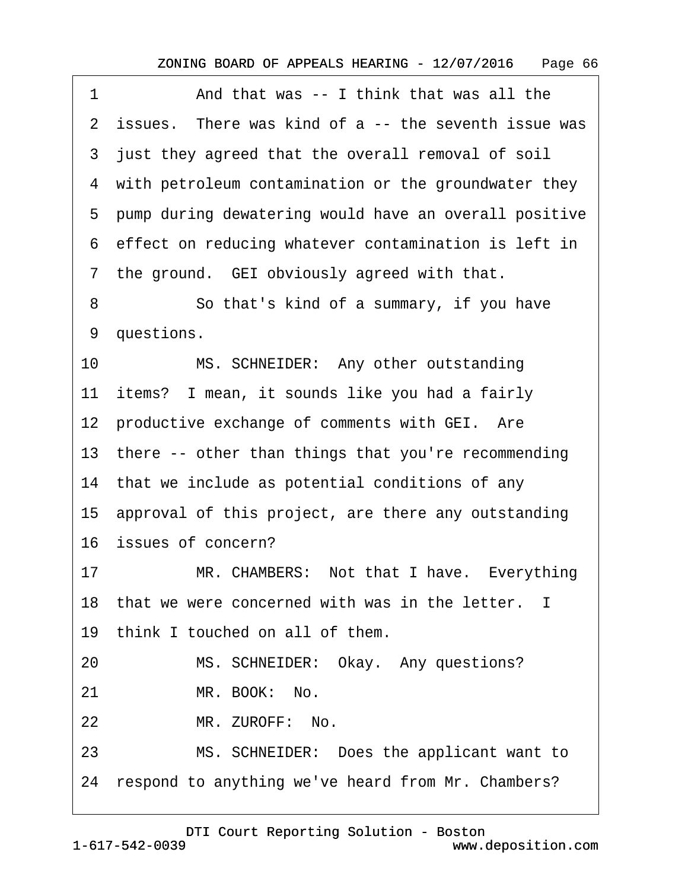1 And that was -- I think that was all the
2 issues. There was kind of a -- the seventh issue was
3 just they agreed that the overall removal of soil
4 with petroleum contamination or the groundwater they
5 pump during dewatering would have an overall positive
6 effect on reducing whatever contamination is left in
7 the ground. GEI obviously agreed with that.
8 So that's kind of a summary, if you have
9 questions.
10 MS. SCHNEIDER: Any other outstanding
11 items? I mean, it sounds like you had a fairly
12 productive exchange of comments with GEI. Are
13 there -- other than things that you're recommending
14 that we include as potential conditions of any
15 approval of this project, are there any outstanding
16 issues of concern?
17 MR. CHAMBERS: Not that I have. Everything
18 that we were concerned with was in the letter. I
19 think I touched on all of them.
20 MS. SCHNEIDER: Okay. Any questions?
21 MR. BOOK: No.
22 MR. ZUROFF: No.
23 MS. SCHNEIDER: Does the applicant want to
24 respond to anything we've heard from Mr. Chambers?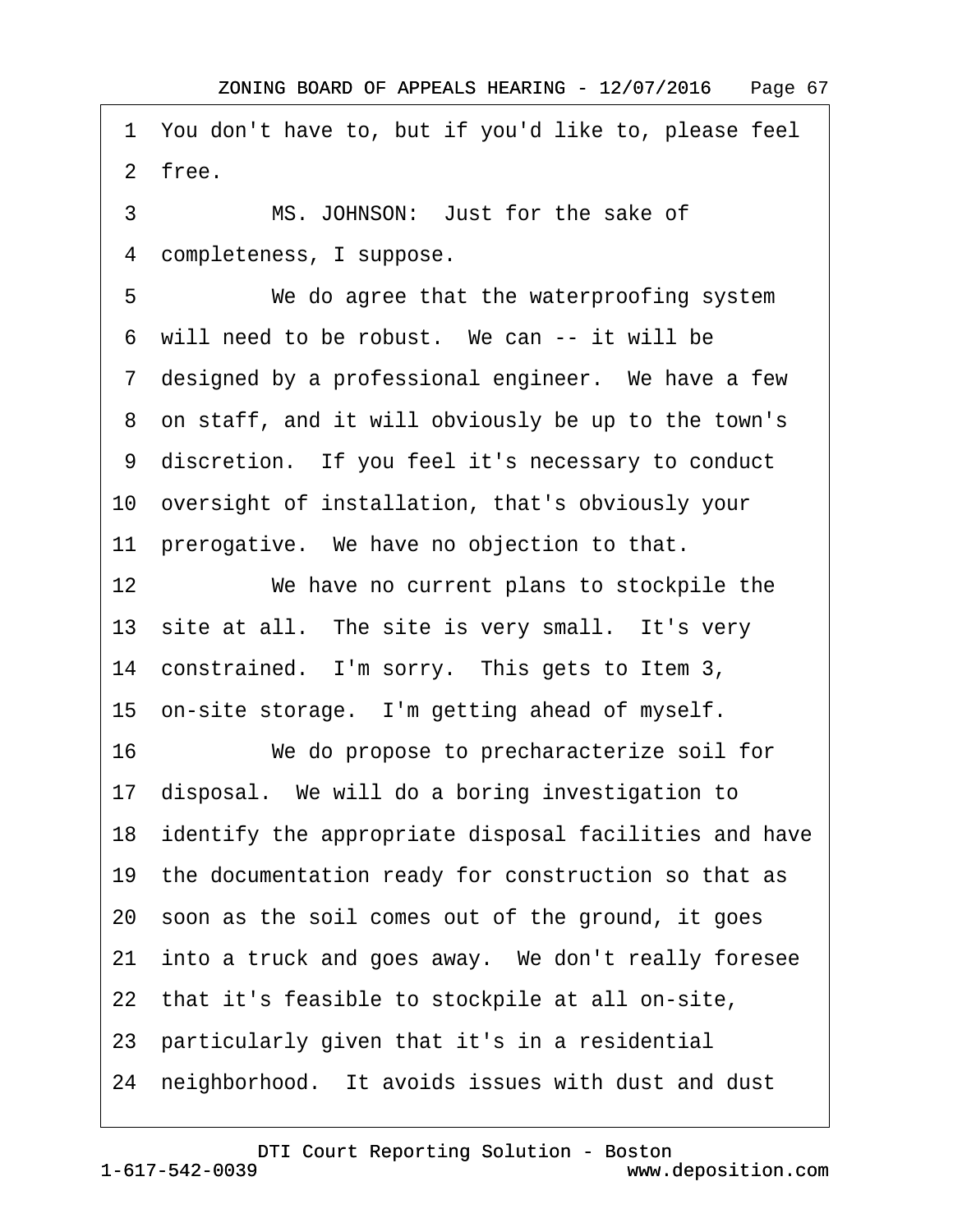1 You don't have to, but if you'd like to, please feel
2 free.
3           MS. JOHNSON:  Just for the sake of
4 completeness, I suppose.
5           We do agree that the waterproofing system
6 will need to be robust.  We can -- it will be
7 designed by a professional engineer.  We have a few
8 on staff, and it will obviously be up to the town's
9 discretion.  If you feel it's necessary to conduct
10 oversight of installation, that's obviously your
11 prerogative.  We have no objection to that.
12           We have no current plans to stockpile the
13 site at all.  The site is very small.  It's very
14 constrained.  I'm sorry.  This gets to Item 3,
15 on-site storage.  I'm getting ahead of myself.
16           We do propose to precharacterize soil for
17 disposal.  We will do a boring investigation to
18 identify the appropriate disposal facilities and have
19 the documentation ready for construction so that as
20 soon as the soil comes out of the ground, it goes
21 into a truck and goes away.  We don't really foresee
22 that it's feasible to stockpile at all on-site,
23 particularly given that it's in a residential
24 neighborhood.  It avoids issues with dust and dust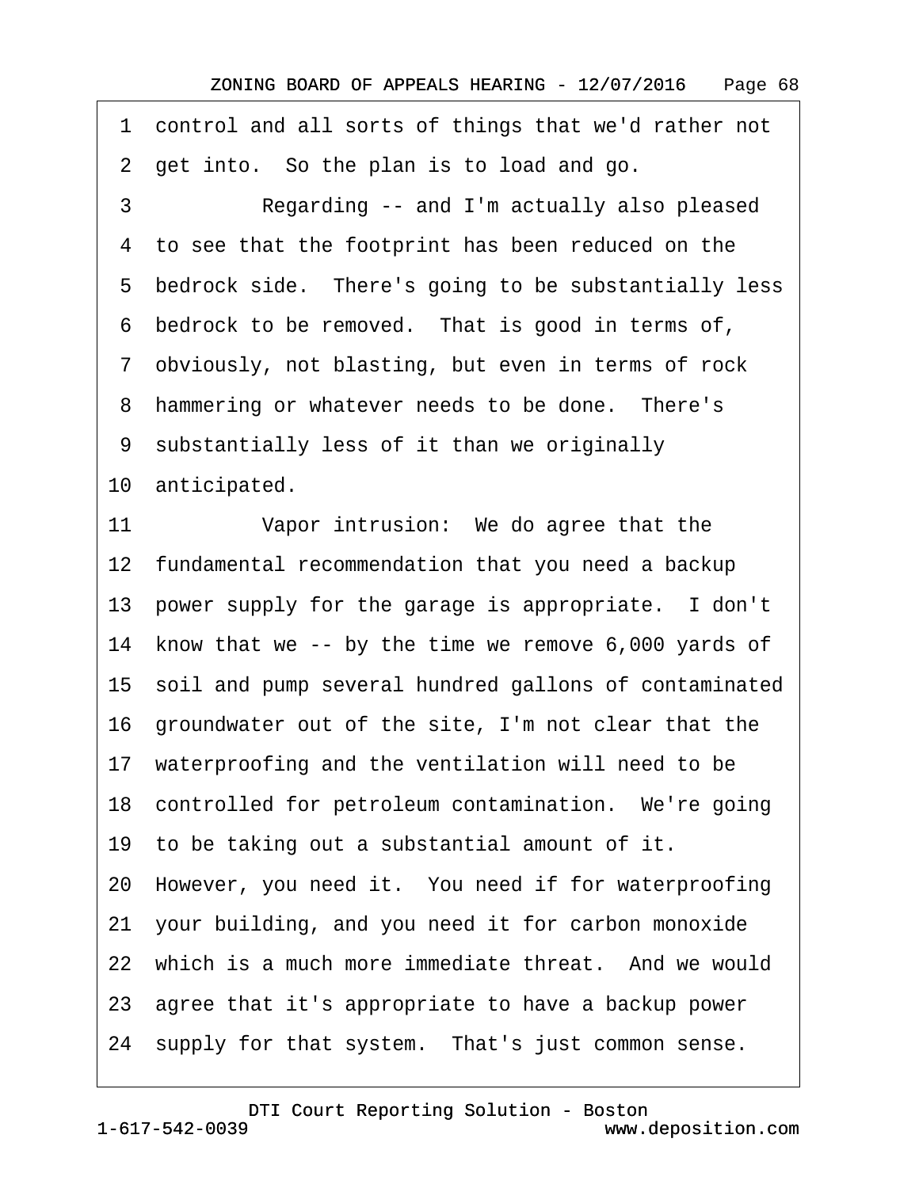1 control and all sorts of things that we'd rather not
2 get into. So the plan is to load and go.
3 Regarding -- and I'm actually also pleased
4 to see that the footprint has been reduced on the
5 bedrock side. There's going to be substantially less
6 bedrock to be removed. That is good in terms of,
7 obviously, not blasting, but even in terms of rock
8 hammering or whatever needs to be done. There's
9 substantially less of it than we originally
10 anticipated.
11 Vapor intrusion: We do agree that the
12 fundamental recommendation that you need a backup
13 power supply for the garage is appropriate. I don't
14 know that we -- by the time we remove 6,000 yards of
15 soil and pump several hundred gallons of contaminated
16 groundwater out of the site, I'm not clear that the
17 waterproofing and the ventilation will need to be
18 controlled for petroleum contamination. We're going
19 to be taking out a substantial amount of it.
20 However, you need it. You need if for waterproofing
21 your building, and you need it for carbon monoxide
22 which is a much more immediate threat. And we would
23 agree that it's appropriate to have a backup power
24 supply for that system. That's just common sense.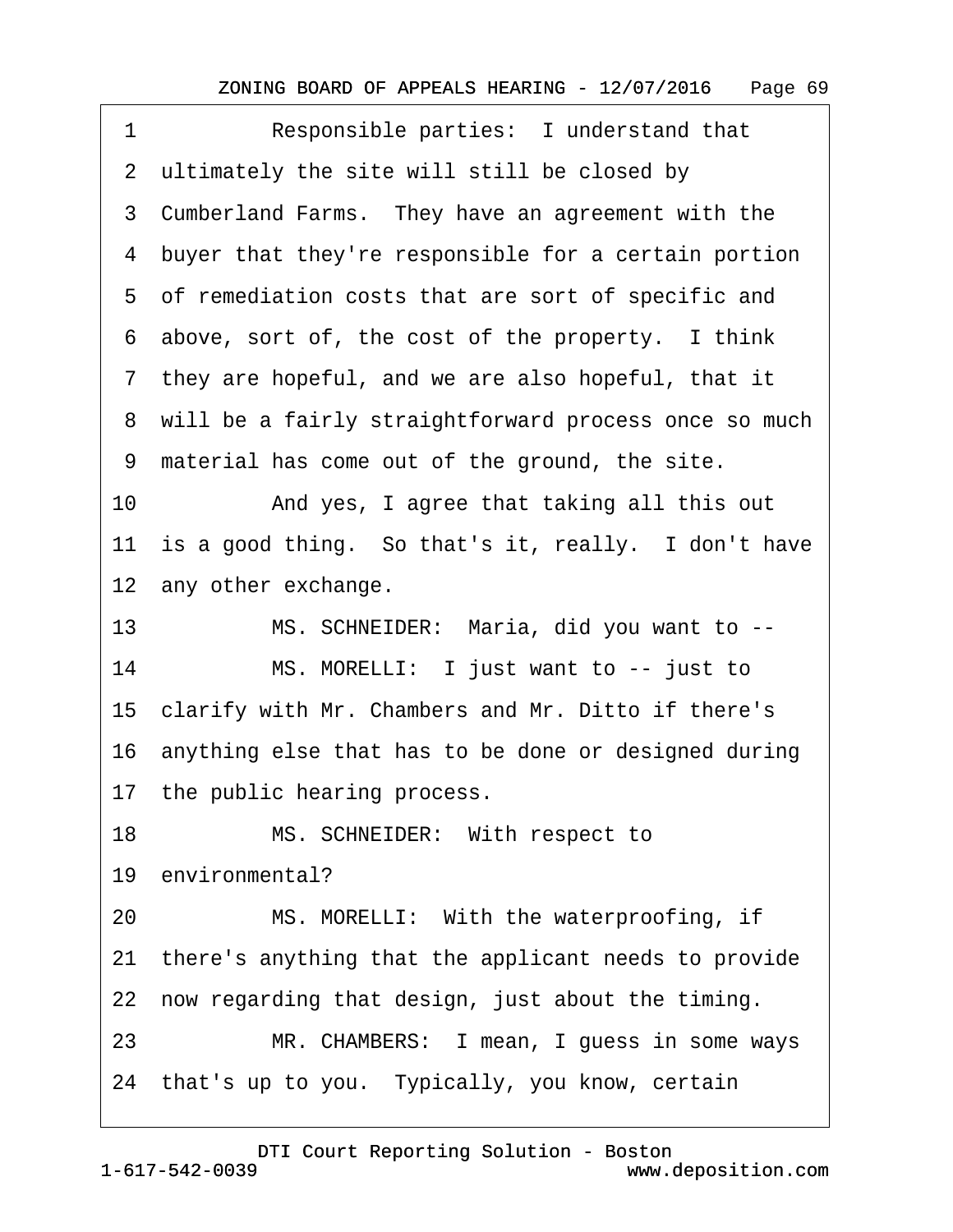1 Responsible parties: I understand that
2 ultimately the site will still be closed by
3 Cumberland Farms. They have an agreement with the
4 buyer that they're responsible for a certain portion
5 of remediation costs that are sort of specific and
6 above, sort of, the cost of the property. I think
7 they are hopeful, and we are also hopeful, that it
8 will be a fairly straightforward process once so much
9 material has come out of the ground, the site.
10 And yes, I agree that taking all this out
11 is a good thing. So that's it, really. I don't have
12 any other exchange.
13 MS. SCHNEIDER: Maria, did you want to --
14 MS. MORELLI: I just want to -- just to
15 clarify with Mr. Chambers and Mr. Ditto if there's
16 anything else that has to be done or designed during
17 the public hearing process.
18 MS. SCHNEIDER: With respect to
19 environmental?
20 MS. MORELLI: With the waterproofing, if
21 there's anything that the applicant needs to provide
22 now regarding that design, just about the timing.
23 MR. CHAMBERS: I mean, I guess in some ways
24 that's up to you. Typically, you know, certain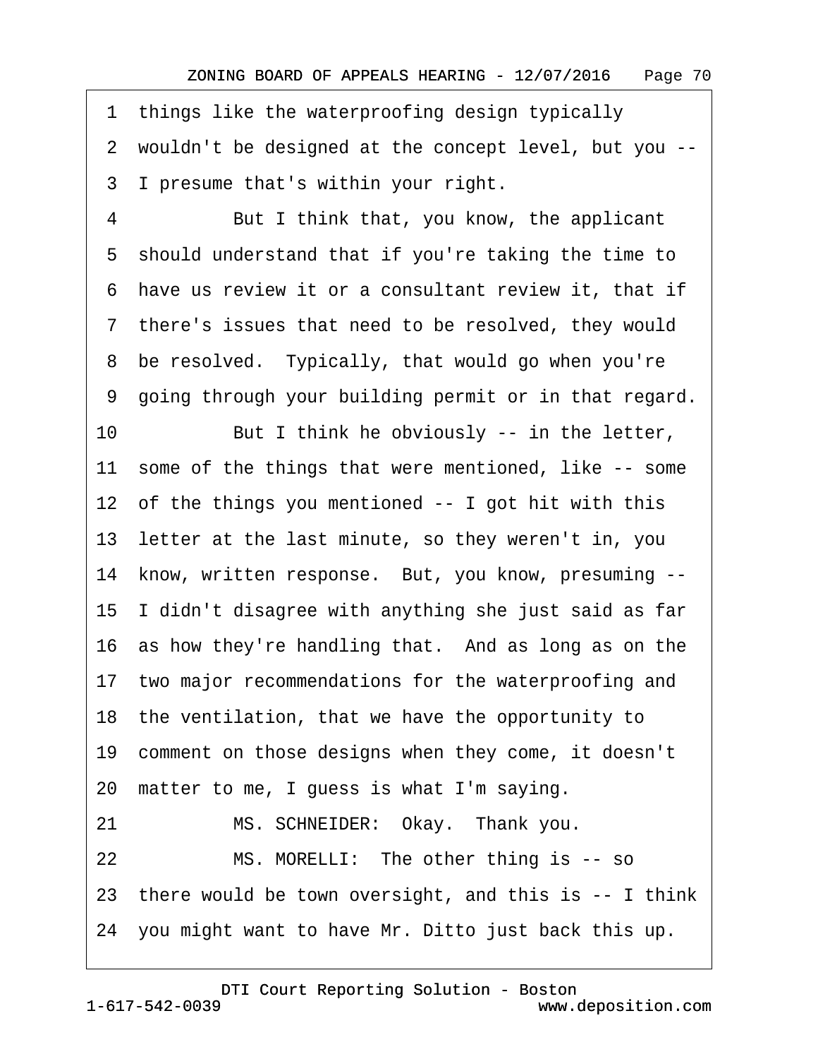1 things like the waterproofing design typically
2 wouldn't be designed at the concept level, but you --
3 I presume that's within your right.
4 But I think that, you know, the applicant
5 should understand that if you're taking the time to
6 have us review it or a consultant review it, that if
7 there's issues that need to be resolved, they would
8 be resolved. Typically, that would go when you're
9 going through your building permit or in that regard.
10 But I think he obviously -- in the letter,
11 some of the things that were mentioned, like -- some
12 of the things you mentioned -- I got hit with this
13 letter at the last minute, so they weren't in, you
14 know, written response. But, you know, presuming --
15 I didn't disagree with anything she just said as far
16 as how they're handling that. And as long as on the
17 two major recommendations for the waterproofing and
18 the ventilation, that we have the opportunity to
19 comment on those designs when they come, it doesn't
20 matter to me, I guess is what I'm saying.
21 MS. SCHNEIDER: Okay. Thank you.
22 MS. MORELLI: The other thing is -- so
23 there would be town oversight, and this is -- I think
24 you might want to have Mr. Ditto just back this up.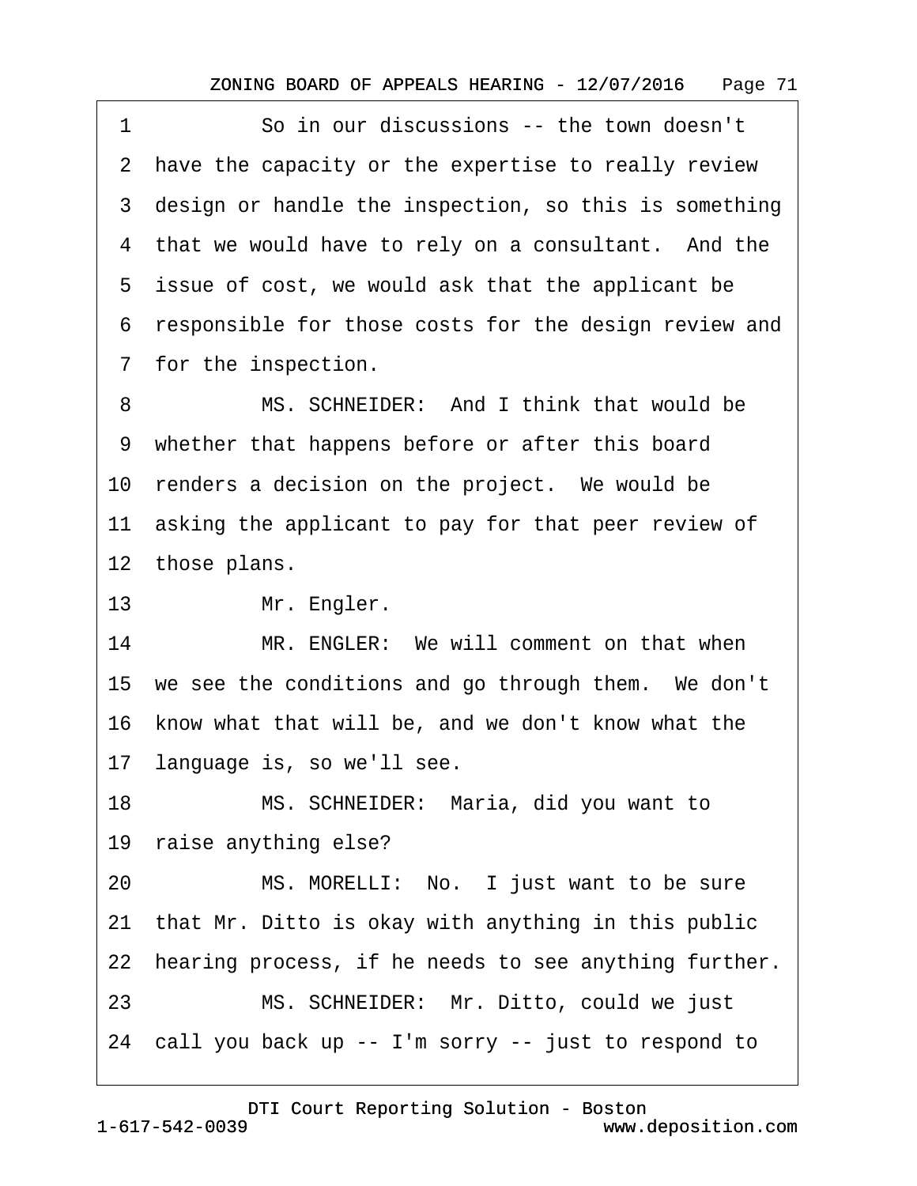1 So in our discussions -- the town doesn't
2 have the capacity or the expertise to really review
3 design or handle the inspection, so this is something
4 that we would have to rely on a consultant. And the
5 issue of cost, we would ask that the applicant be
6 responsible for those costs for the design review and
7 for the inspection.
8 MS. SCHNEIDER: And I think that would be
9 whether that happens before or after this board
10 renders a decision on the project. We would be
11 asking the applicant to pay for that peer review of
12 those plans.
13 Mr. Engler.
14 MR. ENGLER: We will comment on that when
15 we see the conditions and go through them. We don't
16 know what that will be, and we don't know what the
17 language is, so we'll see.
18 MS. SCHNEIDER: Maria, did you want to
19 raise anything else?
20 MS. MORELLI: No. I just want to be sure
21 that Mr. Ditto is okay with anything in this public
22 hearing process, if he needs to see anything further.
23 MS. SCHNEIDER: Mr. Ditto, could we just
24 call you back up -- I'm sorry -- just to respond to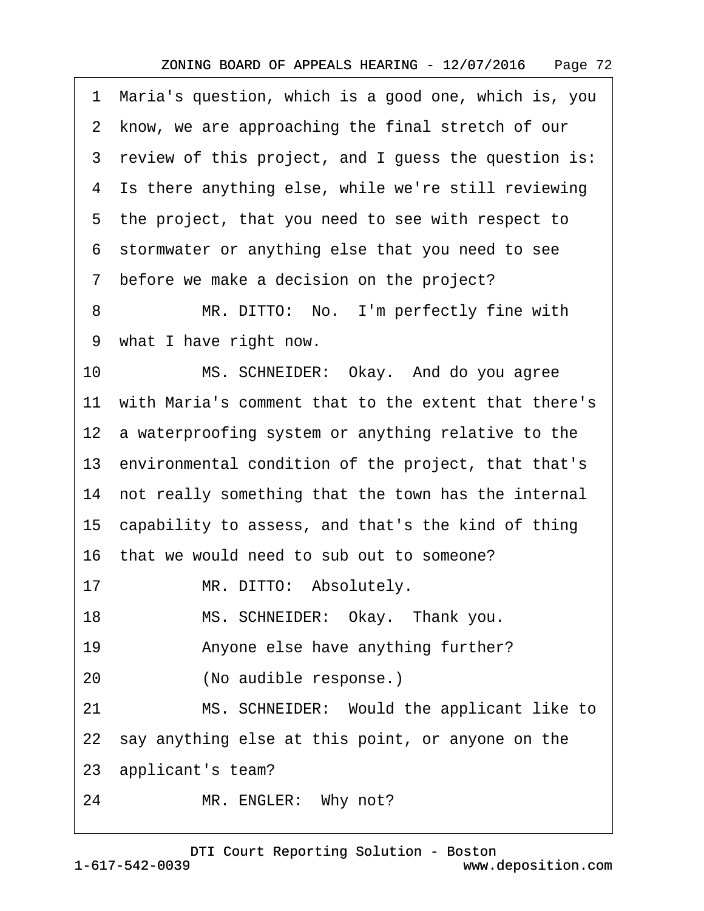1 Maria's question, which is a good one, which is, you
2 know, we are approaching the final stretch of our
3 review of this project, and I guess the question is:
4 Is there anything else, while we're still reviewing
5 the project, that you need to see with respect to
6 stormwater or anything else that you need to see
7 before we make a decision on the project?
8 MR. DITTO: No. I'm perfectly fine with
9 what I have right now.
10 MS. SCHNEIDER: Okay. And do you agree
11 with Maria's comment that to the extent that there's
12 a waterproofing system or anything relative to the
13 environmental condition of the project, that that's
14 not really something that the town has the internal
15 capability to assess, and that's the kind of thing
16 that we would need to sub out to someone?
17 MR. DITTO: Absolutely.
18 MS. SCHNEIDER: Okay. Thank you.
19 Anyone else have anything further?
20 (No audible response.)
21 MS. SCHNEIDER: Would the applicant like to
22 say anything else at this point, or anyone on the
23 applicant's team?
24 MR. ENGLER: Why not?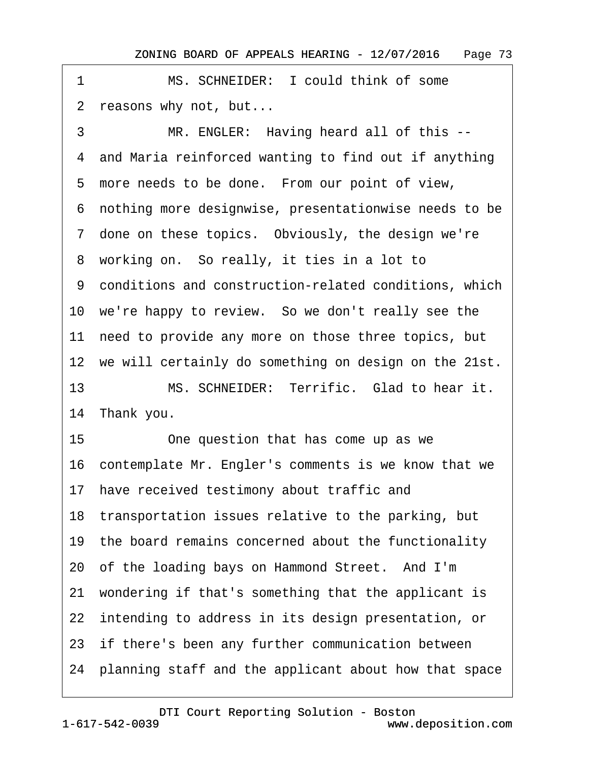1 MS. SCHNEIDER: I could think of some
2 reasons why not, but...
3 MR. ENGLER: Having heard all of this --
4 and Maria reinforced wanting to find out if anything
5 more needs to be done. From our point of view,
6 nothing more designwise, presentationwise needs to be
7 done on these topics. Obviously, the design we're
8 working on. So really, it ties in a lot to
9 conditions and construction-related conditions, which
10 we're happy to review. So we don't really see the
11 need to provide any more on those three topics, but
12 we will certainly do something on design on the 21st.
13 MS. SCHNEIDER: Terrific. Glad to hear it.
14 Thank you.
15 One question that has come up as we
16 contemplate Mr. Engler's comments is we know that we
17 have received testimony about traffic and
18 transportation issues relative to the parking, but
19 the board remains concerned about the functionality
20 of the loading bays on Hammond Street. And I'm
21 wondering if that's something that the applicant is
22 intending to address in its design presentation, or
23 if there's been any further communication between
24 planning staff and the applicant about how that space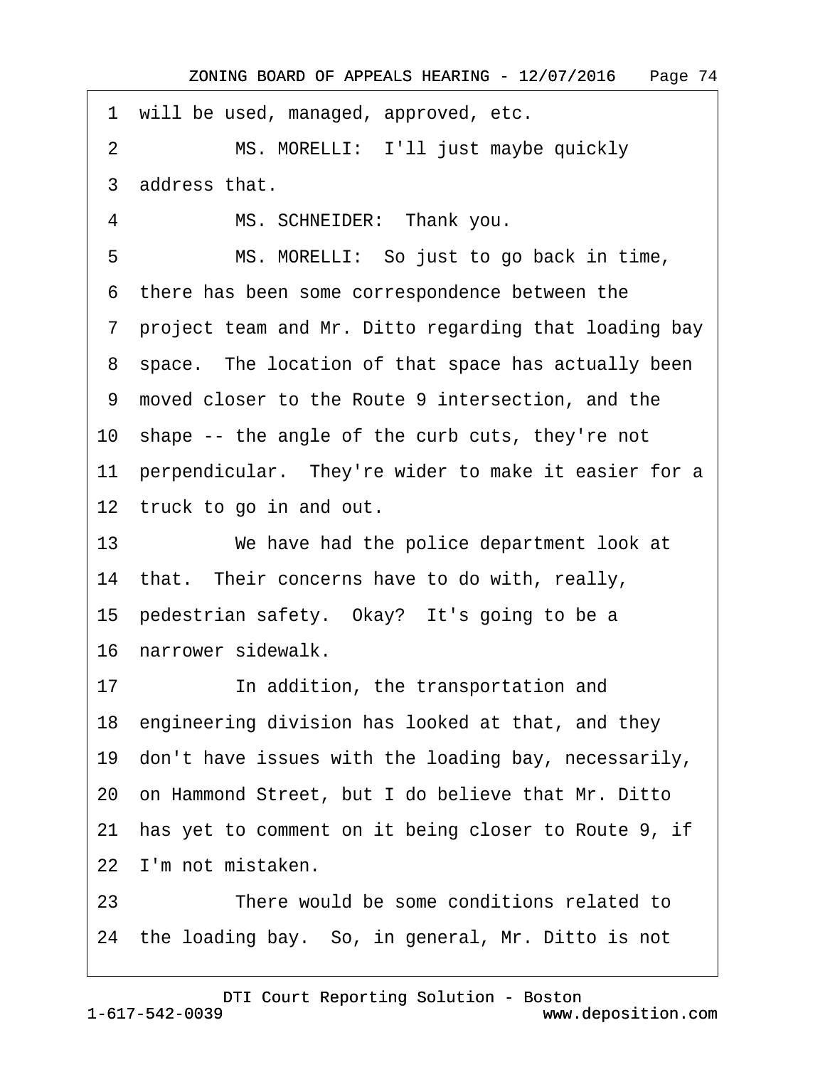1 will be used, managed, approved, etc.

2 MS. MORELLI: I'll just maybe quickly

3 address that.

4 MS. SCHNEIDER: Thank you.

5 MS. MORELLI: So just to go back in time,

6 there has been some correspondence between the

7 project team and Mr. Ditto regarding that loading bay

8 space. The location of that space has actually been

9 moved closer to the Route 9 intersection, and the

10 shape -- the angle of the curb cuts, they're not

11 perpendicular. They're wider to make it easier for a

12 truck to go in and out.

13 We have had the police department look at

14 that. Their concerns have to do with, really,

15 pedestrian safety. Okay? It's going to be a

16 narrower sidewalk.

17 In addition, the transportation and

18 engineering division has looked at that, and they

19 don't have issues with the loading bay, necessarily,

20 on Hammond Street, but I do believe that Mr. Ditto

21 has yet to comment on it being closer to Route 9, if

22 I'm not mistaken.

23 There would be some conditions related to

24 the loading bay. So, in general, Mr. Ditto is not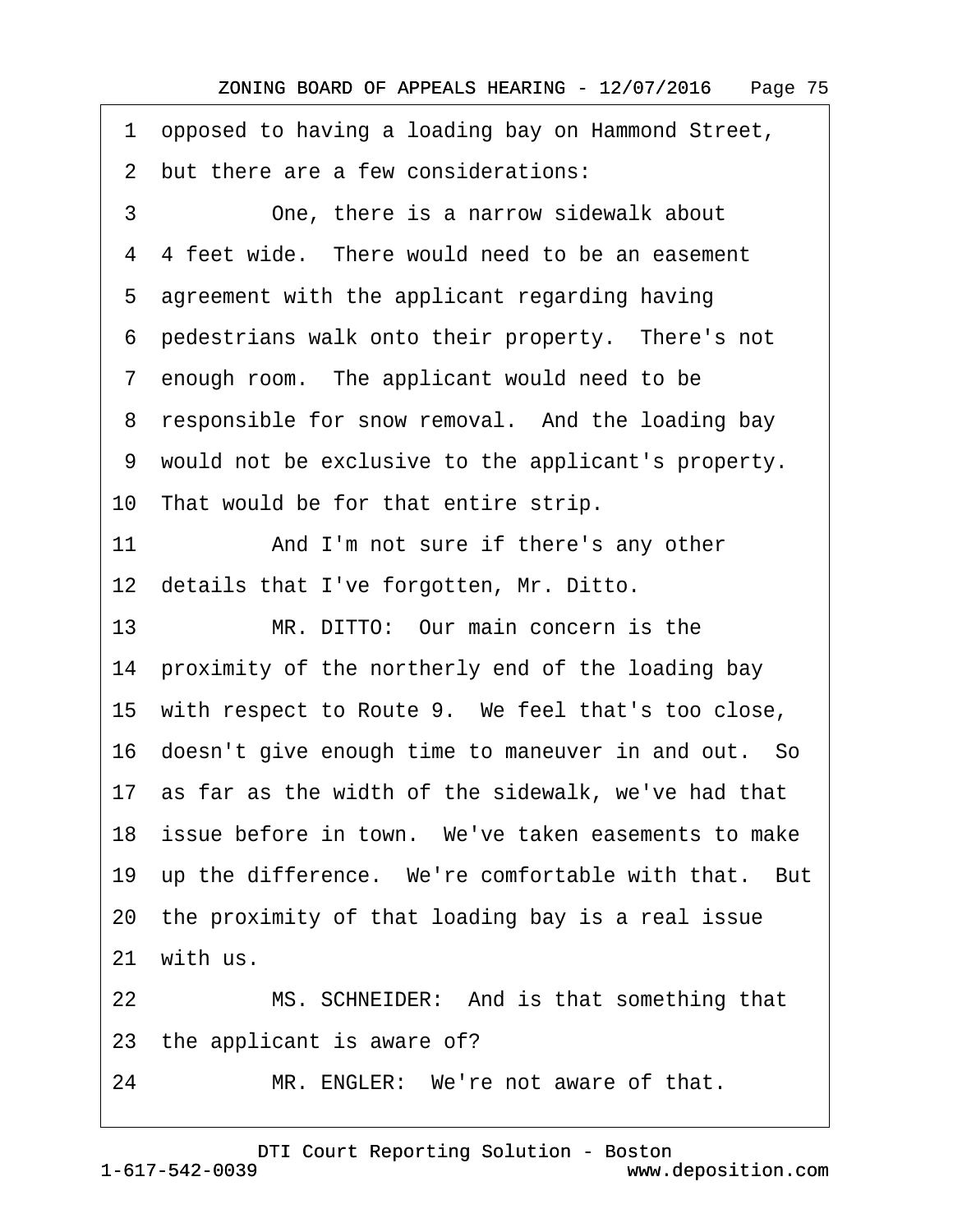1 opposed to having a loading bay on Hammond Street,

2 but there are a few considerations:

3 One, there is a narrow sidewalk about

4 4 feet wide. There would need to be an easement

5 agreement with the applicant regarding having

6 pedestrians walk onto their property. There's not

7 enough room. The applicant would need to be

8 responsible for snow removal. And the loading bay

9 would not be exclusive to the applicant's property.

10 That would be for that entire strip.

11 And I'm not sure if there's any other

12 details that I've forgotten, Mr. Ditto.

13 MR. DITTO: Our main concern is the

14 proximity of the northerly end of the loading bay

15 with respect to Route 9. We feel that's too close,

16 doesn't give enough time to maneuver in and out. So

17 as far as the width of the sidewalk, we've had that

18 issue before in town. We've taken easements to make

19 up the difference. We're comfortable with that. But

20 the proximity of that loading bay is a real issue

21 with us.

22 MS. SCHNEIDER: And is that something that

23 the applicant is aware of?

24 MR. ENGLER: We're not aware of that.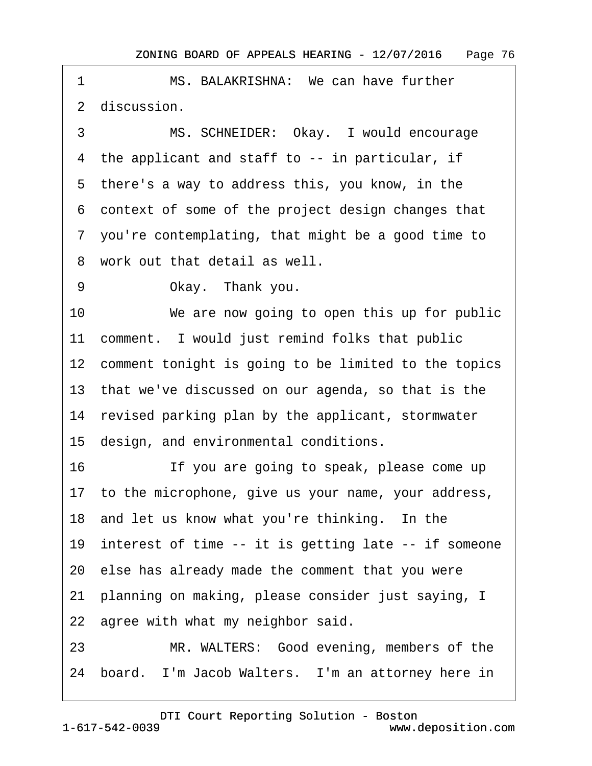1 MS. BALAKRISHNA: We can have further
2 discussion.
3 MS. SCHNEIDER: Okay. I would encourage
4 the applicant and staff to -- in particular, if
5 there's a way to address this, you know, in the
6 context of some of the project design changes that
7 you're contemplating, that might be a good time to
8 work out that detail as well.
9 Okay. Thank you.
10 We are now going to open this up for public
11 comment. I would just remind folks that public
12 comment tonight is going to be limited to the topics
13 that we've discussed on our agenda, so that is the
14 revised parking plan by the applicant, stormwater
15 design, and environmental conditions.
16 If you are going to speak, please come up
17 to the microphone, give us your name, your address,
18 and let us know what you're thinking. In the
19 interest of time -- it is getting late -- if someone
20 else has already made the comment that you were
21 planning on making, please consider just saying, I
22 agree with what my neighbor said.
23 MR. WALTERS: Good evening, members of the
24 board. I'm Jacob Walters. I'm an attorney here in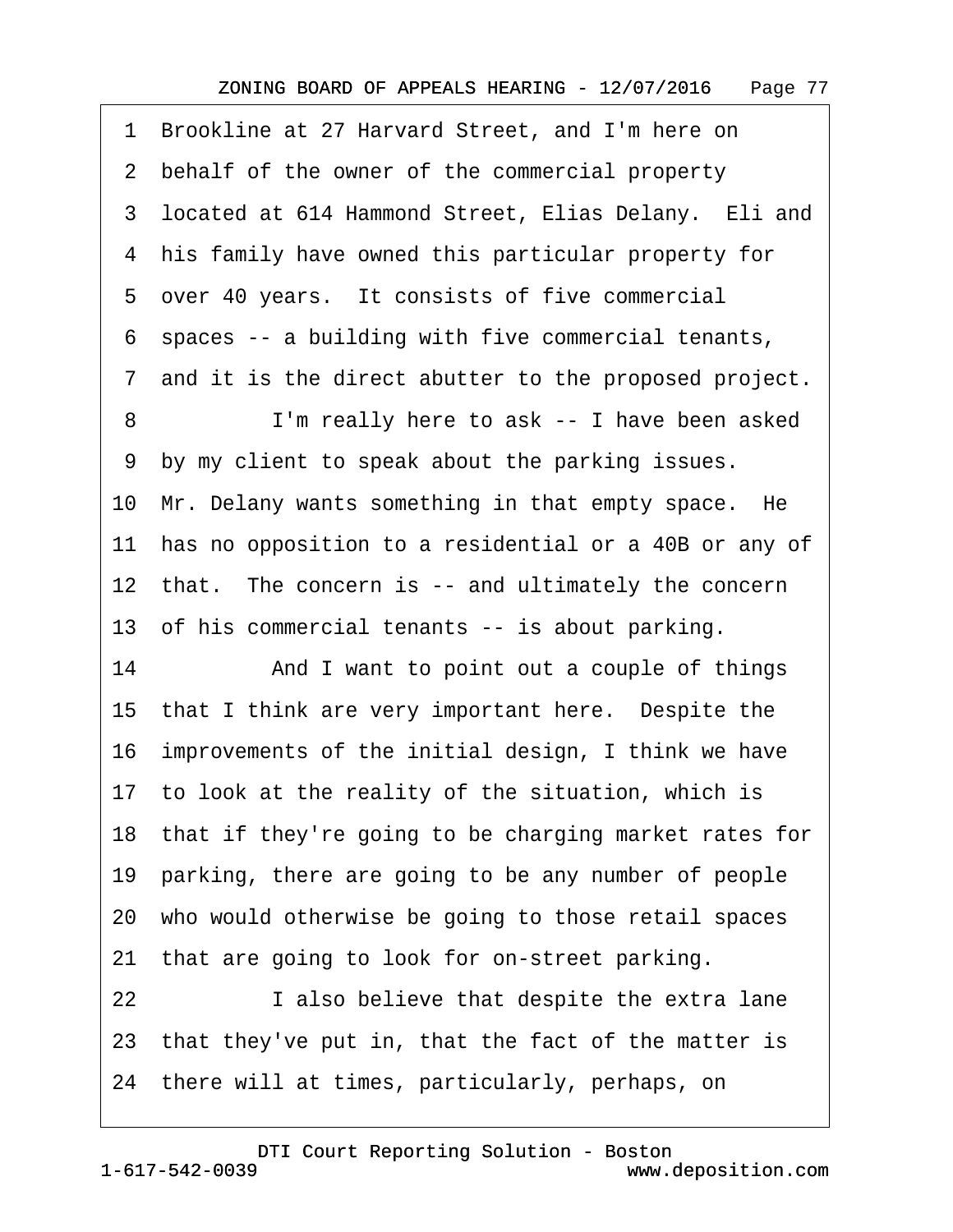1 Brookline at 27 Harvard Street, and I'm here on
2 behalf of the owner of the commercial property
3 located at 614 Hammond Street, Elias Delany. Eli and
4 his family have owned this particular property for
5 over 40 years. It consists of five commercial
6 spaces -- a building with five commercial tenants,
7 and it is the direct abutter to the proposed project.
8 I'm really here to ask -- I have been asked
9 by my client to speak about the parking issues.
10 Mr. Delany wants something in that empty space. He
11 has no opposition to a residential or a 40B or any of
12 that. The concern is -- and ultimately the concern
13 of his commercial tenants -- is about parking.
14 And I want to point out a couple of things
15 that I think are very important here. Despite the
16 improvements of the initial design, I think we have
17 to look at the reality of the situation, which is
18 that if they're going to be charging market rates for
19 parking, there are going to be any number of people
20 who would otherwise be going to those retail spaces
21 that are going to look for on-street parking.
22 I also believe that despite the extra lane
23 that they've put in, that the fact of the matter is
24 there will at times, particularly, perhaps, on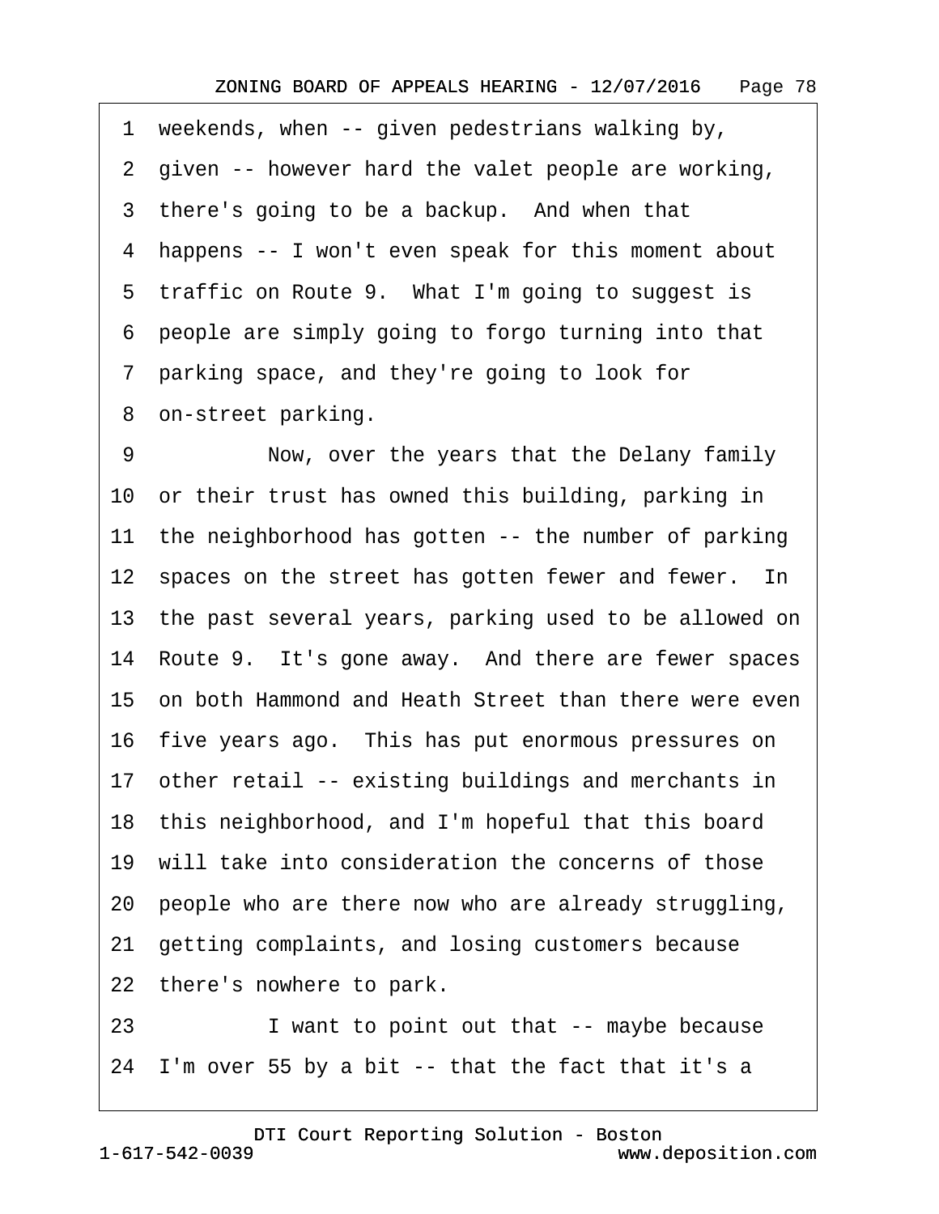1 weekends, when -- given pedestrians walking by,
2 given -- however hard the valet people are working,
3 there's going to be a backup. And when that
4 happens -- I won't even speak for this moment about
5 traffic on Route 9. What I'm going to suggest is
6 people are simply going to forgo turning into that
7 parking space, and they're going to look for
8 on-street parking.
9 Now, over the years that the Delany family
10 or their trust has owned this building, parking in
11 the neighborhood has gotten -- the number of parking
12 spaces on the street has gotten fewer and fewer. In
13 the past several years, parking used to be allowed on
14 Route 9. It's gone away. And there are fewer spaces
15 on both Hammond and Heath Street than there were even
16 five years ago. This has put enormous pressures on
17 other retail -- existing buildings and merchants in
18 this neighborhood, and I'm hopeful that this board
19 will take into consideration the concerns of those
20 people who are there now who are already struggling,
21 getting complaints, and losing customers because
22 there's nowhere to park.
23 I want to point out that -- maybe because
24 I'm over 55 by a bit -- that the fact that it's a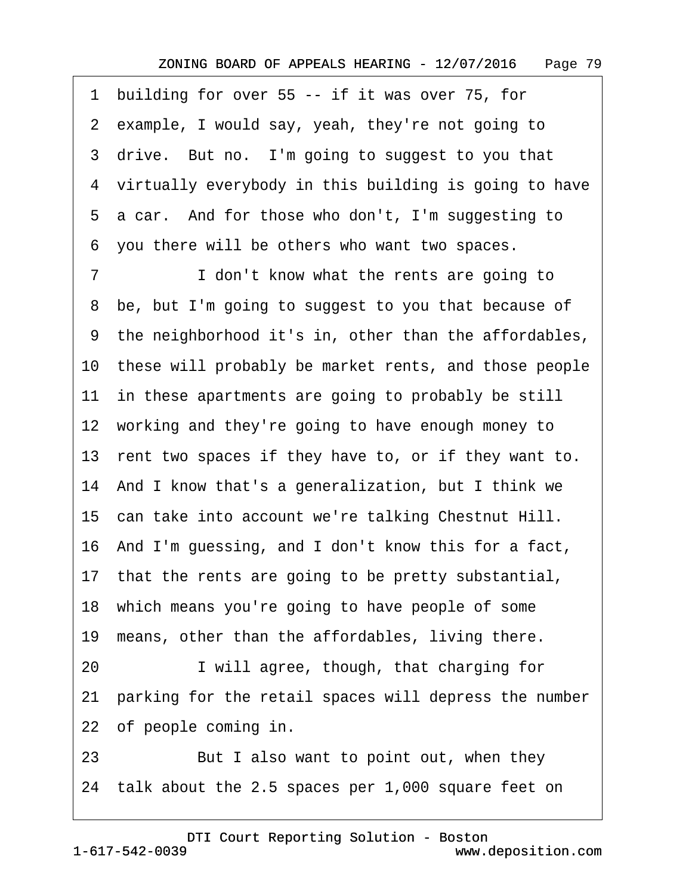1 building for over 55 -- if it was over 75, for
2 example, I would say, yeah, they're not going to
3 drive. But no. I'm going to suggest to you that
4 virtually everybody in this building is going to have
5 a car. And for those who don't, I'm suggesting to
6 you there will be others who want two spaces.
7 I don't know what the rents are going to
8 be, but I'm going to suggest to you that because of
9 the neighborhood it's in, other than the affordables,
10 these will probably be market rents, and those people
11 in these apartments are going to probably be still
12 working and they're going to have enough money to
13 rent two spaces if they have to, or if they want to.
14 And I know that's a generalization, but I think we
15 can take into account we're talking Chestnut Hill.
16 And I'm guessing, and I don't know this for a fact,
17 that the rents are going to be pretty substantial,
18 which means you're going to have people of some
19 means, other than the affordables, living there.
20 I will agree, though, that charging for
21 parking for the retail spaces will depress the number
22 of people coming in.
23 But I also want to point out, when they
24 talk about the 2.5 spaces per 1,000 square feet on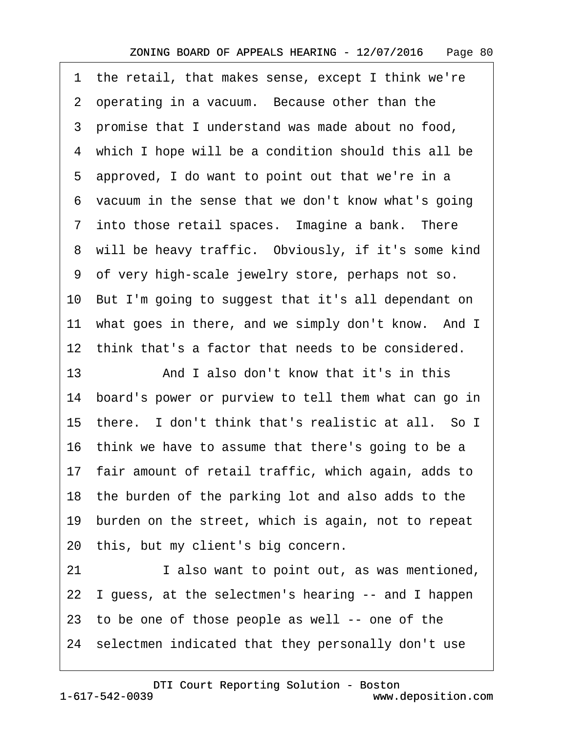1 the retail, that makes sense, except I think we're
2 operating in a vacuum. Because other than the
3 promise that I understand was made about no food,
4 which I hope will be a condition should this all be
5 approved, I do want to point out that we're in a
6 vacuum in the sense that we don't know what's going
7 into those retail spaces. Imagine a bank. There
8 will be heavy traffic. Obviously, if it's some kind
9 of very high-scale jewelry store, perhaps not so.
10 But I'm going to suggest that it's all dependant on
11 what goes in there, and we simply don't know. And I
12 think that's a factor that needs to be considered.
13 And I also don't know that it's in this
14 board's power or purview to tell them what can go in
15 there. I don't think that's realistic at all. So I
16 think we have to assume that there's going to be a
17 fair amount of retail traffic, which again, adds to
18 the burden of the parking lot and also adds to the
19 burden on the street, which is again, not to repeat
20 this, but my client's big concern.
21 I also want to point out, as was mentioned,
22 I guess, at the selectmen's hearing -- and I happen
23 to be one of those people as well -- one of the
24 selectmen indicated that they personally don't use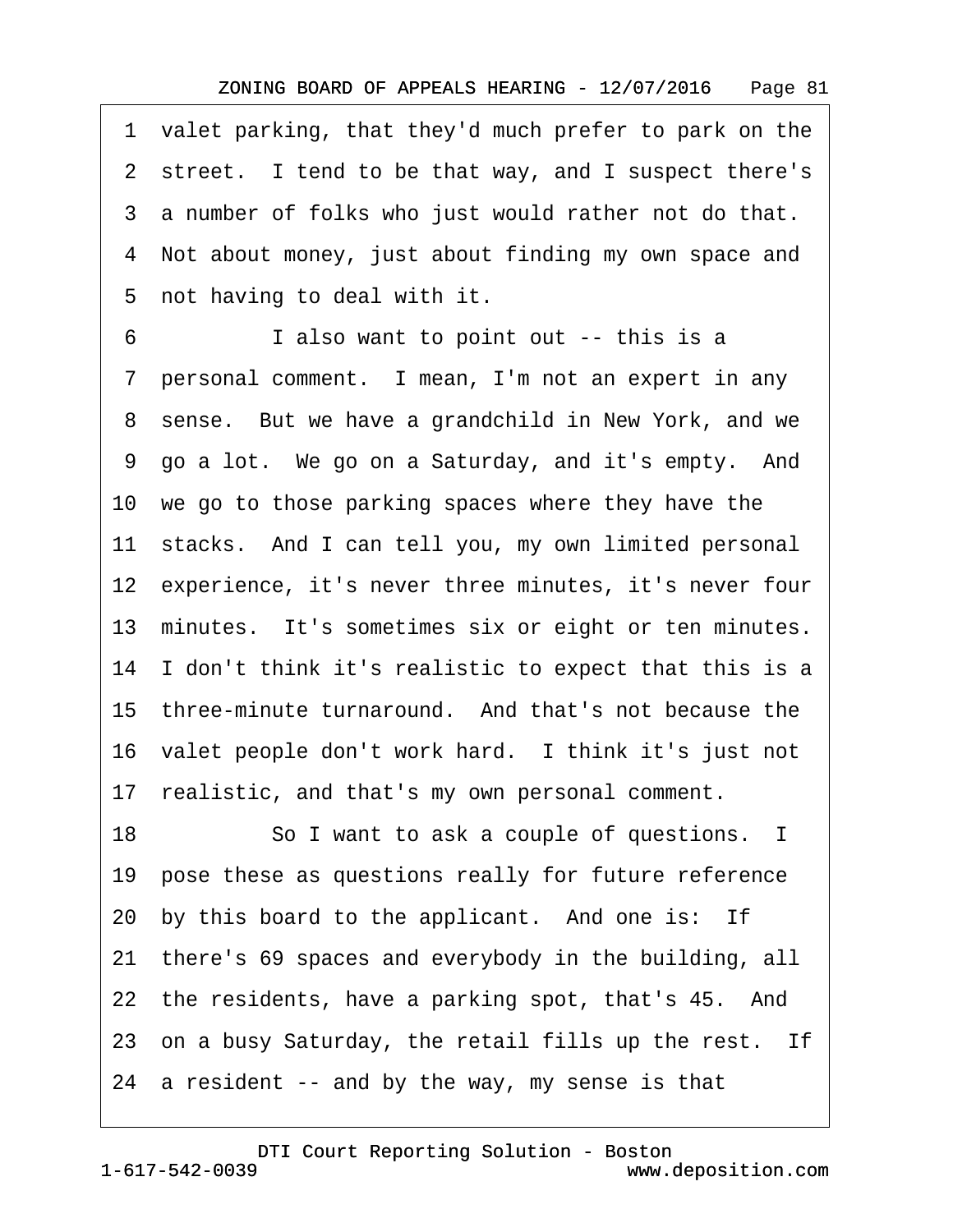1 valet parking, that they'd much prefer to park on the
2 street. I tend to be that way, and I suspect there's
3 a number of folks who just would rather not do that.
4 Not about money, just about finding my own space and
5 not having to deal with it.

6 I also want to point out -- this is a
7 personal comment. I mean, I'm not an expert in any
8 sense. But we have a grandchild in New York, and we
9 go a lot. We go on a Saturday, and it's empty. And
10 we go to those parking spaces where they have the
11 stacks. And I can tell you, my own limited personal
12 experience, it's never three minutes, it's never four
13 minutes. It's sometimes six or eight or ten minutes.
14 I don't think it's realistic to expect that this is a
15 three-minute turnaround. And that's not because the
16 valet people don't work hard. I think it's just not
17 realistic, and that's my own personal comment.

18 So I want to ask a couple of questions. I
19 pose these as questions really for future reference
20 by this board to the applicant. And one is: If
21 there's 69 spaces and everybody in the building, all
22 the residents, have a parking spot, that's 45. And
23 on a busy Saturday, the retail fills up the rest. If
24 a resident -- and by the way, my sense is that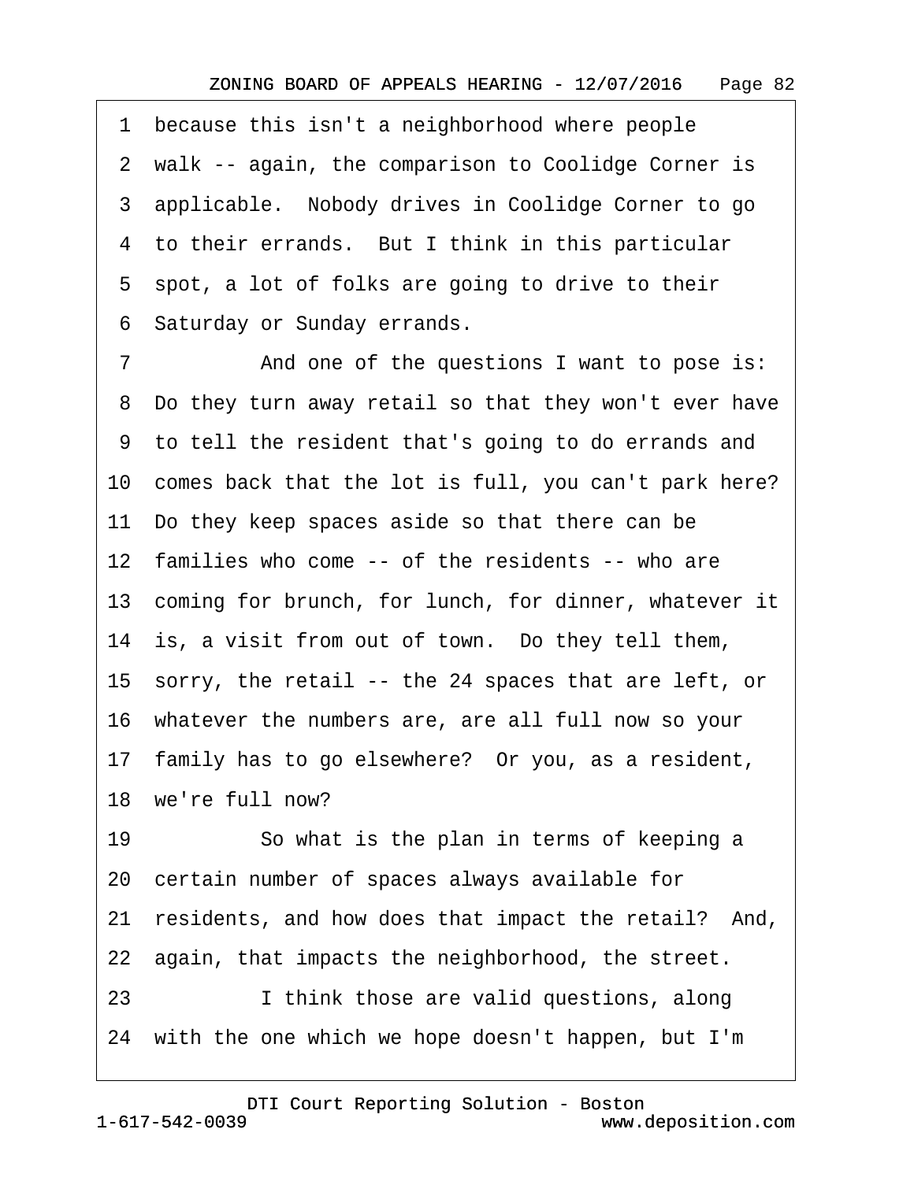1 because this isn't a neighborhood where people
2 walk -- again, the comparison to Coolidge Corner is
3 applicable. Nobody drives in Coolidge Corner to go
4 to their errands. But I think in this particular
5 spot, a lot of folks are going to drive to their
6 Saturday or Sunday errands.
7 And one of the questions I want to pose is:
8 Do they turn away retail so that they won't ever have
9 to tell the resident that's going to do errands and
10 comes back that the lot is full, you can't park here?
11 Do they keep spaces aside so that there can be
12 families who come -- of the residents -- who are
13 coming for brunch, for lunch, for dinner, whatever it
14 is, a visit from out of town. Do they tell them,
15 sorry, the retail -- the 24 spaces that are left, or
16 whatever the numbers are, are all full now so your
17 family has to go elsewhere? Or you, as a resident,
18 we're full now?
19 So what is the plan in terms of keeping a
20 certain number of spaces always available for
21 residents, and how does that impact the retail? And,
22 again, that impacts the neighborhood, the street.
23 I think those are valid questions, along
24 with the one which we hope doesn't happen, but I'm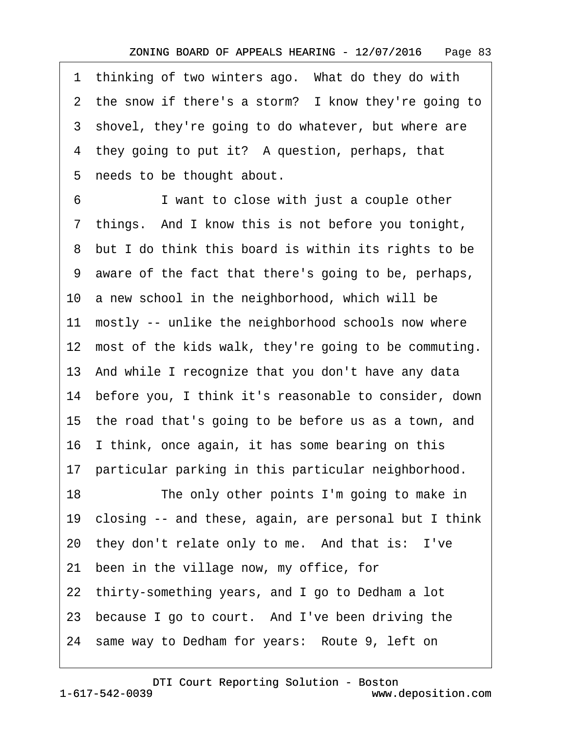1 thinking of two winters ago. What do they do with
2 the snow if there's a storm? I know they're going to
3 shovel, they're going to do whatever, but where are
4 they going to put it? A question, perhaps, that
5 needs to be thought about.
6 I want to close with just a couple other
7 things. And I know this is not before you tonight,
8 but I do think this board is within its rights to be
9 aware of the fact that there's going to be, perhaps,
10 a new school in the neighborhood, which will be
11 mostly -- unlike the neighborhood schools now where
12 most of the kids walk, they're going to be commuting.
13 And while I recognize that you don't have any data
14 before you, I think it's reasonable to consider, down
15 the road that's going to be before us as a town, and
16 I think, once again, it has some bearing on this
17 particular parking in this particular neighborhood.
18 The only other points I'm going to make in
19 closing -- and these, again, are personal but I think
20 they don't relate only to me. And that is: I've
21 been in the village now, my office, for
22 thirty-something years, and I go to Dedham a lot
23 because I go to court. And I've been driving the
24 same way to Dedham for years: Route 9, left on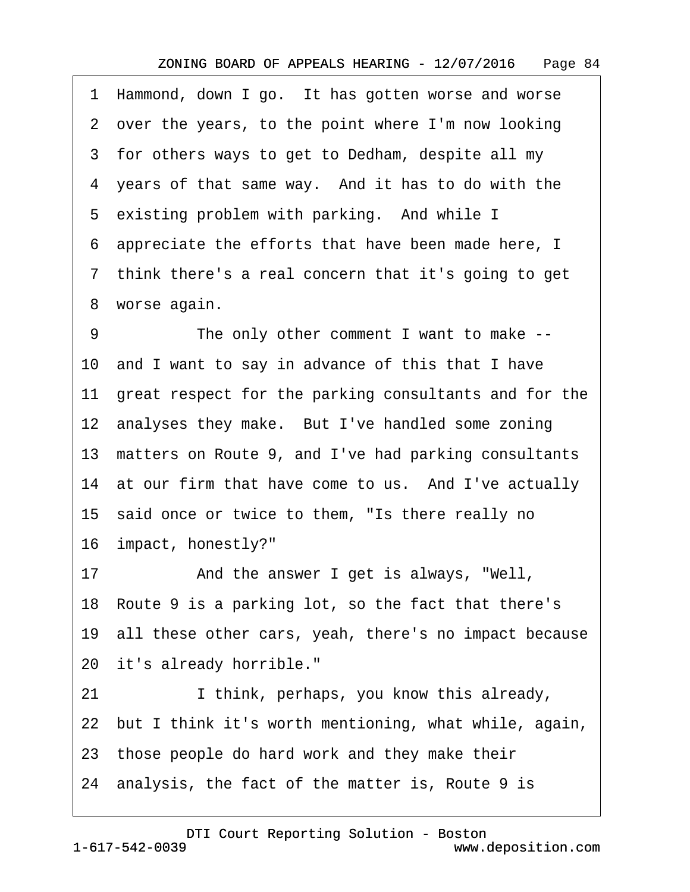1 Hammond, down I go. It has gotten worse and worse
2 over the years, to the point where I'm now looking
3 for others ways to get to Dedham, despite all my
4 years of that same way. And it has to do with the
5 existing problem with parking. And while I
6 appreciate the efforts that have been made here, I
7 think there's a real concern that it's going to get
8 worse again.
9 The only other comment I want to make --
10 and I want to say in advance of this that I have
11 great respect for the parking consultants and for the
12 analyses they make. But I've handled some zoning
13 matters on Route 9, and I've had parking consultants
14 at our firm that have come to us. And I've actually
15 said once or twice to them, "Is there really no
16 impact, honestly?"
17 And the answer I get is always, "Well,
18 Route 9 is a parking lot, so the fact that there's
19 all these other cars, yeah, there's no impact because
20 it's already horrible."
21 I think, perhaps, you know this already,
22 but I think it's worth mentioning, what while, again,
23 those people do hard work and they make their
24 analysis, the fact of the matter is, Route 9 is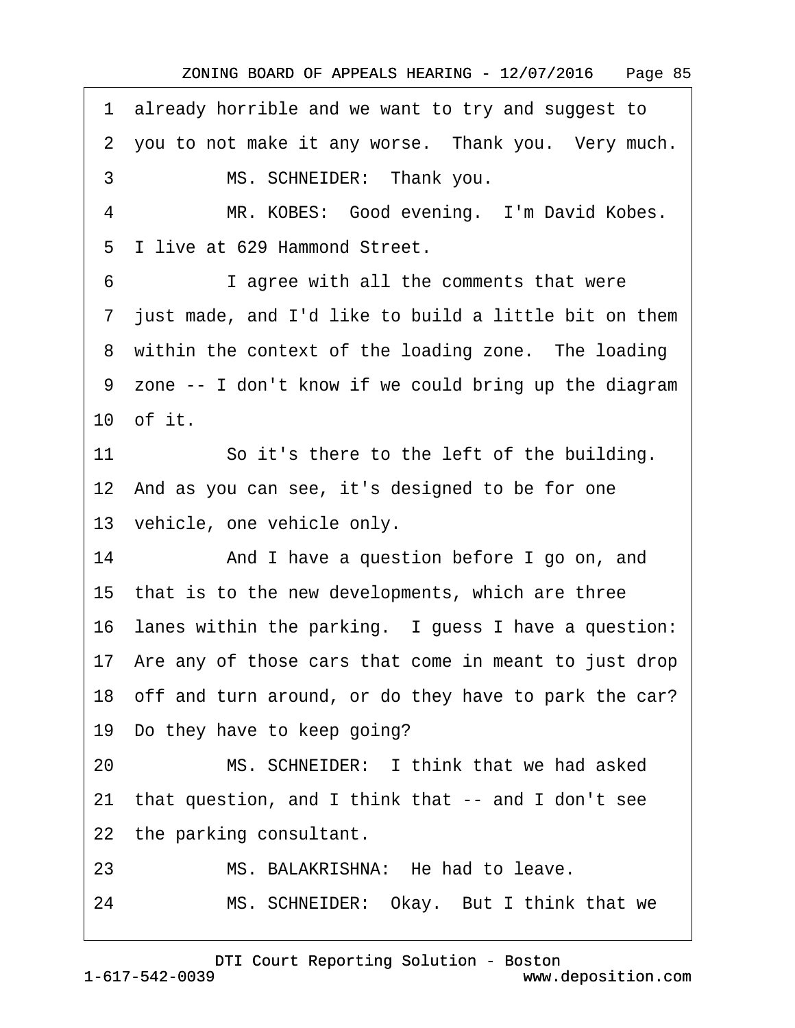1 already horrible and we want to try and suggest to
2 you to not make it any worse.  Thank you.  Very much.
3           MS. SCHNEIDER:  Thank you.
4           MR. KOBES:  Good evening.  I'm David Kobes.
5 I live at 629 Hammond Street.
6           I agree with all the comments that were
7 just made, and I'd like to build a little bit on them
8 within the context of the loading zone.  The loading
9 zone -- I don't know if we could bring up the diagram
10 of it.
11           So it's there to the left of the building.
12 And as you can see, it's designed to be for one
13 vehicle, one vehicle only.
14           And I have a question before I go on, and
15 that is to the new developments, which are three
16 lanes within the parking.  I guess I have a question:
17 Are any of those cars that come in meant to just drop
18 off and turn around, or do they have to park the car?
19 Do they have to keep going?
20           MS. SCHNEIDER:  I think that we had asked
21 that question, and I think that -- and I don't see
22 the parking consultant.
23           MS. BALAKRISHNA:  He had to leave.
24           MS. SCHNEIDER:  Okay.  But I think that we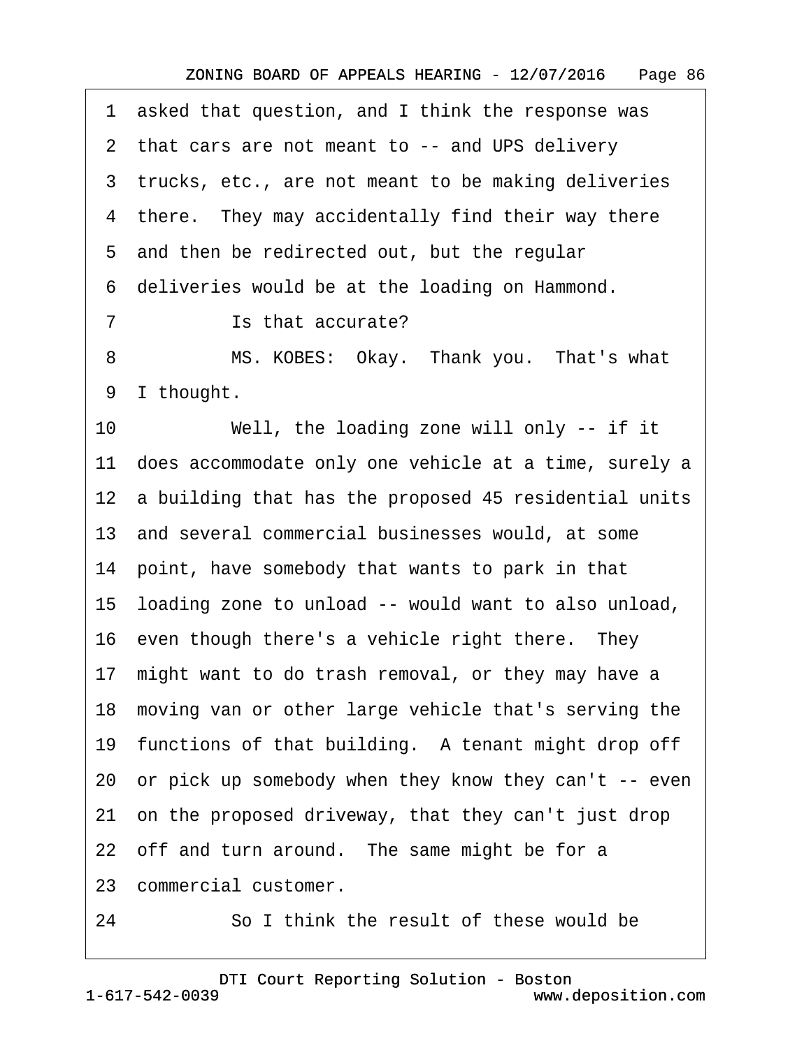1 asked that question, and I think the response was
2 that cars are not meant to -- and UPS delivery
3 trucks, etc., are not meant to be making deliveries
4 there.  They may accidentally find their way there
5 and then be redirected out, but the regular
6 deliveries would be at the loading on Hammond.
7           Is that accurate?
8           MS. KOBES:  Okay.  Thank you.  That's what
9 I thought.
10           Well, the loading zone will only -- if it
11 does accommodate only one vehicle at a time, surely a
12 a building that has the proposed 45 residential units
13 and several commercial businesses would, at some
14 point, have somebody that wants to park in that
15 loading zone to unload -- would want to also unload,
16 even though there's a vehicle right there.  They
17 might want to do trash removal, or they may have a
18 moving van or other large vehicle that's serving the
19 functions of that building.  A tenant might drop off
20 or pick up somebody when they know they can't -- even
21 on the proposed driveway, that they can't just drop
22 off and turn around.  The same might be for a
23 commercial customer.
24           So I think the result of these would be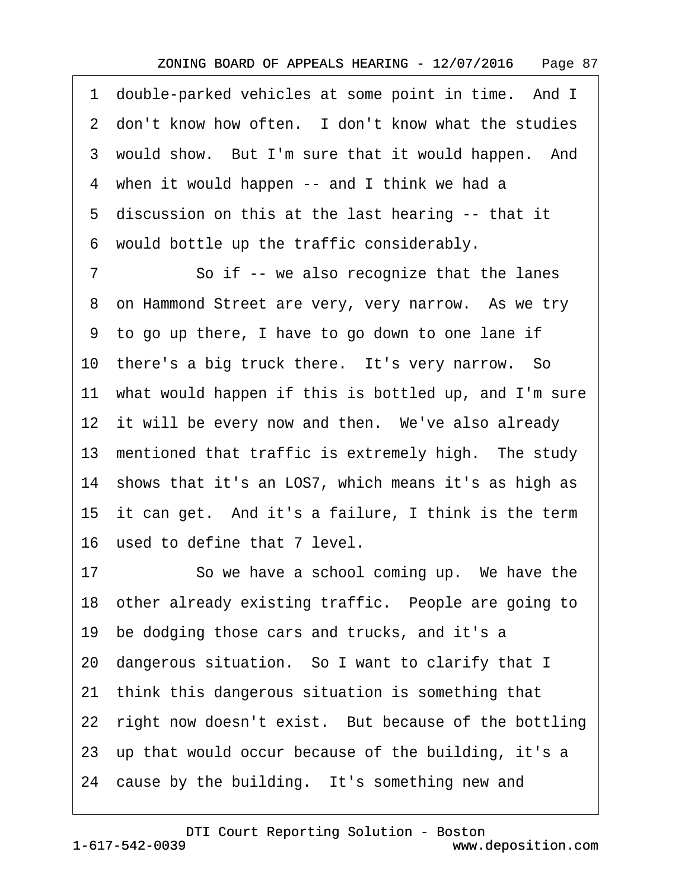1 double-parked vehicles at some point in time. And I
2 don't know how often. I don't know what the studies
3 would show. But I'm sure that it would happen. And
4 when it would happen -- and I think we had a
5 discussion on this at the last hearing -- that it
6 would bottle up the traffic considerably.

7 So if -- we also recognize that the lanes
8 on Hammond Street are very, very narrow. As we try
9 to go up there, I have to go down to one lane if
10 there's a big truck there. It's very narrow. So
11 what would happen if this is bottled up, and I'm sure
12 it will be every now and then. We've also already
13 mentioned that traffic is extremely high. The study
14 shows that it's an LOS7, which means it's as high as
15 it can get. And it's a failure, I think is the term
16 used to define that 7 level.

17 So we have a school coming up. We have the
18 other already existing traffic. People are going to
19 be dodging those cars and trucks, and it's a
20 dangerous situation. So I want to clarify that I
21 think this dangerous situation is something that
22 right now doesn't exist. But because of the bottling
23 up that would occur because of the building, it's a
24 cause by the building. It's something new and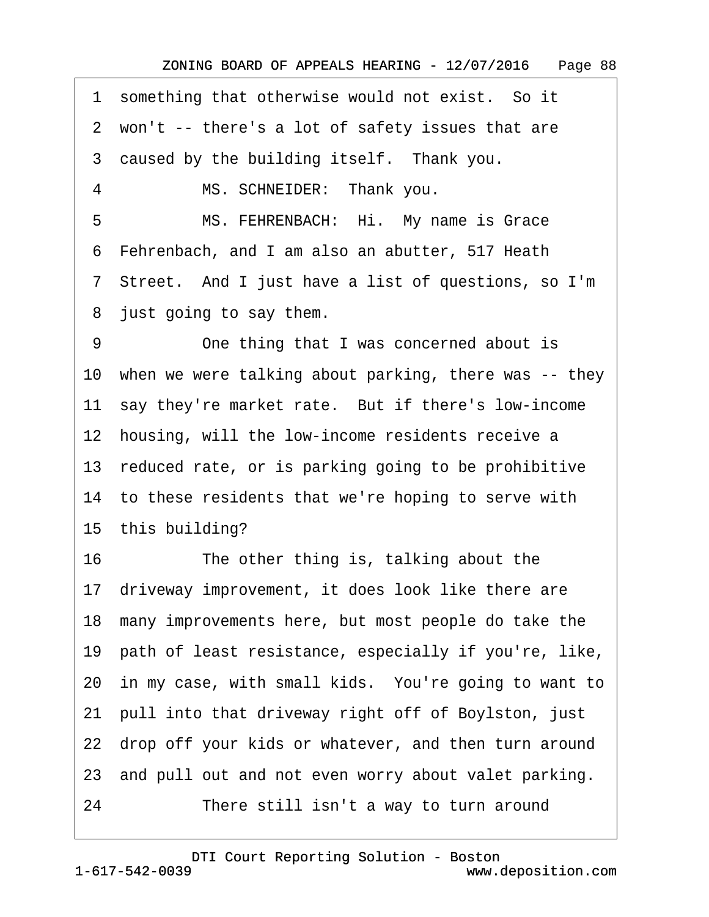1 something that otherwise would not exist. So it
2 won't -- there's a lot of safety issues that are
3 caused by the building itself. Thank you.
4 MS. SCHNEIDER: Thank you.
5 MS. FEHRENBACH: Hi. My name is Grace
6 Fehrenbach, and I am also an abutter, 517 Heath
7 Street. And I just have a list of questions, so I'm
8 just going to say them.
9 One thing that I was concerned about is
10 when we were talking about parking, there was -- they
11 say they're market rate. But if there's low-income
12 housing, will the low-income residents receive a
13 reduced rate, or is parking going to be prohibitive
14 to these residents that we're hoping to serve with
15 this building?
16 The other thing is, talking about the
17 driveway improvement, it does look like there are
18 many improvements here, but most people do take the
19 path of least resistance, especially if you're, like,
20 in my case, with small kids. You're going to want to
21 pull into that driveway right off of Boylston, just
22 drop off your kids or whatever, and then turn around
23 and pull out and not even worry about valet parking.
24 There still isn't a way to turn around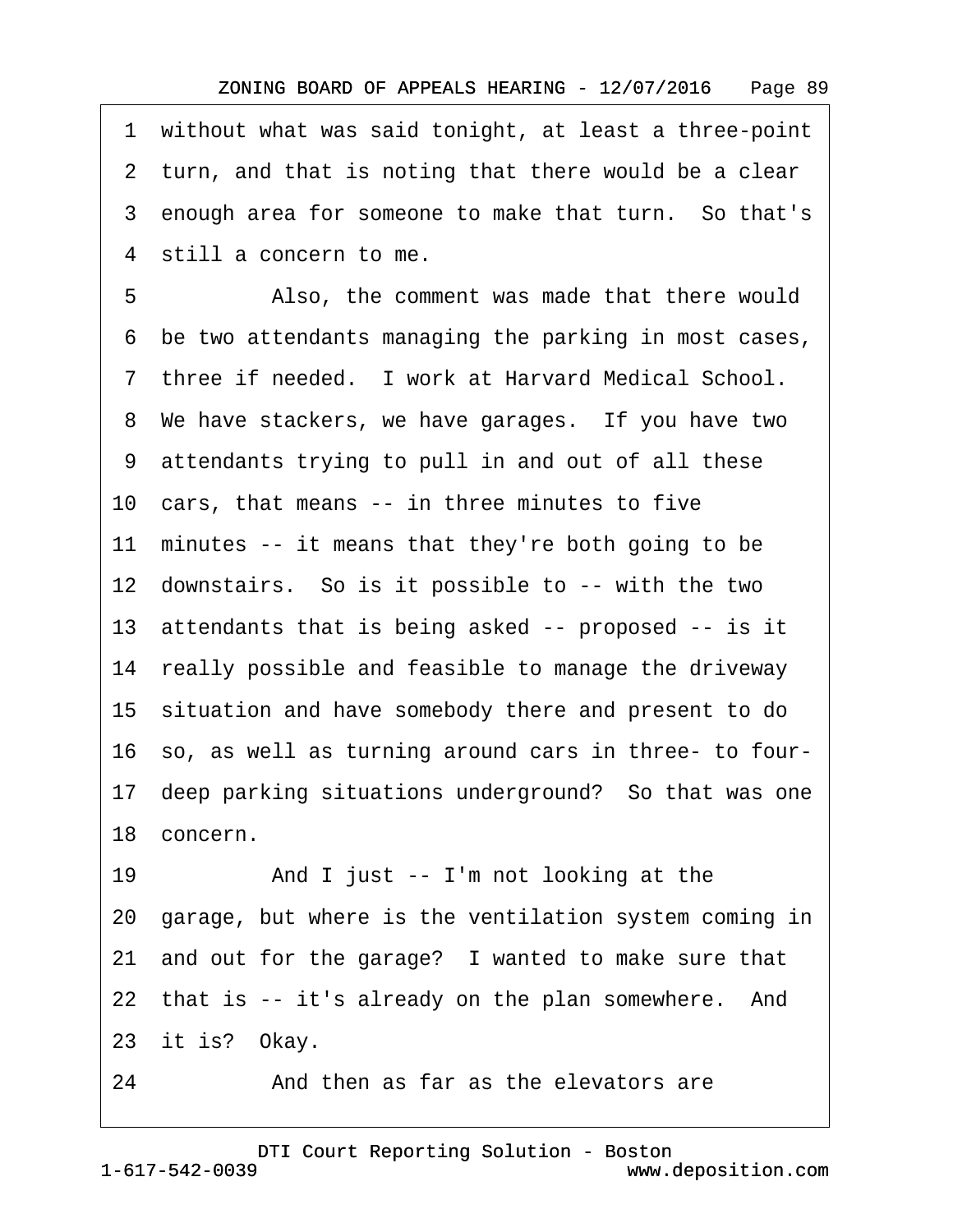1 without what was said tonight, at least a three-point
2 turn, and that is noting that there would be a clear
3 enough area for someone to make that turn. So that's
4 still a concern to me.

5 Also, the comment was made that there would
6 be two attendants managing the parking in most cases,
7 three if needed. I work at Harvard Medical School.
8 We have stackers, we have garages. If you have two
9 attendants trying to pull in and out of all these
10 cars, that means -- in three minutes to five
11 minutes -- it means that they're both going to be
12 downstairs. So is it possible to -- with the two
13 attendants that is being asked -- proposed -- is it
14 really possible and feasible to manage the driveway
15 situation and have somebody there and present to do
16 so, as well as turning around cars in three- to four-
17 deep parking situations underground? So that was one
18 concern.

19 And I just -- I'm not looking at the
20 garage, but where is the ventilation system coming in
21 and out for the garage? I wanted to make sure that
22 that is -- it's already on the plan somewhere. And
23 it is? Okay.

24 And then as far as the elevators are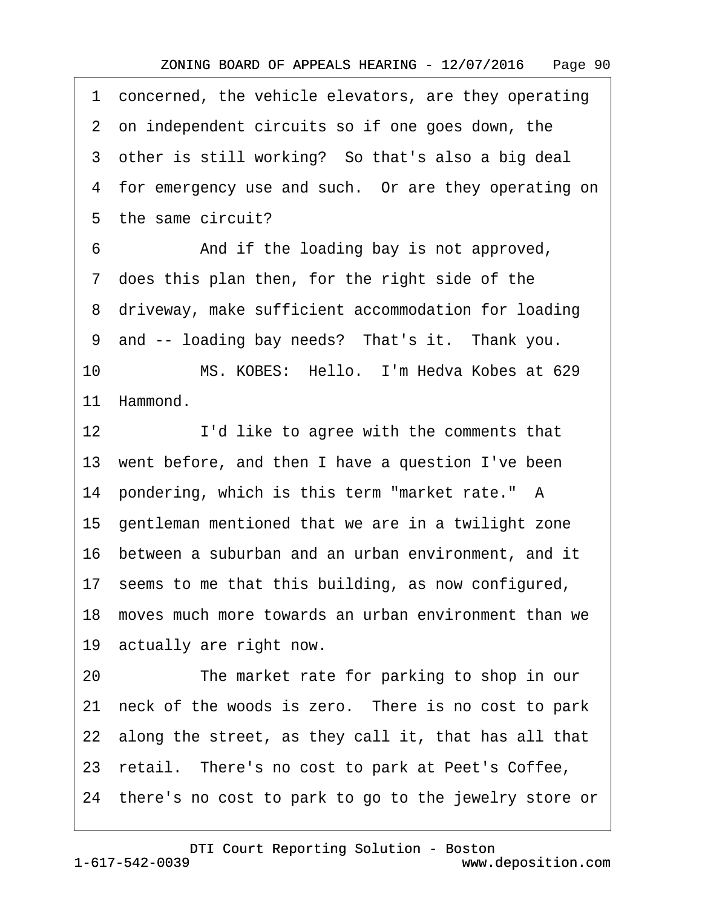1 concerned, the vehicle elevators, are they operating
2 on independent circuits so if one goes down, the
3 other is still working? So that's also a big deal
4 for emergency use and such. Or are they operating on
5 the same circuit?

6 And if the loading bay is not approved,
7 does this plan then, for the right side of the
8 driveway, make sufficient accommodation for loading
9 and -- loading bay needs? That's it. Thank you.

10 MS. KOBES: Hello. I'm Hedva Kobes at 629
11 Hammond.

12 I'd like to agree with the comments that
13 went before, and then I have a question I've been
14 pondering, which is this term "market rate." A
15 gentleman mentioned that we are in a twilight zone
16 between a suburban and an urban environment, and it
17 seems to me that this building, as now configured,
18 moves much more towards an urban environment than we
19 actually are right now.

20 The market rate for parking to shop in our
21 neck of the woods is zero. There is no cost to park
22 along the street, as they call it, that has all that
23 retail. There's no cost to park at Peet's Coffee,
24 there's no cost to park to go to the jewelry store or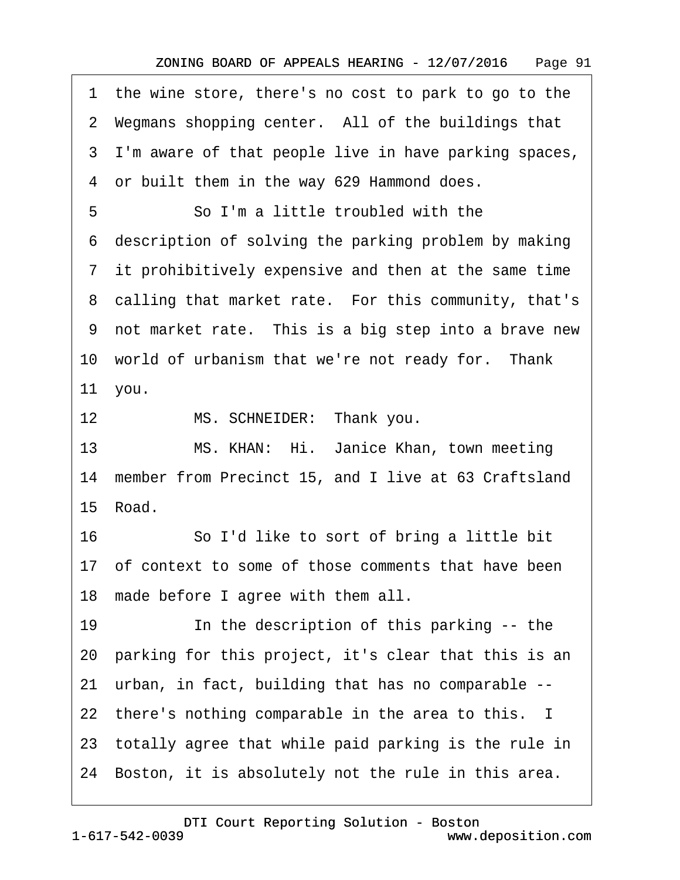1 the wine store, there's no cost to park to go to the
2 Wegmans shopping center. All of the buildings that
3 I'm aware of that people live in have parking spaces,
4 or built them in the way 629 Hammond does.

5 So I'm a little troubled with the
6 description of solving the parking problem by making
7 it prohibitively expensive and then at the same time
8 calling that market rate. For this community, that's
9 not market rate. This is a big step into a brave new
10 world of urbanism that we're not ready for. Thank
11 you.

12 MS. SCHNEIDER: Thank you.

13 MS. KHAN: Hi. Janice Khan, town meeting
14 member from Precinct 15, and I live at 63 Craftsland
15 Road.

16 So I'd like to sort of bring a little bit
17 of context to some of those comments that have been
18 made before I agree with them all.

19 In the description of this parking -- the
20 parking for this project, it's clear that this is an
21 urban, in fact, building that has no comparable --
22 there's nothing comparable in the area to this. I
23 totally agree that while paid parking is the rule in
24 Boston, it is absolutely not the rule in this area.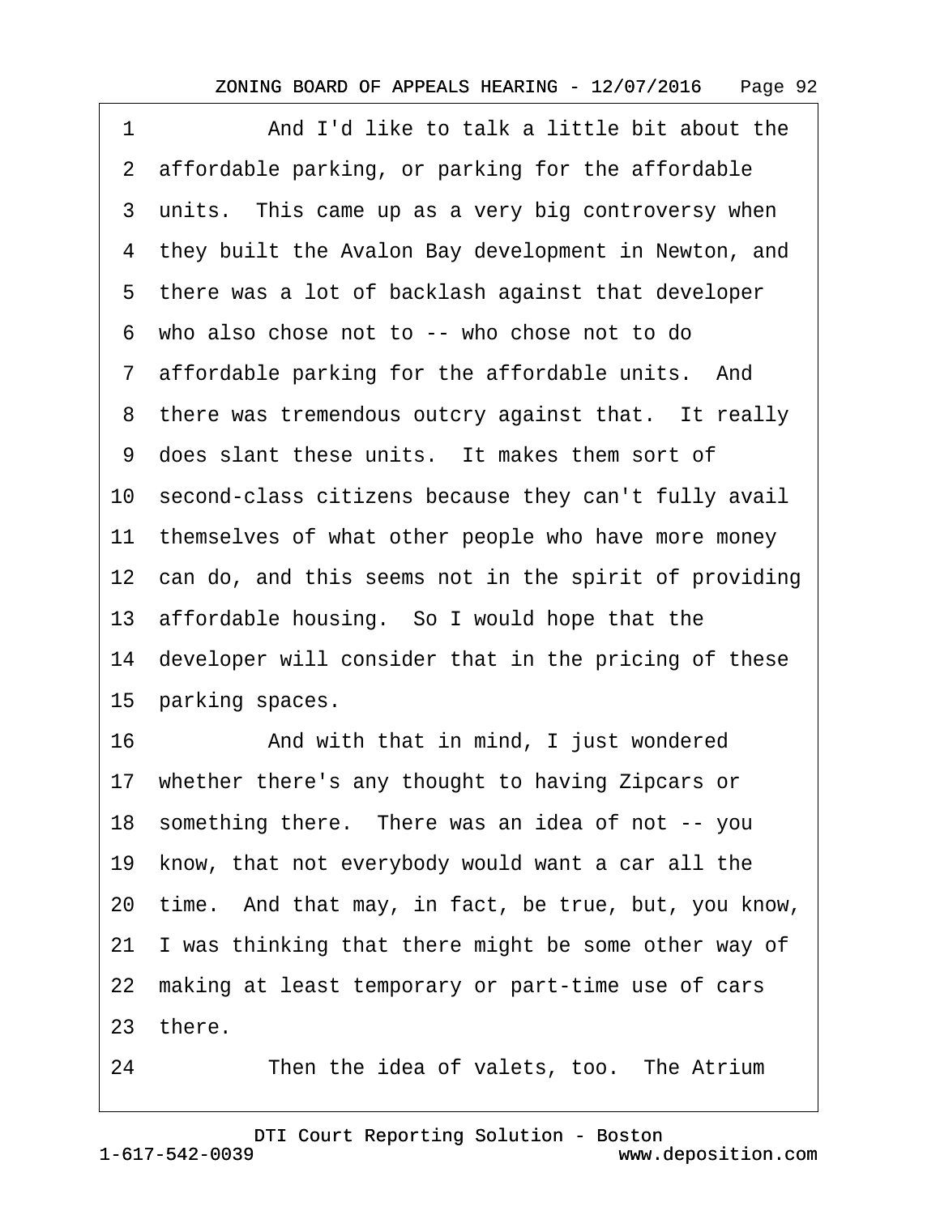1 And I'd like to talk a little bit about the
2 affordable parking, or parking for the affordable
3 units. This came up as a very big controversy when
4 they built the Avalon Bay development in Newton, and
5 there was a lot of backlash against that developer
6 who also chose not to -- who chose not to do
7 affordable parking for the affordable units. And
8 there was tremendous outcry against that. It really
9 does slant these units. It makes them sort of
10 second-class citizens because they can't fully avail
11 themselves of what other people who have more money
12 can do, and this seems not in the spirit of providing
13 affordable housing. So I would hope that the
14 developer will consider that in the pricing of these
15 parking spaces.
16 And with that in mind, I just wondered
17 whether there's any thought to having Zipcars or
18 something there. There was an idea of not -- you
19 know, that not everybody would want a car all the
20 time. And that may, in fact, be true, but, you know,
21 I was thinking that there might be some other way of
22 making at least temporary or part-time use of cars
23 there.
24 Then the idea of valets, too. The Atrium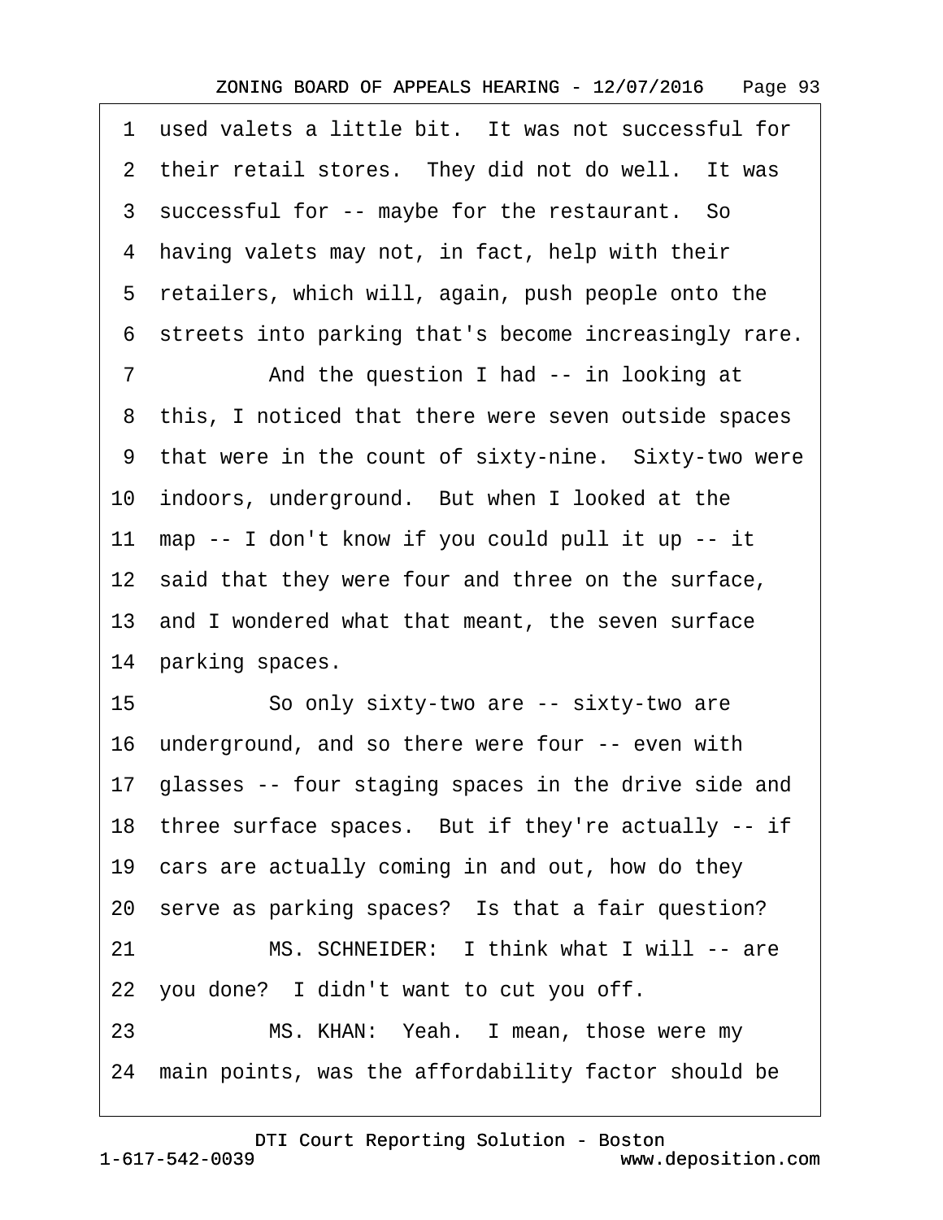1 used valets a little bit. It was not successful for
2 their retail stores. They did not do well. It was
3 successful for -- maybe for the restaurant. So
4 having valets may not, in fact, help with their
5 retailers, which will, again, push people onto the
6 streets into parking that's become increasingly rare.
7 And the question I had -- in looking at
8 this, I noticed that there were seven outside spaces
9 that were in the count of sixty-nine. Sixty-two were
10 indoors, underground. But when I looked at the
11 map -- I don't know if you could pull it up -- it
12 said that they were four and three on the surface,
13 and I wondered what that meant, the seven surface
14 parking spaces.
15 So only sixty-two are -- sixty-two are
16 underground, and so there were four -- even with
17 glasses -- four staging spaces in the drive side and
18 three surface spaces. But if they're actually -- if
19 cars are actually coming in and out, how do they
20 serve as parking spaces? Is that a fair question?
21 MS. SCHNEIDER: I think what I will -- are
22 you done? I didn't want to cut you off.
23 MS. KHAN: Yeah. I mean, those were my
24 main points, was the affordability factor should be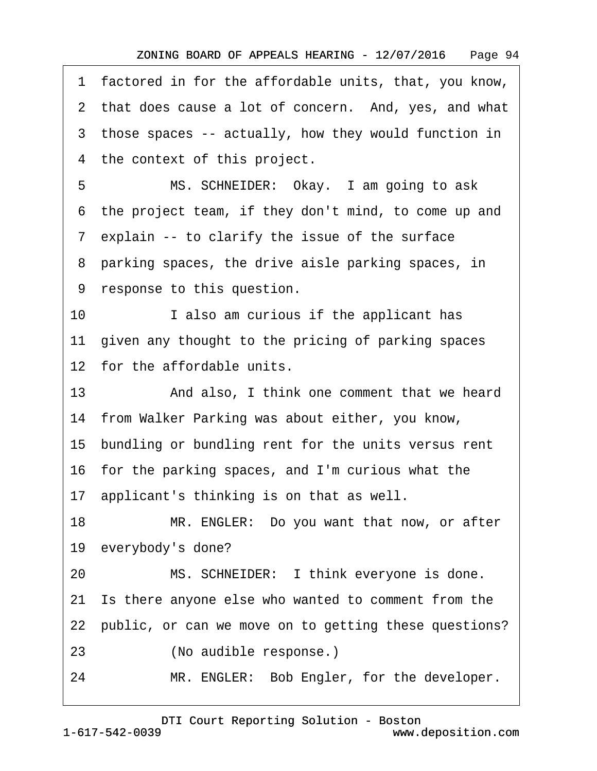1 factored in for the affordable units, that, you know,
2 that does cause a lot of concern. And, yes, and what
3 those spaces -- actually, how they would function in
4 the context of this project.
5 MS. SCHNEIDER: Okay. I am going to ask
6 the project team, if they don't mind, to come up and
7 explain -- to clarify the issue of the surface
8 parking spaces, the drive aisle parking spaces, in
9 response to this question.
10 I also am curious if the applicant has
11 given any thought to the pricing of parking spaces
12 for the affordable units.
13 And also, I think one comment that we heard
14 from Walker Parking was about either, you know,
15 bundling or bundling rent for the units versus rent
16 for the parking spaces, and I'm curious what the
17 applicant's thinking is on that as well.
18 MR. ENGLER: Do you want that now, or after
19 everybody's done?
20 MS. SCHNEIDER: I think everyone is done.
21 Is there anyone else who wanted to comment from the
22 public, or can we move on to getting these questions?
23 (No audible response.)
24 MR. ENGLER: Bob Engler, for the developer.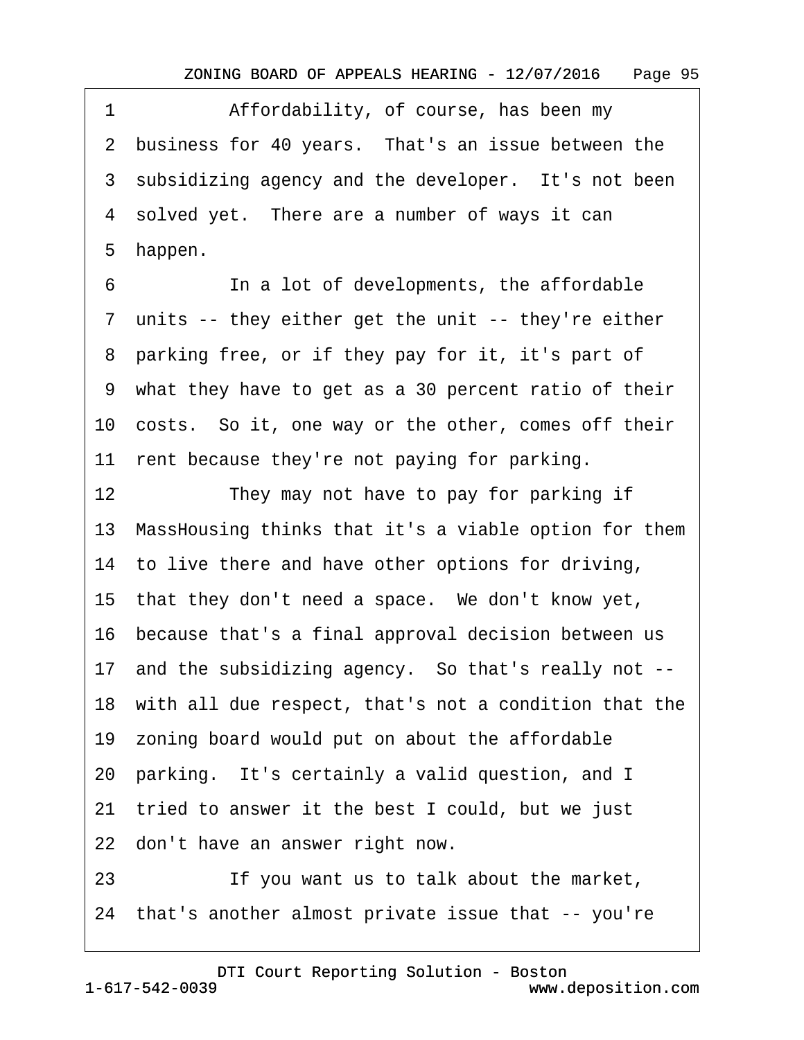1 Affordability, of course, has been my
2 business for 40 years. That's an issue between the
3 subsidizing agency and the developer. It's not been
4 solved yet. There are a number of ways it can
5 happen.
6 In a lot of developments, the affordable
7 units -- they either get the unit -- they're either
8 parking free, or if they pay for it, it's part of
9 what they have to get as a 30 percent ratio of their
10 costs. So it, one way or the other, comes off their
11 rent because they're not paying for parking.
12 They may not have to pay for parking if
13 MassHousing thinks that it's a viable option for them
14 to live there and have other options for driving,
15 that they don't need a space. We don't know yet,
16 because that's a final approval decision between us
17 and the subsidizing agency. So that's really not --
18 with all due respect, that's not a condition that the
19 zoning board would put on about the affordable
20 parking. It's certainly a valid question, and I
21 tried to answer it the best I could, but we just
22 don't have an answer right now.
23 If you want us to talk about the market,
24 that's another almost private issue that -- you're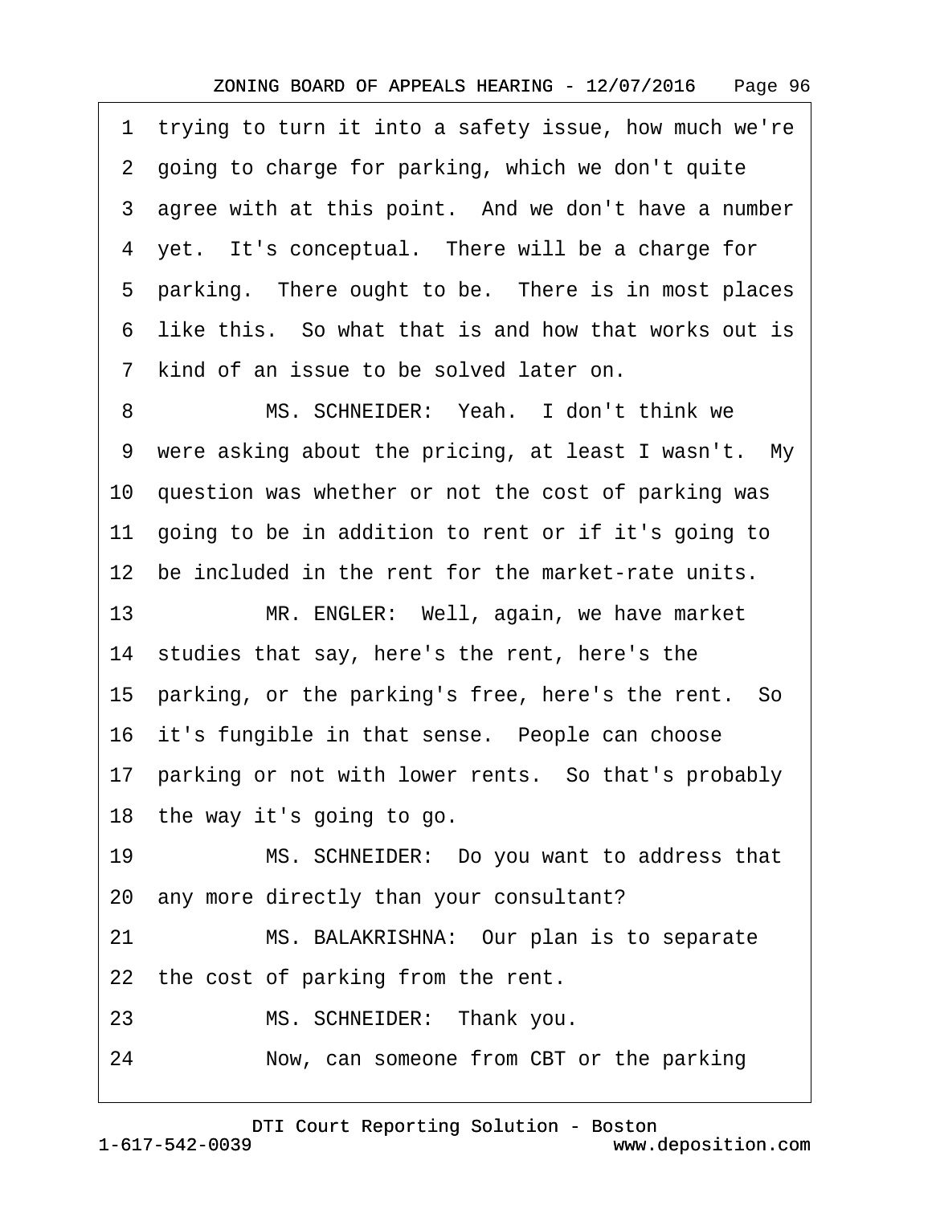1 trying to turn it into a safety issue, how much we're
2 going to charge for parking, which we don't quite
3 agree with at this point. And we don't have a number
4 yet. It's conceptual. There will be a charge for
5 parking. There ought to be. There is in most places
6 like this. So what that is and how that works out is
7 kind of an issue to be solved later on.
8 MS. SCHNEIDER: Yeah. I don't think we
9 were asking about the pricing, at least I wasn't. My
10 question was whether or not the cost of parking was
11 going to be in addition to rent or if it's going to
12 be included in the rent for the market-rate units.
13 MR. ENGLER: Well, again, we have market
14 studies that say, here's the rent, here's the
15 parking, or the parking's free, here's the rent. So
16 it's fungible in that sense. People can choose
17 parking or not with lower rents. So that's probably
18 the way it's going to go.
19 MS. SCHNEIDER: Do you want to address that
20 any more directly than your consultant?
21 MS. BALAKRISHNA: Our plan is to separate
22 the cost of parking from the rent.
23 MS. SCHNEIDER: Thank you.
24 Now, can someone from CBT or the parking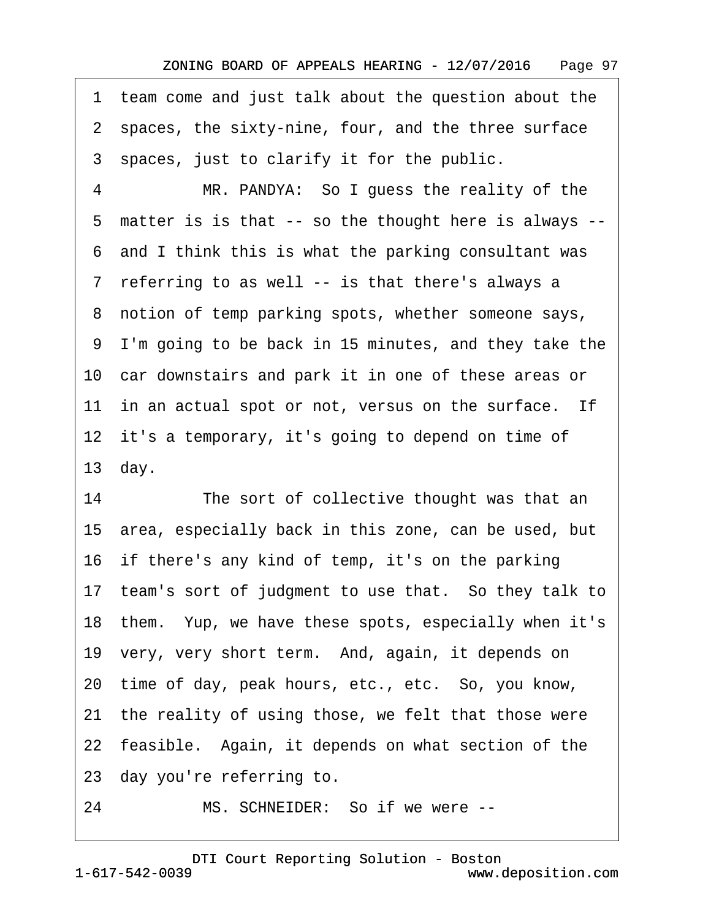1 team come and just talk about the question about the
2 spaces, the sixty-nine, four, and the three surface
3 spaces, just to clarify it for the public.

4 MR. PANDYA: So I guess the reality of the
5 matter is is that -- so the thought here is always --
6 and I think this is what the parking consultant was
7 referring to as well -- is that there's always a
8 notion of temp parking spots, whether someone says,
9 I'm going to be back in 15 minutes, and they take the
10 car downstairs and park it in one of these areas or
11 in an actual spot or not, versus on the surface. If
12 it's a temporary, it's going to depend on time of
13 day.

14 The sort of collective thought was that an
15 area, especially back in this zone, can be used, but
16 if there's any kind of temp, it's on the parking
17 team's sort of judgment to use that. So they talk to
18 them. Yup, we have these spots, especially when it's
19 very, very short term. And, again, it depends on
20 time of day, peak hours, etc., etc. So, you know,
21 the reality of using those, we felt that those were
22 feasible. Again, it depends on what section of the
23 day you're referring to.

24 MS. SCHNEIDER: So if we were --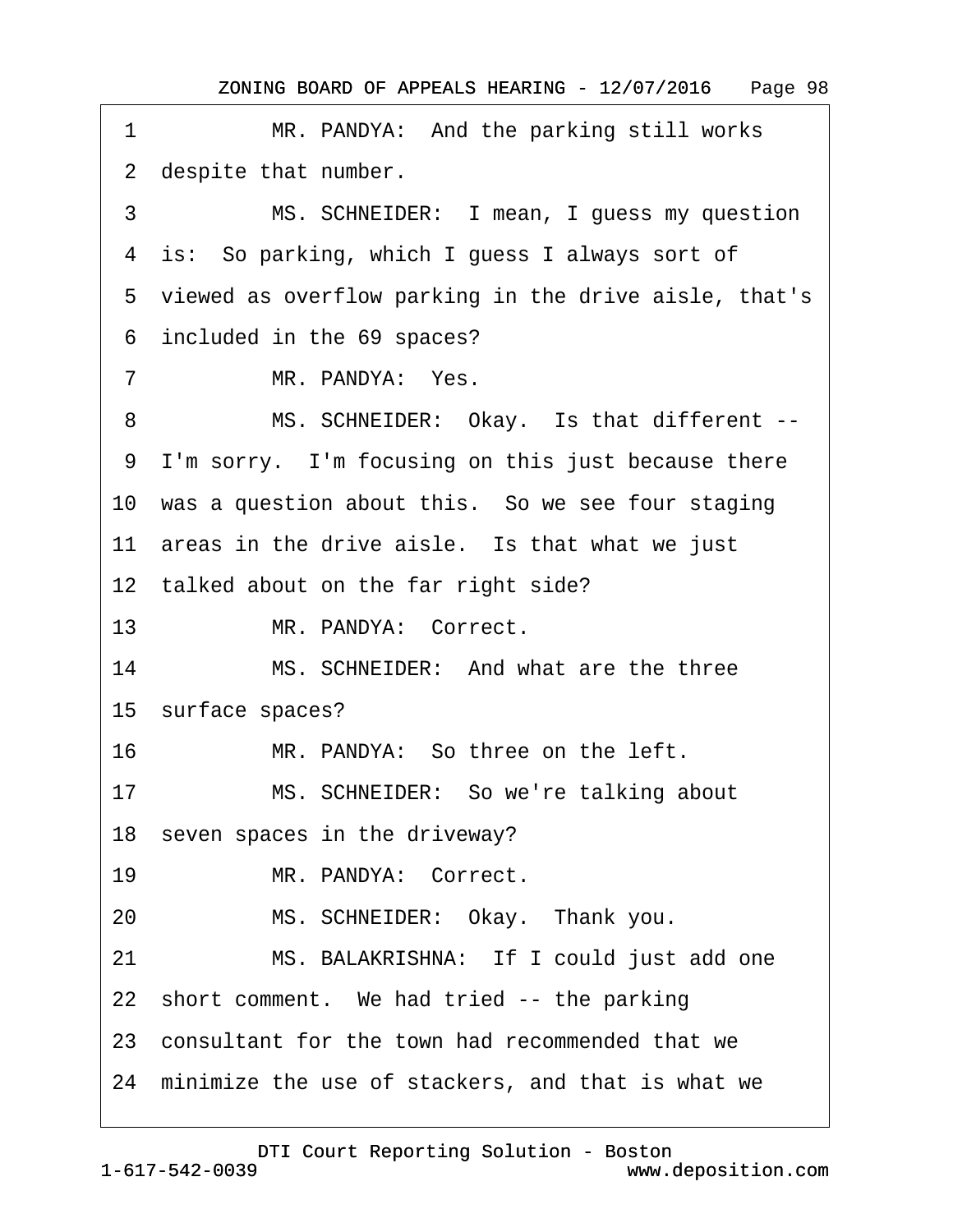1 MR. PANDYA: And the parking still works
2 despite that number.
3 MS. SCHNEIDER: I mean, I guess my question
4 is: So parking, which I guess I always sort of
5 viewed as overflow parking in the drive aisle, that's
6 included in the 69 spaces?
7 MR. PANDYA: Yes.
8 MS. SCHNEIDER: Okay. Is that different --
9 I'm sorry. I'm focusing on this just because there
10 was a question about this. So we see four staging
11 areas in the drive aisle. Is that what we just
12 talked about on the far right side?
13 MR. PANDYA: Correct.
14 MS. SCHNEIDER: And what are the three
15 surface spaces?
16 MR. PANDYA: So three on the left.
17 MS. SCHNEIDER: So we're talking about
18 seven spaces in the driveway?
19 MR. PANDYA: Correct.
20 MS. SCHNEIDER: Okay. Thank you.
21 MS. BALAKRISHNA: If I could just add one
22 short comment. We had tried -- the parking
23 consultant for the town had recommended that we
24 minimize the use of stackers, and that is what we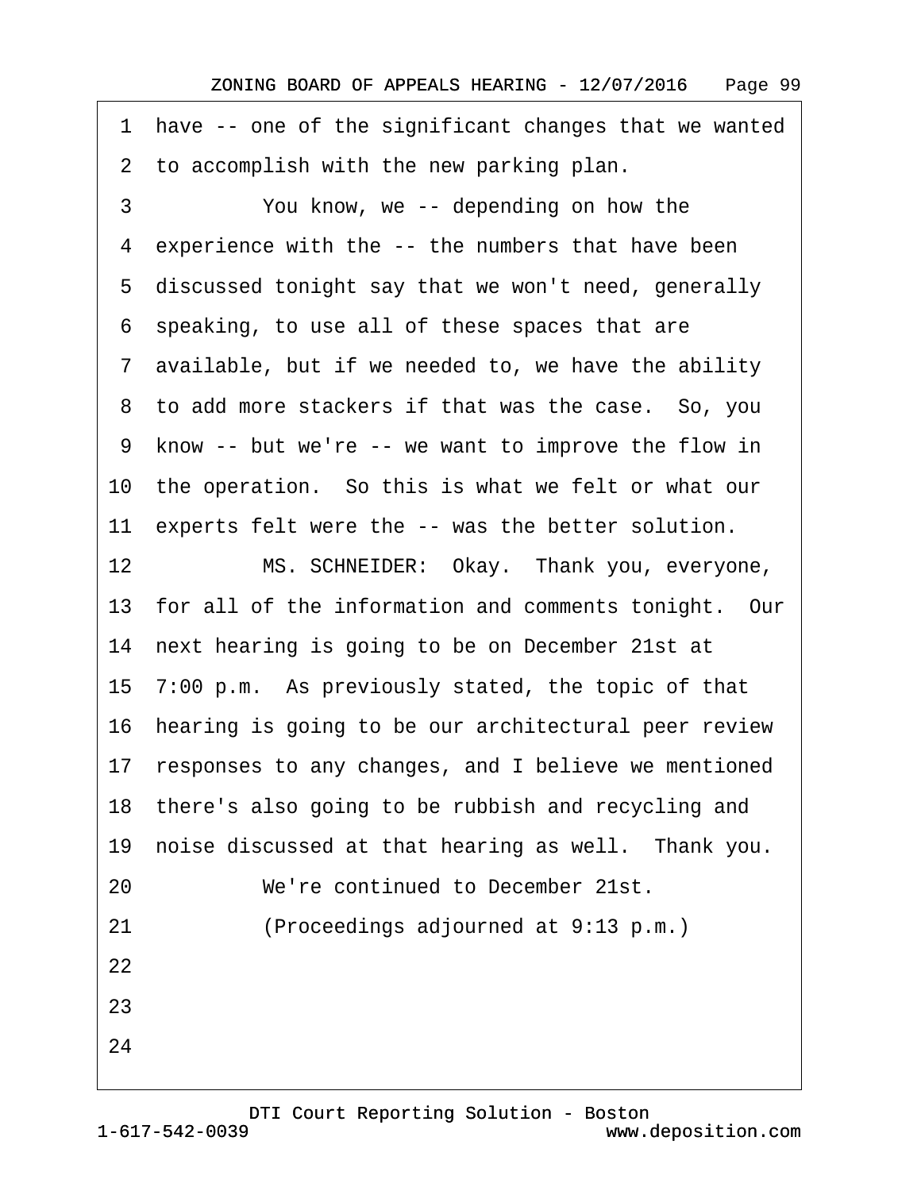1 have -- one of the significant changes that we wanted
2 to accomplish with the new parking plan.
3 You know, we -- depending on how the
4 experience with the -- the numbers that have been
5 discussed tonight say that we won't need, generally
6 speaking, to use all of these spaces that are
7 available, but if we needed to, we have the ability
8 to add more stackers if that was the case. So, you
9 know -- but we're -- we want to improve the flow in
10 the operation. So this is what we felt or what our
11 experts felt were the -- was the better solution.
12 MS. SCHNEIDER: Okay. Thank you, everyone,
13 for all of the information and comments tonight. Our
14 next hearing is going to be on December 21st at
15 7:00 p.m. As previously stated, the topic of that
16 hearing is going to be our architectural peer review
17 responses to any changes, and I believe we mentioned
18 there's also going to be rubbish and recycling and
19 noise discussed at that hearing as well. Thank you.
20 We're continued to December 21st.
21 (Proceedings adjourned at 9:13 p.m.)
22
23
24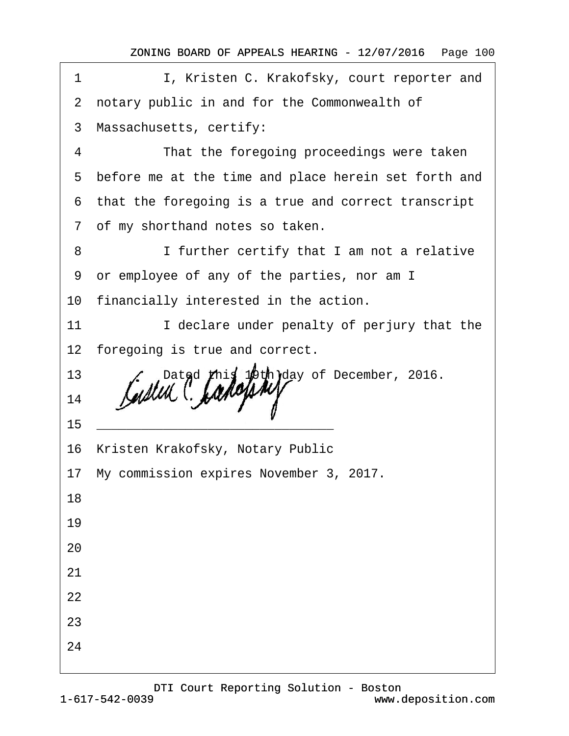I, Kristen C. Krakofsky, court reporter and notary public in and for the Commonwealth of Massachusetts, certify:

That the foregoing proceedings were taken before me at the time and place herein set forth and that the foregoing is a true and correct transcript of my shorthand notes so taken.

I further certify that I am not a relative or employee of any of the parties, nor am I financially interested in the action.

I declare under penalty of perjury that the foregoing is true and correct.

Dated this 19th day of December, 2016.

______________________________

Kristen Krakofsky, Notary Public

My commission expires November 3, 2017.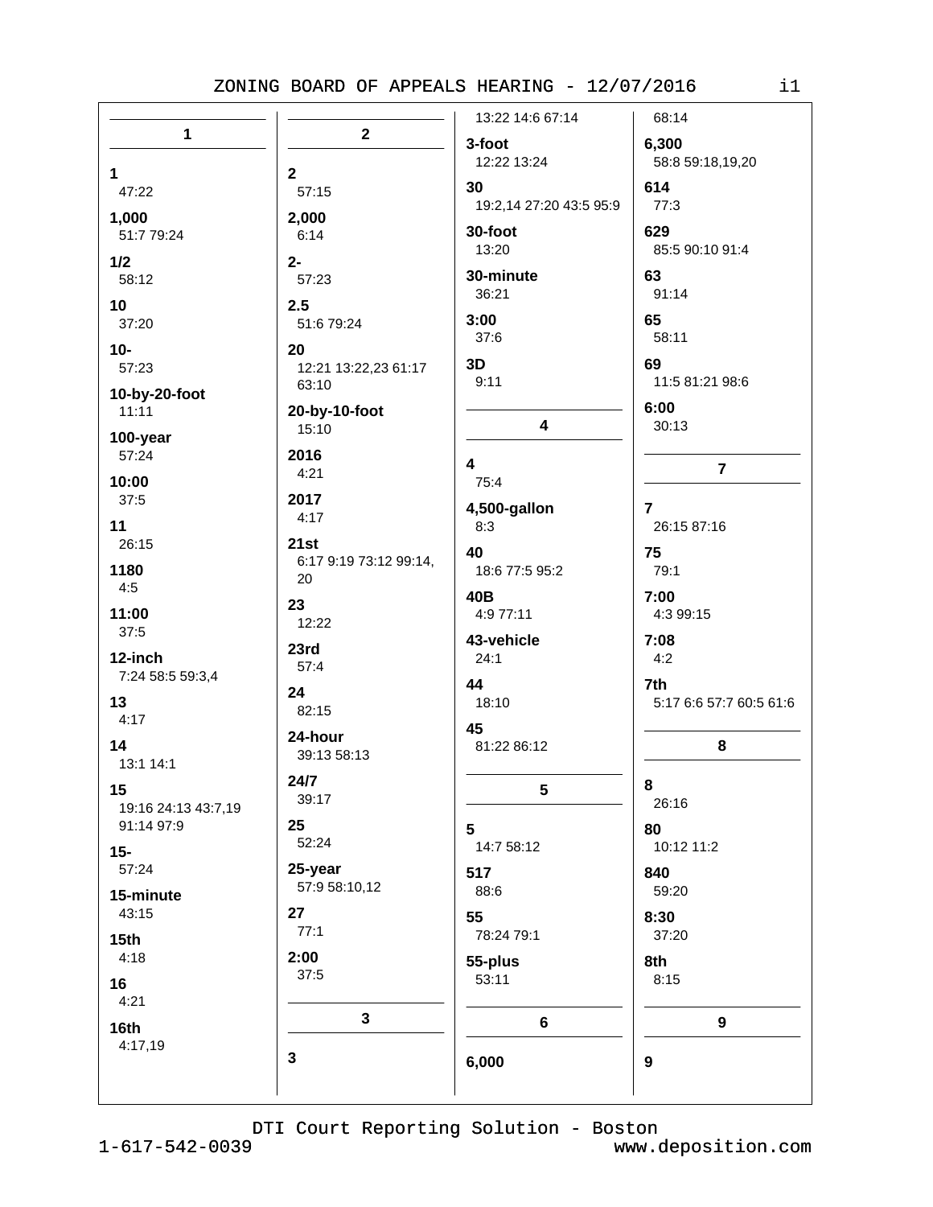## 1

**1**
47:22

**1,000**
51:7 79:24

**1/2**
58:12

**10**
37:20

**10-**
57:23

**10-by-20-foot**
11:11

**100-year**
57:24

**10:00**
37:5

**11**
26:15

**1180**
4:5

**11:00**
37:5

**12-inch**
7:24 58:5 59:3,4

**13**
4:17

**14**
13:1 14:1

**15**
19:16 24:13 43:7,19 91:14 97:9

**15-**
57:24

**15-minute**
43:15

**15th**
4:18

**16**
4:21

**16th**
4:17,19

## 2

**2**
57:15

**2,000**
6:14

**2-**
57:23

**2.5**
51:6 79:24

**20**
12:21 13:22,23 61:17 63:10

**20-by-10-foot**
15:10

**2016**
4:21

**2017**
4:17

**21st**
6:17 9:19 73:12 99:14, 20

**23**
12:22

**23rd**
57:4

**24**
82:15

**24-hour**
39:13 58:13

**24/7**
39:17

**25**
52:24

**25-year**
57:9 58:10,12

**27**
77:1

**2:00**
37:5

## 3

**3**
13:22 14:6 67:14

**3-foot**
12:22 13:24

**30**
19:2,14 27:20 43:5 95:9

**30-foot**
13:20

**30-minute**
36:21

**3:00**
37:6

**3D**
9:11

## 4

**4**
75:4

**4,500-gallon**
8:3

**40**
18:6 77:5 95:2

**40B**
4:9 77:11

**43-vehicle**
24:1

**44**
18:10

**45**
81:22 86:12

## 5

**5**
14:7 58:12

**517**
88:6

**55**
78:24 79:1

**55-plus**
53:11

## 6

**6,000**
68:14

**6,300**
58:8 59:18,19,20

**614**
77:3

**629**
85:5 90:10 91:4

**63**
91:14

**65**
58:11

**69**
11:5 81:21 98:6

**6:00**
30:13

## 7

**7**
26:15 87:16

**75**
79:1

**7:00**
4:3 99:15

**7:08**
4:2

**7th**
5:17 6:6 57:7 60:5 61:6

## 8

**8**
26:16

**80**
10:12 11:2

**840**
59:20

**8:30**
37:20

**8th**
8:15

## 9

**9**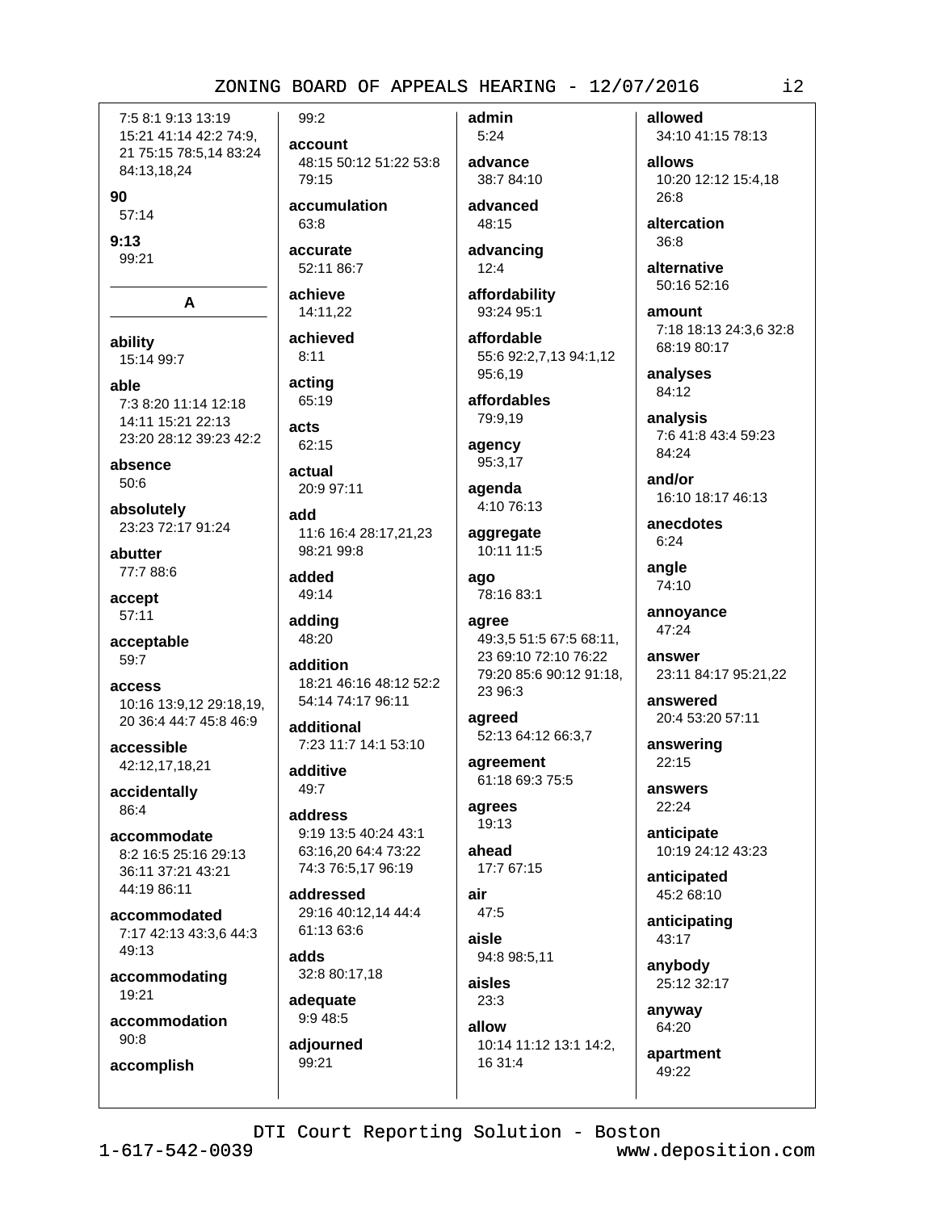7:5 8:1 9:13 13:19 15:21 41:14 42:2 74:9, 21 75:15 78:5,14 83:24 84:13,18,24

**90**
57:14

**9:13**
99:21

## A

**ability**
15:14 99:7

**able**
7:3 8:20 11:14 12:18 14:11 15:21 22:13 23:20 28:12 39:23 42:2

**absence**
50:6

**absolutely**
23:23 72:17 91:24

**abutter**
77:7 88:6

**accept**
57:11

**acceptable**
59:7

**access**
10:16 13:9,12 29:18,19, 20 36:4 44:7 45:8 46:9

**accessible**
42:12,17,18,21

**accidentally**
86:4

**accommodate**
8:2 16:5 25:16 29:13 36:11 37:21 43:21 44:19 86:11

**accommodated**
7:17 42:13 43:3,6 44:3 49:13

**accommodating**
19:21

**accommodation**
90:8

**accomplish**
99:2

**account**
48:15 50:12 51:22 53:8 79:15

**accumulation**
63:8

**accurate**
52:11 86:7

**achieve**
14:11,22

**achieved**
8:11

**acting**
65:19

**acts**
62:15

**actual**
20:9 97:11

**add**
11:6 16:4 28:17,21,23 98:21 99:8

**added**
49:14

**adding**
48:20

**addition**
18:21 46:16 48:12 52:2 54:14 74:17 96:11

**additional**
7:23 11:7 14:1 53:10

**additive**
49:7

**address**
9:19 13:5 40:24 43:1 63:16,20 64:4 73:22 74:3 76:5,17 96:19

**addressed**
29:16 40:12,14 44:4 61:13 63:6

**adds**
32:8 80:17,18

**adequate**
9:9 48:5

**adjourned**
99:21

**admin**
5:24

**advance**
38:7 84:10

**advanced**
48:15

**advancing**
12:4

**affordability**
93:24 95:1

**affordable**
55:6 92:2,7,13 94:1,12 95:6,19

**affordables**
79:9,19

**agency**
95:3,17

**agenda**
4:10 76:13

**aggregate**
10:11 11:5

**ago**
78:16 83:1

**agree**
49:3,5 51:5 67:5 68:11, 23 69:10 72:10 76:22 79:20 85:6 90:12 91:18, 23 96:3

**agreed**
52:13 64:12 66:3,7

**agreement**
61:18 69:3 75:5

**agrees**
19:13

**ahead**
17:7 67:15

**air**
47:5

**aisle**
94:8 98:5,11

**aisles**
23:3

**allow**
10:14 11:12 13:1 14:2, 16 31:4

**allowed**
34:10 41:15 78:13

**allows**
10:20 12:12 15:4,18 26:8

**altercation**
36:8

**alternative**
50:16 52:16

**amount**
7:18 18:13 24:3,6 32:8 68:19 80:17

**analyses**
84:12

**analysis**
7:6 41:8 43:4 59:23 84:24

**and/or**
16:10 18:17 46:13

**anecdotes**
6:24

**angle**
74:10

**annoyance**
47:24

**answer**
23:11 84:17 95:21,22

**answered**
20:4 53:20 57:11

**answering**
22:15

**answers**
22:24

**anticipate**
10:19 24:12 43:23

**anticipated**
45:2 68:10

**anticipating**
43:17

**anybody**
25:12 32:17

**anyway**
64:20

**apartment**
49:22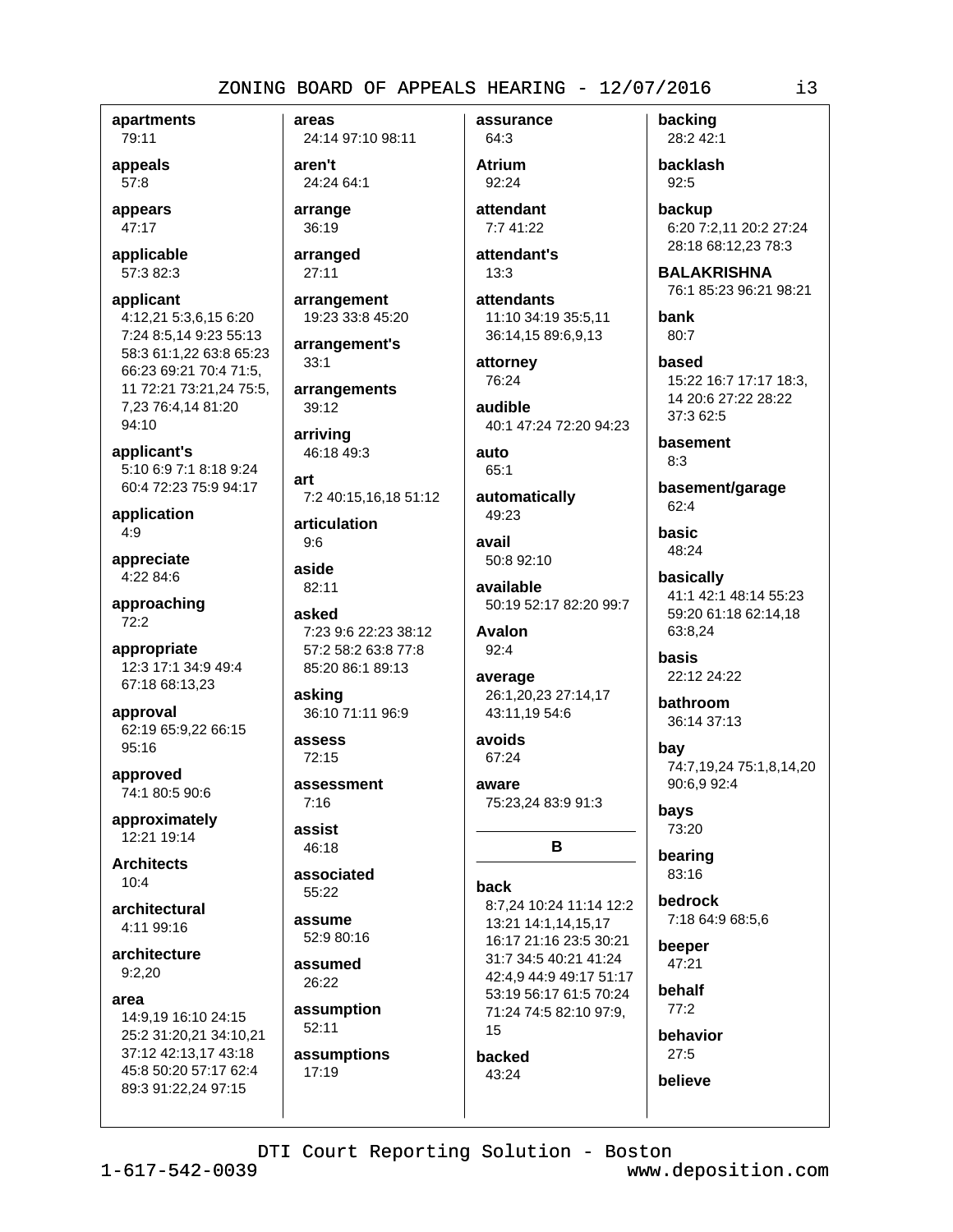**apartments**
79:11

**appeals**
57:8

**appears**
47:17

**applicable**
57:3 82:3

**applicant**
4:12,21 5:3,6,15 6:20 7:24 8:5,14 9:23 55:13 58:3 61:1,22 63:8 65:23 66:23 69:21 70:4 71:5, 11 72:21 73:21,24 75:5, 7,23 76:4,14 81:20 94:10

**applicant's**
5:10 6:9 7:1 8:18 9:24 60:4 72:23 75:9 94:17

**application**
4:9

**appreciate**
4:22 84:6

**approaching**
72:2

**appropriate**
12:3 17:1 34:9 49:4 67:18 68:13,23

**approval**
62:19 65:9,22 66:15 95:16

**approved**
74:1 80:5 90:6

**approximately**
12:21 19:14

**Architects**
10:4

**architectural**
4:11 99:16

**architecture**
9:2,20

**area**
14:9,19 16:10 24:15 25:2 31:20,21 34:10,21 37:12 42:13,17 43:18 45:8 50:20 57:17 62:4 89:3 91:22,24 97:15

**areas**
24:14 97:10 98:11

**aren't**
24:24 64:1

**arrange**
36:19

**arranged**
27:11

**arrangement**
19:23 33:8 45:20

**arrangement's**
33:1

**arrangements**
39:12

**arriving**
46:18 49:3

**art**
7:2 40:15,16,18 51:12

**articulation**
9:6

**aside**
82:11

**asked**
7:23 9:6 22:23 38:12 57:2 58:2 63:8 77:8 85:20 86:1 89:13

**asking**
36:10 71:11 96:9

**assess**
72:15

**assessment**
7:16

**assist**
46:18

**associated**
55:22

**assume**
52:9 80:16

**assumed**
26:22

**assumption**
52:11

**assumptions**
17:19

**assurance**
64:3

**Atrium**
92:24

**attendant**
7:7 41:22

**attendant's**
13:3

**attendants**
11:10 34:19 35:5,11 36:14,15 89:6,9,13

**attorney**
76:24

**audible**
40:1 47:24 72:20 94:23

**auto**
65:1

**automatically**
49:23

**avail**
50:8 92:10

**available**
50:19 52:17 82:20 99:7

**Avalon**
92:4

**average**
26:1,20,23 27:14,17 43:11,19 54:6

**avoids**
67:24

**aware**
75:23,24 83:9 91:3

## B

**back**
8:7,24 10:24 11:14 12:2 13:21 14:1,14,15,17 16:17 21:16 23:5 30:21 31:7 34:5 40:21 41:24 42:4,9 44:9 49:17 51:17 53:19 56:17 61:5 70:24 71:24 74:5 82:10 97:9, 15

**backed**
43:24

**backing**
28:2 42:1

**backlash**
92:5

**backup**
6:20 7:2,11 20:2 27:24 28:18 68:12,23 78:3

**BALAKRISHNA**
76:1 85:23 96:21 98:21

**bank**
80:7

**based**
15:22 16:7 17:17 18:3, 14 20:6 27:22 28:22 37:3 62:5

**basement**
8:3

**basement/garage**
62:4

**basic**
48:24

**basically**
41:1 42:1 48:14 55:23 59:20 61:18 62:14,18 63:8,24

**basis**
22:12 24:22

**bathroom**
36:14 37:13

**bay**
74:7,19,24 75:1,8,14,20 90:6,9 92:4

**bays**
73:20

**bearing**
83:16

**bedrock**
7:18 64:9 68:5,6

**beeper**
47:21

**behalf**
77:2

**behavior**
27:5

**believe**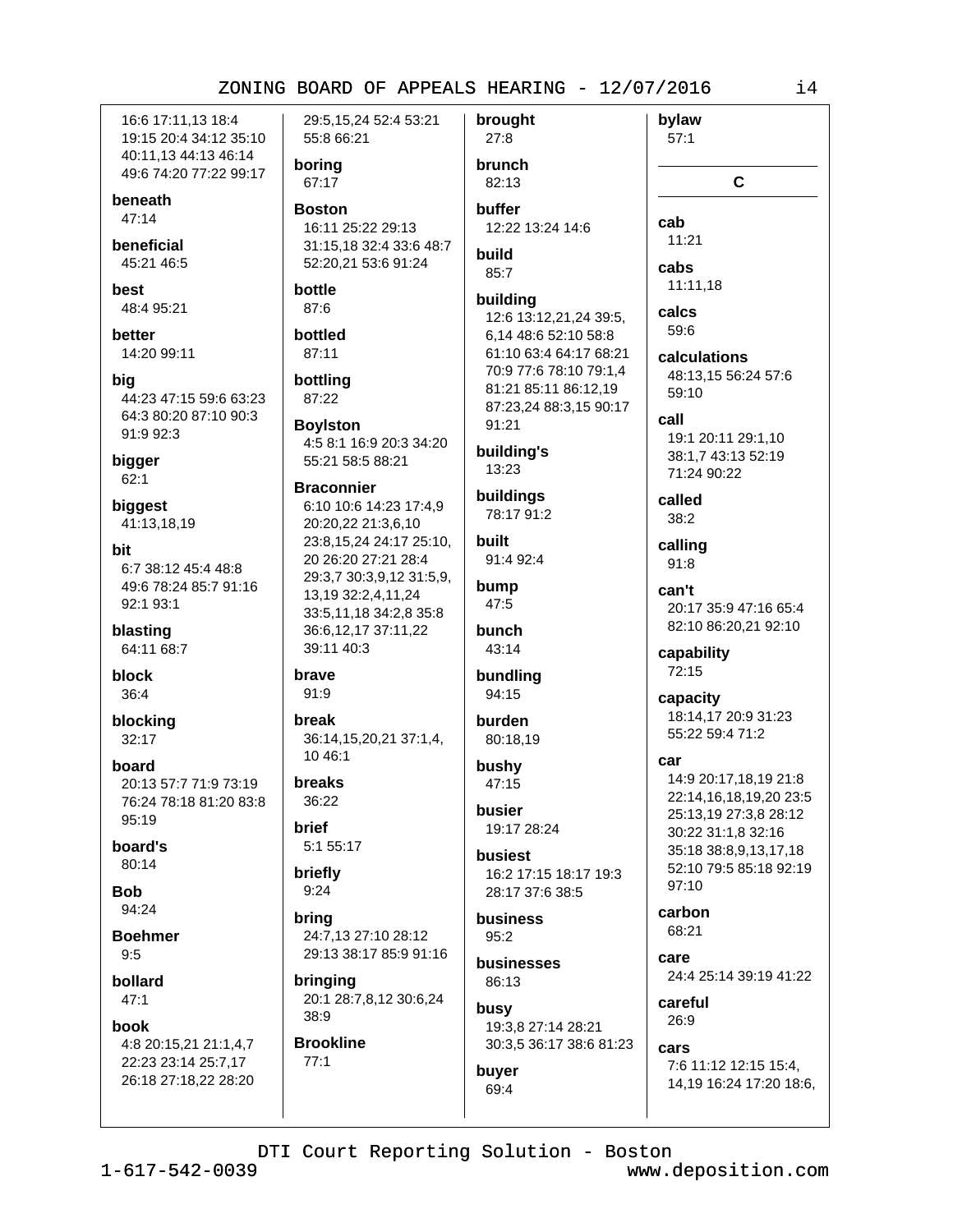16:6 17:11,13 18:4 19:15 20:4 34:12 35:10 40:11,13 44:13 46:14 49:6 74:20 77:22 99:17

**beneath**
47:14

**beneficial**
45:21 46:5

**best**
48:4 95:21

**better**
14:20 99:11

**big**
44:23 47:15 59:6 63:23 64:3 80:20 87:10 90:3 91:9 92:3

**bigger**
62:1

**biggest**
41:13,18,19

**bit**
6:7 38:12 45:4 48:8 49:6 78:24 85:7 91:16 92:1 93:1

**blasting**
64:11 68:7

**block**
36:4

**blocking**
32:17

**board**
20:13 57:7 71:9 73:19 76:24 78:18 81:20 83:8 95:19

**board's**
80:14

**Bob**
94:24

**Boehmer**
9:5

**bollard**
47:1

**book**
4:8 20:15,21 21:1,4,7 22:23 23:14 25:7,17 26:18 27:18,22 28:20 29:5,15,24 52:4 53:21 55:8 66:21

**boring**
67:17

**Boston**
16:11 25:22 29:13 31:15,18 32:4 33:6 48:7 52:20,21 53:6 91:24

**bottle**
87:6

**bottled**
87:11

**bottling**
87:22

**Boylston**
4:5 8:1 16:9 20:3 34:20 55:21 58:5 88:21

**Braconnier**
6:10 10:6 14:23 17:4,9 20:20,22 21:3,6,10 23:8,15,24 24:17 25:10, 20 26:20 27:21 28:4 29:3,7 30:3,9,12 31:5,9, 13,19 32:2,4,11,24 33:5,11,18 34:2,8 35:8 36:6,12,17 37:11,22 39:11 40:3

**brave**
91:9

**break**
36:14,15,20,21 37:1,4, 10 46:1

**breaks**
36:22

**brief**
5:1 55:17

**briefly**
9:24

**bring**
24:7,13 27:10 28:12 29:13 38:17 85:9 91:16

**bringing**
20:1 28:7,8,12 30:6,24 38:9

**Brookline**
77:1

**brought**
27:8

**brunch**
82:13

**buffer**
12:22 13:24 14:6

**build**
85:7

**building**
12:6 13:12,21,24 39:5, 6,14 48:6 52:10 58:8 61:10 63:4 64:17 68:21 70:9 77:6 78:10 79:1,4 81:21 85:11 86:12,19 87:23,24 88:3,15 90:17 91:21

**building's**
13:23

**buildings**
78:17 91:2

**built**
91:4 92:4

**bump**
47:5

**bunch**
43:14

**bundling**
94:15

**burden**
80:18,19

**bushy**
47:15

**busier**
19:17 28:24

**busiest**
16:2 17:15 18:17 19:3 28:17 37:6 38:5

**business**
95:2

**businesses**
86:13

**busy**
19:3,8 27:14 28:21 30:3,5 36:17 38:6 81:23

**buyer**
69:4

**bylaw**
57:1

## C

**cab**
11:21

**cabs**
11:11,18

**calcs**
59:6

**calculations**
48:13,15 56:24 57:6 59:10

**call**
19:1 20:11 29:1,10 38:1,7 43:13 52:19 71:24 90:22

**called**
38:2

**calling**
91:8

**can't**
20:17 35:9 47:16 65:4 82:10 86:20,21 92:10

**capability**
72:15

**capacity**
18:14,17 20:9 31:23 55:22 59:4 71:2

**car**
14:9 20:17,18,19 21:8 22:14,16,18,19,20 23:5 25:13,19 27:3,8 28:12 30:22 31:1,8 32:16 35:18 38:8,9,13,17,18 52:10 79:5 85:18 92:19 97:10

**carbon**
68:21

**care**
24:4 25:14 39:19 41:22

**careful**
26:9

**cars**
7:6 11:12 12:15 15:4, 14,19 16:24 17:20 18:6,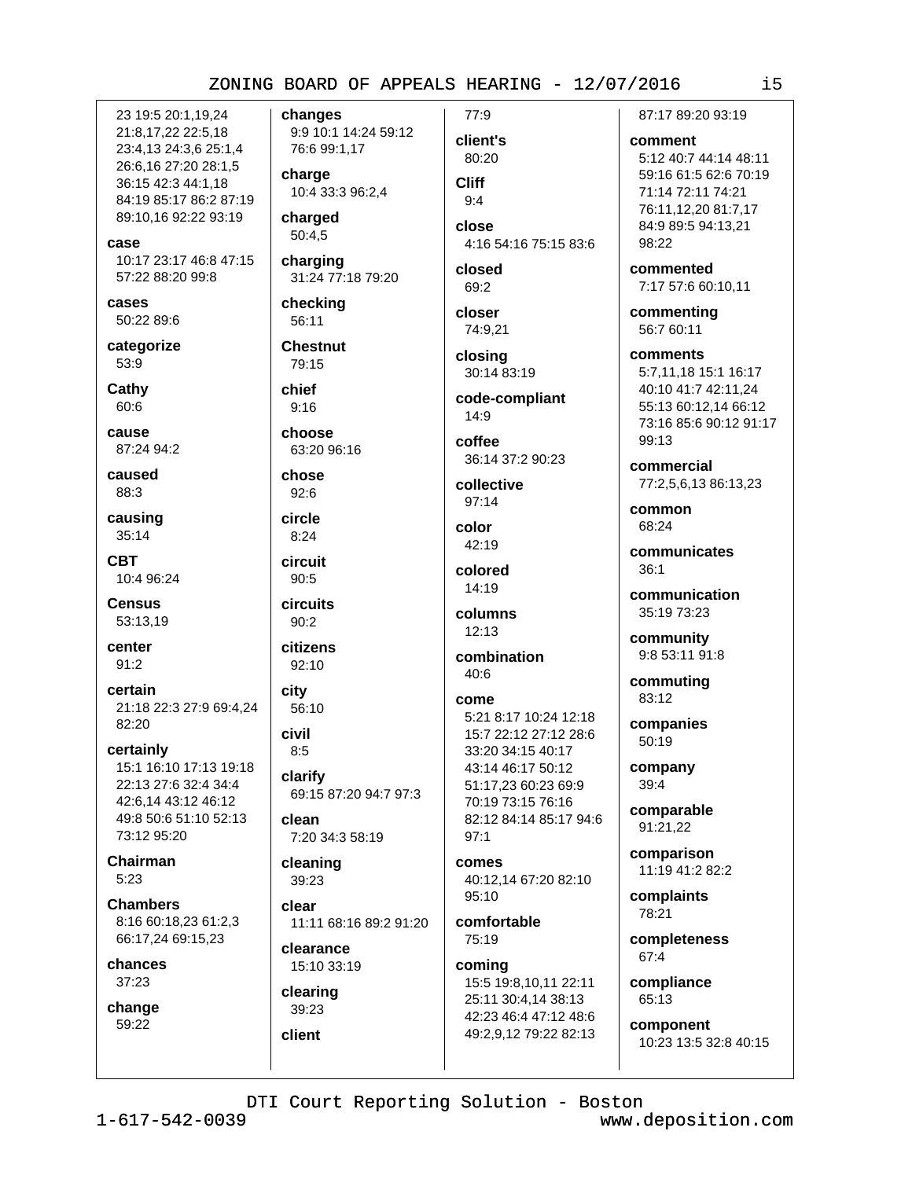23 19:5 20:1,19,24 21:8,17,22 22:5,18 23:4,13 24:3,6 25:1,4 26:6,16 27:20 28:1,5 36:15 42:3 44:1,18 84:19 85:17 86:2 87:19 89:10,16 92:22 93:19

**case**
10:17 23:17 46:8 47:15 57:22 88:20 99:8

**cases**
50:22 89:6

**categorize**
53:9

**Cathy**
60:6

**cause**
87:24 94:2

**caused**
88:3

**causing**
35:14

**CBT**
10:4 96:24

**Census**
53:13,19

**center**
91:2

**certain**
21:18 22:3 27:9 69:4,24 82:20

**certainly**
15:1 16:10 17:13 19:18 22:13 27:6 32:4 34:4 42:6,14 43:12 46:12 49:8 50:6 51:10 52:13 73:12 95:20

**Chairman**
5:23

**Chambers**
8:16 60:18,23 61:2,3 66:17,24 69:15,23

**chances**
37:23

**change**
59:22

**changes**
9:9 10:1 14:24 59:12 76:6 99:1,17

**charge**
10:4 33:3 96:2,4

**charged**
50:4,5

**charging**
31:24 77:18 79:20

**checking**
56:11

**Chestnut**
79:15

**chief**
9:16

**choose**
63:20 96:16

**chose**
92:6

**circle**
8:24

**circuit**
90:5

**circuits**
90:2

**citizens**
92:10

**city**
56:10

**civil**
8:5

**clarify**
69:15 87:20 94:7 97:3

**clean**
7:20 34:3 58:19

**cleaning**
39:23

**clear**
11:11 68:16 89:2 91:20

**clearance**
15:10 33:19

**clearing**
39:23

**client**
77:9

**client's**
80:20

**Cliff**
9:4

**close**
4:16 54:16 75:15 83:6

**closed**
69:2

**closer**
74:9,21

**closing**
30:14 83:19

**code-compliant**
14:9

**coffee**
36:14 37:2 90:23

**collective**
97:14

**color**
42:19

**colored**
14:19

**columns**
12:13

**combination**
40:6

**come**
5:21 8:17 10:24 12:18 15:7 22:12 27:12 28:6 33:20 34:15 40:17 43:14 46:17 50:12 51:17,23 60:23 69:9 70:19 73:15 76:16 82:12 84:14 85:17 94:6 97:1

**comes**
40:12,14 67:20 82:10 95:10

**comfortable**
75:19

**coming**
15:5 19:8,10,11 22:11 25:11 30:4,14 38:13 42:23 46:4 47:12 48:6 49:2,9,12 79:22 82:13

87:17 89:20 93:19

**comment**
5:12 40:7 44:14 48:11 59:16 61:5 62:6 70:19 71:14 72:11 74:21 76:11,12,20 81:7,17 84:9 89:5 94:13,21 98:22

**commented**
7:17 57:6 60:10,11

**commenting**
56:7 60:11

**comments**
5:7,11,18 15:1 16:17 40:10 41:7 42:11,24 55:13 60:12,14 66:12 73:16 85:6 90:12 91:17 99:13

**commercial**
77:2,5,6,13 86:13,23

**common**
68:24

**communicates**
36:1

**communication**
35:19 73:23

**community**
9:8 53:11 91:8

**commuting**
83:12

**companies**
50:19

**company**
39:4

**comparable**
91:21,22

**comparison**
11:19 41:2 82:2

**complaints**
78:21

**completeness**
67:4

**compliance**
65:13

**component**
10:23 13:5 32:8 40:15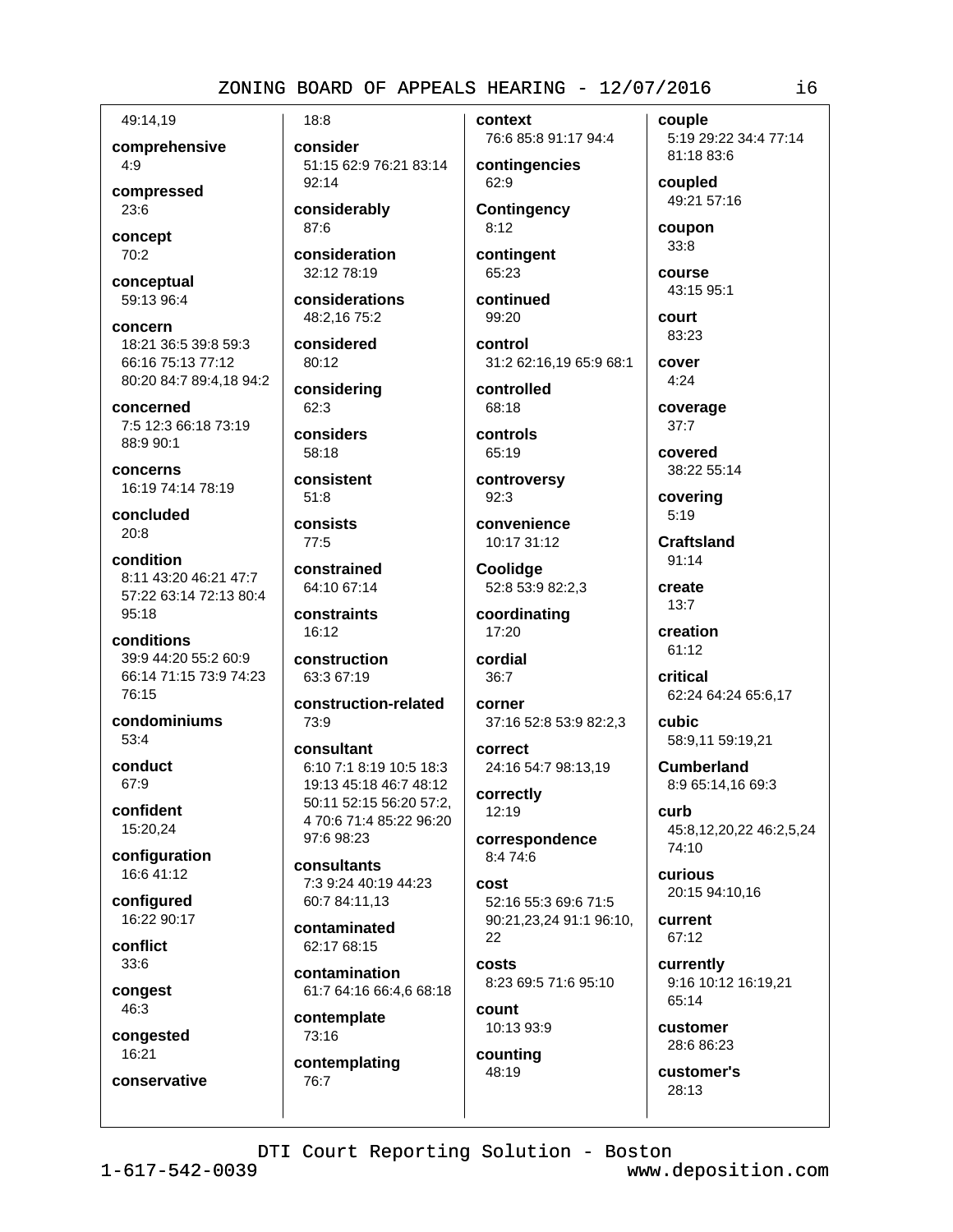49:14,19

**comprehensive**
4:9

**compressed**
23:6

**concept**
70:2

**conceptual**
59:13 96:4

**concern**
18:21 36:5 39:8 59:3 66:16 75:13 77:12 80:20 84:7 89:4,18 94:2

**concerned**
7:5 12:3 66:18 73:19 88:9 90:1

**concerns**
16:19 74:14 78:19

**concluded**
20:8

**condition**
8:11 43:20 46:21 47:7 57:22 63:14 72:13 80:4 95:18

**conditions**
39:9 44:20 55:2 60:9 66:14 71:15 73:9 74:23 76:15

**condominiums**
53:4

**conduct**
67:9

**confident**
15:20,24

**configuration**
16:6 41:12

**configured**
16:22 90:17

**conflict**
33:6

**congest**
46:3

**congested**
16:21

**conservative**
18:8

**consider**
51:15 62:9 76:21 83:14 92:14

**considerably**
87:6

**consideration**
32:12 78:19

**considerations**
48:2,16 75:2

**considered**
80:12

**considering**
62:3

**considers**
58:18

**consistent**
51:8

**consists**
77:5

**constrained**
64:10 67:14

**constraints**
16:12

**construction**
63:3 67:19

**construction-related**
73:9

**consultant**
6:10 7:1 8:19 10:5 18:3 19:13 45:18 46:7 48:12 50:11 52:15 56:20 57:2, 4 70:6 71:4 85:22 96:20 97:6 98:23

**consultants**
7:3 9:24 40:19 44:23 60:7 84:11,13

**contaminated**
62:17 68:15

**contamination**
61:7 64:16 66:4,6 68:18

**contemplate**
73:16

**contemplating**
76:7

**context**
76:6 85:8 91:17 94:4

**contingencies**
62:9

**Contingency**
8:12

**contingent**
65:23

**continued**
99:20

**control**
31:2 62:16,19 65:9 68:1

**controlled**
68:18

**controls**
65:19

**controversy**
92:3

**convenience**
10:17 31:12

**Coolidge**
52:8 53:9 82:2,3

**coordinating**
17:20

**cordial**
36:7

**corner**
37:16 52:8 53:9 82:2,3

**correct**
24:16 54:7 98:13,19

**correctly**
12:19

**correspondence**
8:4 74:6

**cost**
52:16 55:3 69:6 71:5 90:21,23,24 91:1 96:10, 22

**costs**
8:23 69:5 71:6 95:10

**count**
10:13 93:9

**counting**
48:19

**couple**
5:19 29:22 34:4 77:14 81:18 83:6

**coupled**
49:21 57:16

**coupon**
33:8

**course**
43:15 95:1

**court**
83:23

**cover**
4:24

**coverage**
37:7

**covered**
38:22 55:14

**covering**
5:19

**Craftsland**
91:14

**create**
13:7

**creation**
61:12

**critical**
62:24 64:24 65:6,17

**cubic**
58:9,11 59:19,21

**Cumberland**
8:9 65:14,16 69:3

**curb**
45:8,12,20,22 46:2,5,24 74:10

**curious**
20:15 94:10,16

**current**
67:12

**currently**
9:16 10:12 16:19,21 65:14

**customer**
28:6 86:23

**customer's**
28:13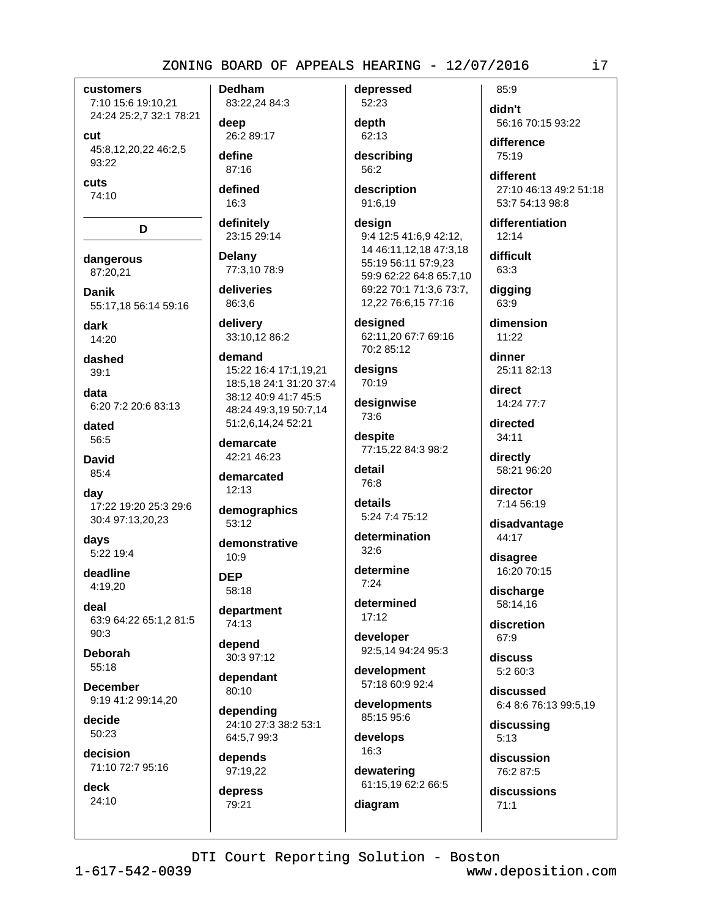**customers**
7:10 15:6 19:10,21 24:24 25:2,7 32:1 78:21

**cut**
45:8,12,20,22 46:2,5 93:22

**cuts**
74:10

## D

**dangerous**
87:20,21

**Danik**
55:17,18 56:14 59:16

**dark**
14:20

**dashed**
39:1

**data**
6:20 7:2 20:6 83:13

**dated**
56:5

**David**
85:4

**day**
17:22 19:20 25:3 29:6 30:4 97:13,20,23

**days**
5:22 19:4

**deadline**
4:19,20

**deal**
63:9 64:22 65:1,2 81:5 90:3

**Deborah**
55:18

**December**
9:19 41:2 99:14,20

**decide**
50:23

**decision**
71:10 72:7 95:16

**deck**
24:10

**Dedham**
83:22,24 84:3

**deep**
26:2 89:17

**define**
87:16

**defined**
16:3

**definitely**
23:15 29:14

**Delany**
77:3,10 78:9

**deliveries**
86:3,6

**delivery**
33:10,12 86:2

**demand**
15:22 16:4 17:1,19,21 18:5,18 24:1 31:20 37:4 38:12 40:9 41:7 45:5 48:24 49:3,19 50:7,14 51:2,6,14,24 52:21

**demarcate**
42:21 46:23

**demarcated**
12:13

**demographics**
53:12

**demonstrative**
10:9

**DEP**
58:18

**department**
74:13

**depend**
30:3 97:12

**dependant**
80:10

**depending**
24:10 27:3 38:2 53:1 64:5,7 99:3

**depends**
97:19,22

**depress**
79:21

**depressed**
52:23

**depth**
62:13

**describing**
56:2

**description**
91:6,19

**design**
9:4 12:5 41:6,9 42:12,14 46:11,12,18 47:3,18 55:19 56:11 57:9,23 59:9 62:22 64:8 65:7,10 69:22 70:1 71:3,6 73:7,12,22 76:6,15 77:16

**designed**
62:11,20 67:7 69:16 70:2 85:12

**designs**
70:19

**designwise**
73:6

**despite**
77:15,22 84:3 98:2

**detail**
76:8

**details**
5:24 7:4 75:12

**determination**
32:6

**determine**
7:24

**determined**
17:12

**developer**
92:5,14 94:24 95:3

**development**
57:18 60:9 92:4

**developments**
85:15 95:6

**develops**
16:3

**dewatering**
61:15,19 62:2 66:5

**diagram**
85:9

**didn't**
56:16 70:15 93:22

**difference**
75:19

**different**
27:10 46:13 49:2 51:18 53:7 54:13 98:8

**differentiation**
12:14

**difficult**
63:3

**digging**
63:9

**dimension**
11:22

**dinner**
25:11 82:13

**direct**
14:24 77:7

**directed**
34:11

**directly**
58:21 96:20

**director**
7:14 56:19

**disadvantage**
44:17

**disagree**
16:20 70:15

**discharge**
58:14,16

**discretion**
67:9

**discuss**
5:2 60:3

**discussed**
6:4 8:6 76:13 99:5,19

**discussing**
5:13

**discussion**
76:2 87:5

**discussions**
71:1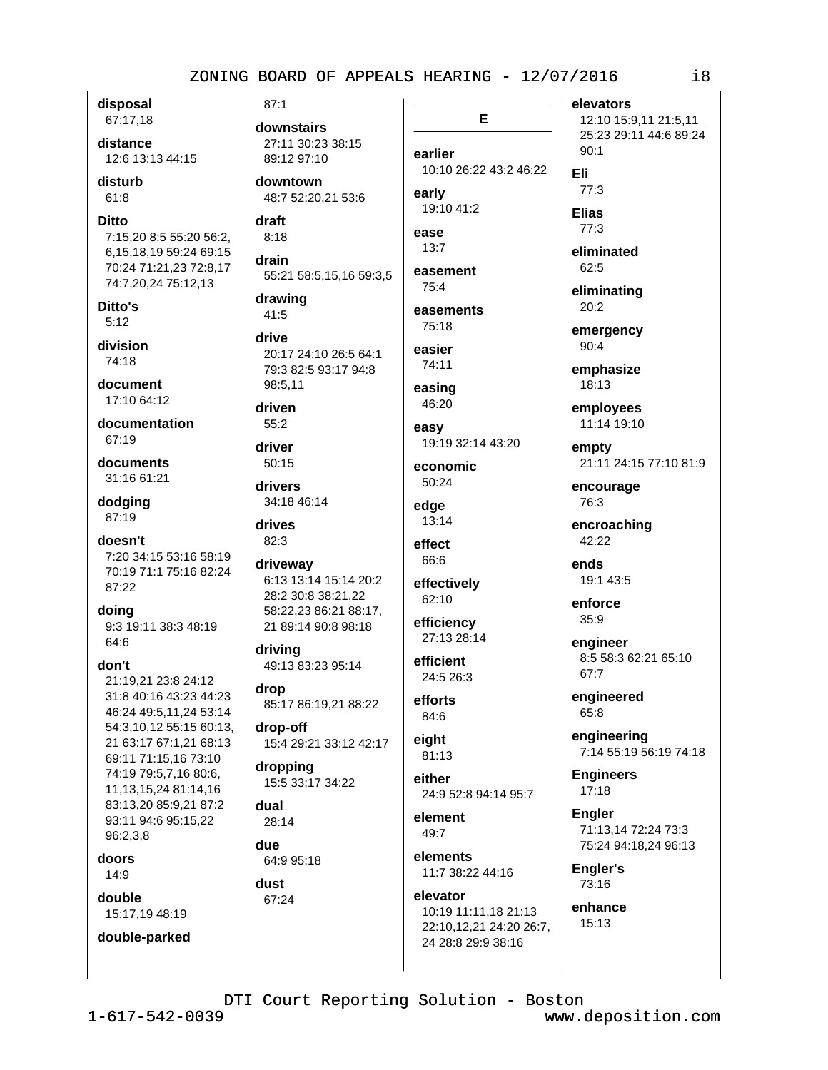**disposal**
67:17,18

**distance**
12:6 13:13 44:15

**disturb**
61:8

**Ditto**
7:15,20 8:5 55:20 56:2, 6,15,18,19 59:24 69:15 70:24 71:21,23 72:8,17 74:7,20,24 75:12,13

**Ditto's**
5:12

**division**
74:18

**document**
17:10 64:12

**documentation**
67:19

**documents**
31:16 61:21

**dodging**
87:19

**doesn't**
7:20 34:15 53:16 58:19 70:19 71:1 75:16 82:24 87:22

**doing**
9:3 19:11 38:3 48:19 64:6

**don't**
21:19,21 23:8 24:12 31:8 40:16 43:23 44:23 46:24 49:5,11,24 53:14 54:3,10,12 55:15 60:13, 21 63:17 67:1,21 68:13 69:11 71:15,16 73:10 74:19 79:5,7,16 80:6, 11,13,15,24 81:14,16 83:13,20 85:9,21 87:2 93:11 94:6 95:15,22 96:2,3,8

**doors**
14:9

**double**
15:17,19 48:19

**double-parked**
87:1

**downstairs**
27:11 30:23 38:15 89:12 97:10

**downtown**
48:7 52:20,21 53:6

**draft**
8:18

**drain**
55:21 58:5,15,16 59:3,5

**drawing**
41:5

**drive**
20:17 24:10 26:5 64:1 79:3 82:5 93:17 94:8 98:5,11

**driven**
55:2

**driver**
50:15

**drivers**
34:18 46:14

**drives**
82:3

**driveway**
6:13 13:14 15:14 20:2 28:2 30:8 38:21,22 58:22,23 86:21 88:17, 21 89:14 90:8 98:18

**driving**
49:13 83:23 95:14

**drop**
85:17 86:19,21 88:22

**drop-off**
15:4 29:21 33:12 42:17

**dropping**
15:5 33:17 34:22

**dual**
28:14

**due**
64:9 95:18

**dust**
67:24

## E

**earlier**
10:10 26:22 43:2 46:22

**early**
19:10 41:2

**ease**
13:7

**easement**
75:4

**easements**
75:18

**easier**
74:11

**easing**
46:20

**easy**
19:19 32:14 43:20

**economic**
50:24

**edge**
13:14

**effect**
66:6

**effectively**
62:10

**efficiency**
27:13 28:14

**efficient**
24:5 26:3

**efforts**
84:6

**eight**
81:13

**either**
24:9 52:8 94:14 95:7

**element**
49:7

**elements**
11:7 38:22 44:16

**elevator**
10:19 11:11,18 21:13 22:10,12,21 24:20 26:7, 24 28:8 29:9 38:16

**elevators**
12:10 15:9,11 21:5,11 25:23 29:11 44:6 89:24 90:1

**Eli**
77:3

**Elias**
77:3

**eliminated**
62:5

**eliminating**
20:2

**emergency**
90:4

**emphasize**
18:13

**employees**
11:14 19:10

**empty**
21:11 24:15 77:10 81:9

**encourage**
76:3

**encroaching**
42:22

**ends**
19:1 43:5

**enforce**
35:9

**engineer**
8:5 58:3 62:21 65:10 67:7

**engineered**
65:8

**engineering**
7:14 55:19 56:19 74:18

**Engineers**
17:18

**Engler**
71:13,14 72:24 73:3 75:24 94:18,24 96:13

**Engler's**
73:16

**enhance**
15:13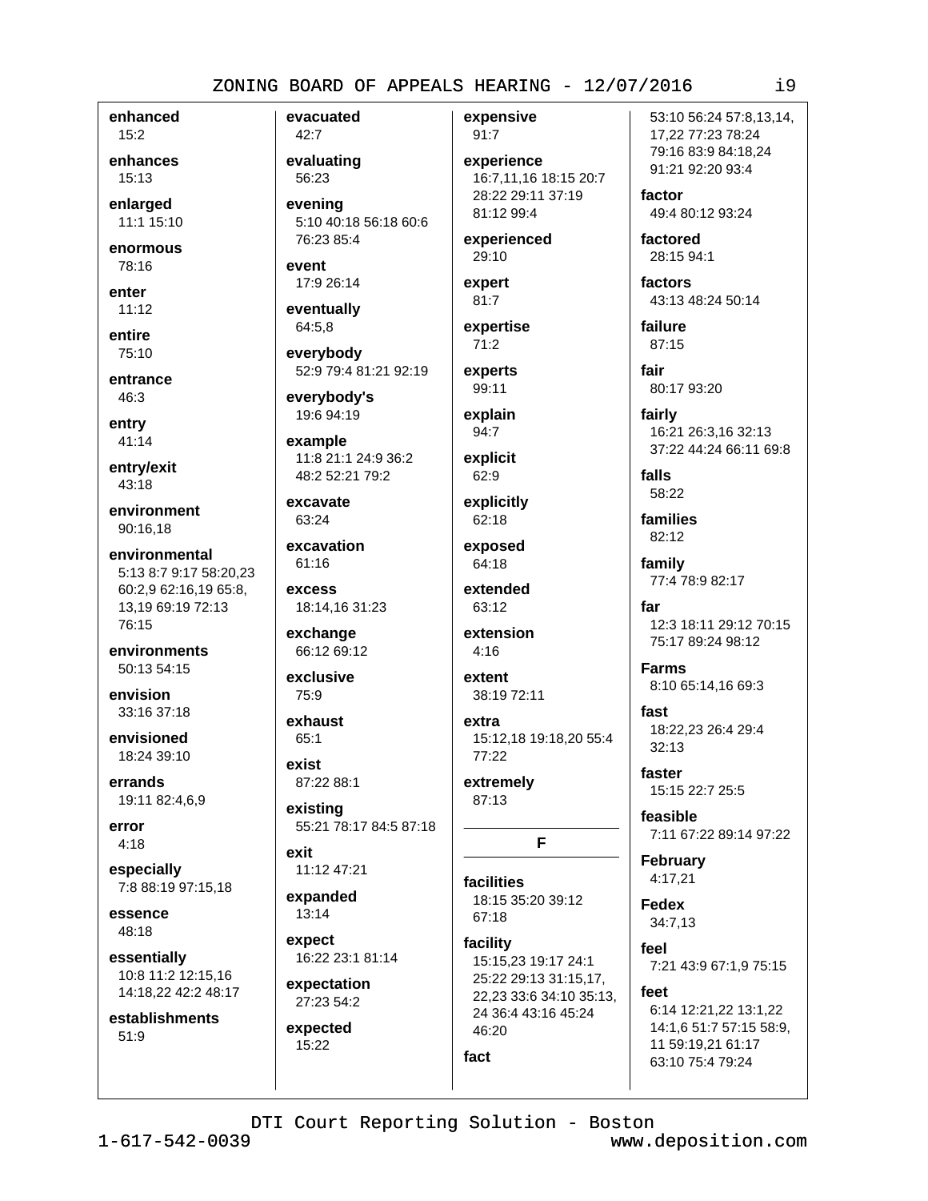**enhanced**
15:2

**enhances**
15:13

**enlarged**
11:1 15:10

**enormous**
78:16

**enter**
11:12

**entire**
75:10

**entrance**
46:3

**entry**
41:14

**entry/exit**
43:18

**environment**
90:16,18

**environmental**
5:13 8:7 9:17 58:20,23 60:2,9 62:16,19 65:8, 13,19 69:19 72:13 76:15

**environments**
50:13 54:15

**envision**
33:16 37:18

**envisioned**
18:24 39:10

**errands**
19:11 82:4,6,9

**error**
4:18

**especially**
7:8 88:19 97:15,18

**essence**
48:18

**essentially**
10:8 11:2 12:15,16 14:18,22 42:2 48:17

**establishments**
51:9

**evacuated**
42:7

**evaluating**
56:23

**evening**
5:10 40:18 56:18 60:6 76:23 85:4

**event**
17:9 26:14

**eventually**
64:5,8

**everybody**
52:9 79:4 81:21 92:19

**everybody's**
19:6 94:19

**example**
11:8 21:1 24:9 36:2 48:2 52:21 79:2

**excavate**
63:24

**excavation**
61:16

**excess**
18:14,16 31:23

**exchange**
66:12 69:12

**exclusive**
75:9

**exhaust**
65:1

**exist**
87:22 88:1

**existing**
55:21 78:17 84:5 87:18

**exit**
11:12 47:21

**expanded**
13:14

**expect**
16:22 23:1 81:14

**expectation**
27:23 54:2

**expected**
15:22

**expensive**
91:7

**experience**
16:7,11,16 18:15 20:7 28:22 29:11 37:19 81:12 99:4

**experienced**
29:10

**expert**
81:7

**expertise**
71:2

**experts**
99:11

**explain**
94:7

**explicit**
62:9

**explicitly**
62:18

**exposed**
64:18

**extended**
63:12

**extension**
4:16

**extent**
38:19 72:11

**extra**
15:12,18 19:18,20 55:4 77:22

**extremely**
87:13

## F

**facilities**
18:15 35:20 39:12 67:18

**facility**
15:15,23 19:17 24:1 25:22 29:13 31:15,17, 22,23 33:6 34:10 35:13, 24 36:4 43:16 45:24 46:20

**fact**
53:10 56:24 57:8,13,14, 17,22 77:23 78:24 79:16 83:9 84:18,24 91:21 92:20 93:4

**factor**
49:4 80:12 93:24

**factored**
28:15 94:1

**factors**
43:13 48:24 50:14

**failure**
87:15

**fair**
80:17 93:20

**fairly**
16:21 26:3,16 32:13 37:22 44:24 66:11 69:8

**falls**
58:22

**families**
82:12

**family**
77:4 78:9 82:17

**far**
12:3 18:11 29:12 70:15 75:17 89:24 98:12

**Farms**
8:10 65:14,16 69:3

**fast**
18:22,23 26:4 29:4 32:13

**faster**
15:15 22:7 25:5

**feasible**
7:11 67:22 89:14 97:22

**February**
4:17,21

**Fedex**
34:7,13

**feel**
7:21 43:9 67:1,9 75:15

**feet**
6:14 12:21,22 13:1,22 14:1,6 51:7 57:15 58:9, 11 59:19,21 61:17 63:10 75:4 79:24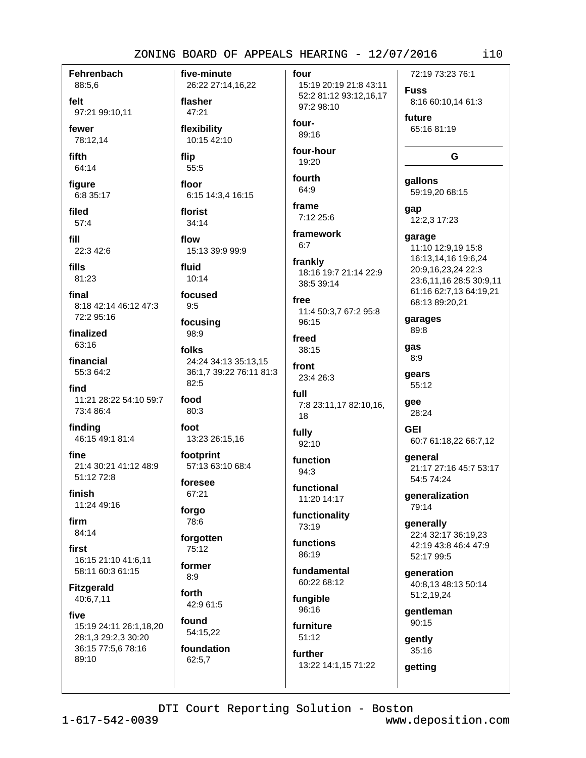**Fehrenbach**
88:5,6

**felt**
97:21 99:10,11

**fewer**
78:12,14

**fifth**
64:14

**figure**
6:8 35:17

**filed**
57:4

**fill**
22:3 42:6

**fills**
81:23

**final**
8:18 42:14 46:12 47:3 72:2 95:16

**finalized**
63:16

**financial**
55:3 64:2

**find**
11:21 28:22 54:10 59:7 73:4 86:4

**finding**
46:15 49:1 81:4

**fine**
21:4 30:21 41:12 48:9 51:12 72:8

**finish**
11:24 49:16

**firm**
84:14

**first**
16:15 21:10 41:6,11 58:11 60:3 61:15

**Fitzgerald**
40:6,7,11

**five**
15:19 24:11 26:1,18,20 28:1,3 29:2,3 30:20 36:15 77:5,6 78:16 89:10

**five-minute**
26:22 27:14,16,22

**flasher**
47:21

**flexibility**
10:15 42:10

**flip**
55:5

**floor**
6:15 14:3,4 16:15

**florist**
34:14

**flow**
15:13 39:9 99:9

**fluid**
10:14

**focused**
9:5

**focusing**
98:9

**folks**
24:24 34:13 35:13,15 36:1,7 39:22 76:11 81:3 82:5

**food**
80:3

**foot**
13:23 26:15,16

**footprint**
57:13 63:10 68:4

**foresee**
67:21

**forgo**
78:6

**forgotten**
75:12

**former**
8:9

**forth**
42:9 61:5

**found**
54:15,22

**foundation**
62:5,7

**four**
15:19 20:19 21:8 43:11 52:2 81:12 93:12,16,17 97:2 98:10

**four-**
89:16

**four-hour**
19:20

**fourth**
64:9

**frame**
7:12 25:6

**framework**
6:7

**frankly**
18:16 19:7 21:14 22:9 38:5 39:14

**free**
11:4 50:3,7 67:2 95:8 96:15

**freed**
38:15

**front**
23:4 26:3

**full**
7:8 23:11,17 82:10,16, 18

**fully**
92:10

**function**
94:3

**functional**
11:20 14:17

**functionality**
73:19

**functions**
86:19

**fundamental**
60:22 68:12

**fungible**
96:16

**furniture**
51:12

**further**
13:22 14:1,15 71:22 72:19 73:23 76:1

**Fuss**
8:16 60:10,14 61:3

**future**
65:16 81:19

## G

**gallons**
59:19,20 68:15

**gap**
12:2,3 17:23

**garage**
11:10 12:9,19 15:8 16:13,14,16 19:6,24 20:9,16,23,24 22:3 23:6,11,16 28:5 30:9,11 61:16 62:7,13 64:19,21 68:13 89:20,21

**garages**
89:8

**gas**
8:9

**gears**
55:12

**gee**
28:24

**GEI**
60:7 61:18,22 66:7,12

**general**
21:17 27:16 45:7 53:17 54:5 74:24

**generalization**
79:14

**generally**
22:4 32:17 36:19,23 42:19 43:8 46:4 47:9 52:17 99:5

**generation**
40:8,13 48:13 50:14 51:2,19,24

**gentleman**
90:15

**gently**
35:16

**getting**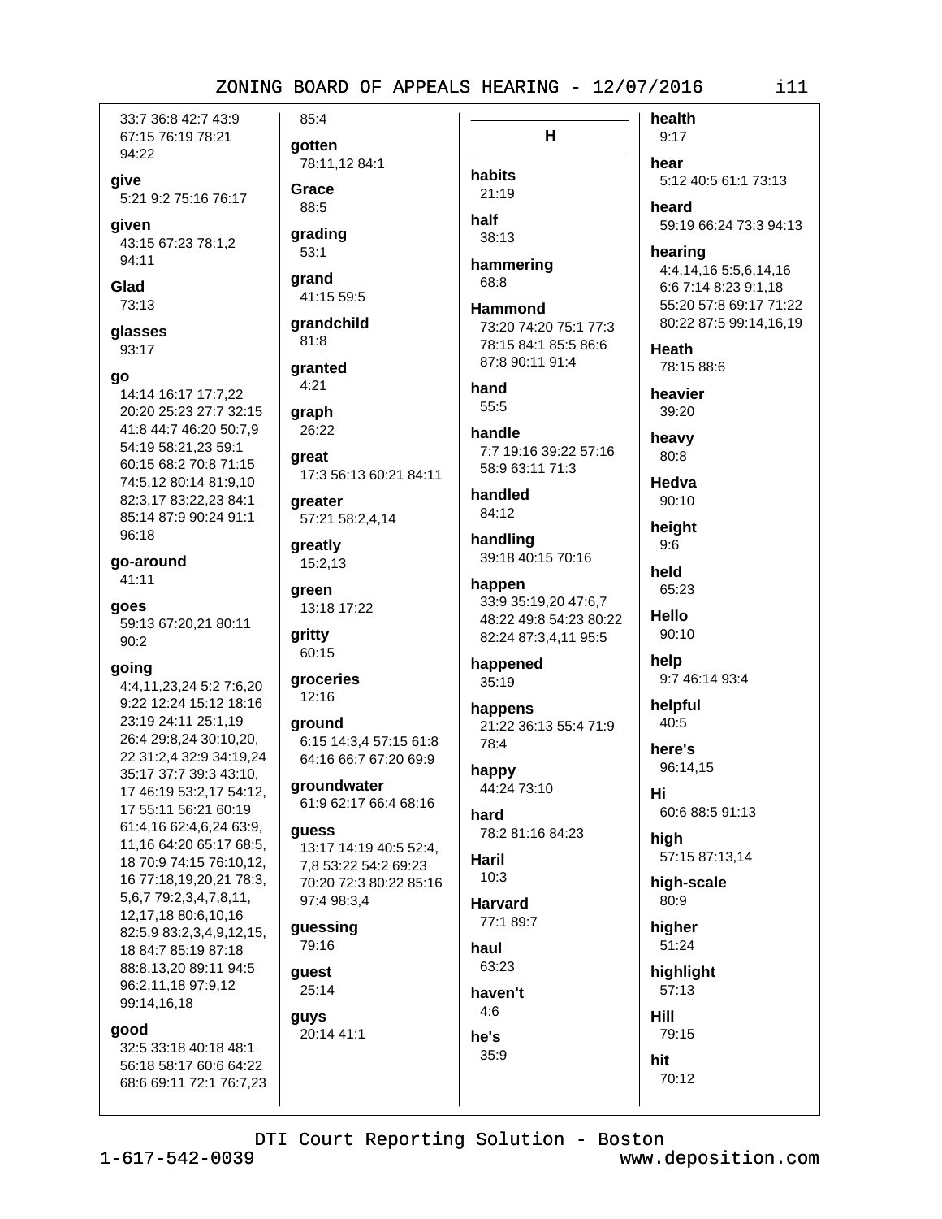33:7 36:8 42:7 43:9 67:15 76:19 78:21 94:22

**give**
5:21 9:2 75:16 76:17

**given**
43:15 67:23 78:1,2 94:11

**Glad**
73:13

**glasses**
93:17

**go**
14:14 16:17 17:7,22 20:20 25:23 27:7 32:15 41:8 44:7 46:20 50:7,9 54:19 58:21,23 59:1 60:15 68:2 70:8 71:15 74:5,12 80:14 81:9,10 82:3,17 83:22,23 84:1 85:14 87:9 90:24 91:1 96:18

**go-around**
41:11

**goes**
59:13 67:20,21 80:11 90:2

**going**
4:4,11,23,24 5:2 7:6,20 9:22 12:24 15:12 18:16 23:19 24:11 25:1,19 26:4 29:8,24 30:10,20, 22 31:2,4 32:9 34:19,24 35:17 37:7 39:3 43:10, 17 46:19 53:2,17 54:12, 17 55:11 56:21 60:19 61:4,16 62:4,6,24 63:9, 11,16 64:20 65:17 68:5, 18 70:9 74:15 76:10,12, 16 77:18,19,20,21 78:3, 5,6,7 79:2,3,4,7,8,11, 12,17,18 80:6,10,16 82:5,9 83:2,3,4,9,12,15, 18 84:7 85:19 87:18 88:8,13,20 89:11 94:5 96:2,11,18 97:9,12 99:14,16,18

**good**
32:5 33:18 40:18 48:1 56:18 58:17 60:6 64:22 68:6 69:11 72:1 76:7,23 85:4

**gotten**
78:11,12 84:1

**Grace**
88:5

**grading**
53:1

**grand**
41:15 59:5

**grandchild**
81:8

**granted**
4:21

**graph**
26:22

**great**
17:3 56:13 60:21 84:11

**greater**
57:21 58:2,4,14

**greatly**
15:2,13

**green**
13:18 17:22

**gritty**
60:15

**groceries**
12:16

**ground**
6:15 14:3,4 57:15 61:8 64:16 66:7 67:20 69:9

**groundwater**
61:9 62:17 66:4 68:16

**guess**
13:17 14:19 40:5 52:4, 7,8 53:22 54:2 69:23 70:20 72:3 80:22 85:16 97:4 98:3,4

**guessing**
79:16

**guest**
25:14

**guys**
20:14 41:1

## H

**habits**
21:19

**half**
38:13

**hammering**
68:8

**Hammond**
73:20 74:20 75:1 77:3 78:15 84:1 85:5 86:6 87:8 90:11 91:4

**hand**
55:5

**handle**
7:7 19:16 39:22 57:16 58:9 63:11 71:3

**handled**
84:12

**handling**
39:18 40:15 70:16

**happen**
33:9 35:19,20 47:6,7 48:22 49:8 54:23 80:22 82:24 87:3,4,11 95:5

**happened**
35:19

**happens**
21:22 36:13 55:4 71:9 78:4

**happy**
44:24 73:10

**hard**
78:2 81:16 84:23

**Haril**
10:3

**Harvard**
77:1 89:7

**haul**
63:23

**haven't**
4:6

**he's**
35:9

**health**
9:17

**hear**
5:12 40:5 61:1 73:13

**heard**
59:19 66:24 73:3 94:13

**hearing**
4:4,14,16 5:5,6,14,16 6:6 7:14 8:23 9:1,18 55:20 57:8 69:17 71:22 80:22 87:5 99:14,16,19

**Heath**
78:15 88:6

**heavier**
39:20

**heavy**
80:8

**Hedva**
90:10

**height**
9:6

**held**
65:23

**Hello**
90:10

**help**
9:7 46:14 93:4

**helpful**
40:5

**here's**
96:14,15

**Hi**
60:6 88:5 91:13

**high**
57:15 87:13,14

**high-scale**
80:9

**higher**
51:24

**highlight**
57:13

**Hill**
79:15

**hit**
70:12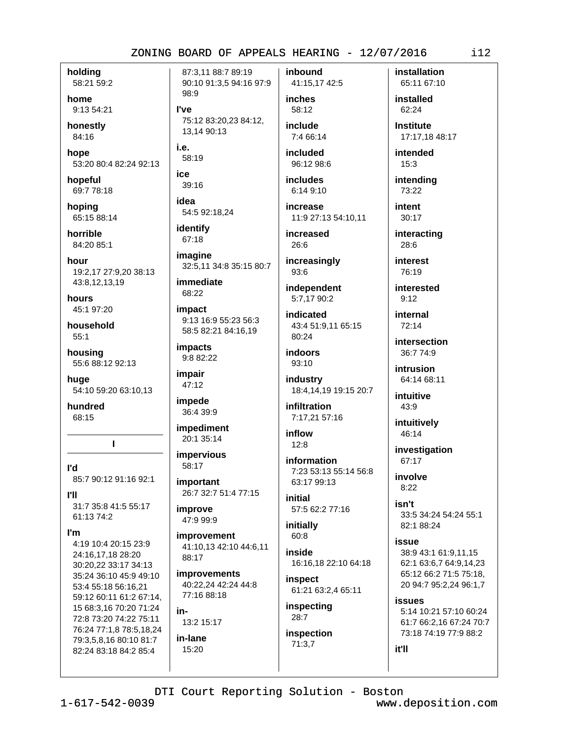**holding**
58:21 59:2

**home**
9:13 54:21

**honestly**
84:16

**hope**
53:20 80:4 82:24 92:13

**hopeful**
69:7 78:18

**hoping**
65:15 88:14

**horrible**
84:20 85:1

**hour**
19:2,17 27:9,20 38:13 43:8,12,13,19

**hours**
45:1 97:20

**household**
55:1

**housing**
55:6 88:12 92:13

**huge**
54:10 59:20 63:10,13

**hundred**
68:15

## I

**I'd**
85:7 90:12 91:16 92:1

**I'll**
31:7 35:8 41:5 55:17 61:13 74:2

**I'm**
4:19 10:4 20:15 23:9 24:16,17,18 28:20 30:20,22 33:17 34:13 35:24 36:10 45:9 49:10 53:4 55:18 56:16,21 59:12 60:11 61:2 67:14, 15 68:3,16 70:20 71:24 72:8 73:20 74:22 75:11 76:24 77:1,8 78:5,18,24 79:3,5,8,16 80:10 81:7 82:24 83:18 84:2 85:4 87:3,11 88:7 89:19 90:10 91:3,5 94:16 97:9 98:9

**I've**
75:12 83:20,23 84:12, 13,14 90:13

**i.e.**
58:19

**ice**
39:16

**idea**
54:5 92:18,24

**identify**
67:18

**imagine**
32:5,11 34:8 35:15 80:7

**immediate**
68:22

**impact**
9:13 16:9 55:23 56:3 58:5 82:21 84:16,19

**impacts**
9:8 82:22

**impair**
47:12

**impede**
36:4 39:9

**impediment**
20:1 35:14

**impervious**
58:17

**important**
26:7 32:7 51:4 77:15

**improve**
47:9 99:9

**improvement**
41:10,13 42:10 44:6,11 88:17

**improvements**
40:22,24 42:24 44:8 77:16 88:18

**in-**
13:2 15:17

**in-lane**
15:20

**inbound**
41:15,17 42:5

**inches**
58:12

**include**
7:4 66:14

**included**
96:12 98:6

**includes**
6:14 9:10

**increase**
11:9 27:13 54:10,11

**increased**
26:6

**increasingly**
93:6

**independent**
5:7,17 90:2

**indicated**
43:4 51:9,11 65:15 80:24

**indoors**
93:10

**industry**
18:4,14,19 19:15 20:7

**infiltration**
7:17,21 57:16

**inflow**
12:8

**information**
7:23 53:13 55:14 56:8 63:17 99:13

**initial**
57:5 62:2 77:16

**initially**
60:8

**inside**
16:16,18 22:10 64:18

**inspect**
61:21 63:2,4 65:11

**inspecting**
28:7

**inspection**
71:3,7

**installation**
65:11 67:10

**installed**
62:24

**Institute**
17:17,18 48:17

**intended**
15:3

**intending**
73:22

**intent**
30:17

**interacting**
28:6

**interest**
76:19

**interested**
9:12

**internal**
72:14

**intersection**
36:7 74:9

**intrusion**
64:14 68:11

**intuitive**
43:9

**intuitively**
46:14

**investigation**
67:17

**involve**
8:22

**isn't**
33:5 34:24 54:24 55:1 82:1 88:24

**issue**
38:9 43:1 61:9,11,15 62:1 63:6,7 64:9,14,23 65:12 66:2 71:5 75:18, 20 94:7 95:2,24 96:1,7

**issues**
5:14 10:21 57:10 60:24 61:7 66:2,16 67:24 70:7 73:18 74:19 77:9 88:2

**it'll**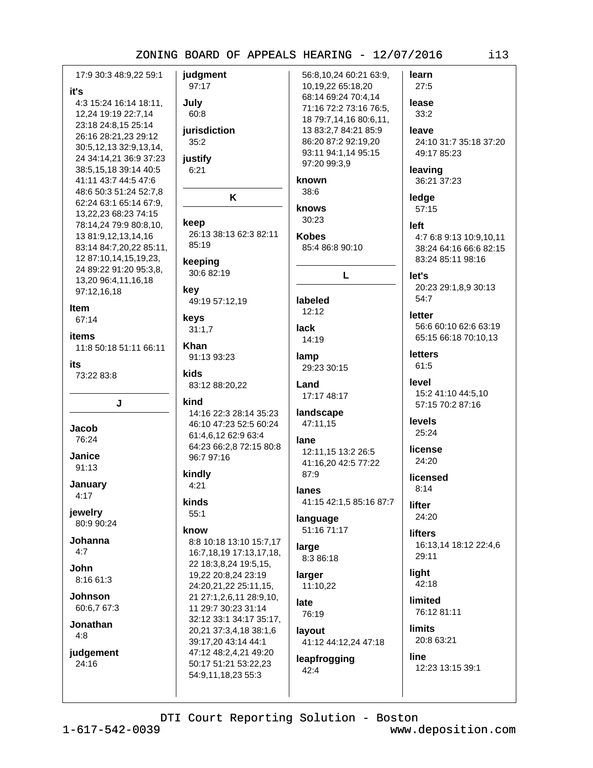17:9 30:3 48:9,22 59:1

**it's**
4:3 15:24 16:14 18:11, 12,24 19:19 22:7,14 23:18 24:8,15 25:14 26:16 28:21,23 29:12 30:5,12,13 32:9,13,14, 24 34:14,21 36:9 37:23 38:5,15,18 39:14 40:5 41:11 43:7 44:5 47:6 48:6 50:3 51:24 52:7,8 62:24 63:1 65:14 67:9, 13,22,23 68:23 74:15 78:14,24 79:9 80:8,10, 13 81:9,12,13,14,16 83:14 84:7,20,22 85:11, 12 87:10,14,15,19,23, 24 89:22 91:20 95:3,8, 13,20 96:4,11,16,18 97:12,16,18

**Item**
67:14

**items**
11:8 50:18 51:11 66:11

**its**
73:22 83:8

## J

**Jacob**
76:24

**Janice**
91:13

**January**
4:17

**jewelry**
80:9 90:24

**Johanna**
4:7

**John**
8:16 61:3

**Johnson**
60:6,7 67:3

**Jonathan**
4:8

**judgement**
24:16

**judgment**
97:17

**July**
60:8

**jurisdiction**
35:2

**justify**
6:21

## K

**keep**
26:13 38:13 62:3 82:11 85:19

**keeping**
30:6 82:19

**key**
49:19 57:12,19

**keys**
31:1,7

**Khan**
91:13 93:23

**kids**
83:12 88:20,22

**kind**
14:16 22:3 28:14 35:23 46:10 47:23 52:5 60:24 61:4,6,12 62:9 63:4 64:23 66:2,8 72:15 80:8 96:7 97:16

**kindly**
4:21

**kinds**
55:1

**know**
8:8 10:18 13:10 15:7,17 16:7,18,19 17:13,17,18, 22 18:3,8,24 19:5,15, 19,22 20:8,24 23:19 24:20,21,22 25:11,15, 21 27:1,2,6,11 28:9,10, 11 29:7 30:23 31:14 32:12 33:1 34:17 35:17, 20,21 37:3,4,18 38:1,6 39:17,20 43:14 44:1 47:12 48:2,4,21 49:20 50:17 51:21 53:22,23 54:9,11,18,23 55:3 56:8,10,24 60:21 63:9, 10,19,22 65:18,20 68:14 69:24 70:4,14 71:16 72:2 73:16 76:5, 18 79:7,14,16 80:6,11, 13 83:2,7 84:21 85:9 86:20 87:2 92:19,20 93:11 94:1,14 95:15 97:20 99:3,9

**known**
38:6

**knows**
30:23

**Kobes**
85:4 86:8 90:10

## L

**labeled**
12:12

**lack**
14:19

**lamp**
29:23 30:15

**Land**
17:17 48:17

**landscape**
47:11,15

**lane**
12:11,15 13:2 26:5 41:16,20 42:5 77:22 87:9

**lanes**
41:15 42:1,5 85:16 87:7

**language**
51:16 71:17

**large**
8:3 86:18

**larger**
11:10,22

**late**
76:19

**layout**
41:12 44:12,24 47:18

**leapfrogging**
42:4

**learn**
27:5

**lease**
33:2

**leave**
24:10 31:7 35:18 37:20 49:17 85:23

**leaving**
36:21 37:23

**ledge**
57:15

**left**
4:7 6:8 9:13 10:9,10,11 38:24 64:16 66:6 82:15 83:24 85:11 98:16

**let's**
20:23 29:1,8,9 30:13 54:7

**letter**
56:6 60:10 62:6 63:19 65:15 66:18 70:10,13

**letters**
61:5

**level**
15:2 41:10 44:5,10 57:15 70:2 87:16

**levels**
25:24

**license**
24:20

**licensed**
8:14

**lifter**
24:20

**lifters**
16:13,14 18:12 22:4,6 29:11

**light**
42:18

**limited**
76:12 81:11

**limits**
20:8 63:21

**line**
12:23 13:15 39:1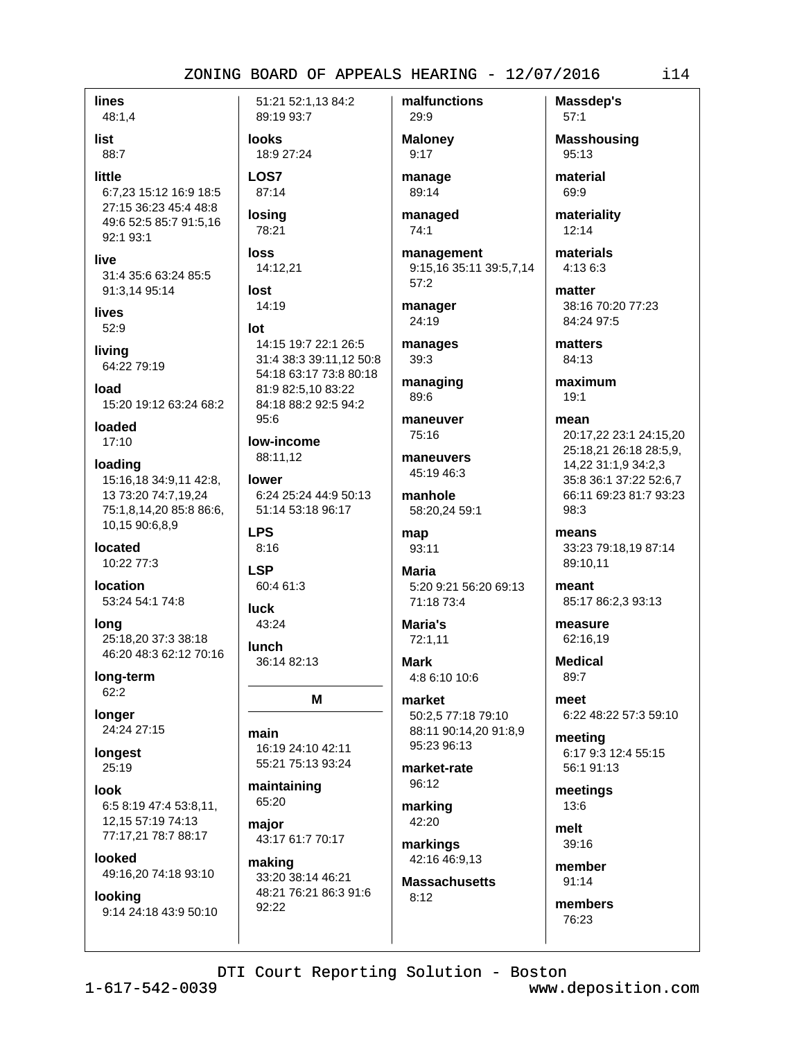**lines**
48:1,4

**list**
88:7

**little**
6:7,23 15:12 16:9 18:5 27:15 36:23 45:4 48:8 49:6 52:5 85:7 91:5,16 92:1 93:1

**live**
31:4 35:6 63:24 85:5 91:3,14 95:14

**lives**
52:9

**living**
64:22 79:19

**load**
15:20 19:12 63:24 68:2

**loaded**
17:10

**loading**
15:16,18 34:9,11 42:8, 13 73:20 74:7,19,24 75:1,8,14,20 85:8 86:6, 10,15 90:6,8,9

**located**
10:22 77:3

**location**
53:24 54:1 74:8

**long**
25:18,20 37:3 38:18 46:20 48:3 62:12 70:16

**long-term**
62:2

**longer**
24:24 27:15

**longest**
25:19

**look**
6:5 8:19 47:4 53:8,11, 12,15 57:19 74:13 77:17,21 78:7 88:17

**looked**
49:16,20 74:18 93:10

**looking**
9:14 24:18 43:9 50:10 51:21 52:1,13 84:2 89:19 93:7

**looks**
18:9 27:24

**LOS7**
87:14

**losing**
78:21

**loss**
14:12,21

**lost**
14:19

**lot**
14:15 19:7 22:1 26:5 31:4 38:3 39:11,12 50:8 54:18 63:17 73:8 80:18 81:9 82:5,10 83:22 84:18 88:2 92:5 94:2 95:6

**low-income**
88:11,12

**lower**
6:24 25:24 44:9 50:13 51:14 53:18 96:17

**LPS**
8:16

**LSP**
60:4 61:3

**luck**
43:24

**lunch**
36:14 82:13

## M

**main**
16:19 24:10 42:11 55:21 75:13 93:24

**maintaining**
65:20

**major**
43:17 61:7 70:17

**making**
33:20 38:14 46:21 48:21 76:21 86:3 91:6 92:22

**malfunctions**
29:9

**Maloney**
9:17

**manage**
89:14

**managed**
74:1

**management**
9:15,16 35:11 39:5,7,14 57:2

**manager**
24:19

**manages**
39:3

**managing**
89:6

**maneuver**
75:16

**maneuvers**
45:19 46:3

**manhole**
58:20,24 59:1

**map**
93:11

**Maria**
5:20 9:21 56:20 69:13 71:18 73:4

**Maria's**
72:1,11

**Mark**
4:8 6:10 10:6

**market**
50:2,5 77:18 79:10 88:11 90:14,20 91:8,9 95:23 96:13

**market-rate**
96:12

**marking**
42:20

**markings**
42:16 46:9,13

**Massachusetts**
8:12

**Massdep's**
57:1

**Masshousing**
95:13

**material**
69:9

**materiality**
12:14

**materials**
4:13 6:3

**matter**
38:16 70:20 77:23 84:24 97:5

**matters**
84:13

**maximum**
19:1

**mean**
20:17,22 23:1 24:15,20 25:18,21 26:18 28:5,9, 14,22 31:1,9 34:2,3 35:8 36:1 37:22 52:6,7 66:11 69:23 81:7 93:23 98:3

**means**
33:23 79:18,19 87:14 89:10,11

**meant**
85:17 86:2,3 93:13

**measure**
62:16,19

**Medical**
89:7

**meet**
6:22 48:22 57:3 59:10

**meeting**
6:17 9:3 12:4 55:15 56:1 91:13

**meetings**
13:6

**melt**
39:16

**member**
91:14

**members**
76:23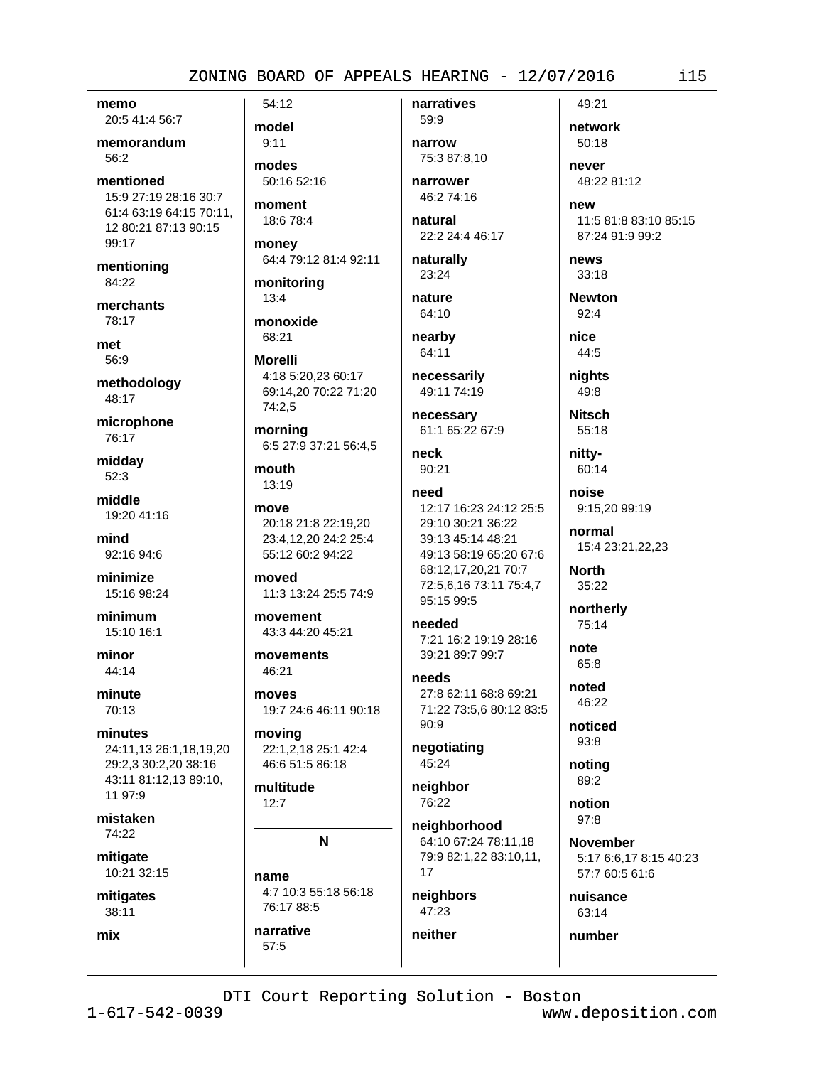**memo**
20:5 41:4 56:7

**memorandum**
56:2

**mentioned**
15:9 27:19 28:16 30:7 61:4 63:19 64:15 70:11, 12 80:21 87:13 90:15 99:17

**mentioning**
84:22

**merchants**
78:17

**met**
56:9

**methodology**
48:17

**microphone**
76:17

**midday**
52:3

**middle**
19:20 41:16

**mind**
92:16 94:6

**minimize**
15:16 98:24

**minimum**
15:10 16:1

**minor**
44:14

**minute**
70:13

**minutes**
24:11,13 26:1,18,19,20 29:2,3 30:2,20 38:16 43:11 81:12,13 89:10, 11 97:9

**mistaken**
74:22

**mitigate**
10:21 32:15

**mitigates**
38:11

**mix**
54:12

**model**
9:11

**modes**
50:16 52:16

**moment**
18:6 78:4

**money**
64:4 79:12 81:4 92:11

**monitoring**
13:4

**monoxide**
68:21

**Morelli**
4:18 5:20,23 60:17 69:14,20 70:22 71:20 74:2,5

**morning**
6:5 27:9 37:21 56:4,5

**mouth**
13:19

**move**
20:18 21:8 22:19,20 23:4,12,20 24:2 25:4 55:12 60:2 94:22

**moved**
11:3 13:24 25:5 74:9

**movement**
43:3 44:20 45:21

**movements**
46:21

**moves**
19:7 24:6 46:11 90:18

**moving**
22:1,2,18 25:1 42:4 46:6 51:5 86:18

**multitude**
12:7

## N

**name**
4:7 10:3 55:18 56:18 76:17 88:5

**narrative**
57:5

**narratives**
59:9

**narrow**
75:3 87:8,10

**narrower**
46:2 74:16

**natural**
22:2 24:4 46:17

**naturally**
23:24

**nature**
64:10

**nearby**
64:11

**necessarily**
49:11 74:19

**necessary**
61:1 65:22 67:9

**neck**
90:21

**need**
12:17 16:23 24:12 25:5 29:10 30:21 36:22 39:13 45:14 48:21 49:13 58:19 65:20 67:6 68:12,17,20,21 70:7 72:5,6,16 73:11 75:4,7 95:15 99:5

**needed**
7:21 16:2 19:19 28:16 39:21 89:7 99:7

**needs**
27:8 62:11 68:8 69:21 71:22 73:5,6 80:12 83:5 90:9

**negotiating**
45:24

**neighbor**
76:22

**neighborhood**
64:10 67:24 78:11,18 79:9 82:1,22 83:10,11, 17

**neighbors**
47:23

**neither**
49:21

**network**
50:18

**never**
48:22 81:12

**new**
11:5 81:8 83:10 85:15 87:24 91:9 99:2

**news**
33:18

**Newton**
92:4

**nice**
44:5

**nights**
49:8

**Nitsch**
55:18

**nitty-**
60:14

**noise**
9:15,20 99:19

**normal**
15:4 23:21,22,23

**North**
35:22

**northerly**
75:14

**note**
65:8

**noted**
46:22

**noticed**
93:8

**noting**
89:2

**notion**
97:8

**November**
5:17 6:6,17 8:15 40:23 57:7 60:5 61:6

**nuisance**
63:14

**number**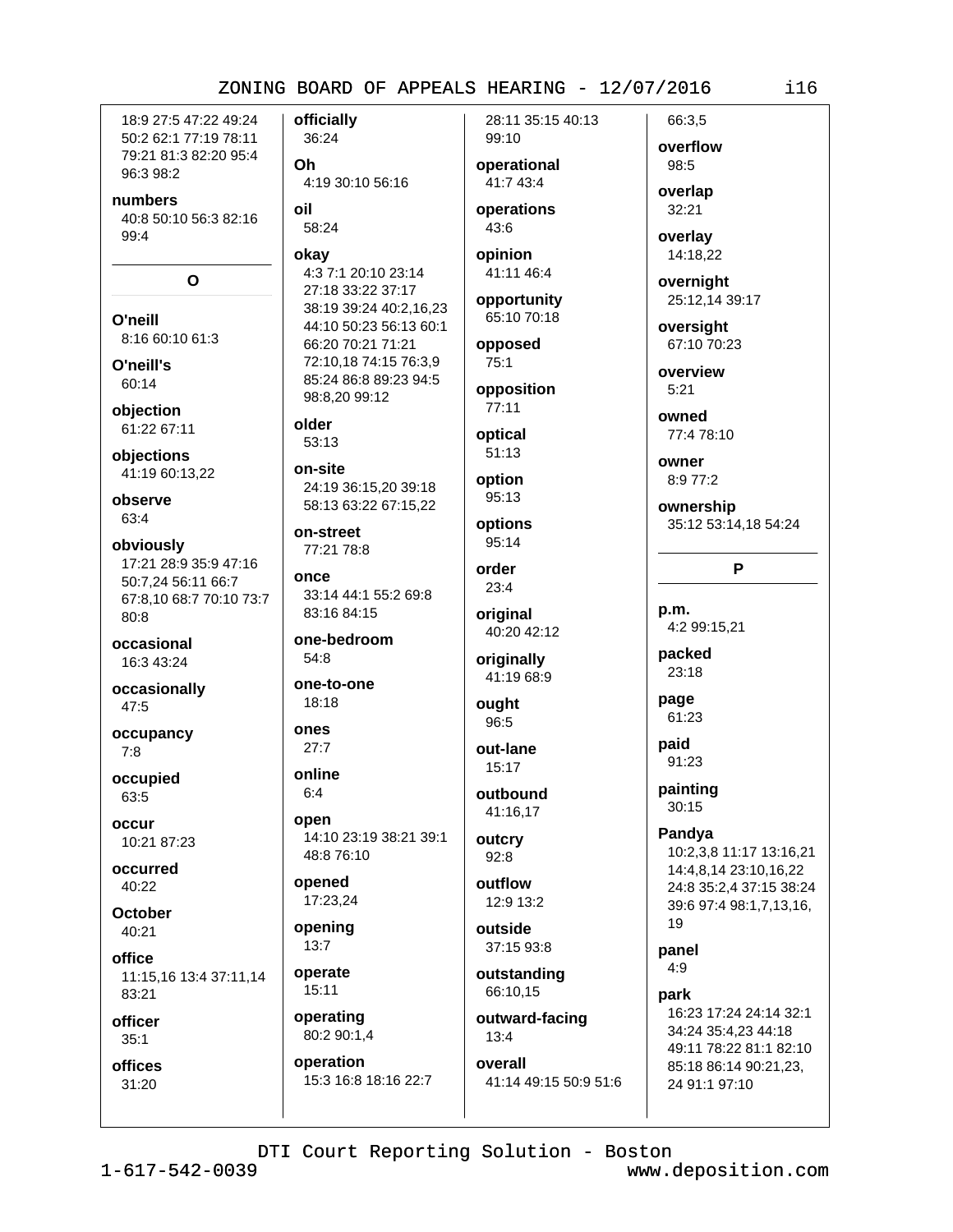18:9 27:5 47:22 49:24 50:2 62:1 77:19 78:11 79:21 81:3 82:20 95:4 96:3 98:2

**numbers**
40:8 50:10 56:3 82:16 99:4

## O

**O'neill**
8:16 60:10 61:3

**O'neill's**
60:14

**objection**
61:22 67:11

**objections**
41:19 60:13,22

**observe**
63:4

**obviously**
17:21 28:9 35:9 47:16 50:7,24 56:11 66:7 67:8,10 68:7 70:10 73:7 80:8

**occasional**
16:3 43:24

**occasionally**
47:5

**occupancy**
7:8

**occupied**
63:5

**occur**
10:21 87:23

**occurred**
40:22

**October**
40:21

**office**
11:15,16 13:4 37:11,14 83:21

**officer**
35:1

**offices**
31:20

**officially**
36:24

**Oh**
4:19 30:10 56:16

**oil**
58:24

**okay**
4:3 7:1 20:10 23:14 27:18 33:22 37:17 38:19 39:24 40:2,16,23 44:10 50:23 56:13 60:1 66:20 70:21 71:21 72:10,18 74:15 76:3,9 85:24 86:8 89:23 94:5 98:8,20 99:12

**older**
53:13

**on-site**
24:19 36:15,20 39:18 58:13 63:22 67:15,22

**on-street**
77:21 78:8

**once**
33:14 44:1 55:2 69:8 83:16 84:15

**one-bedroom**
54:8

**one-to-one**
18:18

**ones**
27:7

**online**
6:4

**open**
14:10 23:19 38:21 39:1 48:8 76:10

**opened**
17:23,24

**opening**
13:7

**operate**
15:11

**operating**
80:2 90:1,4

**operation**
15:3 16:8 18:16 22:7 28:11 35:15 40:13 99:10

**operational**
41:7 43:4

**operations**
43:6

**opinion**
41:11 46:4

**opportunity**
65:10 70:18

**opposed**
75:1

**opposition**
77:11

**optical**
51:13

**option**
95:13

**options**
95:14

**order**
23:4

**original**
40:20 42:12

**originally**
41:19 68:9

**ought**
96:5

**out-lane**
15:17

**outbound**
41:16,17

**outcry**
92:8

**outflow**
12:9 13:2

**outside**
37:15 93:8

**outstanding**
66:10,15

**outward-facing**
13:4

**overall**
41:14 49:15 50:9 51:6 66:3,5

**overflow**
98:5

**overlap**
32:21

**overlay**
14:18,22

**overnight**
25:12,14 39:17

**oversight**
67:10 70:23

**overview**
5:21

**owned**
77:4 78:10

**owner**
8:9 77:2

**ownership**
35:12 53:14,18 54:24

## P

**p.m.**
4:2 99:15,21

**packed**
23:18

**page**
61:23

**paid**
91:23

**painting**
30:15

**Pandya**
10:2,3,8 11:17 13:16,21 14:4,8,14 23:10,16,22 24:8 35:2,4 37:15 38:24 39:6 97:4 98:1,7,13,16,19

**panel**
4:9

**park**
16:23 17:24 24:14 32:1 34:24 35:4,23 44:18 49:11 78:22 81:1 82:10 85:18 86:14 90:21,23,24 91:1 97:10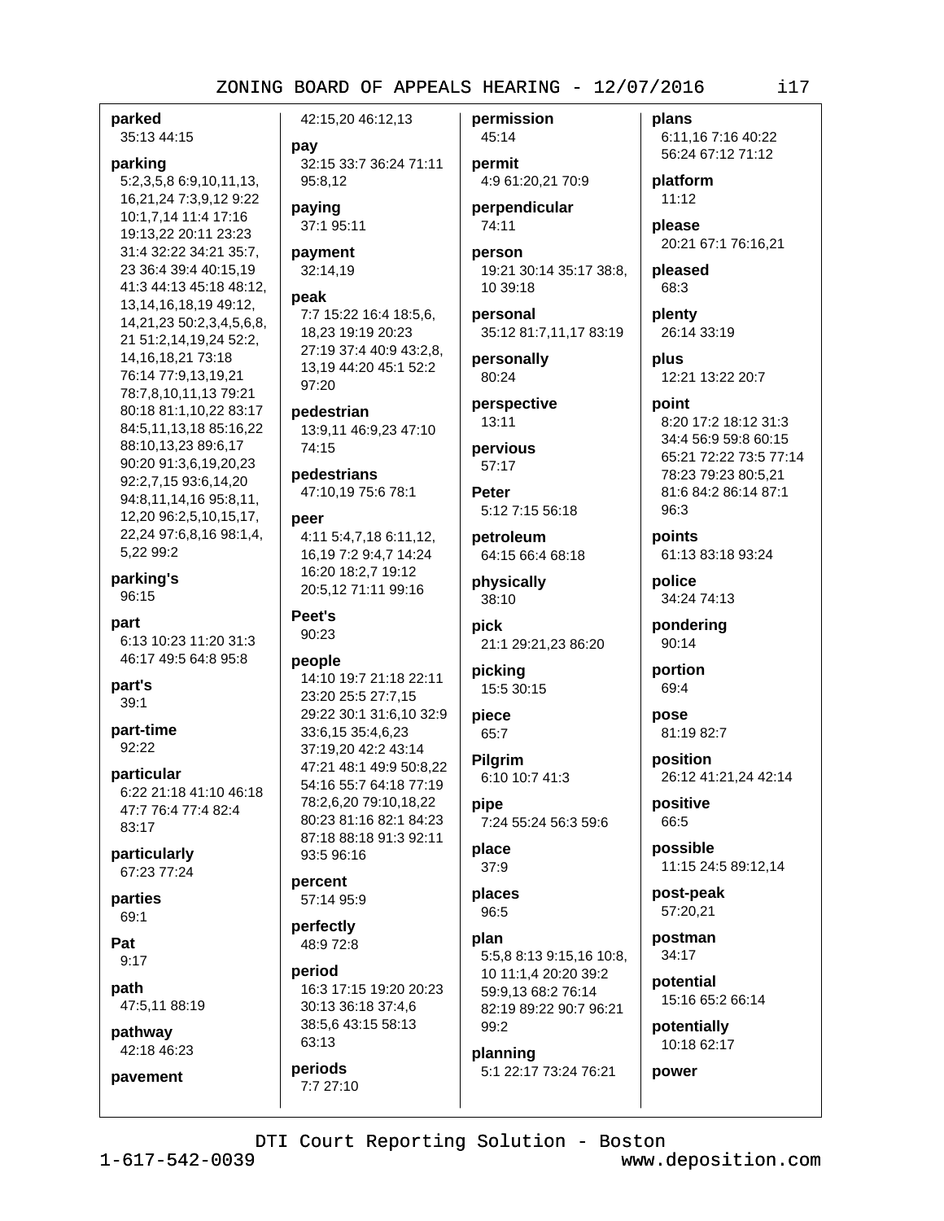**parked**
35:13 44:15

**parking**
5:2,3,5,8 6:9,10,11,13, 16,21,24 7:3,9,12 9:22 10:1,7,14 11:4 17:16 19:13,22 20:11 23:23 31:4 32:22 34:21 35:7, 23 36:4 39:4 40:15,19 41:3 44:13 45:18 48:12, 13,14,16,18,19 49:12, 14,21,23 50:2,3,4,5,6,8, 21 51:2,14,19,24 52:2, 14,16,18,21 73:18 76:14 77:9,13,19,21 78:7,8,10,11,13 79:21 80:18 81:1,10,22 83:17 84:5,11,13,18 85:16,22 88:10,13,23 89:6,17 90:20 91:3,6,19,20,23 92:2,7,15 93:6,14,20 94:8,11,14,16 95:8,11, 12,20 96:2,5,10,15,17, 22,24 97:6,8,16 98:1,4, 5,22 99:2

**parking's**
96:15

**part**
6:13 10:23 11:20 31:3 46:17 49:5 64:8 95:8

**part's**
39:1

**part-time**
92:22

**particular**
6:22 21:18 41:10 46:18 47:7 76:4 77:4 82:4 83:17

**particularly**
67:23 77:24

**parties**
69:1

**Pat**
9:17

**path**
47:5,11 88:19

**pathway**
42:18 46:23

**pavement**
42:15,20 46:12,13

**pay**
32:15 33:7 36:24 71:11 95:8,12

**paying**
37:1 95:11

**payment**
32:14,19

**peak**
7:7 15:22 16:4 18:5,6, 18,23 19:19 20:23 27:19 37:4 40:9 43:2,8, 13,19 44:20 45:1 52:2 97:20

**pedestrian**
13:9,11 46:9,23 47:10 74:15

**pedestrians**
47:10,19 75:6 78:1

**peer**
4:11 5:4,7,18 6:11,12, 16,19 7:2 9:4,7 14:24 16:20 18:2,7 19:12 20:5,12 71:11 99:16

**Peet's**
90:23

**people**
14:10 19:7 21:18 22:11 23:20 25:5 27:7,15 29:22 30:1 31:6,10 32:9 33:6,15 35:4,6,23 37:19,20 42:2 43:14 47:21 48:1 49:9 50:8,22 54:16 55:7 64:18 77:19 78:2,6,20 79:10,18,22 80:23 81:16 82:1 84:23 87:18 88:18 91:3 92:11 93:5 96:16

**percent**
57:14 95:9

**perfectly**
48:9 72:8

**period**
16:3 17:15 19:20 20:23 30:13 36:18 37:4,6 38:5,6 43:15 58:13 63:13

**periods**
7:7 27:10

**permission**
45:14

**permit**
4:9 61:20,21 70:9

**perpendicular**
74:11

**person**
19:21 30:14 35:17 38:8, 10 39:18

**personal**
35:12 81:7,11,17 83:19

**personally**
80:24

**perspective**
13:11

**pervious**
57:17

**Peter**
5:12 7:15 56:18

**petroleum**
64:15 66:4 68:18

**physically**
38:10

**pick**
21:1 29:21,23 86:20

**picking**
15:5 30:15

**piece**
65:7

**Pilgrim**
6:10 10:7 41:3

**pipe**
7:24 55:24 56:3 59:6

**place**
37:9

**places**
96:5

**plan**
5:5,8 8:13 9:15,16 10:8, 10 11:1,4 20:20 39:2 59:9,13 68:2 76:14 82:19 89:22 90:7 96:21 99:2

**planning**
5:1 22:17 73:24 76:21

**plans**
6:11,16 7:16 40:22 56:24 67:12 71:12

**platform**
11:12

**please**
20:21 67:1 76:16,21

**pleased**
68:3

**plenty**
26:14 33:19

**plus**
12:21 13:22 20:7

**point**
8:20 17:2 18:12 31:3 34:4 56:9 59:8 60:15 65:21 72:22 73:5 77:14 78:23 79:23 80:5,21 81:6 84:2 86:14 87:1 96:3

**points**
61:13 83:18 93:24

**police**
34:24 74:13

**pondering**
90:14

**portion**
69:4

**pose**
81:19 82:7

**position**
26:12 41:21,24 42:14

**positive**
66:5

**possible**
11:15 24:5 89:12,14

**post-peak**
57:20,21

**postman**
34:17

**potential**
15:16 65:2 66:14

**potentially**
10:18 62:17

**power**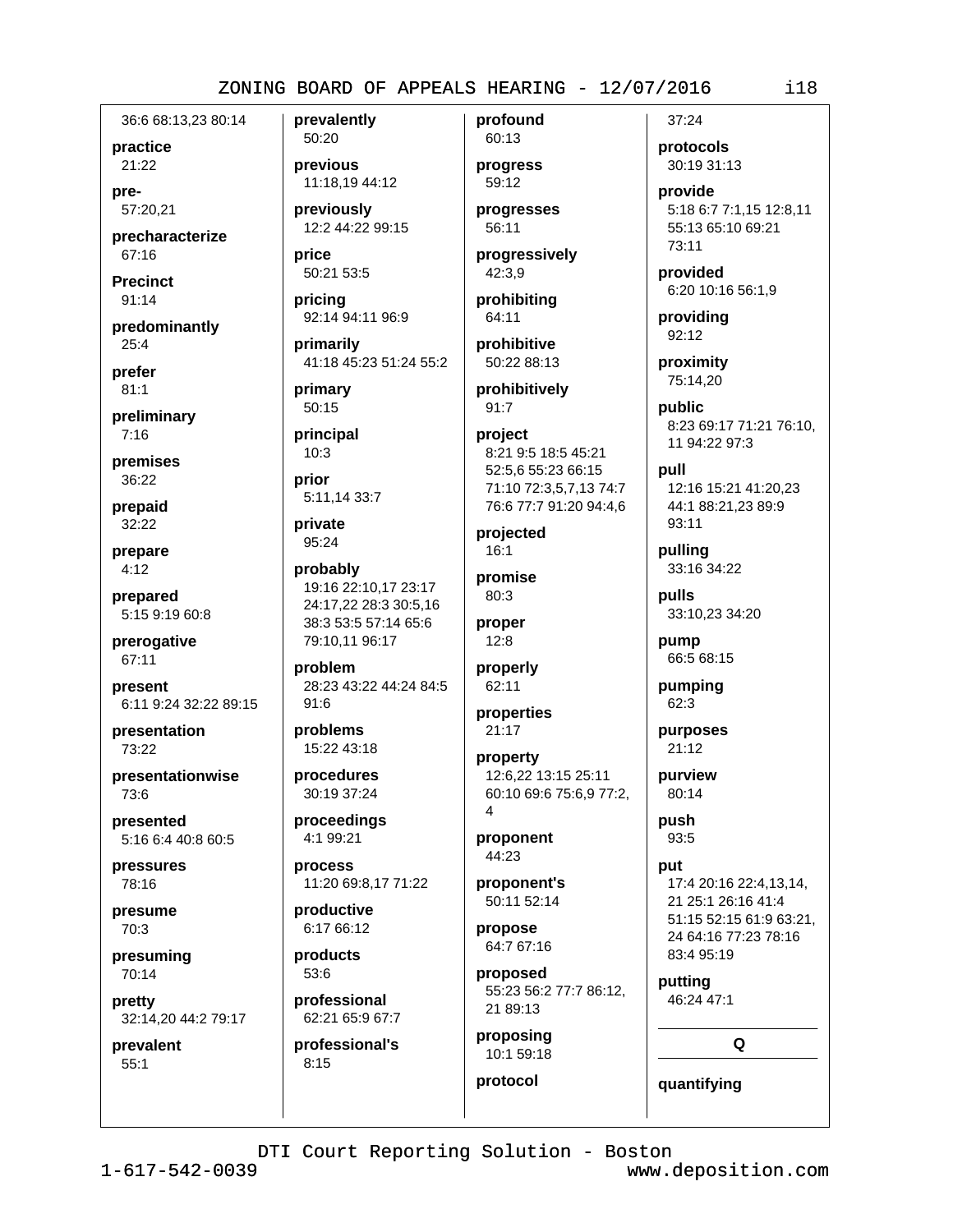36:6 68:13,23 80:14

**practice**
21:22

**pre-**
57:20,21

**precharacterize**
67:16

**Precinct**
91:14

**predominantly**
25:4

**prefer**
81:1

**preliminary**
7:16

**premises**
36:22

**prepaid**
32:22

**prepare**
4:12

**prepared**
5:15 9:19 60:8

**prerogative**
67:11

**present**
6:11 9:24 32:22 89:15

**presentation**
73:22

**presentationwise**
73:6

**presented**
5:16 6:4 40:8 60:5

**pressures**
78:16

**presume**
70:3

**presuming**
70:14

**pretty**
32:14,20 44:2 79:17

**prevalent**
55:1

**prevalently**
50:20

**previous**
11:18,19 44:12

**previously**
12:2 44:22 99:15

**price**
50:21 53:5

**pricing**
92:14 94:11 96:9

**primarily**
41:18 45:23 51:24 55:2

**primary**
50:15

**principal**
10:3

**prior**
5:11,14 33:7

**private**
95:24

**probably**
19:16 22:10,17 23:17 24:17,22 28:3 30:5,16 38:3 53:5 57:14 65:6 79:10,11 96:17

**problem**
28:23 43:22 44:24 84:5 91:6

**problems**
15:22 43:18

**procedures**
30:19 37:24

**proceedings**
4:1 99:21

**process**
11:20 69:8,17 71:22

**productive**
6:17 66:12

**products**
53:6

**professional**
62:21 65:9 67:7

**professional's**
8:15

**profound**
60:13

**progress**
59:12

**progresses**
56:11

**progressively**
42:3,9

**prohibiting**
64:11

**prohibitive**
50:22 88:13

**prohibitively**
91:7

**project**
8:21 9:5 18:5 45:21 52:5,6 55:23 66:15 71:10 72:3,5,7,13 74:7 76:6 77:7 91:20 94:4,6

**projected**
16:1

**promise**
80:3

**proper**
12:8

**properly**
62:11

**properties**
21:17

**property**
12:6,22 13:15 25:11 60:10 69:6 75:6,9 77:2, 4

**proponent**
44:23

**proponent's**
50:11 52:14

**propose**
64:7 67:16

**proposed**
55:23 56:2 77:7 86:12, 21 89:13

**proposing**
10:1 59:18

**protocol**
37:24

**protocols**
30:19 31:13

**provide**
5:18 6:7 7:1,15 12:8,11 55:13 65:10 69:21 73:11

**provided**
6:20 10:16 56:1,9

**providing**
92:12

**proximity**
75:14,20

**public**
8:23 69:17 71:21 76:10, 11 94:22 97:3

**pull**
12:16 15:21 41:20,23 44:1 88:21,23 89:9 93:11

**pulling**
33:16 34:22

**pulls**
33:10,23 34:20

**pump**
66:5 68:15

**pumping**
62:3

**purposes**
21:12

**purview**
80:14

**push**
93:5

**put**
17:4 20:16 22:4,13,14, 21 25:1 26:16 41:4 51:15 52:15 61:9 63:21, 24 64:16 77:23 78:16 83:4 95:19

**putting**
46:24 47:1

## Q

**quantifying**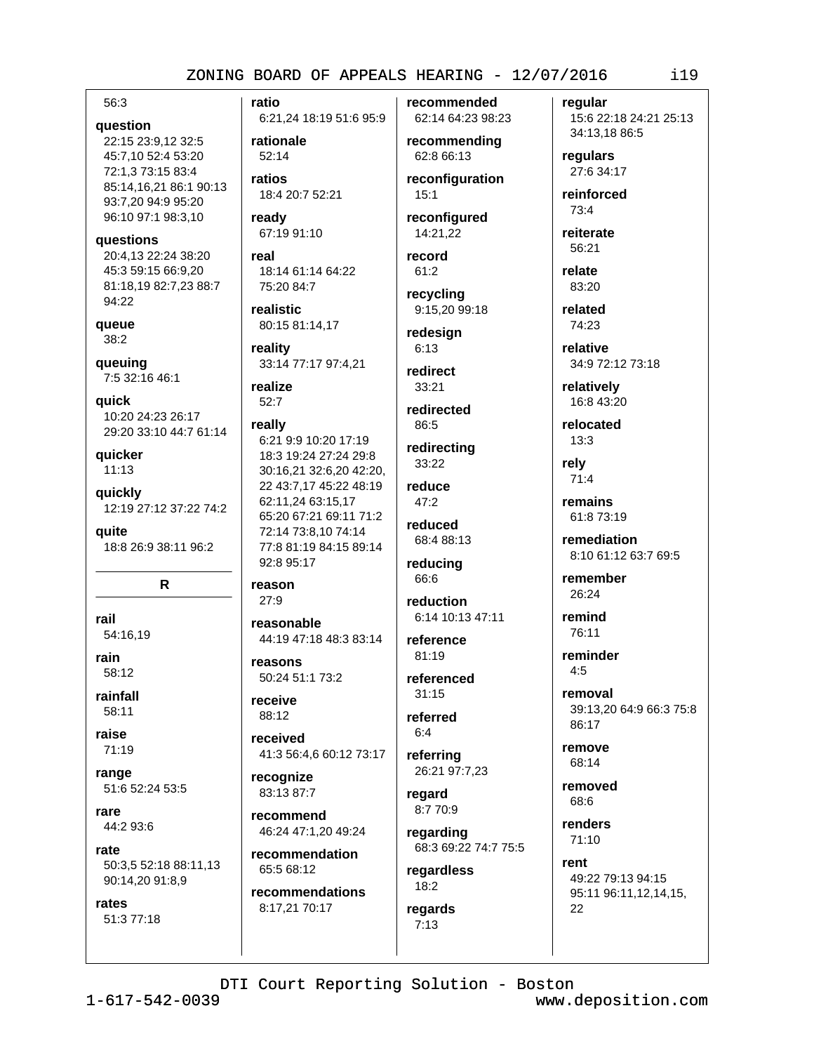56:3

**question**
22:15 23:9,12 32:5 45:7,10 52:4 53:20 72:1,3 73:15 83:4 85:14,16,21 86:1 90:13 93:7,20 94:9 95:20 96:10 97:1 98:3,10

**questions**
20:4,13 22:24 38:20 45:3 59:15 66:9,20 81:18,19 82:7,23 88:7 94:22

**queue**
38:2

**queuing**
7:5 32:16 46:1

**quick**
10:20 24:23 26:17 29:20 33:10 44:7 61:14

**quicker**
11:13

**quickly**
12:19 27:12 37:22 74:2

**quite**
18:8 26:9 38:11 96:2

## R

**rail**
54:16,19

**rain**
58:12

**rainfall**
58:11

**raise**
71:19

**range**
51:6 52:24 53:5

**rare**
44:2 93:6

**rate**
50:3,5 52:18 88:11,13 90:14,20 91:8,9

**rates**
51:3 77:18

**ratio**
6:21,24 18:19 51:6 95:9

**rationale**
52:14

**ratios**
18:4 20:7 52:21

**ready**
67:19 91:10

**real**
18:14 61:14 64:22 75:20 84:7

**realistic**
80:15 81:14,17

**reality**
33:14 77:17 97:4,21

**realize**
52:7

**really**
6:21 9:9 10:20 17:19 18:3 19:24 27:24 29:8 30:16,21 32:6,20 42:20, 22 43:7,17 45:22 48:19 62:11,24 63:15,17 65:20 67:21 69:11 71:2 72:14 73:8,10 74:14 77:8 81:19 84:15 89:14 92:8 95:17

**reason**
27:9

**reasonable**
44:19 47:18 48:3 83:14

**reasons**
50:24 51:1 73:2

**receive**
88:12

**received**
41:3 56:4,6 60:12 73:17

**recognize**
83:13 87:7

**recommend**
46:24 47:1,20 49:24

**recommendation**
65:5 68:12

**recommendations**
8:17,21 70:17

**recommended**
62:14 64:23 98:23

**recommending**
62:8 66:13

**reconfiguration**
15:1

**reconfigured**
14:21,22

**record**
61:2

**recycling**
9:15,20 99:18

**redesign**
6:13

**redirect**
33:21

**redirected**
86:5

**redirecting**
33:22

**reduce**
47:2

**reduced**
68:4 88:13

**reducing**
66:6

**reduction**
6:14 10:13 47:11

**reference**
81:19

**referenced**
31:15

**referred**
6:4

**referring**
26:21 97:7,23

**regard**
8:7 70:9

**regarding**
68:3 69:22 74:7 75:5

**regardless**
18:2

**regards**
7:13

**regular**
15:6 22:18 24:21 25:13 34:13,18 86:5

**regulars**
27:6 34:17

**reinforced**
73:4

**reiterate**
56:21

**relate**
83:20

**related**
74:23

**relative**
34:9 72:12 73:18

**relatively**
16:8 43:20

**relocated**
13:3

**rely**
71:4

**remains**
61:8 73:19

**remediation**
8:10 61:12 63:7 69:5

**remember**
26:24

**remind**
76:11

**reminder**
4:5

**removal**
39:13,20 64:9 66:3 75:8 86:17

**remove**
68:14

**removed**
68:6

**renders**
71:10

**rent**
49:22 79:13 94:15 95:11 96:11,12,14,15, 22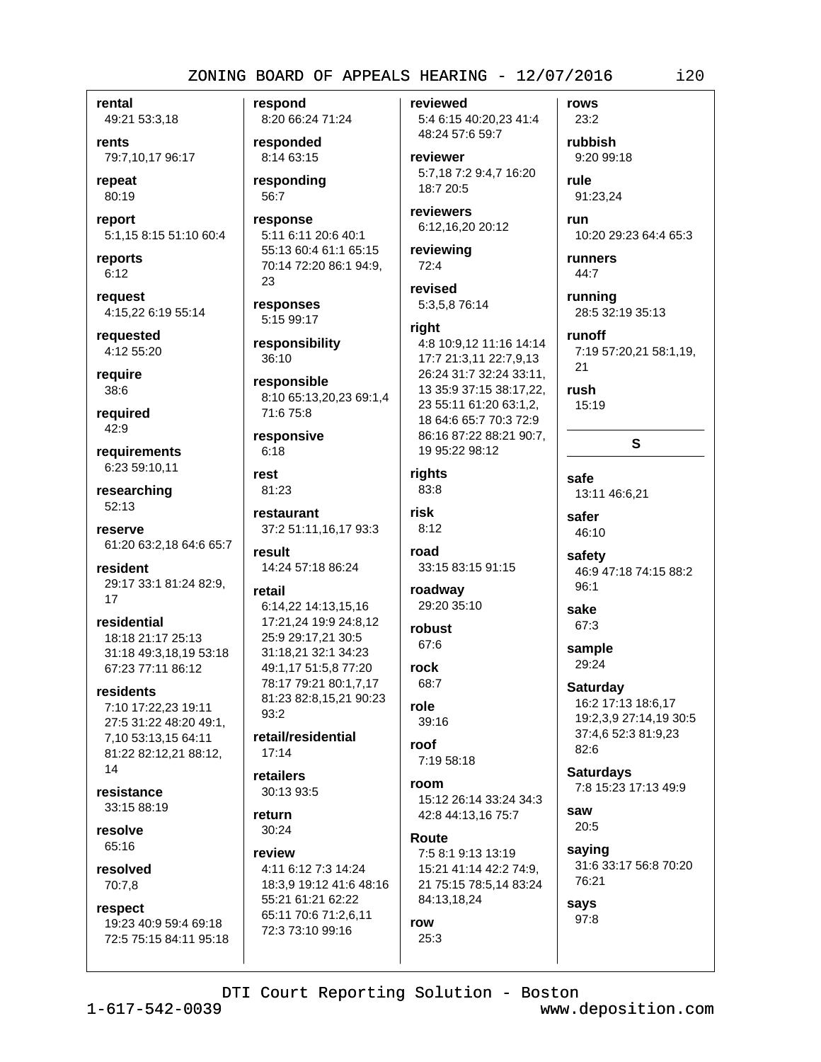**rental**
49:21 53:3,18

**rents**
79:7,10,17 96:17

**repeat**
80:19

**report**
5:1,15 8:15 51:10 60:4

**reports**
6:12

**request**
4:15,22 6:19 55:14

**requested**
4:12 55:20

**require**
38:6

**required**
42:9

**requirements**
6:23 59:10,11

**researching**
52:13

**reserve**
61:20 63:2,18 64:6 65:7

**resident**
29:17 33:1 81:24 82:9, 17

**residential**
18:18 21:17 25:13 31:18 49:3,18,19 53:18 67:23 77:11 86:12

**residents**
7:10 17:22,23 19:11 27:5 31:22 48:20 49:1, 7,10 53:13,15 64:11 81:22 82:12,21 88:12, 14

**resistance**
33:15 88:19

**resolve**
65:16

**resolved**
70:7,8

**respect**
19:23 40:9 59:4 69:18 72:5 75:15 84:11 95:18

**respond**
8:20 66:24 71:24

**responded**
8:14 63:15

**responding**
56:7

**response**
5:11 6:11 20:6 40:1 55:13 60:4 61:1 65:15 70:14 72:20 86:1 94:9, 23

**responses**
5:15 99:17

**responsibility**
36:10

**responsible**
8:10 65:13,20,23 69:1,4 71:6 75:8

**responsive**
6:18

**rest**
81:23

**restaurant**
37:2 51:11,16,17 93:3

**result**
14:24 57:18 86:24

**retail**
6:14,22 14:13,15,16 17:21,24 19:9 24:8,12 25:9 29:17,21 30:5 31:18,21 32:1 34:23 49:1,17 51:5,8 77:20 78:17 79:21 80:1,7,17 81:23 82:8,15,21 90:23 93:2

**retail/residential**
17:14

**retailers**
30:13 93:5

**return**
30:24

**review**
4:11 6:12 7:3 14:24 18:3,9 19:12 41:6 48:16 55:21 61:21 62:22 65:11 70:6 71:2,6,11 72:3 73:10 99:16

**reviewed**
5:4 6:15 40:20,23 41:4 48:24 57:6 59:7

**reviewer**
5:7,18 7:2 9:4,7 16:20 18:7 20:5

**reviewers**
6:12,16,20 20:12

**reviewing**
72:4

**revised**
5:3,5,8 76:14

**right**
4:8 10:9,12 11:16 14:14 17:7 21:3,11 22:7,9,13 26:24 31:7 32:24 33:11, 13 35:9 37:15 38:17,22, 23 55:11 61:20 63:1,2, 18 64:6 65:7 70:3 72:9 86:16 87:22 88:21 90:7, 19 95:22 98:12

**rights**
83:8

**risk**
8:12

**road**
33:15 83:15 91:15

**roadway**
29:20 35:10

**robust**
67:6

**rock**
68:7

**role**
39:16

**roof**
7:19 58:18

**room**
15:12 26:14 33:24 34:3 42:8 44:13,16 75:7

**Route**
7:5 8:1 9:13 13:19 15:21 41:14 42:2 74:9, 21 75:15 78:5,14 83:24 84:13,18,24

**row**
25:3

**rows**
23:2

**rubbish**
9:20 99:18

**rule**
91:23,24

**run**
10:20 29:23 64:4 65:3

**runners**
44:7

**running**
28:5 32:19 35:13

**runoff**
7:19 57:20,21 58:1,19, 21

**rush**
15:19

## S

**safe**
13:11 46:6,21

**safer**
46:10

**safety**
46:9 47:18 74:15 88:2 96:1

**sake**
67:3

**sample**
29:24

**Saturday**
16:2 17:13 18:6,17 19:2,3,9 27:14,19 30:5 37:4,6 52:3 81:9,23 82:6

**Saturdays**
7:8 15:23 17:13 49:9

**saw**
20:5

**saying**
31:6 33:17 56:8 70:20 76:21

**says**
97:8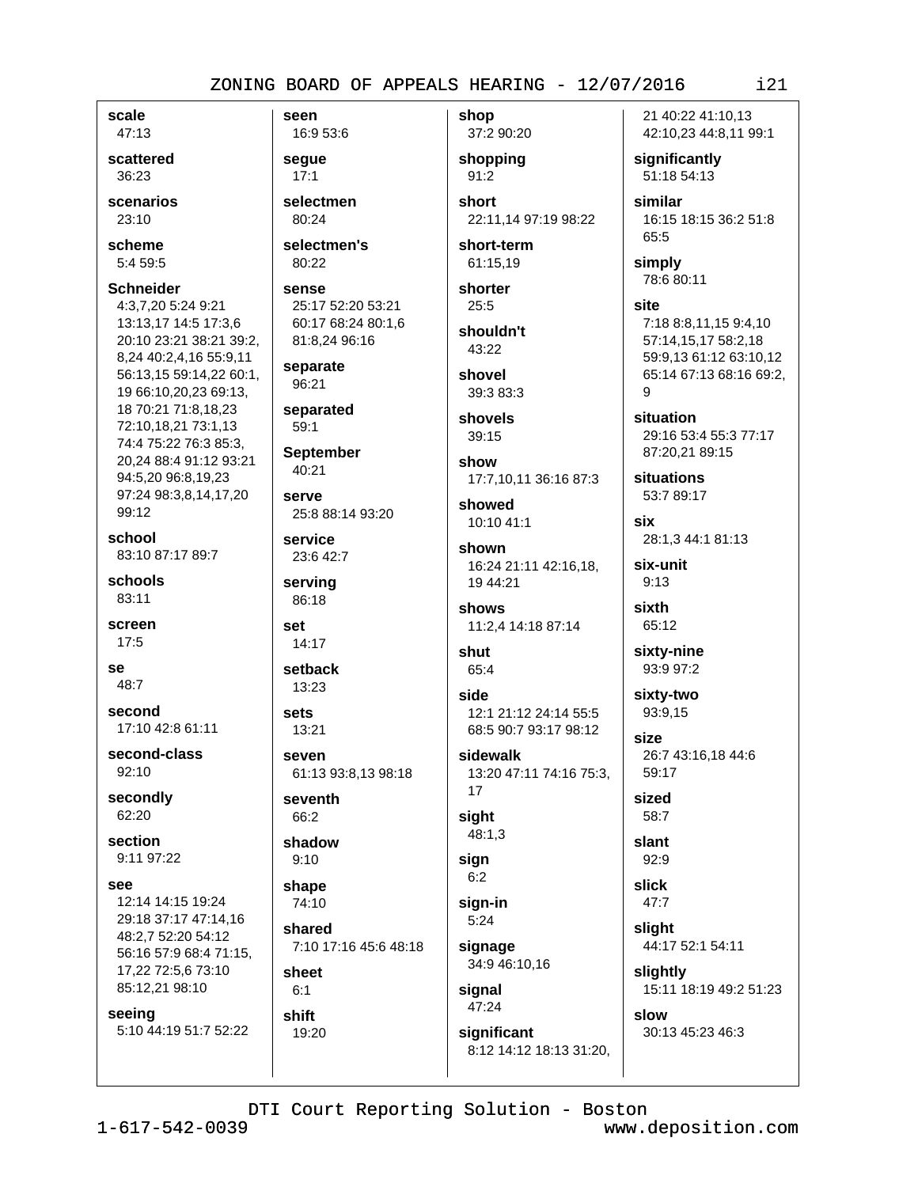**scale**
47:13

**scattered**
36:23

**scenarios**
23:10

**scheme**
5:4 59:5

**Schneider**
4:3,7,20 5:24 9:21 13:13,17 14:5 17:3,6 20:10 23:21 38:21 39:2, 8,24 40:2,4,16 55:9,11 56:13,15 59:14,22 60:1, 19 66:10,20,23 69:13, 18 70:21 71:8,18,23 72:10,18,21 73:1,13 74:4 75:22 76:3 85:3, 20,24 88:4 91:12 93:21 94:5,20 96:8,19,23 97:24 98:3,8,14,17,20 99:12

**school**
83:10 87:17 89:7

**schools**
83:11

**screen**
17:5

**se**
48:7

**second**
17:10 42:8 61:11

**second-class**
92:10

**secondly**
62:20

**section**
9:11 97:22

**see**
12:14 14:15 19:24 29:18 37:17 47:14,16 48:2,7 52:20 54:12 56:16 57:9 68:4 71:15, 17,22 72:5,6 73:10 85:12,21 98:10

**seeing**
5:10 44:19 51:7 52:22

**seen**
16:9 53:6

**segue**
17:1

**selectmen**
80:24

**selectmen's**
80:22

**sense**
25:17 52:20 53:21 60:17 68:24 80:1,6 81:8,24 96:16

**separate**
96:21

**separated**
59:1

**September**
40:21

**serve**
25:8 88:14 93:20

**service**
23:6 42:7

**serving**
86:18

**set**
14:17

**setback**
13:23

**sets**
13:21

**seven**
61:13 93:8,13 98:18

**seventh**
66:2

**shadow**
9:10

**shape**
74:10

**shared**
7:10 17:16 45:6 48:18

**sheet**
6:1

**shift**
19:20

**shop**
37:2 90:20

**shopping**
91:2

**short**
22:11,14 97:19 98:22

**short-term**
61:15,19

**shorter**
25:5

**shouldn't**
43:22

**shovel**
39:3 83:3

**shovels**
39:15

**show**
17:7,10,11 36:16 87:3

**showed**
10:10 41:1

**shown**
16:24 21:11 42:16,18, 19 44:21

**shows**
11:2,4 14:18 87:14

**shut**
65:4

**side**
12:1 21:12 24:14 55:5 68:5 90:7 93:17 98:12

**sidewalk**
13:20 47:11 74:16 75:3, 17

**sight**
48:1,3

**sign**
6:2

**sign-in**
5:24

**signage**
34:9 46:10,16

**signal**
47:24

**significant**
8:12 14:12 18:13 31:20, 21 40:22 41:10,13 42:10,23 44:8,11 99:1

**significantly**
51:18 54:13

**similar**
16:15 18:15 36:2 51:8 65:5

**simply**
78:6 80:11

**site**
7:18 8:8,11,15 9:4,10 57:14,15,17 58:2,18 59:9,13 61:12 63:10,12 65:14 67:13 68:16 69:2, 9

**situation**
29:16 53:4 55:3 77:17 87:20,21 89:15

**situations**
53:7 89:17

**six**
28:1,3 44:1 81:13

**six-unit**
9:13

**sixth**
65:12

**sixty-nine**
93:9 97:2

**sixty-two**
93:9,15

**size**
26:7 43:16,18 44:6 59:17

**sized**
58:7

**slant**
92:9

**slick**
47:7

**slight**
44:17 52:1 54:11

**slightly**
15:11 18:19 49:2 51:23

**slow**
30:13 45:23 46:3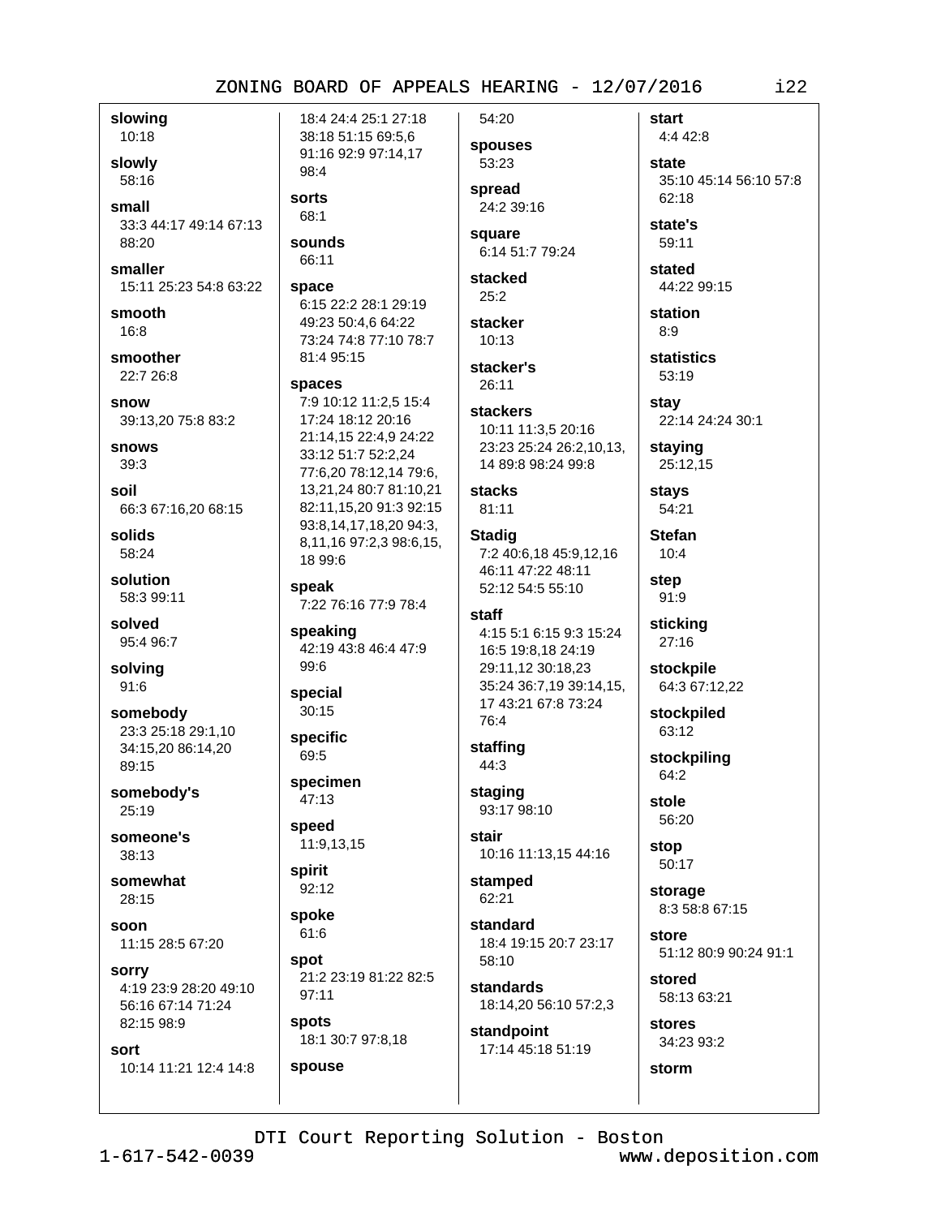**slowing**
10:18

**slowly**
58:16

**small**
33:3 44:17 49:14 67:13 88:20

**smaller**
15:11 25:23 54:8 63:22

**smooth**
16:8

**smoother**
22:7 26:8

**snow**
39:13,20 75:8 83:2

**snows**
39:3

**soil**
66:3 67:16,20 68:15

**solids**
58:24

**solution**
58:3 99:11

**solved**
95:4 96:7

**solving**
91:6

**somebody**
23:3 25:18 29:1,10 34:15,20 86:14,20 89:15

**somebody's**
25:19

**someone's**
38:13

**somewhat**
28:15

**soon**
11:15 28:5 67:20

**sorry**
4:19 23:9 28:20 49:10 56:16 67:14 71:24 82:15 98:9

**sort**
10:14 11:21 12:4 14:8 18:4 24:4 25:1 27:18 38:18 51:15 69:5,6 91:16 92:9 97:14,17 98:4

**sorts**
68:1

**sounds**
66:11

**space**
6:15 22:2 28:1 29:19 49:23 50:4,6 64:22 73:24 74:8 77:10 78:7 81:4 95:15

**spaces**
7:9 10:12 11:2,5 15:4 17:24 18:12 20:16 21:14,15 22:4,9 24:22 33:12 51:7 52:2,24 77:6,20 78:12,14 79:6, 13,21,24 80:7 81:10,21 82:11,15,20 91:3 92:15 93:8,14,17,18,20 94:3, 8,11,16 97:2,3 98:6,15, 18 99:6

**speak**
7:22 76:16 77:9 78:4

**speaking**
42:19 43:8 46:4 47:9 99:6

**special**
30:15

**specific**
69:5

**specimen**
47:13

**speed**
11:9,13,15

**spirit**
92:12

**spoke**
61:6

**spot**
21:2 23:19 81:22 82:5 97:11

**spots**
18:1 30:7 97:8,18

**spouse**
54:20

**spouses**
53:23

**spread**
24:2 39:16

**square**
6:14 51:7 79:24

**stacked**
25:2

**stacker**
10:13

**stacker's**
26:11

**stackers**
10:11 11:3,5 20:16 23:23 25:24 26:2,10,13, 14 89:8 98:24 99:8

**stacks**
81:11

**Stadig**
7:2 40:6,18 45:9,12,16 46:11 47:22 48:11 52:12 54:5 55:10

**staff**
4:15 5:1 6:15 9:3 15:24 16:5 19:8,18 24:19 29:11,12 30:18,23 35:24 36:7,19 39:14,15, 17 43:21 67:8 73:24 76:4

**staffing**
44:3

**staging**
93:17 98:10

**stair**
10:16 11:13,15 44:16

**stamped**
62:21

**standard**
18:4 19:15 20:7 23:17 58:10

**standards**
18:14,20 56:10 57:2,3

**standpoint**
17:14 45:18 51:19

**start**
4:4 42:8

**state**
35:10 45:14 56:10 57:8 62:18

**state's**
59:11

**stated**
44:22 99:15

**station**
8:9

**statistics**
53:19

**stay**
22:14 24:24 30:1

**staying**
25:12,15

**stays**
54:21

**Stefan**
10:4

**step**
91:9

**sticking**
27:16

**stockpile**
64:3 67:12,22

**stockpiled**
63:12

**stockpiling**
64:2

**stole**
56:20

**stop**
50:17

**storage**
8:3 58:8 67:15

**store**
51:12 80:9 90:24 91:1

**stored**
58:13 63:21

**stores**
34:23 93:2

**storm**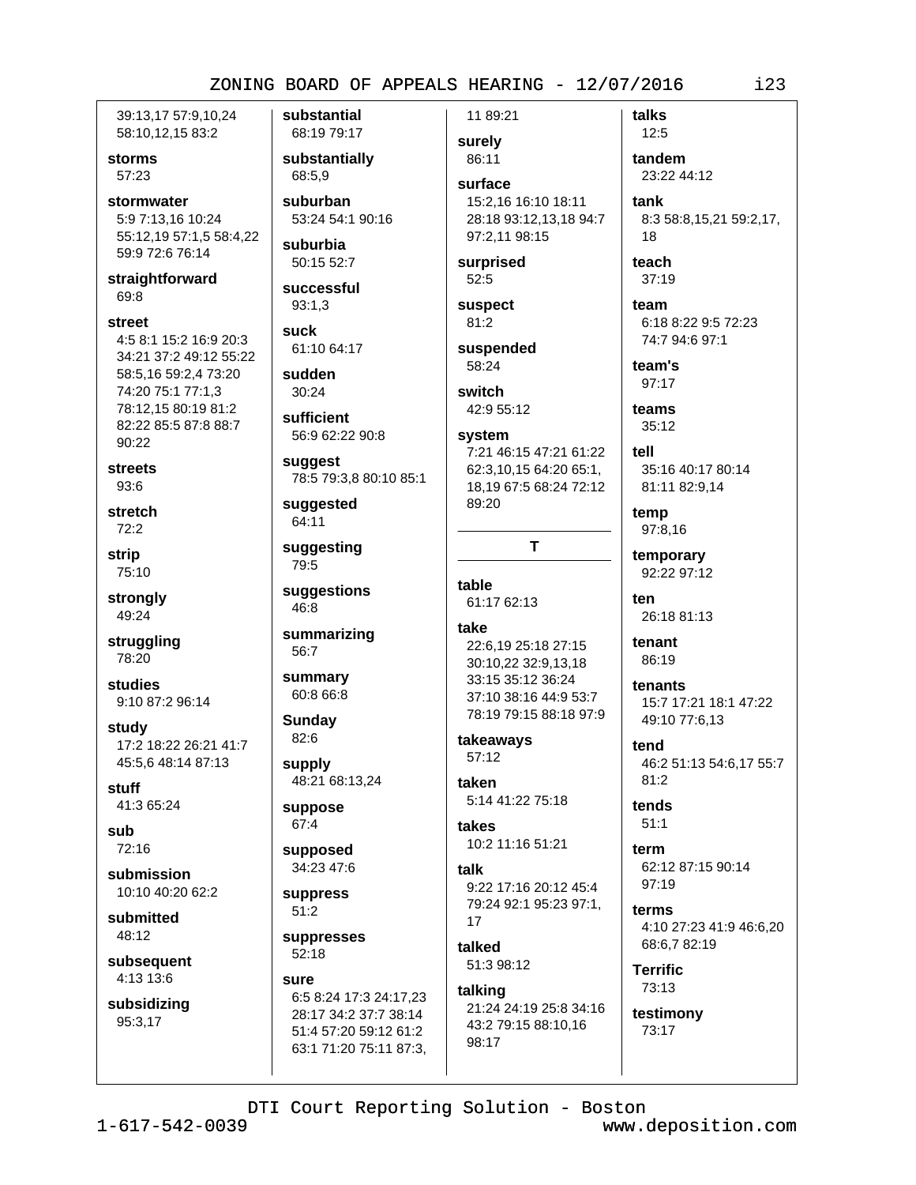39:13,17 57:9,10,24 58:10,12,15 83:2

**storms**
57:23

**stormwater**
5:9 7:13,16 10:24 55:12,19 57:1,5 58:4,22 59:9 72:6 76:14

**straightforward**
69:8

**street**
4:5 8:1 15:2 16:9 20:3 34:21 37:2 49:12 55:22 58:5,16 59:2,4 73:20 74:20 75:1 77:1,3 78:12,15 80:19 81:2 82:22 85:5 87:8 88:7 90:22

**streets**
93:6

**stretch**
72:2

**strip**
75:10

**strongly**
49:24

**struggling**
78:20

**studies**
9:10 87:2 96:14

**study**
17:2 18:22 26:21 41:7 45:5,6 48:14 87:13

**stuff**
41:3 65:24

**sub**
72:16

**submission**
10:10 40:20 62:2

**submitted**
48:12

**subsequent**
4:13 13:6

**subsidizing**
95:3,17

**substantial**
68:19 79:17

**substantially**
68:5,9

**suburban**
53:24 54:1 90:16

**suburbia**
50:15 52:7

**successful**
93:1,3

**suck**
61:10 64:17

**sudden**
30:24

**sufficient**
56:9 62:22 90:8

**suggest**
78:5 79:3,8 80:10 85:1

**suggested**
64:11

**suggesting**
79:5

**suggestions**
46:8

**summarizing**
56:7

**summary**
60:8 66:8

**Sunday**
82:6

**supply**
48:21 68:13,24

**suppose**
67:4

**supposed**
34:23 47:6

**suppress**
51:2

**suppresses**
52:18

**sure**
6:5 8:24 17:3 24:17,23 28:17 34:2 37:7 38:14 51:4 57:20 59:12 61:2 63:1 71:20 75:11 87:3, 11 89:21

**surely**
86:11

**surface**
15:2,16 16:10 18:11 28:18 93:12,13,18 94:7 97:2,11 98:15

**surprised**
52:5

**suspect**
81:2

**suspended**
58:24

**switch**
42:9 55:12

**system**
7:21 46:15 47:21 61:22 62:3,10,15 64:20 65:1, 18,19 67:5 68:24 72:12 89:20

## T

**table**
61:17 62:13

**take**
22:6,19 25:18 27:15 30:10,22 32:9,13,18 33:15 35:12 36:24 37:10 38:16 44:9 53:7 78:19 79:15 88:18 97:9

**takeaways**
57:12

**taken**
5:14 41:22 75:18

**takes**
10:2 11:16 51:21

**talk**
9:22 17:16 20:12 45:4 79:24 92:1 95:23 97:1, 17

**talked**
51:3 98:12

**talking**
21:24 24:19 25:8 34:16 43:2 79:15 88:10,16 98:17

**talks**
12:5

**tandem**
23:22 44:12

**tank**
8:3 58:8,15,21 59:2,17, 18

**teach**
37:19

**team**
6:18 8:22 9:5 72:23 74:7 94:6 97:1

**team's**
97:17

**teams**
35:12

**tell**
35:16 40:17 80:14 81:11 82:9,14

**temp**
97:8,16

**temporary**
92:22 97:12

**ten**
26:18 81:13

**tenant**
86:19

**tenants**
15:7 17:21 18:1 47:22 49:10 77:6,13

**tend**
46:2 51:13 54:6,17 55:7 81:2

**tends**
51:1

**term**
62:12 87:15 90:14 97:19

**terms**
4:10 27:23 41:9 46:6,20 68:6,7 82:19

**Terrific**
73:13

**testimony**
73:17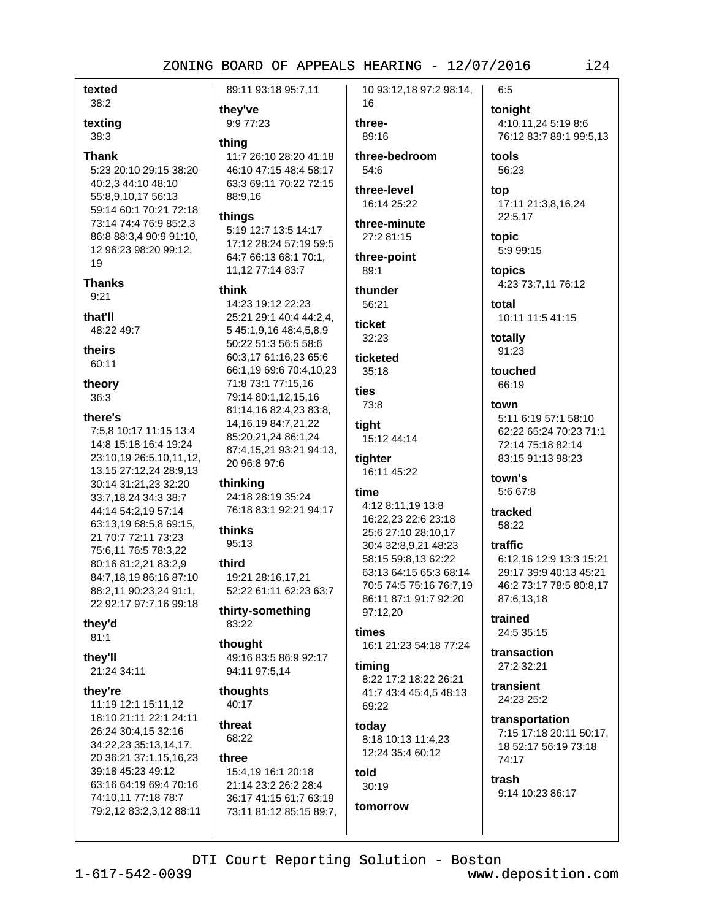**texted**
38:2

**texting**
38:3

**Thank**
5:23 20:10 29:15 38:20 40:2,3 44:10 48:10 55:8,9,10,17 56:13 59:14 60:1 70:21 72:18 73:14 74:4 76:9 85:2,3 86:8 88:3,4 90:9 91:10, 12 96:23 98:20 99:12, 19

**Thanks**
9:21

**that'll**
48:22 49:7

**theirs**
60:11

**theory**
36:3

**there's**
7:5,8 10:17 11:15 13:4 14:8 15:18 16:4 19:24 23:10,19 26:5,10,11,12, 13,15 27:12,24 28:9,13 30:14 31:21,23 32:20 33:7,18,24 34:3 38:7 44:14 54:2,19 57:14 63:13,19 68:5,8 69:15, 21 70:7 72:11 73:23 75:6,11 76:5 78:3,22 80:16 81:2,21 83:2,9 84:7,18,19 86:16 87:10 88:2,11 90:23,24 91:1, 22 92:17 97:7,16 99:18

**they'd**
81:1

**they'll**
21:24 34:11

**they're**
11:19 12:1 15:11,12 18:10 21:11 22:1 24:11 26:24 30:4,15 32:16 34:22,23 35:13,14,17, 20 36:21 37:1,15,16,23 39:18 45:23 49:12 63:16 64:19 69:4 70:16 74:10,11 77:18 78:7 79:2,12 83:2,3,12 88:11 89:11 93:18 95:7,11

**they've**
9:9 77:23

**thing**
11:7 26:10 28:20 41:18 46:10 47:15 48:4 58:17 63:3 69:11 70:22 72:15 88:9,16

**things**
5:19 12:7 13:5 14:17 17:12 28:24 57:19 59:5 64:7 66:13 68:1 70:1, 11,12 77:14 83:7

**think**
14:23 19:12 22:23 25:21 29:1 40:4 44:2,4, 5 45:1,9,16 48:4,5,8,9 50:22 51:3 56:5 58:6 60:3,17 61:16,23 65:6 66:1,19 69:6 70:4,10,23 71:8 73:1 77:15,16 79:14 80:1,12,15,16 81:14,16 82:4,23 83:8, 14,16,19 84:7,21,22 85:20,21,24 86:1,24 87:4,15,21 93:21 94:13, 20 96:8 97:6

**thinking**
24:18 28:19 35:24 76:18 83:1 92:21 94:17

**thinks**
95:13

**third**
19:21 28:16,17,21 52:22 61:11 62:23 63:7

**thirty-something**
83:22

**thought**
49:16 83:5 86:9 92:17 94:11 97:5,14

**thoughts**
40:17

**threat**
68:22

**three**
15:4,19 16:1 20:18 21:14 23:2 26:2 28:4 36:17 41:15 61:7 63:19 73:11 81:12 85:15 89:7, 10 93:12,18 97:2 98:14, 16

**three-**
89:16

**three-bedroom**
54:6

**three-level**
16:14 25:22

**three-minute**
27:2 81:15

**three-point**
89:1

**thunder**
56:21

**ticket**
32:23

**ticketed**
35:18

**ties**
73:8

**tight**
15:12 44:14

**tighter**
16:11 45:22

**time**
4:12 8:11,19 13:8 16:22,23 22:6 23:18 25:6 27:10 28:10,17 30:4 32:8,9,21 48:23 58:15 59:8,13 62:22 63:13 64:15 65:3 68:14 70:5 74:5 75:16 76:7,19 86:11 87:1 91:7 92:20 97:12,20

**times**
16:1 21:23 54:18 77:24

**timing**
8:22 17:2 18:22 26:21 41:7 43:4 45:4,5 48:13 69:22

**today**
8:18 10:13 11:4,23 12:24 35:4 60:12

**told**
30:19

**tomorrow**
6:5

**tonight**
4:10,11,24 5:19 8:6 76:12 83:7 89:1 99:5,13

**tools**
56:23

**top**
17:11 21:3,8,16,24 22:5,17

**topic**
5:9 99:15

**topics**
4:23 73:7,11 76:12

**total**
10:11 11:5 41:15

**totally**
91:23

**touched**
66:19

**town**
5:11 6:19 57:1 58:10 62:22 65:24 70:23 71:1 72:14 75:18 82:14 83:15 91:13 98:23

**town's**
5:6 67:8

**tracked**
58:22

**traffic**
6:12,16 12:9 13:3 15:21 29:17 39:9 40:13 45:21 46:2 73:17 78:5 80:8,17 87:6,13,18

**trained**
24:5 35:15

**transaction**
27:2 32:21

**transient**
24:23 25:2

**transportation**
7:15 17:18 20:11 50:17, 18 52:17 56:19 73:18 74:17

**trash**
9:14 10:23 86:17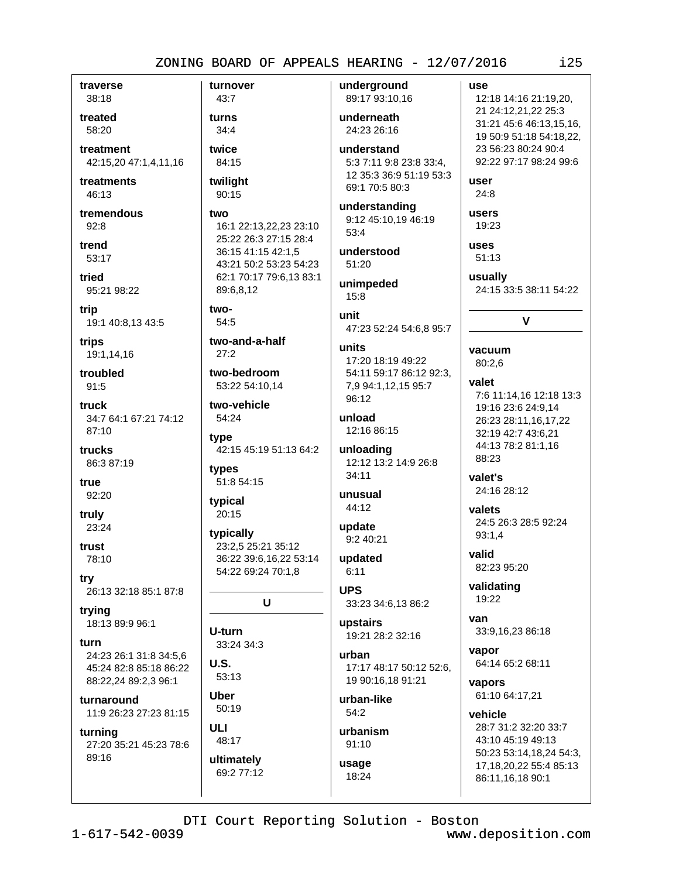**traverse**
38:18

**treated**
58:20

**treatment**
42:15,20 47:1,4,11,16

**treatments**
46:13

**tremendous**
92:8

**trend**
53:17

**tried**
95:21 98:22

**trip**
19:1 40:8,13 43:5

**trips**
19:1,14,16

**troubled**
91:5

**truck**
34:7 64:1 67:21 74:12 87:10

**trucks**
86:3 87:19

**true**
92:20

**truly**
23:24

**trust**
78:10

**try**
26:13 32:18 85:1 87:8

**trying**
18:13 89:9 96:1

**turn**
24:23 26:1 31:8 34:5,6 45:24 82:8 85:18 86:22 88:22,24 89:2,3 96:1

**turnaround**
11:9 26:23 27:23 81:15

**turning**
27:20 35:21 45:23 78:6 89:16

**turnover**
43:7

**turns**
34:4

**twice**
84:15

**twilight**
90:15

**two**
16:1 22:13,22,23 23:10 25:22 26:3 27:15 28:4 36:15 41:15 42:1,5 43:21 50:2 53:23 54:23 62:1 70:17 79:6,13 83:1 89:6,8,12

**two-**
54:5

**two-and-a-half**
27:2

**two-bedroom**
53:22 54:10,14

**two-vehicle**
54:24

**type**
42:15 45:19 51:13 64:2

**types**
51:8 54:15

**typical**
20:15

**typically**
23:2,5 25:21 35:12 36:22 39:6,16,22 53:14 54:22 69:24 70:1,8

## U

**U-turn**
33:24 34:3

**U.S.**
53:13

**Uber**
50:19

**ULI**
48:17

**ultimately**
69:2 77:12

**underground**
89:17 93:10,16

**underneath**
24:23 26:16

**understand**
5:3 7:11 9:8 23:8 33:4, 12 35:3 36:9 51:19 53:3 69:1 70:5 80:3

**understanding**
9:12 45:10,19 46:19 53:4

**understood**
51:20

**unimpeded**
15:8

**unit**
47:23 52:24 54:6,8 95:7

**units**
17:20 18:19 49:22 54:11 59:17 86:12 92:3, 7,9 94:1,12,15 95:7 96:12

**unload**
12:16 86:15

**unloading**
12:12 13:2 14:9 26:8 34:11

**unusual**
44:12

**update**
9:2 40:21

**updated**
6:11

**UPS**
33:23 34:6,13 86:2

**upstairs**
19:21 28:2 32:16

**urban**
17:17 48:17 50:12 52:6, 19 90:16,18 91:21

**urban-like**
54:2

**urbanism**
91:10

**usage**
18:24

**use**
12:18 14:16 21:19,20, 21 24:12,21,22 25:3 31:21 45:6 46:13,15,16, 19 50:9 51:18 54:18,22, 23 56:23 80:24 90:4 92:22 97:17 98:24 99:6

**user**
24:8

**users**
19:23

**uses**
51:13

**usually**
24:15 33:5 38:11 54:22

## V

**vacuum**
80:2,6

**valet**
7:6 11:14,16 12:18 13:3 19:16 23:6 24:9,14 26:23 28:11,16,17,22 32:19 42:7 43:6,21 44:13 78:2 81:1,16 88:23

**valet's**
24:16 28:12

**valets**
24:5 26:3 28:5 92:24 93:1,4

**valid**
82:23 95:20

**validating**
19:22

**van**
33:9,16,23 86:18

**vapor**
64:14 65:2 68:11

**vapors**
61:10 64:17,21

**vehicle**
28:7 31:2 32:20 33:7 43:10 45:19 49:13 50:23 53:14,18,24 54:3, 17,18,20,22 55:4 85:13 86:11,16,18 90:1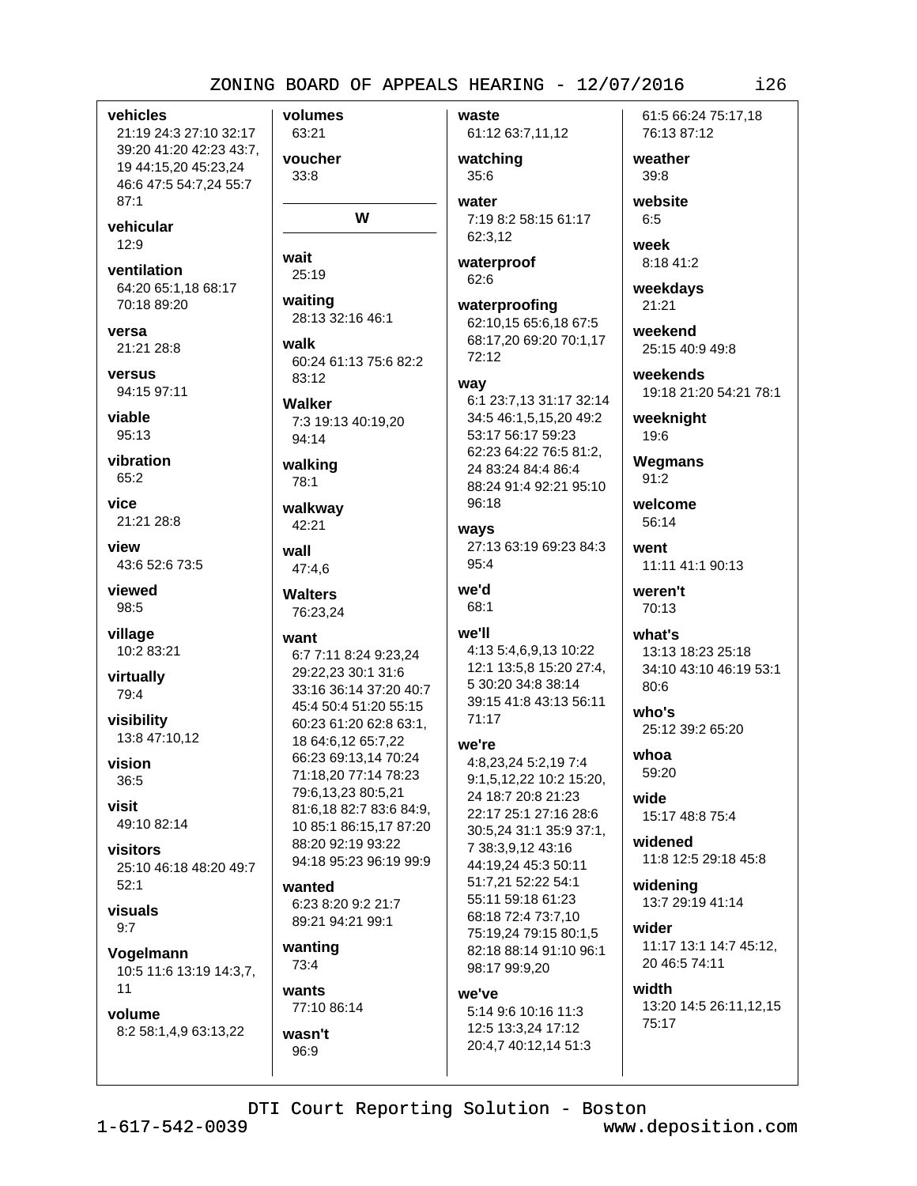**vehicles**
21:19 24:3 27:10 32:17 39:20 41:20 42:23 43:7, 19 44:15,20 45:23,24 46:6 47:5 54:7,24 55:7 87:1

**vehicular**
12:9

**ventilation**
64:20 65:1,18 68:17 70:18 89:20

**versa**
21:21 28:8

**versus**
94:15 97:11

**viable**
95:13

**vibration**
65:2

**vice**
21:21 28:8

**view**
43:6 52:6 73:5

**viewed**
98:5

**village**
10:2 83:21

**virtually**
79:4

**visibility**
13:8 47:10,12

**vision**
36:5

**visit**
49:10 82:14

**visitors**
25:10 46:18 48:20 49:7 52:1

**visuals**
9:7

**Vogelmann**
10:5 11:6 13:19 14:3,7, 11

**volume**
8:2 58:1,4,9 63:13,22

**volumes**
63:21

**voucher**
33:8

## W

**wait**
25:19

**waiting**
28:13 32:16 46:1

**walk**
60:24 61:13 75:6 82:2 83:12

**Walker**
7:3 19:13 40:19,20 94:14

**walking**
78:1

**walkway**
42:21

**wall**
47:4,6

**Walters**
76:23,24

**want**
6:7 7:11 8:24 9:23,24 29:22,23 30:1 31:6 33:16 36:14 37:20 40:7 45:4 50:4 51:20 55:15 60:23 61:20 62:8 63:1, 18 64:6,12 65:7,22 66:23 69:13,14 70:24 71:18,20 77:14 78:23 79:6,13,23 80:5,21 81:6,18 82:7 83:6 84:9, 10 85:1 86:15,17 87:20 88:20 92:19 93:22 94:18 95:23 96:19 99:9

**wanted**
6:23 8:20 9:2 21:7 89:21 94:21 99:1

**wanting**
73:4

**wants**
77:10 86:14

**wasn't**
96:9

**waste**
61:12 63:7,11,12

**watching**
35:6

**water**
7:19 8:2 58:15 61:17 62:3,12

**waterproof**
62:6

**waterproofing**
62:10,15 65:6,18 67:5 68:17,20 69:20 70:1,17 72:12

**way**
6:1 23:7,13 31:17 32:14 34:5 46:1,5,15,20 49:2 53:17 56:17 59:23 62:23 64:22 76:5 81:2, 24 83:24 84:4 86:4 88:24 91:4 92:21 95:10 96:18

**ways**
27:13 63:19 69:23 84:3 95:4

**we'd**
68:1

**we'll**
4:13 5:4,6,9,13 10:22 12:1 13:5,8 15:20 27:4, 5 30:20 34:8 38:14 39:15 41:8 43:13 56:11 71:17

**we're**
4:8,23,24 5:2,19 7:4 9:1,5,12,22 10:2 15:20, 24 18:7 20:8 21:23 22:17 25:1 27:16 28:6 30:5,24 31:1 35:9 37:1, 7 38:3,9,12 43:16 44:19,24 45:3 50:11 51:7,21 52:22 54:1 55:11 59:18 61:23 68:18 72:4 73:7,10 75:19,24 79:15 80:1,5 82:18 88:14 91:10 96:1 98:17 99:9,20

**we've**
5:14 9:6 10:16 11:3 12:5 13:3,24 17:12 20:4,7 40:12,14 51:3 61:5 66:24 75:17,18 76:13 87:12

**weather**
39:8

**website**
6:5

**week**
8:18 41:2

**weekdays**
21:21

**weekend**
25:15 40:9 49:8

**weekends**
19:18 21:20 54:21 78:1

**weeknight**
19:6

**Wegmans**
91:2

**welcome**
56:14

**went**
11:11 41:1 90:13

**weren't**
70:13

**what's**
13:13 18:23 25:18 34:10 43:10 46:19 53:1 80:6

**who's**
25:12 39:2 65:20

**whoa**
59:20

**wide**
15:17 48:8 75:4

**widened**
11:8 12:5 29:18 45:8

**widening**
13:7 29:19 41:14

**wider**
11:17 13:1 14:7 45:12, 20 46:5 74:11

**width**
13:20 14:5 26:11,12,15 75:17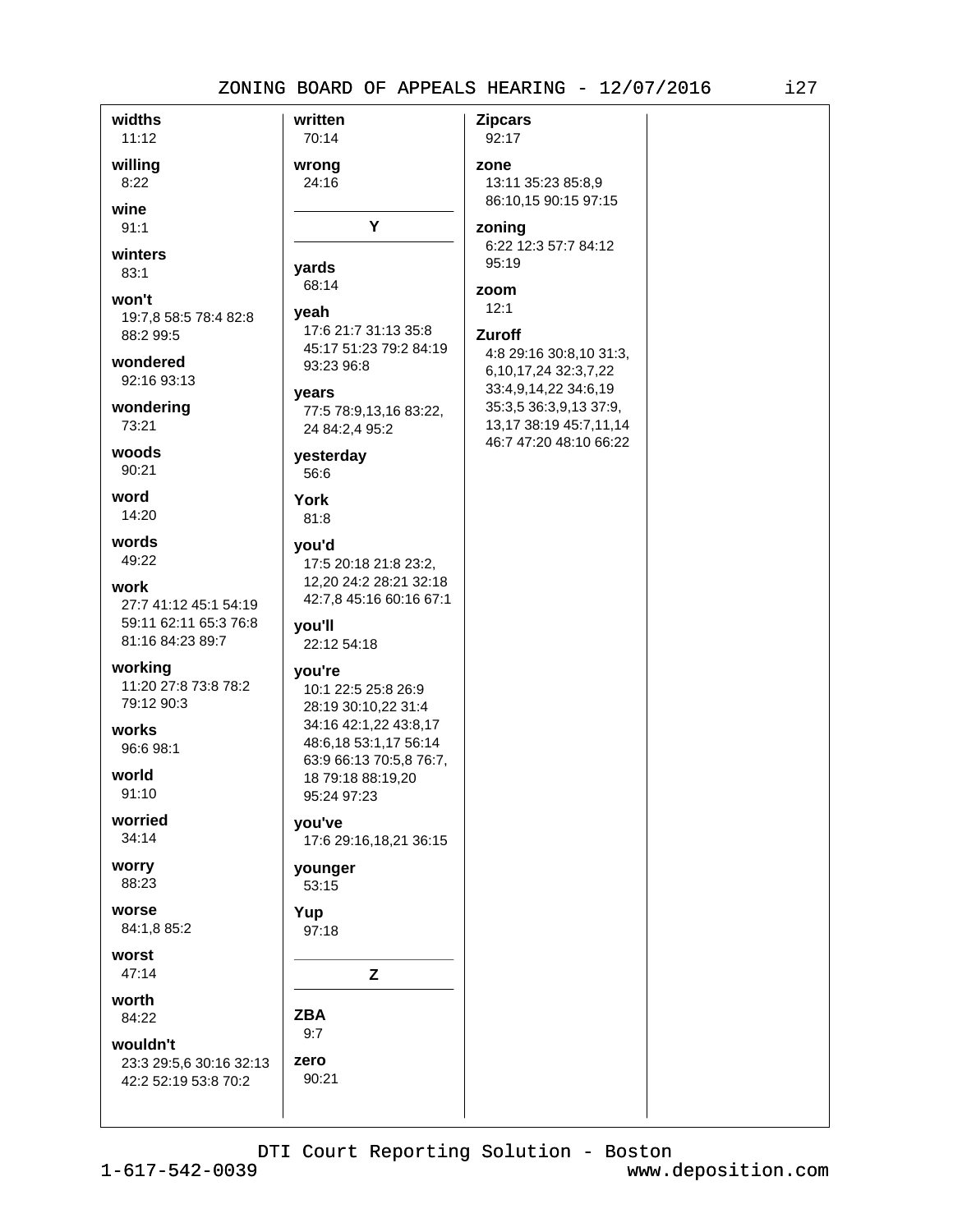**widths**
11:12

**willing**
8:22

**wine**
91:1

**winters**
83:1

**won't**
19:7,8 58:5 78:4 82:8 88:2 99:5

**wondered**
92:16 93:13

**wondering**
73:21

**woods**
90:21

**word**
14:20

**words**
49:22

**work**
27:7 41:12 45:1 54:19 59:11 62:11 65:3 76:8 81:16 84:23 89:7

**working**
11:20 27:8 73:8 78:2 79:12 90:3

**works**
96:6 98:1

**world**
91:10

**worried**
34:14

**worry**
88:23

**worse**
84:1,8 85:2

**worst**
47:14

**worth**
84:22

**wouldn't**
23:3 29:5,6 30:16 32:13 42:2 52:19 53:8 70:2

**written**
70:14

**wrong**
24:16

## Y

**yards**
68:14

**yeah**
17:6 21:7 31:13 35:8 45:17 51:23 79:2 84:19 93:23 96:8

**years**
77:5 78:9,13,16 83:22, 24 84:2,4 95:2

**yesterday**
56:6

**York**
81:8

**you'd**
17:5 20:18 21:8 23:2, 12,20 24:2 28:21 32:18 42:7,8 45:16 60:16 67:1

**you'll**
22:12 54:18

**you're**
10:1 22:5 25:8 26:9 28:19 30:10,22 31:4 34:16 42:1,22 43:8,17 48:6,18 53:1,17 56:14 63:9 66:13 70:5,8 76:7, 18 79:18 88:19,20 95:24 97:23

**you've**
17:6 29:16,18,21 36:15

**younger**
53:15

**Yup**
97:18

## Z

**ZBA**
9:7

**zero**
90:21

**Zipcars**
92:17

**zone**
13:11 35:23 85:8,9 86:10,15 90:15 97:15

**zoning**
6:22 12:3 57:7 84:12 95:19

**zoom**
12:1

**Zuroff**
4:8 29:16 30:8,10 31:3, 6,10,17,24 32:3,7,22 33:4,9,14,22 34:6,19 35:3,5 36:3,9,13 37:9, 13,17 38:19 45:7,11,14 46:7 47:20 48:10 66:22